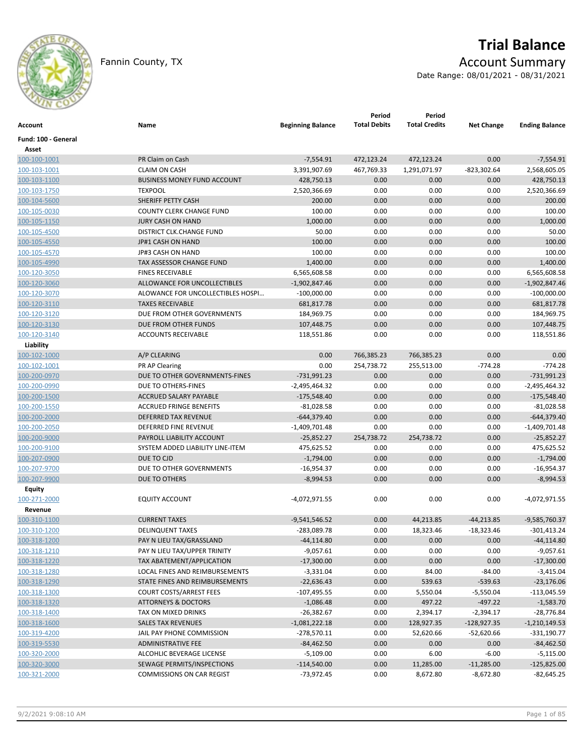# Trial Balance

Fannin County, TX

## Account Summary

Date Range: 08/01/2021 - 08/31/2021

| Account | Name | Beginning Balance | Period Total Debits | Period Total Credits | Net Change | Ending Balance |
|---|---|---|---|---|---|---|
| **Fund: 100 - General** | | | | | | |
| **Asset** | | | | | | |
| 100-100-1001 | PR Claim on Cash | -7,554.91 | 472,123.24 | 472,123.24 | 0.00 | -7,554.91 |
| 100-103-1001 | CLAIM ON CASH | 3,391,907.69 | 467,769.33 | 1,291,071.97 | -823,302.64 | 2,568,605.05 |
| 100-103-1100 | BUSINESS MONEY FUND ACCOUNT | 428,750.13 | 0.00 | 0.00 | 0.00 | 428,750.13 |
| 100-103-1750 | TEXPOOL | 2,520,366.69 | 0.00 | 0.00 | 0.00 | 2,520,366.69 |
| 100-104-5600 | SHERIFF PETTY CASH | 200.00 | 0.00 | 0.00 | 0.00 | 200.00 |
| 100-105-0030 | COUNTY CLERK CHANGE FUND | 100.00 | 0.00 | 0.00 | 0.00 | 100.00 |
| 100-105-1150 | JURY CASH ON HAND | 1,000.00 | 0.00 | 0.00 | 0.00 | 1,000.00 |
| 100-105-4500 | DISTRICT CLK.CHANGE FUND | 50.00 | 0.00 | 0.00 | 0.00 | 50.00 |
| 100-105-4550 | JP#1 CASH ON HAND | 100.00 | 0.00 | 0.00 | 0.00 | 100.00 |
| 100-105-4570 | JP#3 CASH ON HAND | 100.00 | 0.00 | 0.00 | 0.00 | 100.00 |
| 100-105-4990 | TAX ASSESSOR CHANGE FUND | 1,400.00 | 0.00 | 0.00 | 0.00 | 1,400.00 |
| 100-120-3050 | FINES RECEIVABLE | 6,565,608.58 | 0.00 | 0.00 | 0.00 | 6,565,608.58 |
| 100-120-3060 | ALLOWANCE FOR UNCOLLECTIBLES | -1,902,847.46 | 0.00 | 0.00 | 0.00 | -1,902,847.46 |
| 100-120-3070 | ALOWANCE FOR UNCOLLECTIBLES HOSPI... | -100,000.00 | 0.00 | 0.00 | 0.00 | -100,000.00 |
| 100-120-3110 | TAXES RECEIVABLE | 681,817.78 | 0.00 | 0.00 | 0.00 | 681,817.78 |
| 100-120-3120 | DUE FROM OTHER GOVERNMENTS | 184,969.75 | 0.00 | 0.00 | 0.00 | 184,969.75 |
| 100-120-3130 | DUE FROM OTHER FUNDS | 107,448.75 | 0.00 | 0.00 | 0.00 | 107,448.75 |
| 100-120-3140 | ACCOUNTS RECEIVABLE | 118,551.86 | 0.00 | 0.00 | 0.00 | 118,551.86 |
| **Liability** | | | | | | |
| 100-102-1000 | A/P CLEARING | 0.00 | 766,385.23 | 766,385.23 | 0.00 | 0.00 |
| 100-102-1001 | PR AP Clearing | 0.00 | 254,738.72 | 255,513.00 | -774.28 | -774.28 |
| 100-200-0970 | DUE TO OTHER GOVERNMENTS-FINES | -731,991.23 | 0.00 | 0.00 | 0.00 | -731,991.23 |
| 100-200-0990 | DUE TO OTHERS-FINES | -2,495,464.32 | 0.00 | 0.00 | 0.00 | -2,495,464.32 |
| 100-200-1500 | ACCRUED SALARY PAYABLE | -175,548.40 | 0.00 | 0.00 | 0.00 | -175,548.40 |
| 100-200-1550 | ACCRUED FRINGE BENEFITS | -81,028.58 | 0.00 | 0.00 | 0.00 | -81,028.58 |
| 100-200-2000 | DEFERRED TAX REVENUE | -644,379.40 | 0.00 | 0.00 | 0.00 | -644,379.40 |
| 100-200-2050 | DEFERRED FINE REVENUE | -1,409,701.48 | 0.00 | 0.00 | 0.00 | -1,409,701.48 |
| 100-200-9000 | PAYROLL LIABILITY ACCOUNT | -25,852.27 | 254,738.72 | 254,738.72 | 0.00 | -25,852.27 |
| 100-200-9100 | SYSTEM ADDED LIABILITY LINE-ITEM | 475,625.52 | 0.00 | 0.00 | 0.00 | 475,625.52 |
| 100-207-0900 | DUE TO CJD | -1,794.00 | 0.00 | 0.00 | 0.00 | -1,794.00 |
| 100-207-9700 | DUE TO OTHER GOVERNMENTS | -16,954.37 | 0.00 | 0.00 | 0.00 | -16,954.37 |
| 100-207-9900 | DUE TO OTHERS | -8,994.53 | 0.00 | 0.00 | 0.00 | -8,994.53 |
| **Equity** | | | | | | |
| 100-271-2000 | EQUITY ACCOUNT | -4,072,971.55 | 0.00 | 0.00 | 0.00 | -4,072,971.55 |
| **Revenue** | | | | | | |
| 100-310-1100 | CURRENT TAXES | -9,541,546.52 | 0.00 | 44,213.85 | -44,213.85 | -9,585,760.37 |
| 100-310-1200 | DELINQUENT TAXES | -283,089.78 | 0.00 | 18,323.46 | -18,323.46 | -301,413.24 |
| 100-318-1200 | PAY N LIEU TAX/GRASSLAND | -44,114.80 | 0.00 | 0.00 | 0.00 | -44,114.80 |
| 100-318-1210 | PAY N LIEU TAX/UPPER TRINITY | -9,057.61 | 0.00 | 0.00 | 0.00 | -9,057.61 |
| 100-318-1220 | TAX ABATEMENT/APPLICATION | -17,300.00 | 0.00 | 0.00 | 0.00 | -17,300.00 |
| 100-318-1280 | LOCAL FINES AND REIMBURSEMENTS | -3,331.04 | 0.00 | 84.00 | -84.00 | -3,415.04 |
| 100-318-1290 | STATE FINES AND REIMBURSEMENTS | -22,636.43 | 0.00 | 539.63 | -539.63 | -23,176.06 |
| 100-318-1300 | COURT COSTS/ARREST FEES | -107,495.55 | 0.00 | 5,550.04 | -5,550.04 | -113,045.59 |
| 100-318-1320 | ATTORNEYS & DOCTORS | -1,086.48 | 0.00 | 497.22 | -497.22 | -1,583.70 |
| 100-318-1400 | TAX ON MIXED DRINKS | -26,382.67 | 0.00 | 2,394.17 | -2,394.17 | -28,776.84 |
| 100-318-1600 | SALES TAX REVENUES | -1,081,222.18 | 0.00 | 128,927.35 | -128,927.35 | -1,210,149.53 |
| 100-319-4200 | JAIL PAY PHONE COMMISSION | -278,570.11 | 0.00 | 52,620.66 | -52,620.66 | -331,190.77 |
| 100-319-5530 | ADMINISTRATIVE FEE | -84,462.50 | 0.00 | 0.00 | 0.00 | -84,462.50 |
| 100-320-2000 | ALCOHLIC BEVERAGE LICENSE | -5,109.00 | 0.00 | 6.00 | -6.00 | -5,115.00 |
| 100-320-3000 | SEWAGE PERMITS/INSPECTIONS | -114,540.00 | 0.00 | 11,285.00 | -11,285.00 | -125,825.00 |
| 100-321-2000 | COMMISSIONS ON CAR REGIST | -73,972.45 | 0.00 | 8,672.80 | -8,672.80 | -82,645.25 |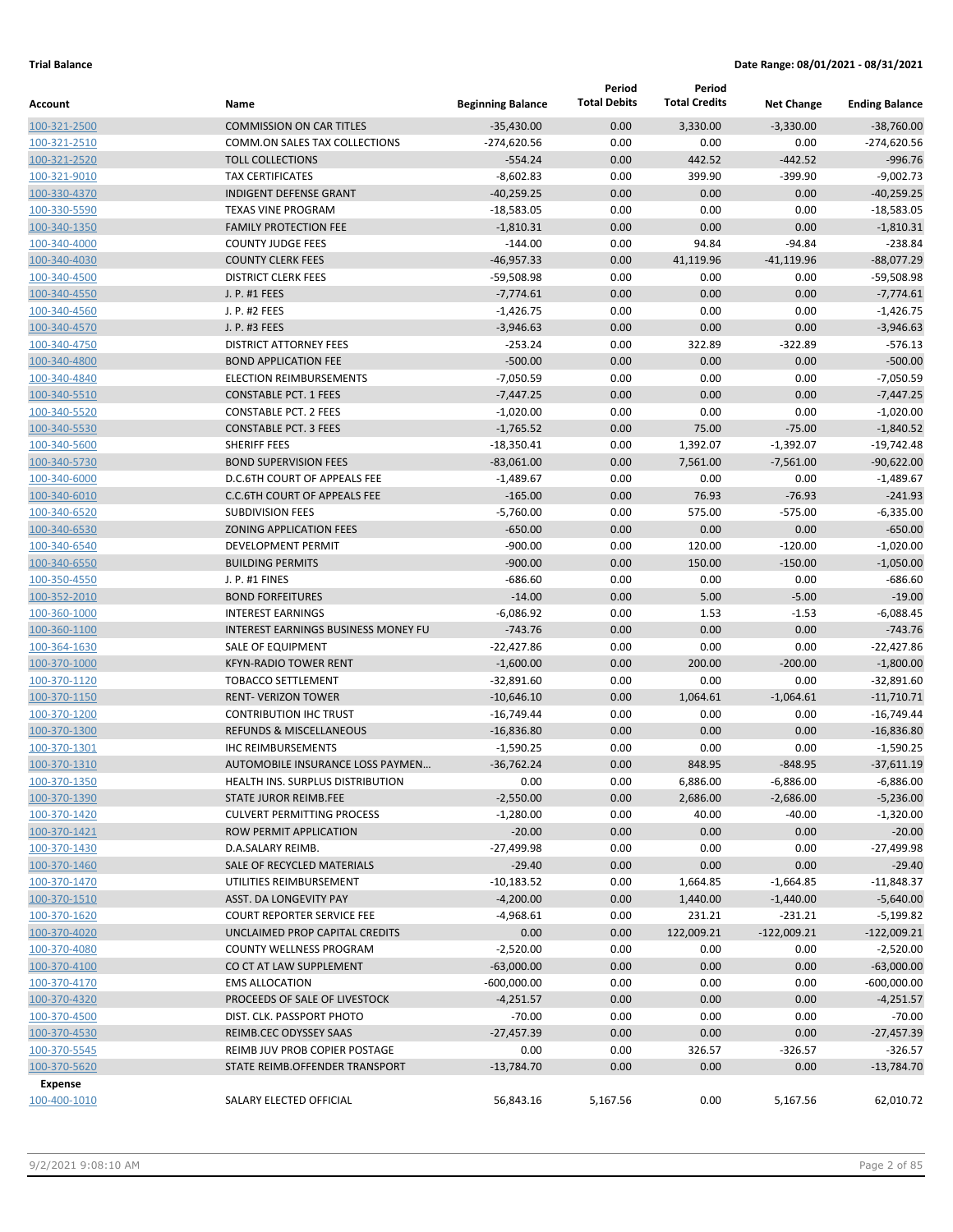**Trial Balance** **Date Range: 08/01/2021 - 08/31/2021**

| Account | Name | Beginning Balance | Period Total Debits | Period Total Credits | Net Change | Ending Balance |
|---|---|---|---|---|---|---|
| 100-321-2500 | COMMISSION ON CAR TITLES | -35,430.00 | 0.00 | 3,330.00 | -3,330.00 | -38,760.00 |
| 100-321-2510 | COMM.ON SALES TAX COLLECTIONS | -274,620.56 | 0.00 | 0.00 | 0.00 | -274,620.56 |
| 100-321-2520 | TOLL COLLECTIONS | -554.24 | 0.00 | 442.52 | -442.52 | -996.76 |
| 100-321-9010 | TAX CERTIFICATES | -8,602.83 | 0.00 | 399.90 | -399.90 | -9,002.73 |
| 100-330-4370 | INDIGENT DEFENSE GRANT | -40,259.25 | 0.00 | 0.00 | 0.00 | -40,259.25 |
| 100-330-5590 | TEXAS VINE PROGRAM | -18,583.05 | 0.00 | 0.00 | 0.00 | -18,583.05 |
| 100-340-1350 | FAMILY PROTECTION FEE | -1,810.31 | 0.00 | 0.00 | 0.00 | -1,810.31 |
| 100-340-4000 | COUNTY JUDGE FEES | -144.00 | 0.00 | 94.84 | -94.84 | -238.84 |
| 100-340-4030 | COUNTY CLERK FEES | -46,957.33 | 0.00 | 41,119.96 | -41,119.96 | -88,077.29 |
| 100-340-4500 | DISTRICT CLERK FEES | -59,508.98 | 0.00 | 0.00 | 0.00 | -59,508.98 |
| 100-340-4550 | J. P. #1 FEES | -7,774.61 | 0.00 | 0.00 | 0.00 | -7,774.61 |
| 100-340-4560 | J. P. #2 FEES | -1,426.75 | 0.00 | 0.00 | 0.00 | -1,426.75 |
| 100-340-4570 | J. P. #3 FEES | -3,946.63 | 0.00 | 0.00 | 0.00 | -3,946.63 |
| 100-340-4750 | DISTRICT ATTORNEY FEES | -253.24 | 0.00 | 322.89 | -322.89 | -576.13 |
| 100-340-4800 | BOND APPLICATION FEE | -500.00 | 0.00 | 0.00 | 0.00 | -500.00 |
| 100-340-4840 | ELECTION REIMBURSEMENTS | -7,050.59 | 0.00 | 0.00 | 0.00 | -7,050.59 |
| 100-340-5510 | CONSTABLE PCT. 1 FEES | -7,447.25 | 0.00 | 0.00 | 0.00 | -7,447.25 |
| 100-340-5520 | CONSTABLE PCT. 2 FEES | -1,020.00 | 0.00 | 0.00 | 0.00 | -1,020.00 |
| 100-340-5530 | CONSTABLE PCT. 3 FEES | -1,765.52 | 0.00 | 75.00 | -75.00 | -1,840.52 |
| 100-340-5600 | SHERIFF FEES | -18,350.41 | 0.00 | 1,392.07 | -1,392.07 | -19,742.48 |
| 100-340-5730 | BOND SUPERVISION FEES | -83,061.00 | 0.00 | 7,561.00 | -7,561.00 | -90,622.00 |
| 100-340-6000 | D.C.6TH COURT OF APPEALS FEE | -1,489.67 | 0.00 | 0.00 | 0.00 | -1,489.67 |
| 100-340-6010 | C.C.6TH COURT OF APPEALS FEE | -165.00 | 0.00 | 76.93 | -76.93 | -241.93 |
| 100-340-6520 | SUBDIVISION FEES | -5,760.00 | 0.00 | 575.00 | -575.00 | -6,335.00 |
| 100-340-6530 | ZONING APPLICATION FEES | -650.00 | 0.00 | 0.00 | 0.00 | -650.00 |
| 100-340-6540 | DEVELOPMENT PERMIT | -900.00 | 0.00 | 120.00 | -120.00 | -1,020.00 |
| 100-340-6550 | BUILDING PERMITS | -900.00 | 0.00 | 150.00 | -150.00 | -1,050.00 |
| 100-350-4550 | J. P. #1 FINES | -686.60 | 0.00 | 0.00 | 0.00 | -686.60 |
| 100-352-2010 | BOND FORFEITURES | -14.00 | 0.00 | 5.00 | -5.00 | -19.00 |
| 100-360-1000 | INTEREST EARNINGS | -6,086.92 | 0.00 | 1.53 | -1.53 | -6,088.45 |
| 100-360-1100 | INTEREST EARNINGS BUSINESS MONEY FU | -743.76 | 0.00 | 0.00 | 0.00 | -743.76 |
| 100-364-1630 | SALE OF EQUIPMENT | -22,427.86 | 0.00 | 0.00 | 0.00 | -22,427.86 |
| 100-370-1000 | KFYN-RADIO TOWER RENT | -1,600.00 | 0.00 | 200.00 | -200.00 | -1,800.00 |
| 100-370-1120 | TOBACCO SETTLEMENT | -32,891.60 | 0.00 | 0.00 | 0.00 | -32,891.60 |
| 100-370-1150 | RENT- VERIZON TOWER | -10,646.10 | 0.00 | 1,064.61 | -1,064.61 | -11,710.71 |
| 100-370-1200 | CONTRIBUTION IHC TRUST | -16,749.44 | 0.00 | 0.00 | 0.00 | -16,749.44 |
| 100-370-1300 | REFUNDS & MISCELLANEOUS | -16,836.80 | 0.00 | 0.00 | 0.00 | -16,836.80 |
| 100-370-1301 | IHC REIMBURSEMENTS | -1,590.25 | 0.00 | 0.00 | 0.00 | -1,590.25 |
| 100-370-1310 | AUTOMOBILE INSURANCE LOSS PAYMEN… | -36,762.24 | 0.00 | 848.95 | -848.95 | -37,611.19 |
| 100-370-1350 | HEALTH INS. SURPLUS DISTRIBUTION | 0.00 | 0.00 | 6,886.00 | -6,886.00 | -6,886.00 |
| 100-370-1390 | STATE JUROR REIMB.FEE | -2,550.00 | 0.00 | 2,686.00 | -2,686.00 | -5,236.00 |
| 100-370-1420 | CULVERT PERMITTING PROCESS | -1,280.00 | 0.00 | 40.00 | -40.00 | -1,320.00 |
| 100-370-1421 | ROW PERMIT APPLICATION | -20.00 | 0.00 | 0.00 | 0.00 | -20.00 |
| 100-370-1430 | D.A.SALARY REIMB. | -27,499.98 | 0.00 | 0.00 | 0.00 | -27,499.98 |
| 100-370-1460 | SALE OF RECYCLED MATERIALS | -29.40 | 0.00 | 0.00 | 0.00 | -29.40 |
| 100-370-1470 | UTILITIES REIMBURSEMENT | -10,183.52 | 0.00 | 1,664.85 | -1,664.85 | -11,848.37 |
| 100-370-1510 | ASST. DA LONGEVITY PAY | -4,200.00 | 0.00 | 1,440.00 | -1,440.00 | -5,640.00 |
| 100-370-1620 | COURT REPORTER SERVICE FEE | -4,968.61 | 0.00 | 231.21 | -231.21 | -5,199.82 |
| 100-370-4020 | UNCLAIMED PROP CAPITAL CREDITS | 0.00 | 0.00 | 122,009.21 | -122,009.21 | -122,009.21 |
| 100-370-4080 | COUNTY WELLNESS PROGRAM | -2,520.00 | 0.00 | 0.00 | 0.00 | -2,520.00 |
| 100-370-4100 | CO CT AT LAW SUPPLEMENT | -63,000.00 | 0.00 | 0.00 | 0.00 | -63,000.00 |
| 100-370-4170 | EMS ALLOCATION | -600,000.00 | 0.00 | 0.00 | 0.00 | -600,000.00 |
| 100-370-4320 | PROCEEDS OF SALE OF LIVESTOCK | -4,251.57 | 0.00 | 0.00 | 0.00 | -4,251.57 |
| 100-370-4500 | DIST. CLK. PASSPORT PHOTO | -70.00 | 0.00 | 0.00 | 0.00 | -70.00 |
| 100-370-4530 | REIMB.CEC ODYSSEY SAAS | -27,457.39 | 0.00 | 0.00 | 0.00 | -27,457.39 |
| 100-370-5545 | REIMB JUV PROB COPIER POSTAGE | 0.00 | 0.00 | 326.57 | -326.57 | -326.57 |
| 100-370-5620 | STATE REIMB.OFFENDER TRANSPORT | -13,784.70 | 0.00 | 0.00 | 0.00 | -13,784.70 |
| **Expense** | | | | | | |
| 100-400-1010 | SALARY ELECTED OFFICIAL | 56,843.16 | 5,167.56 | 0.00 | 5,167.56 | 62,010.72 |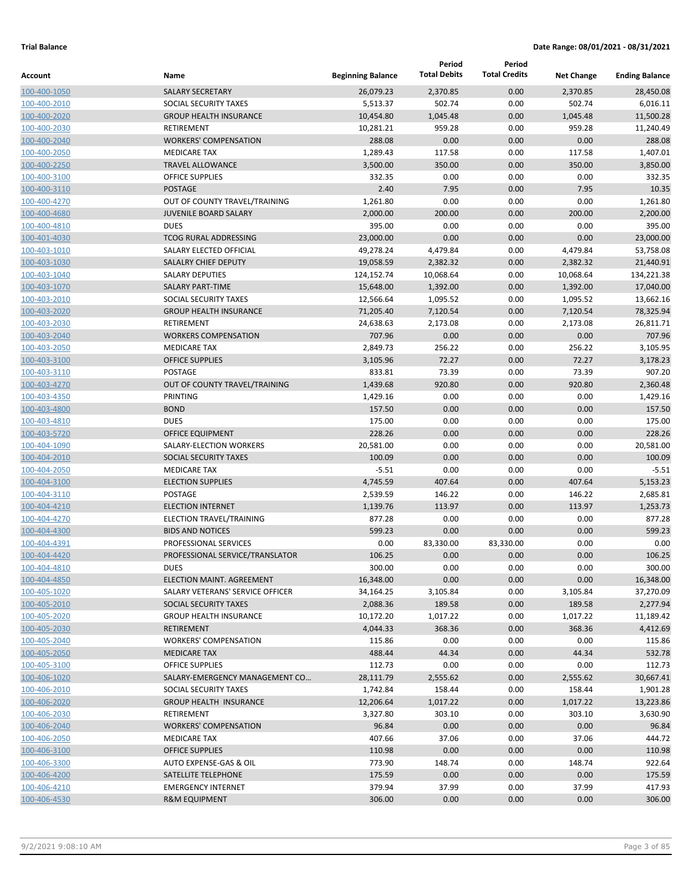**Trial Balance** **Date Range: 08/01/2021 - 08/31/2021**

| Account | Name | Beginning Balance | Period Total Debits | Period Total Credits | Net Change | Ending Balance |
|---|---|---|---|---|---|---|
| 100-400-1050 | SALARY SECRETARY | 26,079.23 | 2,370.85 | 0.00 | 2,370.85 | 28,450.08 |
| 100-400-2010 | SOCIAL SECURITY TAXES | 5,513.37 | 502.74 | 0.00 | 502.74 | 6,016.11 |
| 100-400-2020 | GROUP HEALTH INSURANCE | 10,454.80 | 1,045.48 | 0.00 | 1,045.48 | 11,500.28 |
| 100-400-2030 | RETIREMENT | 10,281.21 | 959.28 | 0.00 | 959.28 | 11,240.49 |
| 100-400-2040 | WORKERS' COMPENSATION | 288.08 | 0.00 | 0.00 | 0.00 | 288.08 |
| 100-400-2050 | MEDICARE TAX | 1,289.43 | 117.58 | 0.00 | 117.58 | 1,407.01 |
| 100-400-2250 | TRAVEL ALLOWANCE | 3,500.00 | 350.00 | 0.00 | 350.00 | 3,850.00 |
| 100-400-3100 | OFFICE SUPPLIES | 332.35 | 0.00 | 0.00 | 0.00 | 332.35 |
| 100-400-3110 | POSTAGE | 2.40 | 7.95 | 0.00 | 7.95 | 10.35 |
| 100-400-4270 | OUT OF COUNTY TRAVEL/TRAINING | 1,261.80 | 0.00 | 0.00 | 0.00 | 1,261.80 |
| 100-400-4680 | JUVENILE BOARD SALARY | 2,000.00 | 200.00 | 0.00 | 200.00 | 2,200.00 |
| 100-400-4810 | DUES | 395.00 | 0.00 | 0.00 | 0.00 | 395.00 |
| 100-401-4030 | TCOG RURAL ADDRESSING | 23,000.00 | 0.00 | 0.00 | 0.00 | 23,000.00 |
| 100-403-1010 | SALARY ELECTED OFFICIAL | 49,278.24 | 4,479.84 | 0.00 | 4,479.84 | 53,758.08 |
| 100-403-1030 | SALALRY CHIEF DEPUTY | 19,058.59 | 2,382.32 | 0.00 | 2,382.32 | 21,440.91 |
| 100-403-1040 | SALARY DEPUTIES | 124,152.74 | 10,068.64 | 0.00 | 10,068.64 | 134,221.38 |
| 100-403-1070 | SALARY PART-TIME | 15,648.00 | 1,392.00 | 0.00 | 1,392.00 | 17,040.00 |
| 100-403-2010 | SOCIAL SECURITY TAXES | 12,566.64 | 1,095.52 | 0.00 | 1,095.52 | 13,662.16 |
| 100-403-2020 | GROUP HEALTH INSURANCE | 71,205.40 | 7,120.54 | 0.00 | 7,120.54 | 78,325.94 |
| 100-403-2030 | RETIREMENT | 24,638.63 | 2,173.08 | 0.00 | 2,173.08 | 26,811.71 |
| 100-403-2040 | WORKERS COMPENSATION | 707.96 | 0.00 | 0.00 | 0.00 | 707.96 |
| 100-403-2050 | MEDICARE TAX | 2,849.73 | 256.22 | 0.00 | 256.22 | 3,105.95 |
| 100-403-3100 | OFFICE SUPPLIES | 3,105.96 | 72.27 | 0.00 | 72.27 | 3,178.23 |
| 100-403-3110 | POSTAGE | 833.81 | 73.39 | 0.00 | 73.39 | 907.20 |
| 100-403-4270 | OUT OF COUNTY TRAVEL/TRAINING | 1,439.68 | 920.80 | 0.00 | 920.80 | 2,360.48 |
| 100-403-4350 | PRINTING | 1,429.16 | 0.00 | 0.00 | 0.00 | 1,429.16 |
| 100-403-4800 | BOND | 157.50 | 0.00 | 0.00 | 0.00 | 157.50 |
| 100-403-4810 | DUES | 175.00 | 0.00 | 0.00 | 0.00 | 175.00 |
| 100-403-5720 | OFFICE EQUIPMENT | 228.26 | 0.00 | 0.00 | 0.00 | 228.26 |
| 100-404-1090 | SALARY-ELECTION WORKERS | 20,581.00 | 0.00 | 0.00 | 0.00 | 20,581.00 |
| 100-404-2010 | SOCIAL SECURITY TAXES | 100.09 | 0.00 | 0.00 | 0.00 | 100.09 |
| 100-404-2050 | MEDICARE TAX | -5.51 | 0.00 | 0.00 | 0.00 | -5.51 |
| 100-404-3100 | ELECTION SUPPLIES | 4,745.59 | 407.64 | 0.00 | 407.64 | 5,153.23 |
| 100-404-3110 | POSTAGE | 2,539.59 | 146.22 | 0.00 | 146.22 | 2,685.81 |
| 100-404-4210 | ELECTION INTERNET | 1,139.76 | 113.97 | 0.00 | 113.97 | 1,253.73 |
| 100-404-4270 | ELECTION TRAVEL/TRAINING | 877.28 | 0.00 | 0.00 | 0.00 | 877.28 |
| 100-404-4300 | BIDS AND NOTICES | 599.23 | 0.00 | 0.00 | 0.00 | 599.23 |
| 100-404-4391 | PROFESSIONAL SERVICES | 0.00 | 83,330.00 | 83,330.00 | 0.00 | 0.00 |
| 100-404-4420 | PROFESSIONAL SERVICE/TRANSLATOR | 106.25 | 0.00 | 0.00 | 0.00 | 106.25 |
| 100-404-4810 | DUES | 300.00 | 0.00 | 0.00 | 0.00 | 300.00 |
| 100-404-4850 | ELECTION MAINT. AGREEMENT | 16,348.00 | 0.00 | 0.00 | 0.00 | 16,348.00 |
| 100-405-1020 | SALARY VETERANS' SERVICE OFFICER | 34,164.25 | 3,105.84 | 0.00 | 3,105.84 | 37,270.09 |
| 100-405-2010 | SOCIAL SECURITY TAXES | 2,088.36 | 189.58 | 0.00 | 189.58 | 2,277.94 |
| 100-405-2020 | GROUP HEALTH INSURANCE | 10,172.20 | 1,017.22 | 0.00 | 1,017.22 | 11,189.42 |
| 100-405-2030 | RETIREMENT | 4,044.33 | 368.36 | 0.00 | 368.36 | 4,412.69 |
| 100-405-2040 | WORKERS' COMPENSATION | 115.86 | 0.00 | 0.00 | 0.00 | 115.86 |
| 100-405-2050 | MEDICARE TAX | 488.44 | 44.34 | 0.00 | 44.34 | 532.78 |
| 100-405-3100 | OFFICE SUPPLIES | 112.73 | 0.00 | 0.00 | 0.00 | 112.73 |
| 100-406-1020 | SALARY-EMERGENCY MANAGEMENT CO… | 28,111.79 | 2,555.62 | 0.00 | 2,555.62 | 30,667.41 |
| 100-406-2010 | SOCIAL SECURITY TAXES | 1,742.84 | 158.44 | 0.00 | 158.44 | 1,901.28 |
| 100-406-2020 | GROUP HEALTH INSURANCE | 12,206.64 | 1,017.22 | 0.00 | 1,017.22 | 13,223.86 |
| 100-406-2030 | RETIREMENT | 3,327.80 | 303.10 | 0.00 | 303.10 | 3,630.90 |
| 100-406-2040 | WORKERS' COMPENSATION | 96.84 | 0.00 | 0.00 | 0.00 | 96.84 |
| 100-406-2050 | MEDICARE TAX | 407.66 | 37.06 | 0.00 | 37.06 | 444.72 |
| 100-406-3100 | OFFICE SUPPLIES | 110.98 | 0.00 | 0.00 | 0.00 | 110.98 |
| 100-406-3300 | AUTO EXPENSE-GAS & OIL | 773.90 | 148.74 | 0.00 | 148.74 | 922.64 |
| 100-406-4200 | SATELLITE TELEPHONE | 175.59 | 0.00 | 0.00 | 0.00 | 175.59 |
| 100-406-4210 | EMERGENCY INTERNET | 379.94 | 37.99 | 0.00 | 37.99 | 417.93 |
| 100-406-4530 | R&M EQUIPMENT | 306.00 | 0.00 | 0.00 | 0.00 | 306.00 |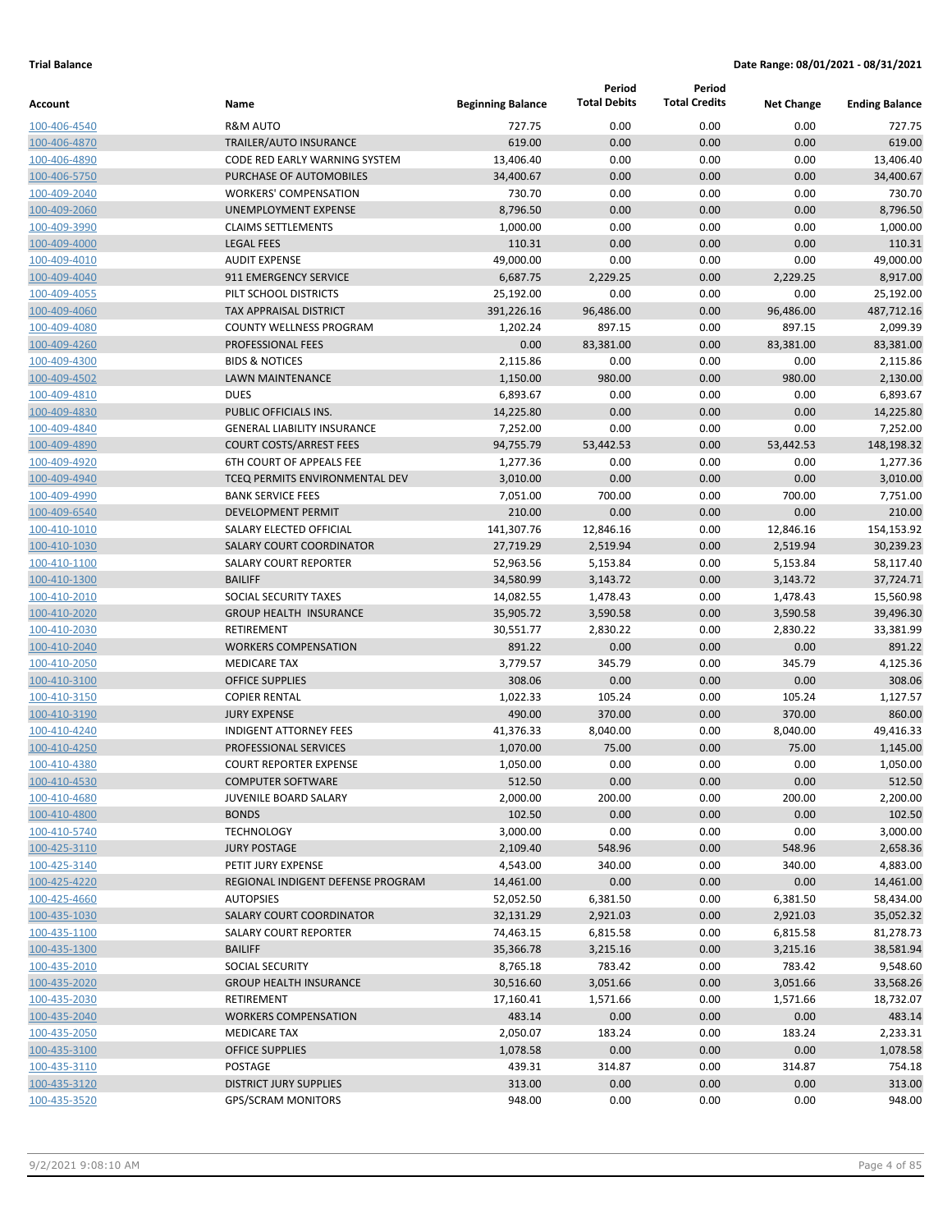**Trial Balance** **Date Range: 08/01/2021 - 08/31/2021**

| Account | Name | Beginning Balance | Period Total Debits | Period Total Credits | Net Change | Ending Balance |
|---|---|---|---|---|---|---|
| 100-406-4540 | R&M AUTO | 727.75 | 0.00 | 0.00 | 0.00 | 727.75 |
| 100-406-4870 | TRAILER/AUTO INSURANCE | 619.00 | 0.00 | 0.00 | 0.00 | 619.00 |
| 100-406-4890 | CODE RED EARLY WARNING SYSTEM | 13,406.40 | 0.00 | 0.00 | 0.00 | 13,406.40 |
| 100-406-5750 | PURCHASE OF AUTOMOBILES | 34,400.67 | 0.00 | 0.00 | 0.00 | 34,400.67 |
| 100-409-2040 | WORKERS' COMPENSATION | 730.70 | 0.00 | 0.00 | 0.00 | 730.70 |
| 100-409-2060 | UNEMPLOYMENT EXPENSE | 8,796.50 | 0.00 | 0.00 | 0.00 | 8,796.50 |
| 100-409-3990 | CLAIMS SETTLEMENTS | 1,000.00 | 0.00 | 0.00 | 0.00 | 1,000.00 |
| 100-409-4000 | LEGAL FEES | 110.31 | 0.00 | 0.00 | 0.00 | 110.31 |
| 100-409-4010 | AUDIT EXPENSE | 49,000.00 | 0.00 | 0.00 | 0.00 | 49,000.00 |
| 100-409-4040 | 911 EMERGENCY SERVICE | 6,687.75 | 2,229.25 | 0.00 | 2,229.25 | 8,917.00 |
| 100-409-4055 | PILT SCHOOL DISTRICTS | 25,192.00 | 0.00 | 0.00 | 0.00 | 25,192.00 |
| 100-409-4060 | TAX APPRAISAL DISTRICT | 391,226.16 | 96,486.00 | 0.00 | 96,486.00 | 487,712.16 |
| 100-409-4080 | COUNTY WELLNESS PROGRAM | 1,202.24 | 897.15 | 0.00 | 897.15 | 2,099.39 |
| 100-409-4260 | PROFESSIONAL FEES | 0.00 | 83,381.00 | 0.00 | 83,381.00 | 83,381.00 |
| 100-409-4300 | BIDS & NOTICES | 2,115.86 | 0.00 | 0.00 | 0.00 | 2,115.86 |
| 100-409-4502 | LAWN MAINTENANCE | 1,150.00 | 980.00 | 0.00 | 980.00 | 2,130.00 |
| 100-409-4810 | DUES | 6,893.67 | 0.00 | 0.00 | 0.00 | 6,893.67 |
| 100-409-4830 | PUBLIC OFFICIALS INS. | 14,225.80 | 0.00 | 0.00 | 0.00 | 14,225.80 |
| 100-409-4840 | GENERAL LIABILITY INSURANCE | 7,252.00 | 0.00 | 0.00 | 0.00 | 7,252.00 |
| 100-409-4890 | COURT COSTS/ARREST FEES | 94,755.79 | 53,442.53 | 0.00 | 53,442.53 | 148,198.32 |
| 100-409-4920 | 6TH COURT OF APPEALS FEE | 1,277.36 | 0.00 | 0.00 | 0.00 | 1,277.36 |
| 100-409-4940 | TCEQ PERMITS ENVIRONMENTAL DEV | 3,010.00 | 0.00 | 0.00 | 0.00 | 3,010.00 |
| 100-409-4990 | BANK SERVICE FEES | 7,051.00 | 700.00 | 0.00 | 700.00 | 7,751.00 |
| 100-409-6540 | DEVELOPMENT PERMIT | 210.00 | 0.00 | 0.00 | 0.00 | 210.00 |
| 100-410-1010 | SALARY ELECTED OFFICIAL | 141,307.76 | 12,846.16 | 0.00 | 12,846.16 | 154,153.92 |
| 100-410-1030 | SALARY COURT COORDINATOR | 27,719.29 | 2,519.94 | 0.00 | 2,519.94 | 30,239.23 |
| 100-410-1100 | SALARY COURT REPORTER | 52,963.56 | 5,153.84 | 0.00 | 5,153.84 | 58,117.40 |
| 100-410-1300 | BAILIFF | 34,580.99 | 3,143.72 | 0.00 | 3,143.72 | 37,724.71 |
| 100-410-2010 | SOCIAL SECURITY TAXES | 14,082.55 | 1,478.43 | 0.00 | 1,478.43 | 15,560.98 |
| 100-410-2020 | GROUP HEALTH INSURANCE | 35,905.72 | 3,590.58 | 0.00 | 3,590.58 | 39,496.30 |
| 100-410-2030 | RETIREMENT | 30,551.77 | 2,830.22 | 0.00 | 2,830.22 | 33,381.99 |
| 100-410-2040 | WORKERS COMPENSATION | 891.22 | 0.00 | 0.00 | 0.00 | 891.22 |
| 100-410-2050 | MEDICARE TAX | 3,779.57 | 345.79 | 0.00 | 345.79 | 4,125.36 |
| 100-410-3100 | OFFICE SUPPLIES | 308.06 | 0.00 | 0.00 | 0.00 | 308.06 |
| 100-410-3150 | COPIER RENTAL | 1,022.33 | 105.24 | 0.00 | 105.24 | 1,127.57 |
| 100-410-3190 | JURY EXPENSE | 490.00 | 370.00 | 0.00 | 370.00 | 860.00 |
| 100-410-4240 | INDIGENT ATTORNEY FEES | 41,376.33 | 8,040.00 | 0.00 | 8,040.00 | 49,416.33 |
| 100-410-4250 | PROFESSIONAL SERVICES | 1,070.00 | 75.00 | 0.00 | 75.00 | 1,145.00 |
| 100-410-4380 | COURT REPORTER EXPENSE | 1,050.00 | 0.00 | 0.00 | 0.00 | 1,050.00 |
| 100-410-4530 | COMPUTER SOFTWARE | 512.50 | 0.00 | 0.00 | 0.00 | 512.50 |
| 100-410-4680 | JUVENILE BOARD SALARY | 2,000.00 | 200.00 | 0.00 | 200.00 | 2,200.00 |
| 100-410-4800 | BONDS | 102.50 | 0.00 | 0.00 | 0.00 | 102.50 |
| 100-410-5740 | TECHNOLOGY | 3,000.00 | 0.00 | 0.00 | 0.00 | 3,000.00 |
| 100-425-3110 | JURY POSTAGE | 2,109.40 | 548.96 | 0.00 | 548.96 | 2,658.36 |
| 100-425-3140 | PETIT JURY EXPENSE | 4,543.00 | 340.00 | 0.00 | 340.00 | 4,883.00 |
| 100-425-4220 | REGIONAL INDIGENT DEFENSE PROGRAM | 14,461.00 | 0.00 | 0.00 | 0.00 | 14,461.00 |
| 100-425-4660 | AUTOPSIES | 52,052.50 | 6,381.50 | 0.00 | 6,381.50 | 58,434.00 |
| 100-435-1030 | SALARY COURT COORDINATOR | 32,131.29 | 2,921.03 | 0.00 | 2,921.03 | 35,052.32 |
| 100-435-1100 | SALARY COURT REPORTER | 74,463.15 | 6,815.58 | 0.00 | 6,815.58 | 81,278.73 |
| 100-435-1300 | BAILIFF | 35,366.78 | 3,215.16 | 0.00 | 3,215.16 | 38,581.94 |
| 100-435-2010 | SOCIAL SECURITY | 8,765.18 | 783.42 | 0.00 | 783.42 | 9,548.60 |
| 100-435-2020 | GROUP HEALTH INSURANCE | 30,516.60 | 3,051.66 | 0.00 | 3,051.66 | 33,568.26 |
| 100-435-2030 | RETIREMENT | 17,160.41 | 1,571.66 | 0.00 | 1,571.66 | 18,732.07 |
| 100-435-2040 | WORKERS COMPENSATION | 483.14 | 0.00 | 0.00 | 0.00 | 483.14 |
| 100-435-2050 | MEDICARE TAX | 2,050.07 | 183.24 | 0.00 | 183.24 | 2,233.31 |
| 100-435-3100 | OFFICE SUPPLIES | 1,078.58 | 0.00 | 0.00 | 0.00 | 1,078.58 |
| 100-435-3110 | POSTAGE | 439.31 | 314.87 | 0.00 | 314.87 | 754.18 |
| 100-435-3120 | DISTRICT JURY SUPPLIES | 313.00 | 0.00 | 0.00 | 0.00 | 313.00 |
| 100-435-3520 | GPS/SCRAM MONITORS | 948.00 | 0.00 | 0.00 | 0.00 | 948.00 |

9/2/2021 9:08:10 AM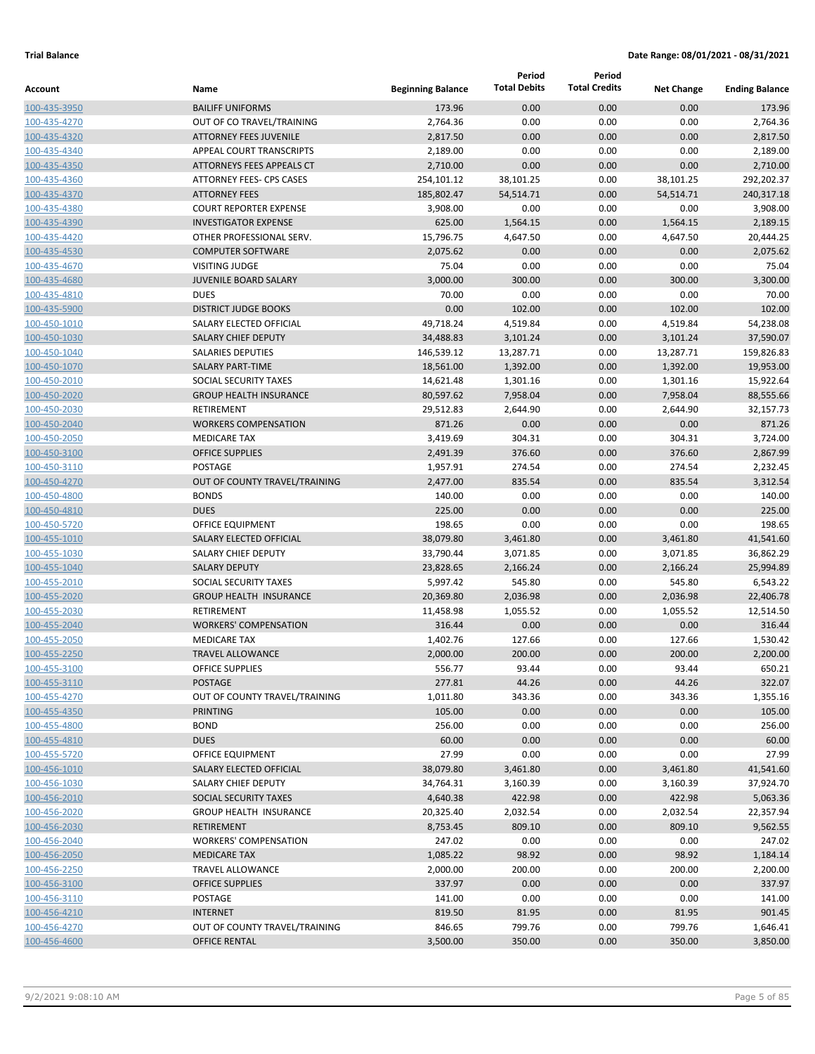**Trial Balance** **Date Range: 08/01/2021 - 08/31/2021**

| Account | Name | Beginning Balance | Period Total Debits | Period Total Credits | Net Change | Ending Balance |
|---|---|---|---|---|---|---|
| 100-435-3950 | BAILIFF UNIFORMS | 173.96 | 0.00 | 0.00 | 0.00 | 173.96 |
| 100-435-4270 | OUT OF CO TRAVEL/TRAINING | 2,764.36 | 0.00 | 0.00 | 0.00 | 2,764.36 |
| 100-435-4320 | ATTORNEY FEES JUVENILE | 2,817.50 | 0.00 | 0.00 | 0.00 | 2,817.50 |
| 100-435-4340 | APPEAL COURT TRANSCRIPTS | 2,189.00 | 0.00 | 0.00 | 0.00 | 2,189.00 |
| 100-435-4350 | ATTORNEYS FEES APPEALS CT | 2,710.00 | 0.00 | 0.00 | 0.00 | 2,710.00 |
| 100-435-4360 | ATTORNEY FEES- CPS CASES | 254,101.12 | 38,101.25 | 0.00 | 38,101.25 | 292,202.37 |
| 100-435-4370 | ATTORNEY FEES | 185,802.47 | 54,514.71 | 0.00 | 54,514.71 | 240,317.18 |
| 100-435-4380 | COURT REPORTER EXPENSE | 3,908.00 | 0.00 | 0.00 | 0.00 | 3,908.00 |
| 100-435-4390 | INVESTIGATOR EXPENSE | 625.00 | 1,564.15 | 0.00 | 1,564.15 | 2,189.15 |
| 100-435-4420 | OTHER PROFESSIONAL SERV. | 15,796.75 | 4,647.50 | 0.00 | 4,647.50 | 20,444.25 |
| 100-435-4530 | COMPUTER SOFTWARE | 2,075.62 | 0.00 | 0.00 | 0.00 | 2,075.62 |
| 100-435-4670 | VISITING JUDGE | 75.04 | 0.00 | 0.00 | 0.00 | 75.04 |
| 100-435-4680 | JUVENILE BOARD SALARY | 3,000.00 | 300.00 | 0.00 | 300.00 | 3,300.00 |
| 100-435-4810 | DUES | 70.00 | 0.00 | 0.00 | 0.00 | 70.00 |
| 100-435-5900 | DISTRICT JUDGE BOOKS | 0.00 | 102.00 | 0.00 | 102.00 | 102.00 |
| 100-450-1010 | SALARY ELECTED OFFICIAL | 49,718.24 | 4,519.84 | 0.00 | 4,519.84 | 54,238.08 |
| 100-450-1030 | SALARY CHIEF DEPUTY | 34,488.83 | 3,101.24 | 0.00 | 3,101.24 | 37,590.07 |
| 100-450-1040 | SALARIES DEPUTIES | 146,539.12 | 13,287.71 | 0.00 | 13,287.71 | 159,826.83 |
| 100-450-1070 | SALARY PART-TIME | 18,561.00 | 1,392.00 | 0.00 | 1,392.00 | 19,953.00 |
| 100-450-2010 | SOCIAL SECURITY TAXES | 14,621.48 | 1,301.16 | 0.00 | 1,301.16 | 15,922.64 |
| 100-450-2020 | GROUP HEALTH INSURANCE | 80,597.62 | 7,958.04 | 0.00 | 7,958.04 | 88,555.66 |
| 100-450-2030 | RETIREMENT | 29,512.83 | 2,644.90 | 0.00 | 2,644.90 | 32,157.73 |
| 100-450-2040 | WORKERS COMPENSATION | 871.26 | 0.00 | 0.00 | 0.00 | 871.26 |
| 100-450-2050 | MEDICARE TAX | 3,419.69 | 304.31 | 0.00 | 304.31 | 3,724.00 |
| 100-450-3100 | OFFICE SUPPLIES | 2,491.39 | 376.60 | 0.00 | 376.60 | 2,867.99 |
| 100-450-3110 | POSTAGE | 1,957.91 | 274.54 | 0.00 | 274.54 | 2,232.45 |
| 100-450-4270 | OUT OF COUNTY TRAVEL/TRAINING | 2,477.00 | 835.54 | 0.00 | 835.54 | 3,312.54 |
| 100-450-4800 | BONDS | 140.00 | 0.00 | 0.00 | 0.00 | 140.00 |
| 100-450-4810 | DUES | 225.00 | 0.00 | 0.00 | 0.00 | 225.00 |
| 100-450-5720 | OFFICE EQUIPMENT | 198.65 | 0.00 | 0.00 | 0.00 | 198.65 |
| 100-455-1010 | SALARY ELECTED OFFICIAL | 38,079.80 | 3,461.80 | 0.00 | 3,461.80 | 41,541.60 |
| 100-455-1030 | SALARY CHIEF DEPUTY | 33,790.44 | 3,071.85 | 0.00 | 3,071.85 | 36,862.29 |
| 100-455-1040 | SALARY DEPUTY | 23,828.65 | 2,166.24 | 0.00 | 2,166.24 | 25,994.89 |
| 100-455-2010 | SOCIAL SECURITY TAXES | 5,997.42 | 545.80 | 0.00 | 545.80 | 6,543.22 |
| 100-455-2020 | GROUP HEALTH INSURANCE | 20,369.80 | 2,036.98 | 0.00 | 2,036.98 | 22,406.78 |
| 100-455-2030 | RETIREMENT | 11,458.98 | 1,055.52 | 0.00 | 1,055.52 | 12,514.50 |
| 100-455-2040 | WORKERS' COMPENSATION | 316.44 | 0.00 | 0.00 | 0.00 | 316.44 |
| 100-455-2050 | MEDICARE TAX | 1,402.76 | 127.66 | 0.00 | 127.66 | 1,530.42 |
| 100-455-2250 | TRAVEL ALLOWANCE | 2,000.00 | 200.00 | 0.00 | 200.00 | 2,200.00 |
| 100-455-3100 | OFFICE SUPPLIES | 556.77 | 93.44 | 0.00 | 93.44 | 650.21 |
| 100-455-3110 | POSTAGE | 277.81 | 44.26 | 0.00 | 44.26 | 322.07 |
| 100-455-4270 | OUT OF COUNTY TRAVEL/TRAINING | 1,011.80 | 343.36 | 0.00 | 343.36 | 1,355.16 |
| 100-455-4350 | PRINTING | 105.00 | 0.00 | 0.00 | 0.00 | 105.00 |
| 100-455-4800 | BOND | 256.00 | 0.00 | 0.00 | 0.00 | 256.00 |
| 100-455-4810 | DUES | 60.00 | 0.00 | 0.00 | 0.00 | 60.00 |
| 100-455-5720 | OFFICE EQUIPMENT | 27.99 | 0.00 | 0.00 | 0.00 | 27.99 |
| 100-456-1010 | SALARY ELECTED OFFICIAL | 38,079.80 | 3,461.80 | 0.00 | 3,461.80 | 41,541.60 |
| 100-456-1030 | SALARY CHIEF DEPUTY | 34,764.31 | 3,160.39 | 0.00 | 3,160.39 | 37,924.70 |
| 100-456-2010 | SOCIAL SECURITY TAXES | 4,640.38 | 422.98 | 0.00 | 422.98 | 5,063.36 |
| 100-456-2020 | GROUP HEALTH INSURANCE | 20,325.40 | 2,032.54 | 0.00 | 2,032.54 | 22,357.94 |
| 100-456-2030 | RETIREMENT | 8,753.45 | 809.10 | 0.00 | 809.10 | 9,562.55 |
| 100-456-2040 | WORKERS' COMPENSATION | 247.02 | 0.00 | 0.00 | 0.00 | 247.02 |
| 100-456-2050 | MEDICARE TAX | 1,085.22 | 98.92 | 0.00 | 98.92 | 1,184.14 |
| 100-456-2250 | TRAVEL ALLOWANCE | 2,000.00 | 200.00 | 0.00 | 200.00 | 2,200.00 |
| 100-456-3100 | OFFICE SUPPLIES | 337.97 | 0.00 | 0.00 | 0.00 | 337.97 |
| 100-456-3110 | POSTAGE | 141.00 | 0.00 | 0.00 | 0.00 | 141.00 |
| 100-456-4210 | INTERNET | 819.50 | 81.95 | 0.00 | 81.95 | 901.45 |
| 100-456-4270 | OUT OF COUNTY TRAVEL/TRAINING | 846.65 | 799.76 | 0.00 | 799.76 | 1,646.41 |
| 100-456-4600 | OFFICE RENTAL | 3,500.00 | 350.00 | 0.00 | 350.00 | 3,850.00 |

9/2/2021 9:08:10 AM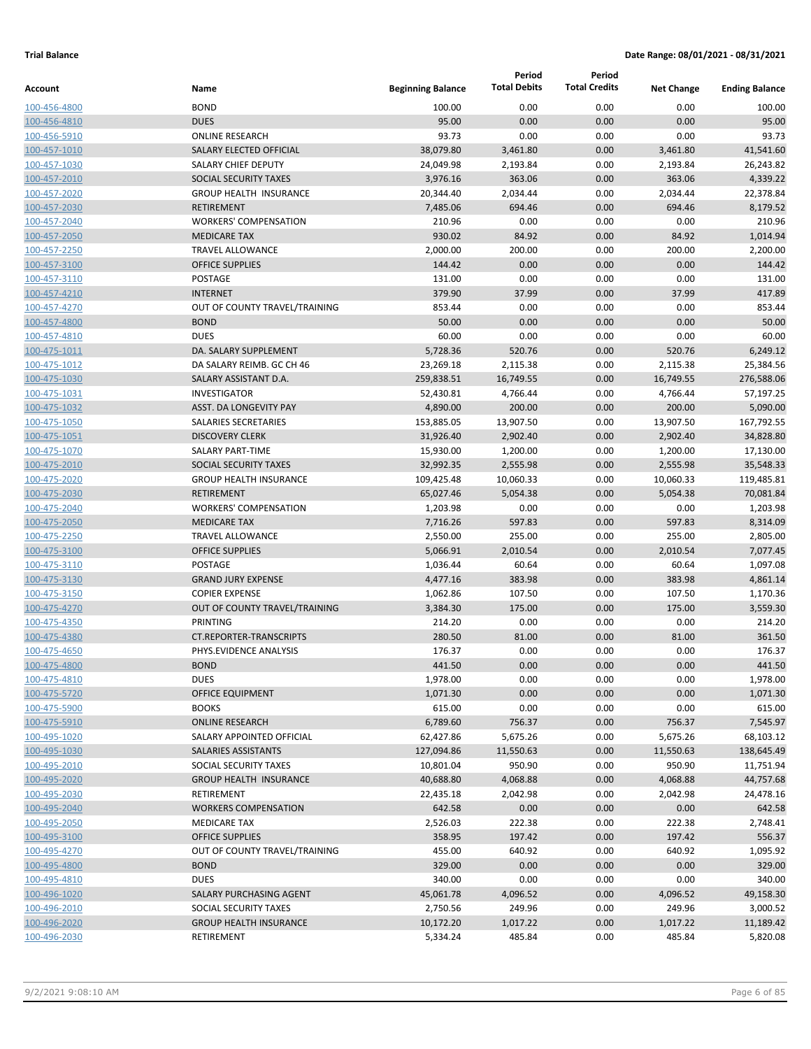**Trial Balance** — Date Range: 08/01/2021 - 08/31/2021

| Account | Name | Beginning Balance | Period Total Debits | Period Total Credits | Net Change | Ending Balance |
|---|---|---|---|---|---|---|
| 100-456-4800 | BOND | 100.00 | 0.00 | 0.00 | 0.00 | 100.00 |
| 100-456-4810 | DUES | 95.00 | 0.00 | 0.00 | 0.00 | 95.00 |
| 100-456-5910 | ONLINE RESEARCH | 93.73 | 0.00 | 0.00 | 0.00 | 93.73 |
| 100-457-1010 | SALARY ELECTED OFFICIAL | 38,079.80 | 3,461.80 | 0.00 | 3,461.80 | 41,541.60 |
| 100-457-1030 | SALARY CHIEF DEPUTY | 24,049.98 | 2,193.84 | 0.00 | 2,193.84 | 26,243.82 |
| 100-457-2010 | SOCIAL SECURITY TAXES | 3,976.16 | 363.06 | 0.00 | 363.06 | 4,339.22 |
| 100-457-2020 | GROUP HEALTH INSURANCE | 20,344.40 | 2,034.44 | 0.00 | 2,034.44 | 22,378.84 |
| 100-457-2030 | RETIREMENT | 7,485.06 | 694.46 | 0.00 | 694.46 | 8,179.52 |
| 100-457-2040 | WORKERS' COMPENSATION | 210.96 | 0.00 | 0.00 | 0.00 | 210.96 |
| 100-457-2050 | MEDICARE TAX | 930.02 | 84.92 | 0.00 | 84.92 | 1,014.94 |
| 100-457-2250 | TRAVEL ALLOWANCE | 2,000.00 | 200.00 | 0.00 | 200.00 | 2,200.00 |
| 100-457-3100 | OFFICE SUPPLIES | 144.42 | 0.00 | 0.00 | 0.00 | 144.42 |
| 100-457-3110 | POSTAGE | 131.00 | 0.00 | 0.00 | 0.00 | 131.00 |
| 100-457-4210 | INTERNET | 379.90 | 37.99 | 0.00 | 37.99 | 417.89 |
| 100-457-4270 | OUT OF COUNTY TRAVEL/TRAINING | 853.44 | 0.00 | 0.00 | 0.00 | 853.44 |
| 100-457-4800 | BOND | 50.00 | 0.00 | 0.00 | 0.00 | 50.00 |
| 100-457-4810 | DUES | 60.00 | 0.00 | 0.00 | 0.00 | 60.00 |
| 100-475-1011 | DA. SALARY SUPPLEMENT | 5,728.36 | 520.76 | 0.00 | 520.76 | 6,249.12 |
| 100-475-1012 | DA SALARY REIMB. GC CH 46 | 23,269.18 | 2,115.38 | 0.00 | 2,115.38 | 25,384.56 |
| 100-475-1030 | SALARY ASSISTANT D.A. | 259,838.51 | 16,749.55 | 0.00 | 16,749.55 | 276,588.06 |
| 100-475-1031 | INVESTIGATOR | 52,430.81 | 4,766.44 | 0.00 | 4,766.44 | 57,197.25 |
| 100-475-1032 | ASST. DA LONGEVITY PAY | 4,890.00 | 200.00 | 0.00 | 200.00 | 5,090.00 |
| 100-475-1050 | SALARIES SECRETARIES | 153,885.05 | 13,907.50 | 0.00 | 13,907.50 | 167,792.55 |
| 100-475-1051 | DISCOVERY CLERK | 31,926.40 | 2,902.40 | 0.00 | 2,902.40 | 34,828.80 |
| 100-475-1070 | SALARY PART-TIME | 15,930.00 | 1,200.00 | 0.00 | 1,200.00 | 17,130.00 |
| 100-475-2010 | SOCIAL SECURITY TAXES | 32,992.35 | 2,555.98 | 0.00 | 2,555.98 | 35,548.33 |
| 100-475-2020 | GROUP HEALTH INSURANCE | 109,425.48 | 10,060.33 | 0.00 | 10,060.33 | 119,485.81 |
| 100-475-2030 | RETIREMENT | 65,027.46 | 5,054.38 | 0.00 | 5,054.38 | 70,081.84 |
| 100-475-2040 | WORKERS' COMPENSATION | 1,203.98 | 0.00 | 0.00 | 0.00 | 1,203.98 |
| 100-475-2050 | MEDICARE TAX | 7,716.26 | 597.83 | 0.00 | 597.83 | 8,314.09 |
| 100-475-2250 | TRAVEL ALLOWANCE | 2,550.00 | 255.00 | 0.00 | 255.00 | 2,805.00 |
| 100-475-3100 | OFFICE SUPPLIES | 5,066.91 | 2,010.54 | 0.00 | 2,010.54 | 7,077.45 |
| 100-475-3110 | POSTAGE | 1,036.44 | 60.64 | 0.00 | 60.64 | 1,097.08 |
| 100-475-3130 | GRAND JURY EXPENSE | 4,477.16 | 383.98 | 0.00 | 383.98 | 4,861.14 |
| 100-475-3150 | COPIER EXPENSE | 1,062.86 | 107.50 | 0.00 | 107.50 | 1,170.36 |
| 100-475-4270 | OUT OF COUNTY TRAVEL/TRAINING | 3,384.30 | 175.00 | 0.00 | 175.00 | 3,559.30 |
| 100-475-4350 | PRINTING | 214.20 | 0.00 | 0.00 | 0.00 | 214.20 |
| 100-475-4380 | CT.REPORTER-TRANSCRIPTS | 280.50 | 81.00 | 0.00 | 81.00 | 361.50 |
| 100-475-4650 | PHYS.EVIDENCE ANALYSIS | 176.37 | 0.00 | 0.00 | 0.00 | 176.37 |
| 100-475-4800 | BOND | 441.50 | 0.00 | 0.00 | 0.00 | 441.50 |
| 100-475-4810 | DUES | 1,978.00 | 0.00 | 0.00 | 0.00 | 1,978.00 |
| 100-475-5720 | OFFICE EQUIPMENT | 1,071.30 | 0.00 | 0.00 | 0.00 | 1,071.30 |
| 100-475-5900 | BOOKS | 615.00 | 0.00 | 0.00 | 0.00 | 615.00 |
| 100-475-5910 | ONLINE RESEARCH | 6,789.60 | 756.37 | 0.00 | 756.37 | 7,545.97 |
| 100-495-1020 | SALARY APPOINTED OFFICIAL | 62,427.86 | 5,675.26 | 0.00 | 5,675.26 | 68,103.12 |
| 100-495-1030 | SALARIES ASSISTANTS | 127,094.86 | 11,550.63 | 0.00 | 11,550.63 | 138,645.49 |
| 100-495-2010 | SOCIAL SECURITY TAXES | 10,801.04 | 950.90 | 0.00 | 950.90 | 11,751.94 |
| 100-495-2020 | GROUP HEALTH INSURANCE | 40,688.80 | 4,068.88 | 0.00 | 4,068.88 | 44,757.68 |
| 100-495-2030 | RETIREMENT | 22,435.18 | 2,042.98 | 0.00 | 2,042.98 | 24,478.16 |
| 100-495-2040 | WORKERS COMPENSATION | 642.58 | 0.00 | 0.00 | 0.00 | 642.58 |
| 100-495-2050 | MEDICARE TAX | 2,526.03 | 222.38 | 0.00 | 222.38 | 2,748.41 |
| 100-495-3100 | OFFICE SUPPLIES | 358.95 | 197.42 | 0.00 | 197.42 | 556.37 |
| 100-495-4270 | OUT OF COUNTY TRAVEL/TRAINING | 455.00 | 640.92 | 0.00 | 640.92 | 1,095.92 |
| 100-495-4800 | BOND | 329.00 | 0.00 | 0.00 | 0.00 | 329.00 |
| 100-495-4810 | DUES | 340.00 | 0.00 | 0.00 | 0.00 | 340.00 |
| 100-496-1020 | SALARY PURCHASING AGENT | 45,061.78 | 4,096.52 | 0.00 | 4,096.52 | 49,158.30 |
| 100-496-2010 | SOCIAL SECURITY TAXES | 2,750.56 | 249.96 | 0.00 | 249.96 | 3,000.52 |
| 100-496-2020 | GROUP HEALTH INSURANCE | 10,172.20 | 1,017.22 | 0.00 | 1,017.22 | 11,189.42 |
| 100-496-2030 | RETIREMENT | 5,334.24 | 485.84 | 0.00 | 485.84 | 5,820.08 |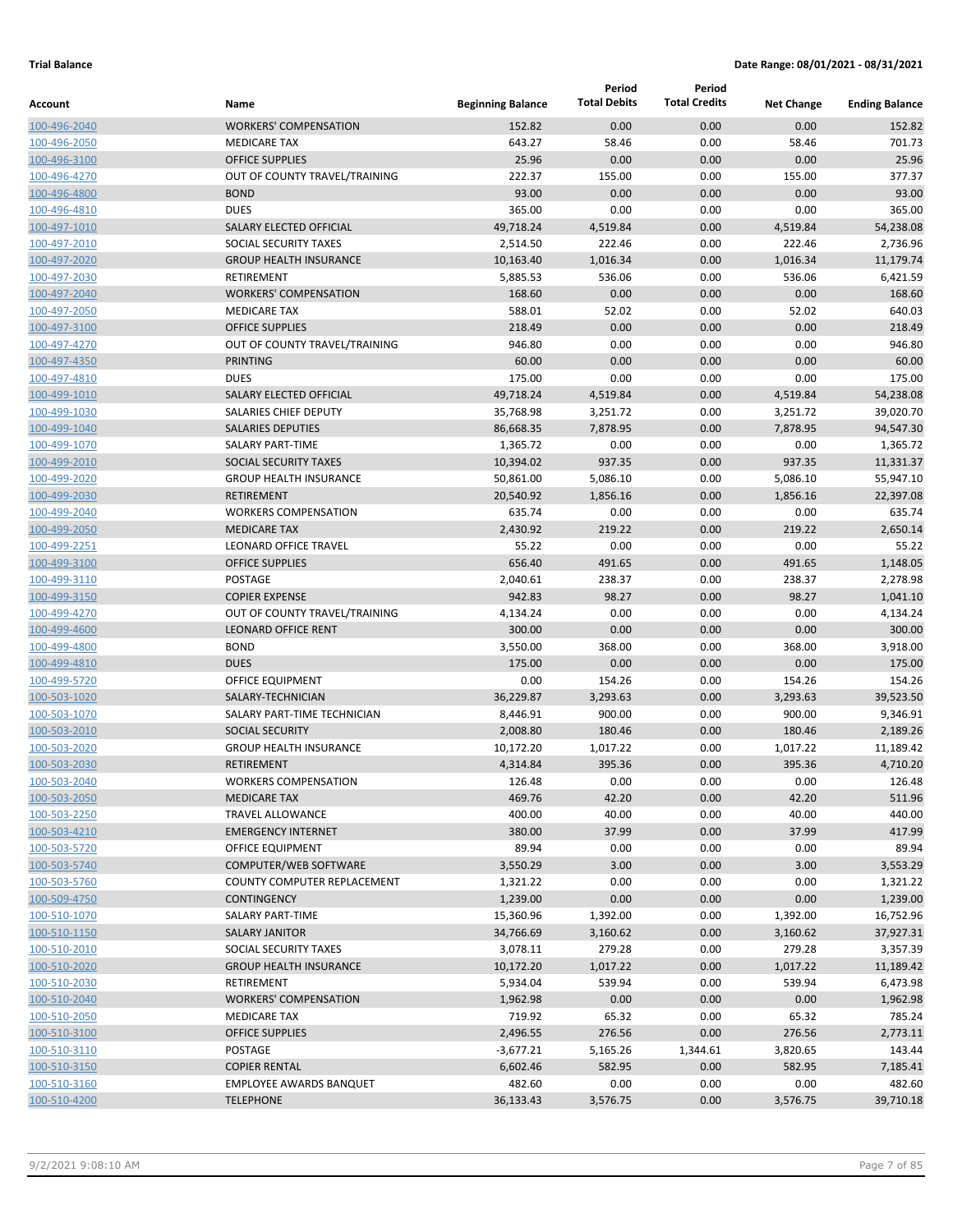**Trial Balance** **Date Range: 08/01/2021 - 08/31/2021**

| Account | Name | Beginning Balance | Period Total Debits | Period Total Credits | Net Change | Ending Balance |
|---|---|---|---|---|---|---|
| 100-496-2040 | WORKERS' COMPENSATION | 152.82 | 0.00 | 0.00 | 0.00 | 152.82 |
| 100-496-2050 | MEDICARE TAX | 643.27 | 58.46 | 0.00 | 58.46 | 701.73 |
| 100-496-3100 | OFFICE SUPPLIES | 25.96 | 0.00 | 0.00 | 0.00 | 25.96 |
| 100-496-4270 | OUT OF COUNTY TRAVEL/TRAINING | 222.37 | 155.00 | 0.00 | 155.00 | 377.37 |
| 100-496-4800 | BOND | 93.00 | 0.00 | 0.00 | 0.00 | 93.00 |
| 100-496-4810 | DUES | 365.00 | 0.00 | 0.00 | 0.00 | 365.00 |
| 100-497-1010 | SALARY ELECTED OFFICIAL | 49,718.24 | 4,519.84 | 0.00 | 4,519.84 | 54,238.08 |
| 100-497-2010 | SOCIAL SECURITY TAXES | 2,514.50 | 222.46 | 0.00 | 222.46 | 2,736.96 |
| 100-497-2020 | GROUP HEALTH INSURANCE | 10,163.40 | 1,016.34 | 0.00 | 1,016.34 | 11,179.74 |
| 100-497-2030 | RETIREMENT | 5,885.53 | 536.06 | 0.00 | 536.06 | 6,421.59 |
| 100-497-2040 | WORKERS' COMPENSATION | 168.60 | 0.00 | 0.00 | 0.00 | 168.60 |
| 100-497-2050 | MEDICARE TAX | 588.01 | 52.02 | 0.00 | 52.02 | 640.03 |
| 100-497-3100 | OFFICE SUPPLIES | 218.49 | 0.00 | 0.00 | 0.00 | 218.49 |
| 100-497-4270 | OUT OF COUNTY TRAVEL/TRAINING | 946.80 | 0.00 | 0.00 | 0.00 | 946.80 |
| 100-497-4350 | PRINTING | 60.00 | 0.00 | 0.00 | 0.00 | 60.00 |
| 100-497-4810 | DUES | 175.00 | 0.00 | 0.00 | 0.00 | 175.00 |
| 100-499-1010 | SALARY ELECTED OFFICIAL | 49,718.24 | 4,519.84 | 0.00 | 4,519.84 | 54,238.08 |
| 100-499-1030 | SALARIES CHIEF DEPUTY | 35,768.98 | 3,251.72 | 0.00 | 3,251.72 | 39,020.70 |
| 100-499-1040 | SALARIES DEPUTIES | 86,668.35 | 7,878.95 | 0.00 | 7,878.95 | 94,547.30 |
| 100-499-1070 | SALARY PART-TIME | 1,365.72 | 0.00 | 0.00 | 0.00 | 1,365.72 |
| 100-499-2010 | SOCIAL SECURITY TAXES | 10,394.02 | 937.35 | 0.00 | 937.35 | 11,331.37 |
| 100-499-2020 | GROUP HEALTH INSURANCE | 50,861.00 | 5,086.10 | 0.00 | 5,086.10 | 55,947.10 |
| 100-499-2030 | RETIREMENT | 20,540.92 | 1,856.16 | 0.00 | 1,856.16 | 22,397.08 |
| 100-499-2040 | WORKERS COMPENSATION | 635.74 | 0.00 | 0.00 | 0.00 | 635.74 |
| 100-499-2050 | MEDICARE TAX | 2,430.92 | 219.22 | 0.00 | 219.22 | 2,650.14 |
| 100-499-2251 | LEONARD OFFICE TRAVEL | 55.22 | 0.00 | 0.00 | 0.00 | 55.22 |
| 100-499-3100 | OFFICE SUPPLIES | 656.40 | 491.65 | 0.00 | 491.65 | 1,148.05 |
| 100-499-3110 | POSTAGE | 2,040.61 | 238.37 | 0.00 | 238.37 | 2,278.98 |
| 100-499-3150 | COPIER EXPENSE | 942.83 | 98.27 | 0.00 | 98.27 | 1,041.10 |
| 100-499-4270 | OUT OF COUNTY TRAVEL/TRAINING | 4,134.24 | 0.00 | 0.00 | 0.00 | 4,134.24 |
| 100-499-4600 | LEONARD OFFICE RENT | 300.00 | 0.00 | 0.00 | 0.00 | 300.00 |
| 100-499-4800 | BOND | 3,550.00 | 368.00 | 0.00 | 368.00 | 3,918.00 |
| 100-499-4810 | DUES | 175.00 | 0.00 | 0.00 | 0.00 | 175.00 |
| 100-499-5720 | OFFICE EQUIPMENT | 0.00 | 154.26 | 0.00 | 154.26 | 154.26 |
| 100-503-1020 | SALARY-TECHNICIAN | 36,229.87 | 3,293.63 | 0.00 | 3,293.63 | 39,523.50 |
| 100-503-1070 | SALARY PART-TIME TECHNICIAN | 8,446.91 | 900.00 | 0.00 | 900.00 | 9,346.91 |
| 100-503-2010 | SOCIAL SECURITY | 2,008.80 | 180.46 | 0.00 | 180.46 | 2,189.26 |
| 100-503-2020 | GROUP HEALTH INSURANCE | 10,172.20 | 1,017.22 | 0.00 | 1,017.22 | 11,189.42 |
| 100-503-2030 | RETIREMENT | 4,314.84 | 395.36 | 0.00 | 395.36 | 4,710.20 |
| 100-503-2040 | WORKERS COMPENSATION | 126.48 | 0.00 | 0.00 | 0.00 | 126.48 |
| 100-503-2050 | MEDICARE TAX | 469.76 | 42.20 | 0.00 | 42.20 | 511.96 |
| 100-503-2250 | TRAVEL ALLOWANCE | 400.00 | 40.00 | 0.00 | 40.00 | 440.00 |
| 100-503-4210 | EMERGENCY INTERNET | 380.00 | 37.99 | 0.00 | 37.99 | 417.99 |
| 100-503-5720 | OFFICE EQUIPMENT | 89.94 | 0.00 | 0.00 | 0.00 | 89.94 |
| 100-503-5740 | COMPUTER/WEB SOFTWARE | 3,550.29 | 3.00 | 0.00 | 3.00 | 3,553.29 |
| 100-503-5760 | COUNTY COMPUTER REPLACEMENT | 1,321.22 | 0.00 | 0.00 | 0.00 | 1,321.22 |
| 100-509-4750 | CONTINGENCY | 1,239.00 | 0.00 | 0.00 | 0.00 | 1,239.00 |
| 100-510-1070 | SALARY PART-TIME | 15,360.96 | 1,392.00 | 0.00 | 1,392.00 | 16,752.96 |
| 100-510-1150 | SALARY JANITOR | 34,766.69 | 3,160.62 | 0.00 | 3,160.62 | 37,927.31 |
| 100-510-2010 | SOCIAL SECURITY TAXES | 3,078.11 | 279.28 | 0.00 | 279.28 | 3,357.39 |
| 100-510-2020 | GROUP HEALTH INSURANCE | 10,172.20 | 1,017.22 | 0.00 | 1,017.22 | 11,189.42 |
| 100-510-2030 | RETIREMENT | 5,934.04 | 539.94 | 0.00 | 539.94 | 6,473.98 |
| 100-510-2040 | WORKERS' COMPENSATION | 1,962.98 | 0.00 | 0.00 | 0.00 | 1,962.98 |
| 100-510-2050 | MEDICARE TAX | 719.92 | 65.32 | 0.00 | 65.32 | 785.24 |
| 100-510-3100 | OFFICE SUPPLIES | 2,496.55 | 276.56 | 0.00 | 276.56 | 2,773.11 |
| 100-510-3110 | POSTAGE | -3,677.21 | 5,165.26 | 1,344.61 | 3,820.65 | 143.44 |
| 100-510-3150 | COPIER RENTAL | 6,602.46 | 582.95 | 0.00 | 582.95 | 7,185.41 |
| 100-510-3160 | EMPLOYEE AWARDS BANQUET | 482.60 | 0.00 | 0.00 | 0.00 | 482.60 |
| 100-510-4200 | TELEPHONE | 36,133.43 | 3,576.75 | 0.00 | 3,576.75 | 39,710.18 |

9/2/2021 9:08:10 AM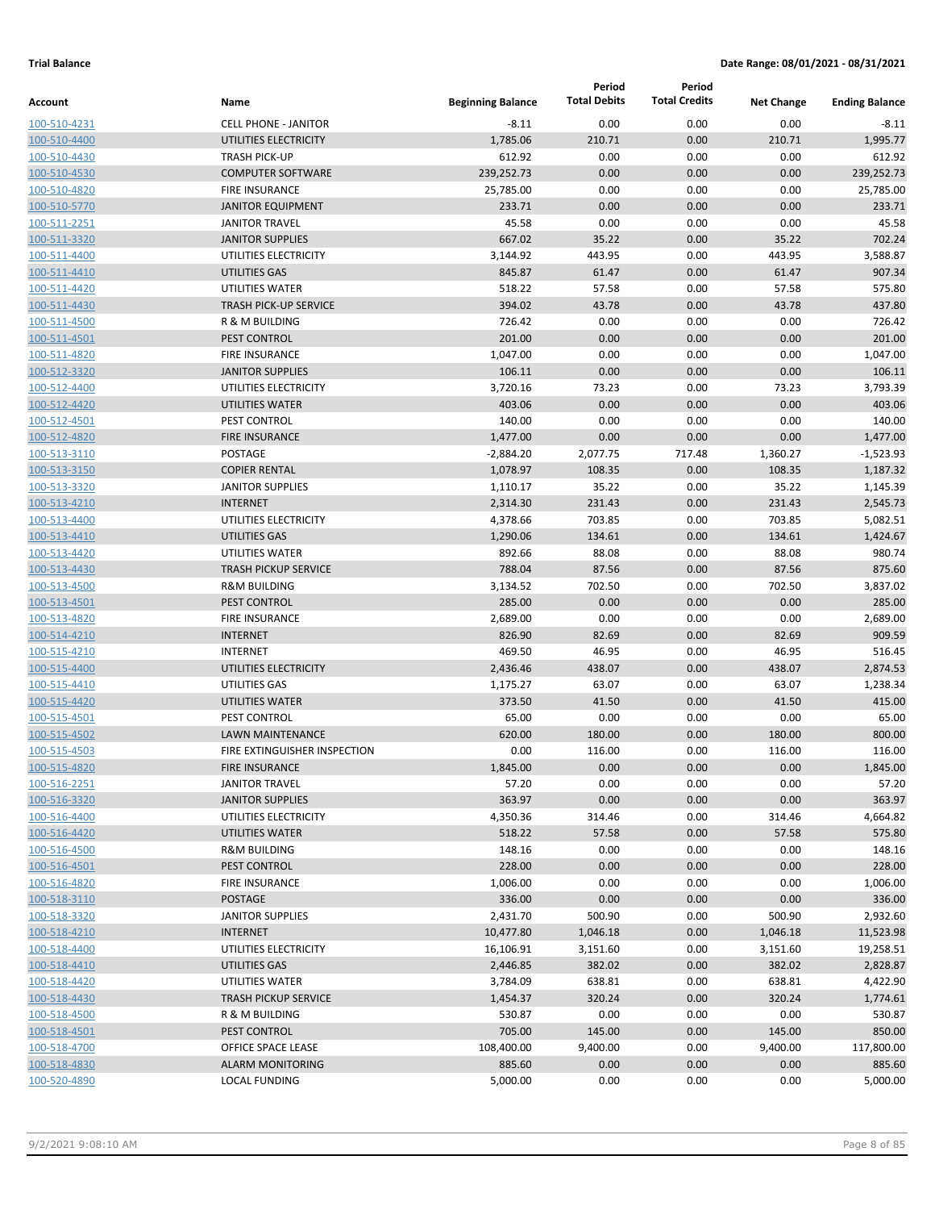**Trial Balance** **Date Range: 08/01/2021 - 08/31/2021**

| Account | Name | Beginning Balance | Period Total Debits | Period Total Credits | Net Change | Ending Balance |
|---|---|---|---|---|---|---|
| 100-510-4231 | CELL PHONE - JANITOR | -8.11 | 0.00 | 0.00 | 0.00 | -8.11 |
| 100-510-4400 | UTILITIES ELECTRICITY | 1,785.06 | 210.71 | 0.00 | 210.71 | 1,995.77 |
| 100-510-4430 | TRASH PICK-UP | 612.92 | 0.00 | 0.00 | 0.00 | 612.92 |
| 100-510-4530 | COMPUTER SOFTWARE | 239,252.73 | 0.00 | 0.00 | 0.00 | 239,252.73 |
| 100-510-4820 | FIRE INSURANCE | 25,785.00 | 0.00 | 0.00 | 0.00 | 25,785.00 |
| 100-510-5770 | JANITOR EQUIPMENT | 233.71 | 0.00 | 0.00 | 0.00 | 233.71 |
| 100-511-2251 | JANITOR TRAVEL | 45.58 | 0.00 | 0.00 | 0.00 | 45.58 |
| 100-511-3320 | JANITOR SUPPLIES | 667.02 | 35.22 | 0.00 | 35.22 | 702.24 |
| 100-511-4400 | UTILITIES ELECTRICITY | 3,144.92 | 443.95 | 0.00 | 443.95 | 3,588.87 |
| 100-511-4410 | UTILITIES GAS | 845.87 | 61.47 | 0.00 | 61.47 | 907.34 |
| 100-511-4420 | UTILITIES WATER | 518.22 | 57.58 | 0.00 | 57.58 | 575.80 |
| 100-511-4430 | TRASH PICK-UP SERVICE | 394.02 | 43.78 | 0.00 | 43.78 | 437.80 |
| 100-511-4500 | R & M BUILDING | 726.42 | 0.00 | 0.00 | 0.00 | 726.42 |
| 100-511-4501 | PEST CONTROL | 201.00 | 0.00 | 0.00 | 0.00 | 201.00 |
| 100-511-4820 | FIRE INSURANCE | 1,047.00 | 0.00 | 0.00 | 0.00 | 1,047.00 |
| 100-512-3320 | JANITOR SUPPLIES | 106.11 | 0.00 | 0.00 | 0.00 | 106.11 |
| 100-512-4400 | UTILITIES ELECTRICITY | 3,720.16 | 73.23 | 0.00 | 73.23 | 3,793.39 |
| 100-512-4420 | UTILITIES WATER | 403.06 | 0.00 | 0.00 | 0.00 | 403.06 |
| 100-512-4501 | PEST CONTROL | 140.00 | 0.00 | 0.00 | 0.00 | 140.00 |
| 100-512-4820 | FIRE INSURANCE | 1,477.00 | 0.00 | 0.00 | 0.00 | 1,477.00 |
| 100-513-3110 | POSTAGE | -2,884.20 | 2,077.75 | 717.48 | 1,360.27 | -1,523.93 |
| 100-513-3150 | COPIER RENTAL | 1,078.97 | 108.35 | 0.00 | 108.35 | 1,187.32 |
| 100-513-3320 | JANITOR SUPPLIES | 1,110.17 | 35.22 | 0.00 | 35.22 | 1,145.39 |
| 100-513-4210 | INTERNET | 2,314.30 | 231.43 | 0.00 | 231.43 | 2,545.73 |
| 100-513-4400 | UTILITIES ELECTRICITY | 4,378.66 | 703.85 | 0.00 | 703.85 | 5,082.51 |
| 100-513-4410 | UTILITIES GAS | 1,290.06 | 134.61 | 0.00 | 134.61 | 1,424.67 |
| 100-513-4420 | UTILITIES WATER | 892.66 | 88.08 | 0.00 | 88.08 | 980.74 |
| 100-513-4430 | TRASH PICKUP SERVICE | 788.04 | 87.56 | 0.00 | 87.56 | 875.60 |
| 100-513-4500 | R&M BUILDING | 3,134.52 | 702.50 | 0.00 | 702.50 | 3,837.02 |
| 100-513-4501 | PEST CONTROL | 285.00 | 0.00 | 0.00 | 0.00 | 285.00 |
| 100-513-4820 | FIRE INSURANCE | 2,689.00 | 0.00 | 0.00 | 0.00 | 2,689.00 |
| 100-514-4210 | INTERNET | 826.90 | 82.69 | 0.00 | 82.69 | 909.59 |
| 100-515-4210 | INTERNET | 469.50 | 46.95 | 0.00 | 46.95 | 516.45 |
| 100-515-4400 | UTILITIES ELECTRICITY | 2,436.46 | 438.07 | 0.00 | 438.07 | 2,874.53 |
| 100-515-4410 | UTILITIES GAS | 1,175.27 | 63.07 | 0.00 | 63.07 | 1,238.34 |
| 100-515-4420 | UTILITIES WATER | 373.50 | 41.50 | 0.00 | 41.50 | 415.00 |
| 100-515-4501 | PEST CONTROL | 65.00 | 0.00 | 0.00 | 0.00 | 65.00 |
| 100-515-4502 | LAWN MAINTENANCE | 620.00 | 180.00 | 0.00 | 180.00 | 800.00 |
| 100-515-4503 | FIRE EXTINGUISHER INSPECTION | 0.00 | 116.00 | 0.00 | 116.00 | 116.00 |
| 100-515-4820 | FIRE INSURANCE | 1,845.00 | 0.00 | 0.00 | 0.00 | 1,845.00 |
| 100-516-2251 | JANITOR TRAVEL | 57.20 | 0.00 | 0.00 | 0.00 | 57.20 |
| 100-516-3320 | JANITOR SUPPLIES | 363.97 | 0.00 | 0.00 | 0.00 | 363.97 |
| 100-516-4400 | UTILITIES ELECTRICITY | 4,350.36 | 314.46 | 0.00 | 314.46 | 4,664.82 |
| 100-516-4420 | UTILITIES WATER | 518.22 | 57.58 | 0.00 | 57.58 | 575.80 |
| 100-516-4500 | R&M BUILDING | 148.16 | 0.00 | 0.00 | 0.00 | 148.16 |
| 100-516-4501 | PEST CONTROL | 228.00 | 0.00 | 0.00 | 0.00 | 228.00 |
| 100-516-4820 | FIRE INSURANCE | 1,006.00 | 0.00 | 0.00 | 0.00 | 1,006.00 |
| 100-518-3110 | POSTAGE | 336.00 | 0.00 | 0.00 | 0.00 | 336.00 |
| 100-518-3320 | JANITOR SUPPLIES | 2,431.70 | 500.90 | 0.00 | 500.90 | 2,932.60 |
| 100-518-4210 | INTERNET | 10,477.80 | 1,046.18 | 0.00 | 1,046.18 | 11,523.98 |
| 100-518-4400 | UTILITIES ELECTRICITY | 16,106.91 | 3,151.60 | 0.00 | 3,151.60 | 19,258.51 |
| 100-518-4410 | UTILITIES GAS | 2,446.85 | 382.02 | 0.00 | 382.02 | 2,828.87 |
| 100-518-4420 | UTILITIES WATER | 3,784.09 | 638.81 | 0.00 | 638.81 | 4,422.90 |
| 100-518-4430 | TRASH PICKUP SERVICE | 1,454.37 | 320.24 | 0.00 | 320.24 | 1,774.61 |
| 100-518-4500 | R & M BUILDING | 530.87 | 0.00 | 0.00 | 0.00 | 530.87 |
| 100-518-4501 | PEST CONTROL | 705.00 | 145.00 | 0.00 | 145.00 | 850.00 |
| 100-518-4700 | OFFICE SPACE LEASE | 108,400.00 | 9,400.00 | 0.00 | 9,400.00 | 117,800.00 |
| 100-518-4830 | ALARM MONITORING | 885.60 | 0.00 | 0.00 | 0.00 | 885.60 |
| 100-520-4890 | LOCAL FUNDING | 5,000.00 | 0.00 | 0.00 | 0.00 | 5,000.00 |

9/2/2021 9:08:10 AM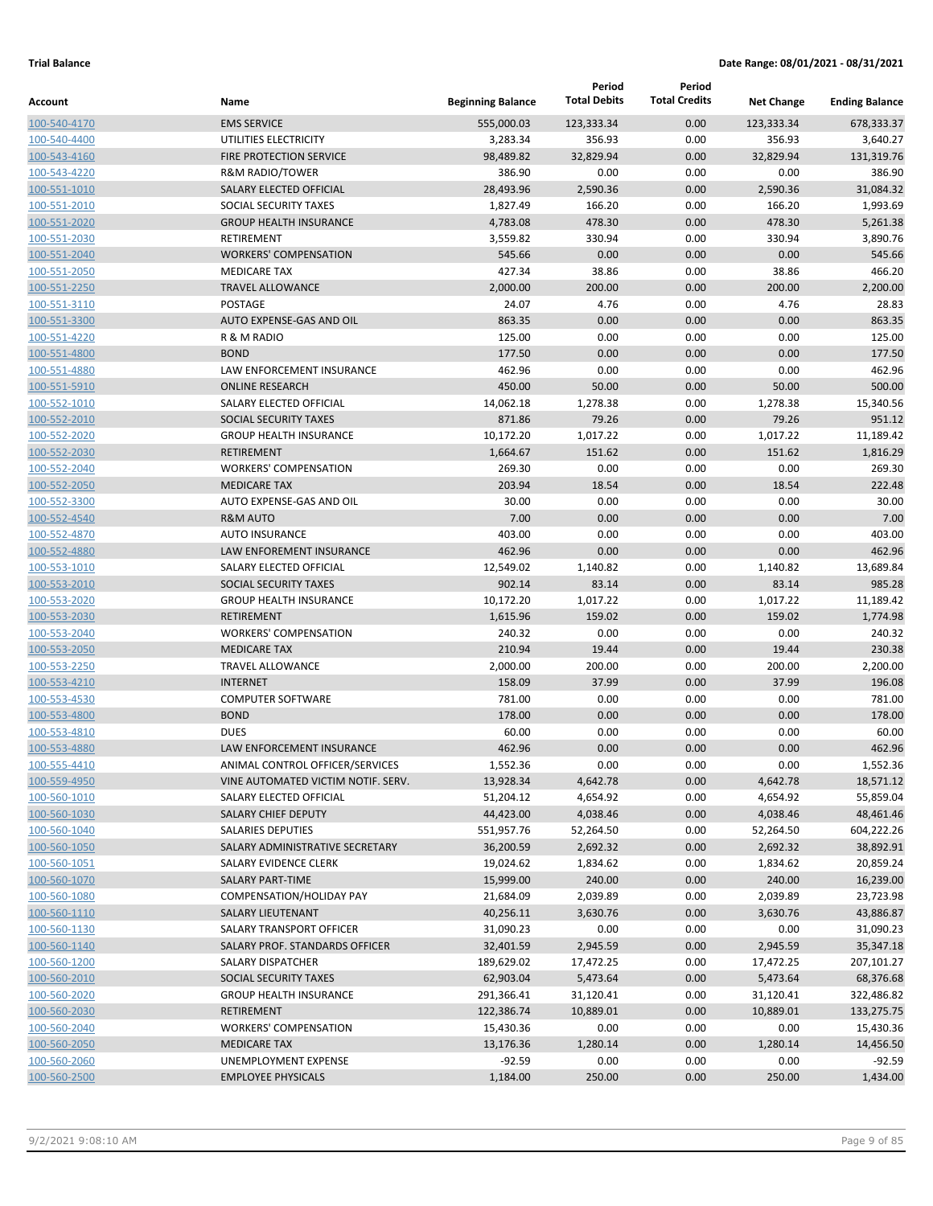**Trial Balance** **Date Range: 08/01/2021 - 08/31/2021**

| Account | Name | Beginning Balance | Period Total Debits | Period Total Credits | Net Change | Ending Balance |
|---|---|---|---|---|---|---|
| 100-540-4170 | EMS SERVICE | 555,000.03 | 123,333.34 | 0.00 | 123,333.34 | 678,333.37 |
| 100-540-4400 | UTILITIES ELECTRICITY | 3,283.34 | 356.93 | 0.00 | 356.93 | 3,640.27 |
| 100-543-4160 | FIRE PROTECTION SERVICE | 98,489.82 | 32,829.94 | 0.00 | 32,829.94 | 131,319.76 |
| 100-543-4220 | R&M RADIO/TOWER | 386.90 | 0.00 | 0.00 | 0.00 | 386.90 |
| 100-551-1010 | SALARY ELECTED OFFICIAL | 28,493.96 | 2,590.36 | 0.00 | 2,590.36 | 31,084.32 |
| 100-551-2010 | SOCIAL SECURITY TAXES | 1,827.49 | 166.20 | 0.00 | 166.20 | 1,993.69 |
| 100-551-2020 | GROUP HEALTH INSURANCE | 4,783.08 | 478.30 | 0.00 | 478.30 | 5,261.38 |
| 100-551-2030 | RETIREMENT | 3,559.82 | 330.94 | 0.00 | 330.94 | 3,890.76 |
| 100-551-2040 | WORKERS' COMPENSATION | 545.66 | 0.00 | 0.00 | 0.00 | 545.66 |
| 100-551-2050 | MEDICARE TAX | 427.34 | 38.86 | 0.00 | 38.86 | 466.20 |
| 100-551-2250 | TRAVEL ALLOWANCE | 2,000.00 | 200.00 | 0.00 | 200.00 | 2,200.00 |
| 100-551-3110 | POSTAGE | 24.07 | 4.76 | 0.00 | 4.76 | 28.83 |
| 100-551-3300 | AUTO EXPENSE-GAS AND OIL | 863.35 | 0.00 | 0.00 | 0.00 | 863.35 |
| 100-551-4220 | R & M RADIO | 125.00 | 0.00 | 0.00 | 0.00 | 125.00 |
| 100-551-4800 | BOND | 177.50 | 0.00 | 0.00 | 0.00 | 177.50 |
| 100-551-4880 | LAW ENFORCEMENT INSURANCE | 462.96 | 0.00 | 0.00 | 0.00 | 462.96 |
| 100-551-5910 | ONLINE RESEARCH | 450.00 | 50.00 | 0.00 | 50.00 | 500.00 |
| 100-552-1010 | SALARY ELECTED OFFICIAL | 14,062.18 | 1,278.38 | 0.00 | 1,278.38 | 15,340.56 |
| 100-552-2010 | SOCIAL SECURITY TAXES | 871.86 | 79.26 | 0.00 | 79.26 | 951.12 |
| 100-552-2020 | GROUP HEALTH INSURANCE | 10,172.20 | 1,017.22 | 0.00 | 1,017.22 | 11,189.42 |
| 100-552-2030 | RETIREMENT | 1,664.67 | 151.62 | 0.00 | 151.62 | 1,816.29 |
| 100-552-2040 | WORKERS' COMPENSATION | 269.30 | 0.00 | 0.00 | 0.00 | 269.30 |
| 100-552-2050 | MEDICARE TAX | 203.94 | 18.54 | 0.00 | 18.54 | 222.48 |
| 100-552-3300 | AUTO EXPENSE-GAS AND OIL | 30.00 | 0.00 | 0.00 | 0.00 | 30.00 |
| 100-552-4540 | R&M AUTO | 7.00 | 0.00 | 0.00 | 0.00 | 7.00 |
| 100-552-4870 | AUTO INSURANCE | 403.00 | 0.00 | 0.00 | 0.00 | 403.00 |
| 100-552-4880 | LAW ENFOREMENT INSURANCE | 462.96 | 0.00 | 0.00 | 0.00 | 462.96 |
| 100-553-1010 | SALARY ELECTED OFFICIAL | 12,549.02 | 1,140.82 | 0.00 | 1,140.82 | 13,689.84 |
| 100-553-2010 | SOCIAL SECURITY TAXES | 902.14 | 83.14 | 0.00 | 83.14 | 985.28 |
| 100-553-2020 | GROUP HEALTH INSURANCE | 10,172.20 | 1,017.22 | 0.00 | 1,017.22 | 11,189.42 |
| 100-553-2030 | RETIREMENT | 1,615.96 | 159.02 | 0.00 | 159.02 | 1,774.98 |
| 100-553-2040 | WORKERS' COMPENSATION | 240.32 | 0.00 | 0.00 | 0.00 | 240.32 |
| 100-553-2050 | MEDICARE TAX | 210.94 | 19.44 | 0.00 | 19.44 | 230.38 |
| 100-553-2250 | TRAVEL ALLOWANCE | 2,000.00 | 200.00 | 0.00 | 200.00 | 2,200.00 |
| 100-553-4210 | INTERNET | 158.09 | 37.99 | 0.00 | 37.99 | 196.08 |
| 100-553-4530 | COMPUTER SOFTWARE | 781.00 | 0.00 | 0.00 | 0.00 | 781.00 |
| 100-553-4800 | BOND | 178.00 | 0.00 | 0.00 | 0.00 | 178.00 |
| 100-553-4810 | DUES | 60.00 | 0.00 | 0.00 | 0.00 | 60.00 |
| 100-553-4880 | LAW ENFORCEMENT INSURANCE | 462.96 | 0.00 | 0.00 | 0.00 | 462.96 |
| 100-555-4410 | ANIMAL CONTROL OFFICER/SERVICES | 1,552.36 | 0.00 | 0.00 | 0.00 | 1,552.36 |
| 100-559-4950 | VINE AUTOMATED VICTIM NOTIF. SERV. | 13,928.34 | 4,642.78 | 0.00 | 4,642.78 | 18,571.12 |
| 100-560-1010 | SALARY ELECTED OFFICIAL | 51,204.12 | 4,654.92 | 0.00 | 4,654.92 | 55,859.04 |
| 100-560-1030 | SALARY CHIEF DEPUTY | 44,423.00 | 4,038.46 | 0.00 | 4,038.46 | 48,461.46 |
| 100-560-1040 | SALARIES DEPUTIES | 551,957.76 | 52,264.50 | 0.00 | 52,264.50 | 604,222.26 |
| 100-560-1050 | SALARY ADMINISTRATIVE SECRETARY | 36,200.59 | 2,692.32 | 0.00 | 2,692.32 | 38,892.91 |
| 100-560-1051 | SALARY EVIDENCE CLERK | 19,024.62 | 1,834.62 | 0.00 | 1,834.62 | 20,859.24 |
| 100-560-1070 | SALARY PART-TIME | 15,999.00 | 240.00 | 0.00 | 240.00 | 16,239.00 |
| 100-560-1080 | COMPENSATION/HOLIDAY PAY | 21,684.09 | 2,039.89 | 0.00 | 2,039.89 | 23,723.98 |
| 100-560-1110 | SALARY LIEUTENANT | 40,256.11 | 3,630.76 | 0.00 | 3,630.76 | 43,886.87 |
| 100-560-1130 | SALARY TRANSPORT OFFICER | 31,090.23 | 0.00 | 0.00 | 0.00 | 31,090.23 |
| 100-560-1140 | SALARY PROF. STANDARDS OFFICER | 32,401.59 | 2,945.59 | 0.00 | 2,945.59 | 35,347.18 |
| 100-560-1200 | SALARY DISPATCHER | 189,629.02 | 17,472.25 | 0.00 | 17,472.25 | 207,101.27 |
| 100-560-2010 | SOCIAL SECURITY TAXES | 62,903.04 | 5,473.64 | 0.00 | 5,473.64 | 68,376.68 |
| 100-560-2020 | GROUP HEALTH INSURANCE | 291,366.41 | 31,120.41 | 0.00 | 31,120.41 | 322,486.82 |
| 100-560-2030 | RETIREMENT | 122,386.74 | 10,889.01 | 0.00 | 10,889.01 | 133,275.75 |
| 100-560-2040 | WORKERS' COMPENSATION | 15,430.36 | 0.00 | 0.00 | 0.00 | 15,430.36 |
| 100-560-2050 | MEDICARE TAX | 13,176.36 | 1,280.14 | 0.00 | 1,280.14 | 14,456.50 |
| 100-560-2060 | UNEMPLOYMENT EXPENSE | -92.59 | 0.00 | 0.00 | 0.00 | -92.59 |
| 100-560-2500 | EMPLOYEE PHYSICALS | 1,184.00 | 250.00 | 0.00 | 250.00 | 1,434.00 |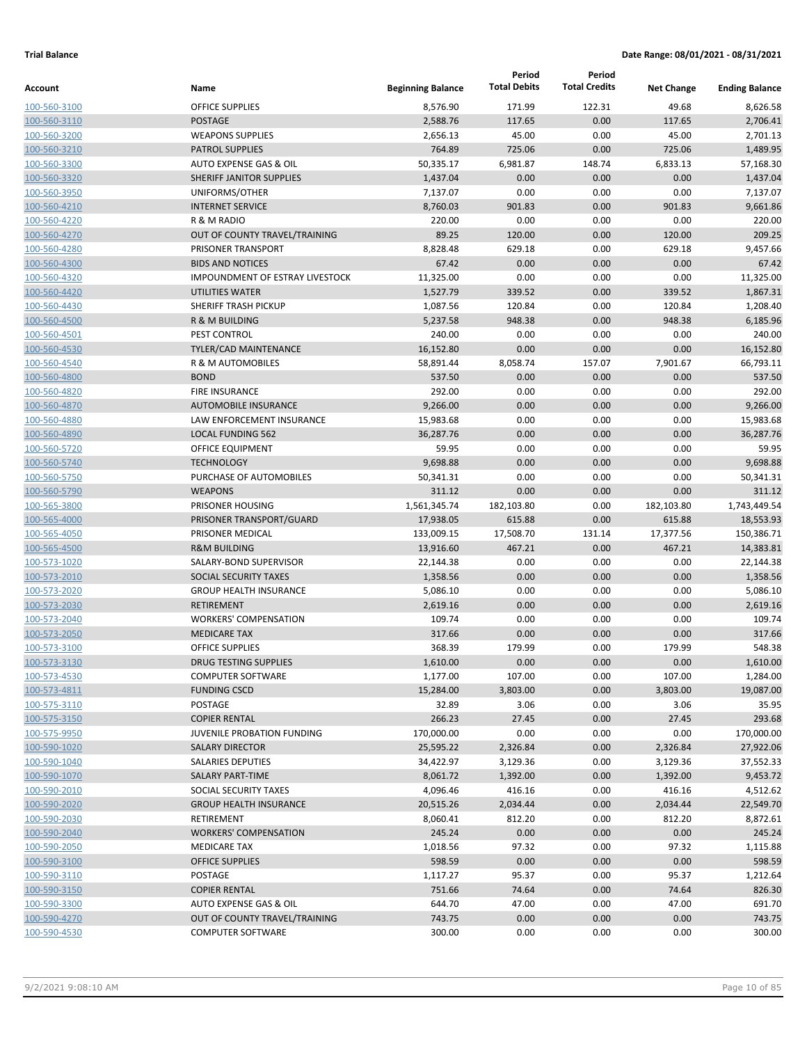**Trial Balance** **Date Range: 08/01/2021 - 08/31/2021**

| Account | Name | Beginning Balance | Period Total Debits | Period Total Credits | Net Change | Ending Balance |
|---|---|---|---|---|---|---|
| 100-560-3100 | OFFICE SUPPLIES | 8,576.90 | 171.99 | 122.31 | 49.68 | 8,626.58 |
| 100-560-3110 | POSTAGE | 2,588.76 | 117.65 | 0.00 | 117.65 | 2,706.41 |
| 100-560-3200 | WEAPONS SUPPLIES | 2,656.13 | 45.00 | 0.00 | 45.00 | 2,701.13 |
| 100-560-3210 | PATROL SUPPLIES | 764.89 | 725.06 | 0.00 | 725.06 | 1,489.95 |
| 100-560-3300 | AUTO EXPENSE GAS & OIL | 50,335.17 | 6,981.87 | 148.74 | 6,833.13 | 57,168.30 |
| 100-560-3320 | SHERIFF JANITOR SUPPLIES | 1,437.04 | 0.00 | 0.00 | 0.00 | 1,437.04 |
| 100-560-3950 | UNIFORMS/OTHER | 7,137.07 | 0.00 | 0.00 | 0.00 | 7,137.07 |
| 100-560-4210 | INTERNET SERVICE | 8,760.03 | 901.83 | 0.00 | 901.83 | 9,661.86 |
| 100-560-4220 | R & M RADIO | 220.00 | 0.00 | 0.00 | 0.00 | 220.00 |
| 100-560-4270 | OUT OF COUNTY TRAVEL/TRAINING | 89.25 | 120.00 | 0.00 | 120.00 | 209.25 |
| 100-560-4280 | PRISONER TRANSPORT | 8,828.48 | 629.18 | 0.00 | 629.18 | 9,457.66 |
| 100-560-4300 | BIDS AND NOTICES | 67.42 | 0.00 | 0.00 | 0.00 | 67.42 |
| 100-560-4320 | IMPOUNDMENT OF ESTRAY LIVESTOCK | 11,325.00 | 0.00 | 0.00 | 0.00 | 11,325.00 |
| 100-560-4420 | UTILITIES WATER | 1,527.79 | 339.52 | 0.00 | 339.52 | 1,867.31 |
| 100-560-4430 | SHERIFF TRASH PICKUP | 1,087.56 | 120.84 | 0.00 | 120.84 | 1,208.40 |
| 100-560-4500 | R & M BUILDING | 5,237.58 | 948.38 | 0.00 | 948.38 | 6,185.96 |
| 100-560-4501 | PEST CONTROL | 240.00 | 0.00 | 0.00 | 0.00 | 240.00 |
| 100-560-4530 | TYLER/CAD MAINTENANCE | 16,152.80 | 0.00 | 0.00 | 0.00 | 16,152.80 |
| 100-560-4540 | R & M AUTOMOBILES | 58,891.44 | 8,058.74 | 157.07 | 7,901.67 | 66,793.11 |
| 100-560-4800 | BOND | 537.50 | 0.00 | 0.00 | 0.00 | 537.50 |
| 100-560-4820 | FIRE INSURANCE | 292.00 | 0.00 | 0.00 | 0.00 | 292.00 |
| 100-560-4870 | AUTOMOBILE INSURANCE | 9,266.00 | 0.00 | 0.00 | 0.00 | 9,266.00 |
| 100-560-4880 | LAW ENFORCEMENT INSURANCE | 15,983.68 | 0.00 | 0.00 | 0.00 | 15,983.68 |
| 100-560-4890 | LOCAL FUNDING 562 | 36,287.76 | 0.00 | 0.00 | 0.00 | 36,287.76 |
| 100-560-5720 | OFFICE EQUIPMENT | 59.95 | 0.00 | 0.00 | 0.00 | 59.95 |
| 100-560-5740 | TECHNOLOGY | 9,698.88 | 0.00 | 0.00 | 0.00 | 9,698.88 |
| 100-560-5750 | PURCHASE OF AUTOMOBILES | 50,341.31 | 0.00 | 0.00 | 0.00 | 50,341.31 |
| 100-560-5790 | WEAPONS | 311.12 | 0.00 | 0.00 | 0.00 | 311.12 |
| 100-565-3800 | PRISONER HOUSING | 1,561,345.74 | 182,103.80 | 0.00 | 182,103.80 | 1,743,449.54 |
| 100-565-4000 | PRISONER TRANSPORT/GUARD | 17,938.05 | 615.88 | 0.00 | 615.88 | 18,553.93 |
| 100-565-4050 | PRISONER MEDICAL | 133,009.15 | 17,508.70 | 131.14 | 17,377.56 | 150,386.71 |
| 100-565-4500 | R&M BUILDING | 13,916.60 | 467.21 | 0.00 | 467.21 | 14,383.81 |
| 100-573-1020 | SALARY-BOND SUPERVISOR | 22,144.38 | 0.00 | 0.00 | 0.00 | 22,144.38 |
| 100-573-2010 | SOCIAL SECURITY TAXES | 1,358.56 | 0.00 | 0.00 | 0.00 | 1,358.56 |
| 100-573-2020 | GROUP HEALTH INSURANCE | 5,086.10 | 0.00 | 0.00 | 0.00 | 5,086.10 |
| 100-573-2030 | RETIREMENT | 2,619.16 | 0.00 | 0.00 | 0.00 | 2,619.16 |
| 100-573-2040 | WORKERS' COMPENSATION | 109.74 | 0.00 | 0.00 | 0.00 | 109.74 |
| 100-573-2050 | MEDICARE TAX | 317.66 | 0.00 | 0.00 | 0.00 | 317.66 |
| 100-573-3100 | OFFICE SUPPLIES | 368.39 | 179.99 | 0.00 | 179.99 | 548.38 |
| 100-573-3130 | DRUG TESTING SUPPLIES | 1,610.00 | 0.00 | 0.00 | 0.00 | 1,610.00 |
| 100-573-4530 | COMPUTER SOFTWARE | 1,177.00 | 107.00 | 0.00 | 107.00 | 1,284.00 |
| 100-573-4811 | FUNDING CSCD | 15,284.00 | 3,803.00 | 0.00 | 3,803.00 | 19,087.00 |
| 100-575-3110 | POSTAGE | 32.89 | 3.06 | 0.00 | 3.06 | 35.95 |
| 100-575-3150 | COPIER RENTAL | 266.23 | 27.45 | 0.00 | 27.45 | 293.68 |
| 100-575-9950 | JUVENILE PROBATION FUNDING | 170,000.00 | 0.00 | 0.00 | 0.00 | 170,000.00 |
| 100-590-1020 | SALARY DIRECTOR | 25,595.22 | 2,326.84 | 0.00 | 2,326.84 | 27,922.06 |
| 100-590-1040 | SALARIES DEPUTIES | 34,422.97 | 3,129.36 | 0.00 | 3,129.36 | 37,552.33 |
| 100-590-1070 | SALARY PART-TIME | 8,061.72 | 1,392.00 | 0.00 | 1,392.00 | 9,453.72 |
| 100-590-2010 | SOCIAL SECURITY TAXES | 4,096.46 | 416.16 | 0.00 | 416.16 | 4,512.62 |
| 100-590-2020 | GROUP HEALTH INSURANCE | 20,515.26 | 2,034.44 | 0.00 | 2,034.44 | 22,549.70 |
| 100-590-2030 | RETIREMENT | 8,060.41 | 812.20 | 0.00 | 812.20 | 8,872.61 |
| 100-590-2040 | WORKERS' COMPENSATION | 245.24 | 0.00 | 0.00 | 0.00 | 245.24 |
| 100-590-2050 | MEDICARE TAX | 1,018.56 | 97.32 | 0.00 | 97.32 | 1,115.88 |
| 100-590-3100 | OFFICE SUPPLIES | 598.59 | 0.00 | 0.00 | 0.00 | 598.59 |
| 100-590-3110 | POSTAGE | 1,117.27 | 95.37 | 0.00 | 95.37 | 1,212.64 |
| 100-590-3150 | COPIER RENTAL | 751.66 | 74.64 | 0.00 | 74.64 | 826.30 |
| 100-590-3300 | AUTO EXPENSE GAS & OIL | 644.70 | 47.00 | 0.00 | 47.00 | 691.70 |
| 100-590-4270 | OUT OF COUNTY TRAVEL/TRAINING | 743.75 | 0.00 | 0.00 | 0.00 | 743.75 |
| 100-590-4530 | COMPUTER SOFTWARE | 300.00 | 0.00 | 0.00 | 0.00 | 300.00 |

9/2/2021 9:08:10 AM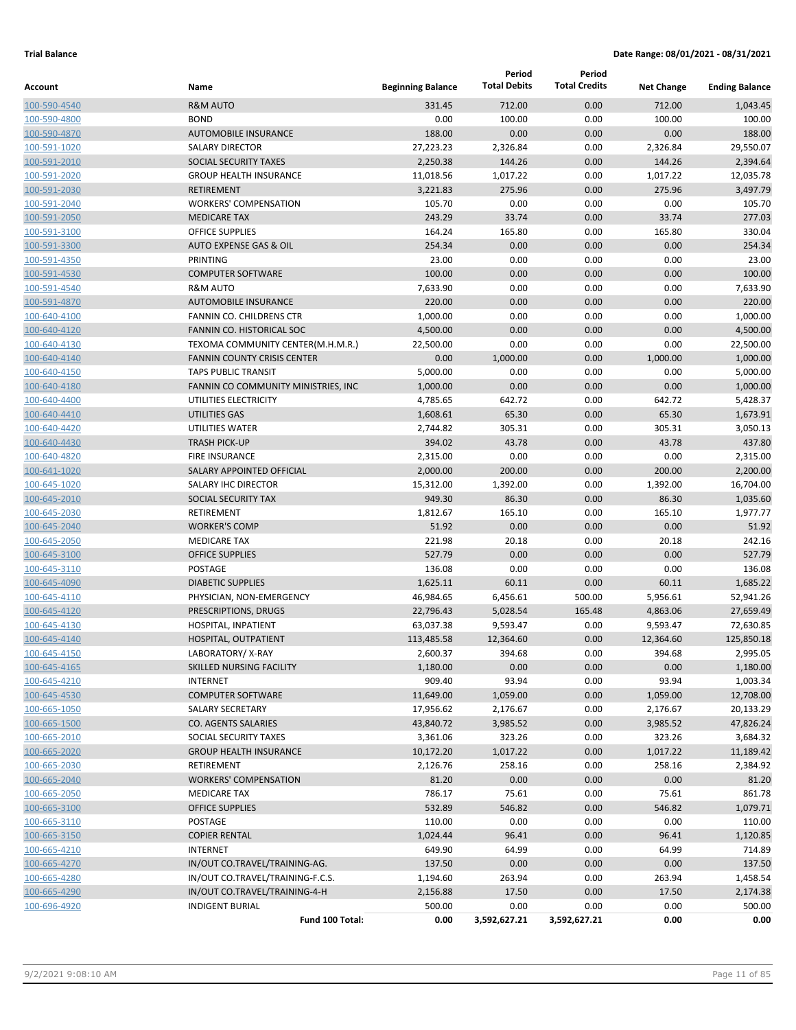**Trial Balance** **Date Range: 08/01/2021 - 08/31/2021**

| Account | Name | Beginning Balance | Period Total Debits | Period Total Credits | Net Change | Ending Balance |
|---|---|---|---|---|---|---|
| 100-590-4540 | R&M AUTO | 331.45 | 712.00 | 0.00 | 712.00 | 1,043.45 |
| 100-590-4800 | BOND | 0.00 | 100.00 | 0.00 | 100.00 | 100.00 |
| 100-590-4870 | AUTOMOBILE INSURANCE | 188.00 | 0.00 | 0.00 | 0.00 | 188.00 |
| 100-591-1020 | SALARY DIRECTOR | 27,223.23 | 2,326.84 | 0.00 | 2,326.84 | 29,550.07 |
| 100-591-2010 | SOCIAL SECURITY TAXES | 2,250.38 | 144.26 | 0.00 | 144.26 | 2,394.64 |
| 100-591-2020 | GROUP HEALTH INSURANCE | 11,018.56 | 1,017.22 | 0.00 | 1,017.22 | 12,035.78 |
| 100-591-2030 | RETIREMENT | 3,221.83 | 275.96 | 0.00 | 275.96 | 3,497.79 |
| 100-591-2040 | WORKERS' COMPENSATION | 105.70 | 0.00 | 0.00 | 0.00 | 105.70 |
| 100-591-2050 | MEDICARE TAX | 243.29 | 33.74 | 0.00 | 33.74 | 277.03 |
| 100-591-3100 | OFFICE SUPPLIES | 164.24 | 165.80 | 0.00 | 165.80 | 330.04 |
| 100-591-3300 | AUTO EXPENSE GAS & OIL | 254.34 | 0.00 | 0.00 | 0.00 | 254.34 |
| 100-591-4350 | PRINTING | 23.00 | 0.00 | 0.00 | 0.00 | 23.00 |
| 100-591-4530 | COMPUTER SOFTWARE | 100.00 | 0.00 | 0.00 | 0.00 | 100.00 |
| 100-591-4540 | R&M AUTO | 7,633.90 | 0.00 | 0.00 | 0.00 | 7,633.90 |
| 100-591-4870 | AUTOMOBILE INSURANCE | 220.00 | 0.00 | 0.00 | 0.00 | 220.00 |
| 100-640-4100 | FANNIN CO. CHILDRENS CTR | 1,000.00 | 0.00 | 0.00 | 0.00 | 1,000.00 |
| 100-640-4120 | FANNIN CO. HISTORICAL SOC | 4,500.00 | 0.00 | 0.00 | 0.00 | 4,500.00 |
| 100-640-4130 | TEXOMA COMMUNITY CENTER(M.H.M.R.) | 22,500.00 | 0.00 | 0.00 | 0.00 | 22,500.00 |
| 100-640-4140 | FANNIN COUNTY CRISIS CENTER | 0.00 | 1,000.00 | 0.00 | 1,000.00 | 1,000.00 |
| 100-640-4150 | TAPS PUBLIC TRANSIT | 5,000.00 | 0.00 | 0.00 | 0.00 | 5,000.00 |
| 100-640-4180 | FANNIN CO COMMUNITY MINISTRIES, INC | 1,000.00 | 0.00 | 0.00 | 0.00 | 1,000.00 |
| 100-640-4400 | UTILITIES ELECTRICITY | 4,785.65 | 642.72 | 0.00 | 642.72 | 5,428.37 |
| 100-640-4410 | UTILITIES GAS | 1,608.61 | 65.30 | 0.00 | 65.30 | 1,673.91 |
| 100-640-4420 | UTILITIES WATER | 2,744.82 | 305.31 | 0.00 | 305.31 | 3,050.13 |
| 100-640-4430 | TRASH PICK-UP | 394.02 | 43.78 | 0.00 | 43.78 | 437.80 |
| 100-640-4820 | FIRE INSURANCE | 2,315.00 | 0.00 | 0.00 | 0.00 | 2,315.00 |
| 100-641-1020 | SALARY APPOINTED OFFICIAL | 2,000.00 | 200.00 | 0.00 | 200.00 | 2,200.00 |
| 100-645-1020 | SALARY IHC DIRECTOR | 15,312.00 | 1,392.00 | 0.00 | 1,392.00 | 16,704.00 |
| 100-645-2010 | SOCIAL SECURITY TAX | 949.30 | 86.30 | 0.00 | 86.30 | 1,035.60 |
| 100-645-2030 | RETIREMENT | 1,812.67 | 165.10 | 0.00 | 165.10 | 1,977.77 |
| 100-645-2040 | WORKER'S COMP | 51.92 | 0.00 | 0.00 | 0.00 | 51.92 |
| 100-645-2050 | MEDICARE TAX | 221.98 | 20.18 | 0.00 | 20.18 | 242.16 |
| 100-645-3100 | OFFICE SUPPLIES | 527.79 | 0.00 | 0.00 | 0.00 | 527.79 |
| 100-645-3110 | POSTAGE | 136.08 | 0.00 | 0.00 | 0.00 | 136.08 |
| 100-645-4090 | DIABETIC SUPPLIES | 1,625.11 | 60.11 | 0.00 | 60.11 | 1,685.22 |
| 100-645-4110 | PHYSICIAN, NON-EMERGENCY | 46,984.65 | 6,456.61 | 500.00 | 5,956.61 | 52,941.26 |
| 100-645-4120 | PRESCRIPTIONS, DRUGS | 22,796.43 | 5,028.54 | 165.48 | 4,863.06 | 27,659.49 |
| 100-645-4130 | HOSPITAL, INPATIENT | 63,037.38 | 9,593.47 | 0.00 | 9,593.47 | 72,630.85 |
| 100-645-4140 | HOSPITAL, OUTPATIENT | 113,485.58 | 12,364.60 | 0.00 | 12,364.60 | 125,850.18 |
| 100-645-4150 | LABORATORY/ X-RAY | 2,600.37 | 394.68 | 0.00 | 394.68 | 2,995.05 |
| 100-645-4165 | SKILLED NURSING FACILITY | 1,180.00 | 0.00 | 0.00 | 0.00 | 1,180.00 |
| 100-645-4210 | INTERNET | 909.40 | 93.94 | 0.00 | 93.94 | 1,003.34 |
| 100-645-4530 | COMPUTER SOFTWARE | 11,649.00 | 1,059.00 | 0.00 | 1,059.00 | 12,708.00 |
| 100-665-1050 | SALARY SECRETARY | 17,956.62 | 2,176.67 | 0.00 | 2,176.67 | 20,133.29 |
| 100-665-1500 | CO. AGENTS SALARIES | 43,840.72 | 3,985.52 | 0.00 | 3,985.52 | 47,826.24 |
| 100-665-2010 | SOCIAL SECURITY TAXES | 3,361.06 | 323.26 | 0.00 | 323.26 | 3,684.32 |
| 100-665-2020 | GROUP HEALTH INSURANCE | 10,172.20 | 1,017.22 | 0.00 | 1,017.22 | 11,189.42 |
| 100-665-2030 | RETIREMENT | 2,126.76 | 258.16 | 0.00 | 258.16 | 2,384.92 |
| 100-665-2040 | WORKERS' COMPENSATION | 81.20 | 0.00 | 0.00 | 0.00 | 81.20 |
| 100-665-2050 | MEDICARE TAX | 786.17 | 75.61 | 0.00 | 75.61 | 861.78 |
| 100-665-3100 | OFFICE SUPPLIES | 532.89 | 546.82 | 0.00 | 546.82 | 1,079.71 |
| 100-665-3110 | POSTAGE | 110.00 | 0.00 | 0.00 | 0.00 | 110.00 |
| 100-665-3150 | COPIER RENTAL | 1,024.44 | 96.41 | 0.00 | 96.41 | 1,120.85 |
| 100-665-4210 | INTERNET | 649.90 | 64.99 | 0.00 | 64.99 | 714.89 |
| 100-665-4270 | IN/OUT CO.TRAVEL/TRAINING-AG. | 137.50 | 0.00 | 0.00 | 0.00 | 137.50 |
| 100-665-4280 | IN/OUT CO.TRAVEL/TRAINING-F.C.S. | 1,194.60 | 263.94 | 0.00 | 263.94 | 1,458.54 |
| 100-665-4290 | IN/OUT CO.TRAVEL/TRAINING-4-H | 2,156.88 | 17.50 | 0.00 | 17.50 | 2,174.38 |
| 100-696-4920 | INDIGENT BURIAL | 500.00 | 0.00 | 0.00 | 0.00 | 500.00 |
| | **Fund 100 Total:** | **0.00** | **3,592,627.21** | **3,592,627.21** | **0.00** | **0.00** |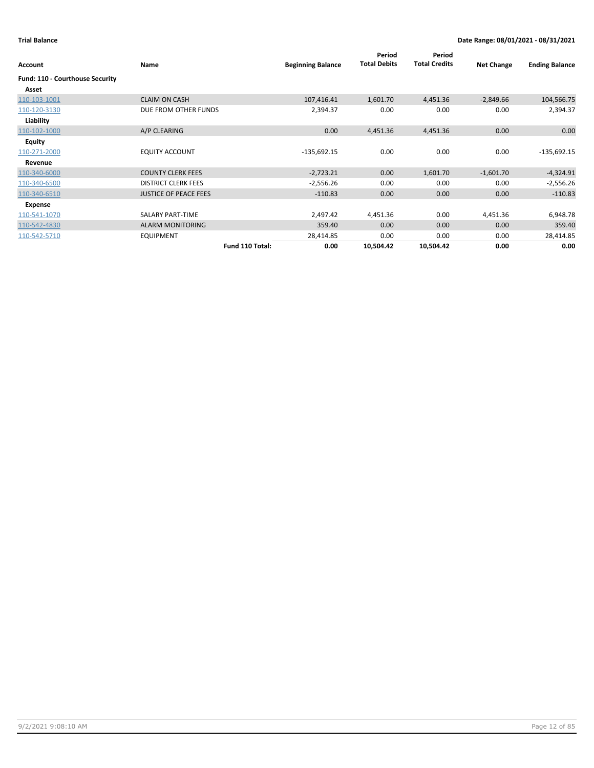**Trial Balance** **Date Range: 08/01/2021 - 08/31/2021**

| Account | Name | | Beginning Balance | Period Total Debits | Period Total Credits | Net Change | Ending Balance |
|---|---|---|---|---|---|---|---|
| **Fund: 110 - Courthouse Security** | | | | | | | |
| **Asset** | | | | | | | |
| 110-103-1001 | CLAIM ON CASH | | 107,416.41 | 1,601.70 | 4,451.36 | -2,849.66 | 104,566.75 |
| 110-120-3130 | DUE FROM OTHER FUNDS | | 2,394.37 | 0.00 | 0.00 | 0.00 | 2,394.37 |
| **Liability** | | | | | | | |
| 110-102-1000 | A/P CLEARING | | 0.00 | 4,451.36 | 4,451.36 | 0.00 | 0.00 |
| **Equity** | | | | | | | |
| 110-271-2000 | EQUITY ACCOUNT | | -135,692.15 | 0.00 | 0.00 | 0.00 | -135,692.15 |
| **Revenue** | | | | | | | |
| 110-340-6000 | COUNTY CLERK FEES | | -2,723.21 | 0.00 | 1,601.70 | -1,601.70 | -4,324.91 |
| 110-340-6500 | DISTRICT CLERK FEES | | -2,556.26 | 0.00 | 0.00 | 0.00 | -2,556.26 |
| 110-340-6510 | JUSTICE OF PEACE FEES | | -110.83 | 0.00 | 0.00 | 0.00 | -110.83 |
| **Expense** | | | | | | | |
| 110-541-1070 | SALARY PART-TIME | | 2,497.42 | 4,451.36 | 0.00 | 4,451.36 | 6,948.78 |
| 110-542-4830 | ALARM MONITORING | | 359.40 | 0.00 | 0.00 | 0.00 | 359.40 |
| 110-542-5710 | EQUIPMENT | | 28,414.85 | 0.00 | 0.00 | 0.00 | 28,414.85 |
| | | **Fund 110 Total:** | **0.00** | **10,504.42** | **10,504.42** | **0.00** | **0.00** |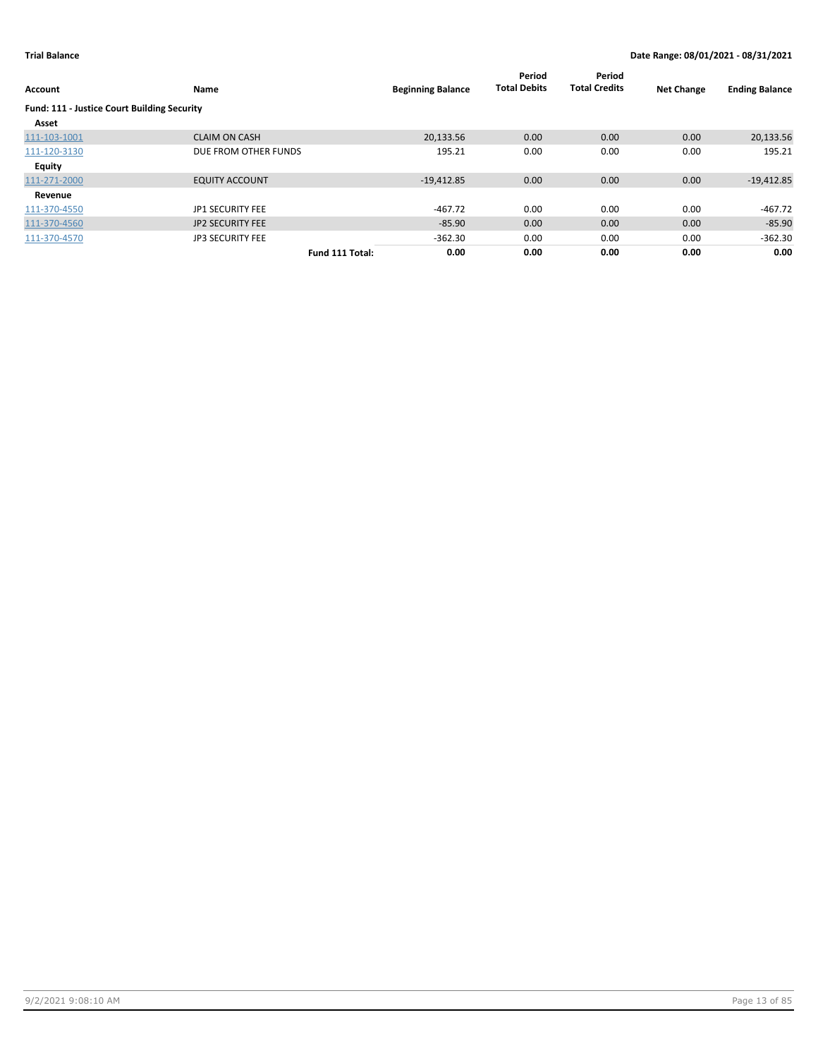**Trial Balance** **Date Range: 08/01/2021 - 08/31/2021**

| Account | Name | | Beginning Balance | Period Total Debits | Period Total Credits | Net Change | Ending Balance |
|---|---|---|---|---|---|---|---|
| **Fund: 111 - Justice Court Building Security** | | | | | | | |
| **Asset** | | | | | | | |
| 111-103-1001 | CLAIM ON CASH | | 20,133.56 | 0.00 | 0.00 | 0.00 | 20,133.56 |
| 111-120-3130 | DUE FROM OTHER FUNDS | | 195.21 | 0.00 | 0.00 | 0.00 | 195.21 |
| **Equity** | | | | | | | |
| 111-271-2000 | EQUITY ACCOUNT | | -19,412.85 | 0.00 | 0.00 | 0.00 | -19,412.85 |
| **Revenue** | | | | | | | |
| 111-370-4550 | JP1 SECURITY FEE | | -467.72 | 0.00 | 0.00 | 0.00 | -467.72 |
| 111-370-4560 | JP2 SECURITY FEE | | -85.90 | 0.00 | 0.00 | 0.00 | -85.90 |
| 111-370-4570 | JP3 SECURITY FEE | | -362.30 | 0.00 | 0.00 | 0.00 | -362.30 |
| | | **Fund 111 Total:** | **0.00** | **0.00** | **0.00** | **0.00** | **0.00** |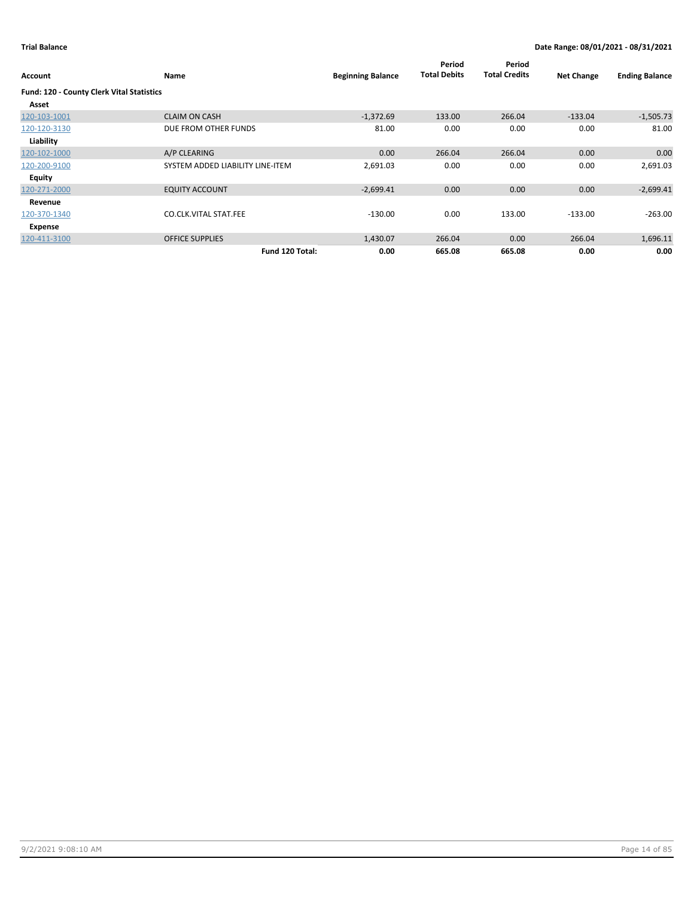**Trial Balance** 

**Date Range: 08/01/2021 - 08/31/2021**

| Account | Name | Beginning Balance | Period Total Debits | Period Total Credits | Net Change | Ending Balance |
|---|---|---|---|---|---|---|
| **Fund: 120 - County Clerk Vital Statistics** | | | | | | |
| **Asset** | | | | | | |
| 120-103-1001 | CLAIM ON CASH | -1,372.69 | 133.00 | 266.04 | -133.04 | -1,505.73 |
| 120-120-3130 | DUE FROM OTHER FUNDS | 81.00 | 0.00 | 0.00 | 0.00 | 81.00 |
| **Liability** | | | | | | |
| 120-102-1000 | A/P CLEARING | 0.00 | 266.04 | 266.04 | 0.00 | 0.00 |
| 120-200-9100 | SYSTEM ADDED LIABILITY LINE-ITEM | 2,691.03 | 0.00 | 0.00 | 0.00 | 2,691.03 |
| **Equity** | | | | | | |
| 120-271-2000 | EQUITY ACCOUNT | -2,699.41 | 0.00 | 0.00 | 0.00 | -2,699.41 |
| **Revenue** | | | | | | |
| 120-370-1340 | CO.CLK.VITAL STAT.FEE | -130.00 | 0.00 | 133.00 | -133.00 | -263.00 |
| **Expense** | | | | | | |
| 120-411-3100 | OFFICE SUPPLIES | 1,430.07 | 266.04 | 0.00 | 266.04 | 1,696.11 |
| | **Fund 120 Total:** | **0.00** | **665.08** | **665.08** | **0.00** | **0.00** |

9/2/2021 9:08:10 AM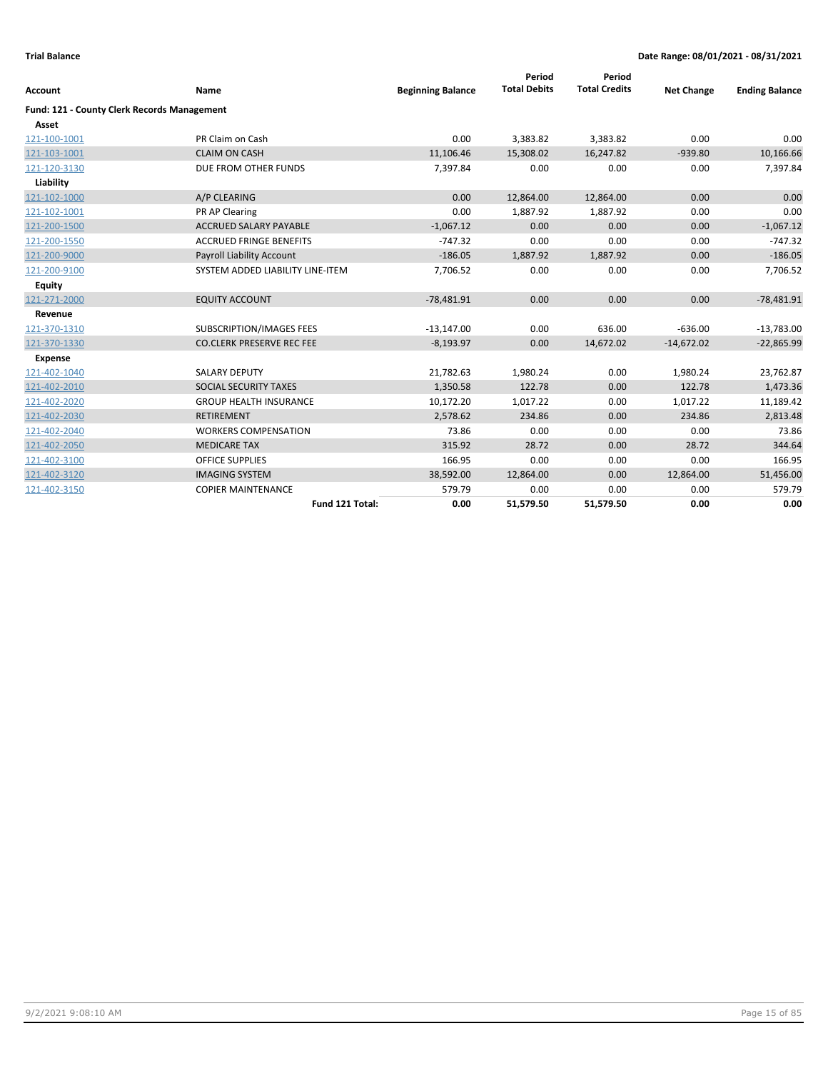**Trial Balance** | **Date Range: 08/01/2021 - 08/31/2021**

| Account | Name | Beginning Balance | Period Total Debits | Period Total Credits | Net Change | Ending Balance |
|---|---|---|---|---|---|---|
| **Fund: 121 - County Clerk Records Management** | | | | | | |
| **Asset** | | | | | | |
| 121-100-1001 | PR Claim on Cash | 0.00 | 3,383.82 | 3,383.82 | 0.00 | 0.00 |
| 121-103-1001 | CLAIM ON CASH | 11,106.46 | 15,308.02 | 16,247.82 | -939.80 | 10,166.66 |
| 121-120-3130 | DUE FROM OTHER FUNDS | 7,397.84 | 0.00 | 0.00 | 0.00 | 7,397.84 |
| **Liability** | | | | | | |
| 121-102-1000 | A/P CLEARING | 0.00 | 12,864.00 | 12,864.00 | 0.00 | 0.00 |
| 121-102-1001 | PR AP Clearing | 0.00 | 1,887.92 | 1,887.92 | 0.00 | 0.00 |
| 121-200-1500 | ACCRUED SALARY PAYABLE | -1,067.12 | 0.00 | 0.00 | 0.00 | -1,067.12 |
| 121-200-1550 | ACCRUED FRINGE BENEFITS | -747.32 | 0.00 | 0.00 | 0.00 | -747.32 |
| 121-200-9000 | Payroll Liability Account | -186.05 | 1,887.92 | 1,887.92 | 0.00 | -186.05 |
| 121-200-9100 | SYSTEM ADDED LIABILITY LINE-ITEM | 7,706.52 | 0.00 | 0.00 | 0.00 | 7,706.52 |
| **Equity** | | | | | | |
| 121-271-2000 | EQUITY ACCOUNT | -78,481.91 | 0.00 | 0.00 | 0.00 | -78,481.91 |
| **Revenue** | | | | | | |
| 121-370-1310 | SUBSCRIPTION/IMAGES FEES | -13,147.00 | 0.00 | 636.00 | -636.00 | -13,783.00 |
| 121-370-1330 | CO.CLERK PRESERVE REC FEE | -8,193.97 | 0.00 | 14,672.02 | -14,672.02 | -22,865.99 |
| **Expense** | | | | | | |
| 121-402-1040 | SALARY DEPUTY | 21,782.63 | 1,980.24 | 0.00 | 1,980.24 | 23,762.87 |
| 121-402-2010 | SOCIAL SECURITY TAXES | 1,350.58 | 122.78 | 0.00 | 122.78 | 1,473.36 |
| 121-402-2020 | GROUP HEALTH INSURANCE | 10,172.20 | 1,017.22 | 0.00 | 1,017.22 | 11,189.42 |
| 121-402-2030 | RETIREMENT | 2,578.62 | 234.86 | 0.00 | 234.86 | 2,813.48 |
| 121-402-2040 | WORKERS COMPENSATION | 73.86 | 0.00 | 0.00 | 0.00 | 73.86 |
| 121-402-2050 | MEDICARE TAX | 315.92 | 28.72 | 0.00 | 28.72 | 344.64 |
| 121-402-3100 | OFFICE SUPPLIES | 166.95 | 0.00 | 0.00 | 0.00 | 166.95 |
| 121-402-3120 | IMAGING SYSTEM | 38,592.00 | 12,864.00 | 0.00 | 12,864.00 | 51,456.00 |
| 121-402-3150 | COPIER MAINTENANCE | 579.79 | 0.00 | 0.00 | 0.00 | 579.79 |
| | **Fund 121 Total:** | **0.00** | **51,579.50** | **51,579.50** | **0.00** | **0.00** |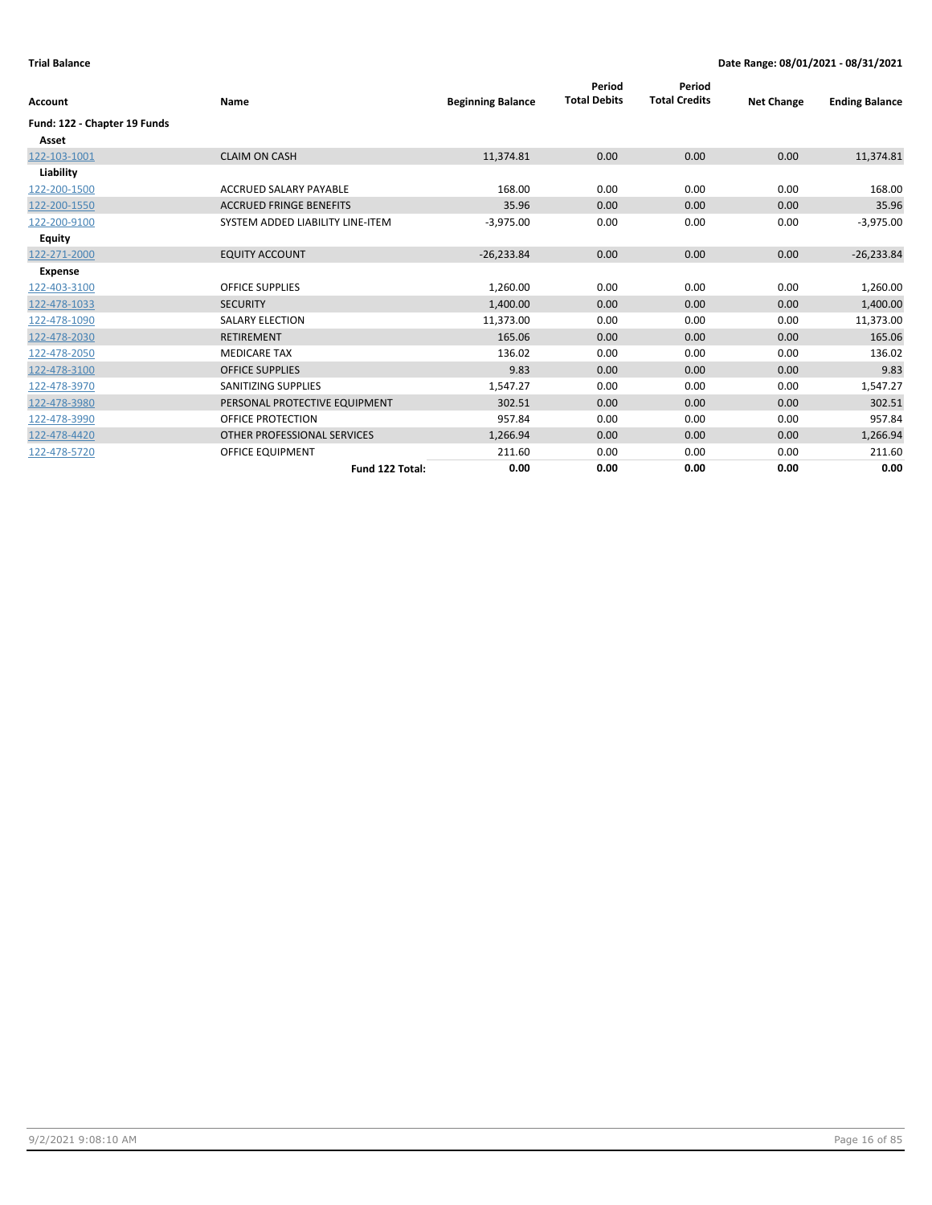**Trial Balance** **Date Range: 08/01/2021 - 08/31/2021**

| Account | Name | Beginning Balance | Period Total Debits | Period Total Credits | Net Change | Ending Balance |
|---|---|---|---|---|---|---|
| **Fund: 122 - Chapter 19 Funds** | | | | | | |
| **Asset** | | | | | | |
| 122-103-1001 | CLAIM ON CASH | 11,374.81 | 0.00 | 0.00 | 0.00 | 11,374.81 |
| **Liability** | | | | | | |
| 122-200-1500 | ACCRUED SALARY PAYABLE | 168.00 | 0.00 | 0.00 | 0.00 | 168.00 |
| 122-200-1550 | ACCRUED FRINGE BENEFITS | 35.96 | 0.00 | 0.00 | 0.00 | 35.96 |
| 122-200-9100 | SYSTEM ADDED LIABILITY LINE-ITEM | -3,975.00 | 0.00 | 0.00 | 0.00 | -3,975.00 |
| **Equity** | | | | | | |
| 122-271-2000 | EQUITY ACCOUNT | -26,233.84 | 0.00 | 0.00 | 0.00 | -26,233.84 |
| **Expense** | | | | | | |
| 122-403-3100 | OFFICE SUPPLIES | 1,260.00 | 0.00 | 0.00 | 0.00 | 1,260.00 |
| 122-478-1033 | SECURITY | 1,400.00 | 0.00 | 0.00 | 0.00 | 1,400.00 |
| 122-478-1090 | SALARY ELECTION | 11,373.00 | 0.00 | 0.00 | 0.00 | 11,373.00 |
| 122-478-2030 | RETIREMENT | 165.06 | 0.00 | 0.00 | 0.00 | 165.06 |
| 122-478-2050 | MEDICARE TAX | 136.02 | 0.00 | 0.00 | 0.00 | 136.02 |
| 122-478-3100 | OFFICE SUPPLIES | 9.83 | 0.00 | 0.00 | 0.00 | 9.83 |
| 122-478-3970 | SANITIZING SUPPLIES | 1,547.27 | 0.00 | 0.00 | 0.00 | 1,547.27 |
| 122-478-3980 | PERSONAL PROTECTIVE EQUIPMENT | 302.51 | 0.00 | 0.00 | 0.00 | 302.51 |
| 122-478-3990 | OFFICE PROTECTION | 957.84 | 0.00 | 0.00 | 0.00 | 957.84 |
| 122-478-4420 | OTHER PROFESSIONAL SERVICES | 1,266.94 | 0.00 | 0.00 | 0.00 | 1,266.94 |
| 122-478-5720 | OFFICE EQUIPMENT | 211.60 | 0.00 | 0.00 | 0.00 | 211.60 |
| | **Fund 122 Total:** | **0.00** | **0.00** | **0.00** | **0.00** | **0.00** |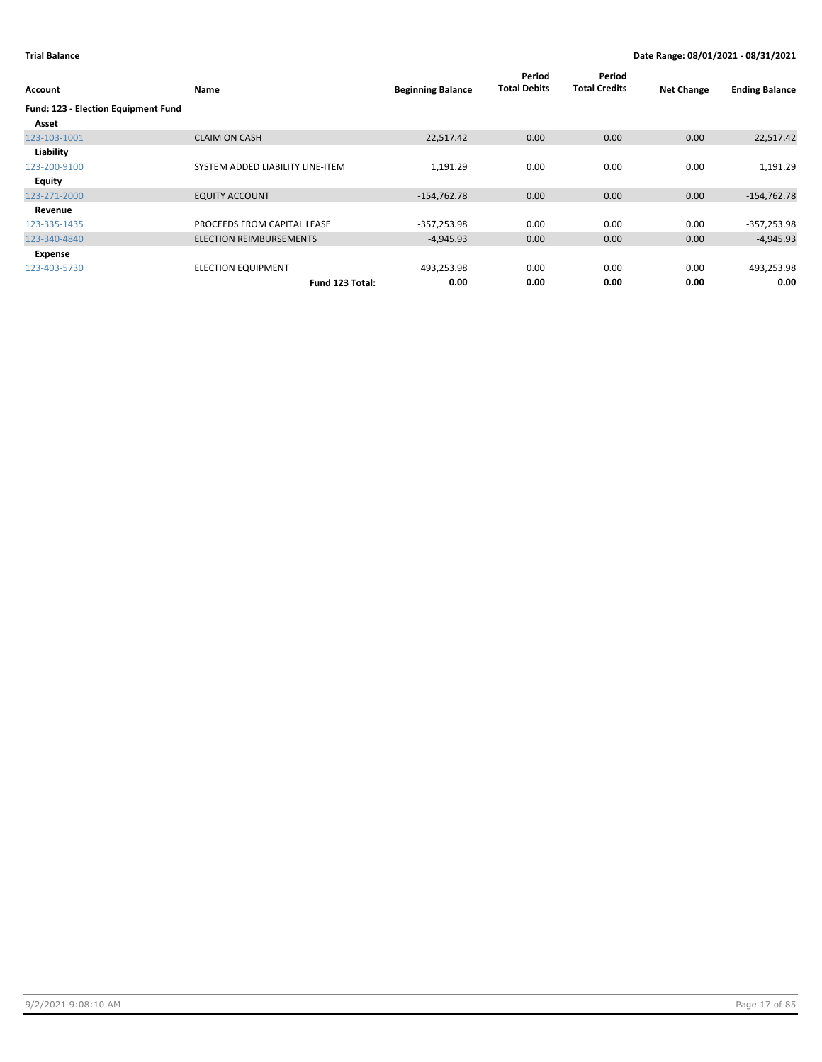**Trial Balance** — Date Range: 08/01/2021 - 08/31/2021

| Account | Name | Beginning Balance | Period Total Debits | Period Total Credits | Net Change | Ending Balance |
|---|---|---|---|---|---|---|
| **Fund: 123 - Election Equipment Fund** | | | | | | |
| **Asset** | | | | | | |
| 123-103-1001 | CLAIM ON CASH | 22,517.42 | 0.00 | 0.00 | 0.00 | 22,517.42 |
| **Liability** | | | | | | |
| 123-200-9100 | SYSTEM ADDED LIABILITY LINE-ITEM | 1,191.29 | 0.00 | 0.00 | 0.00 | 1,191.29 |
| **Equity** | | | | | | |
| 123-271-2000 | EQUITY ACCOUNT | -154,762.78 | 0.00 | 0.00 | 0.00 | -154,762.78 |
| **Revenue** | | | | | | |
| 123-335-1435 | PROCEEDS FROM CAPITAL LEASE | -357,253.98 | 0.00 | 0.00 | 0.00 | -357,253.98 |
| 123-340-4840 | ELECTION REIMBURSEMENTS | -4,945.93 | 0.00 | 0.00 | 0.00 | -4,945.93 |
| **Expense** | | | | | | |
| 123-403-5730 | ELECTION EQUIPMENT | 493,253.98 | 0.00 | 0.00 | 0.00 | 493,253.98 |
| | **Fund 123 Total:** | **0.00** | **0.00** | **0.00** | **0.00** | **0.00** |

9/2/2021 9:08:10 AM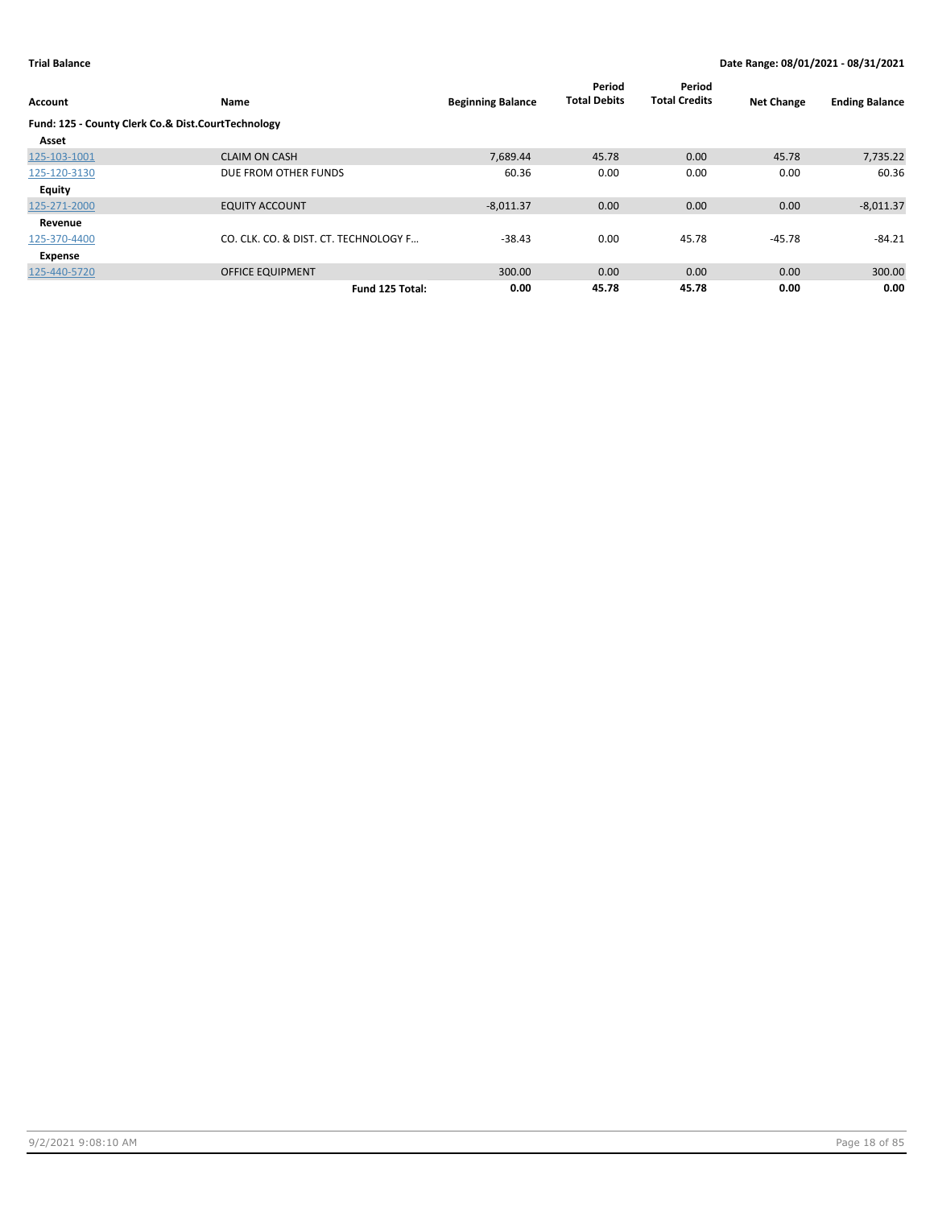**Trial Balance** **Date Range: 08/01/2021 - 08/31/2021**

| Account | Name | Beginning Balance | Period Total Debits | Period Total Credits | Net Change | Ending Balance |
|---|---|---|---|---|---|---|
| **Fund: 125 - County Clerk Co.& Dist.CourtTechnology** | | | | | | |
| **Asset** | | | | | | |
| 125-103-1001 | CLAIM ON CASH | 7,689.44 | 45.78 | 0.00 | 45.78 | 7,735.22 |
| 125-120-3130 | DUE FROM OTHER FUNDS | 60.36 | 0.00 | 0.00 | 0.00 | 60.36 |
| **Equity** | | | | | | |
| 125-271-2000 | EQUITY ACCOUNT | -8,011.37 | 0.00 | 0.00 | 0.00 | -8,011.37 |
| **Revenue** | | | | | | |
| 125-370-4400 | CO. CLK. CO. & DIST. CT. TECHNOLOGY F… | -38.43 | 0.00 | 45.78 | -45.78 | -84.21 |
| **Expense** | | | | | | |
| 125-440-5720 | OFFICE EQUIPMENT | 300.00 | 0.00 | 0.00 | 0.00 | 300.00 |
| | **Fund 125 Total:** | **0.00** | **45.78** | **45.78** | **0.00** | **0.00** |

9/2/2021 9:08:10 AM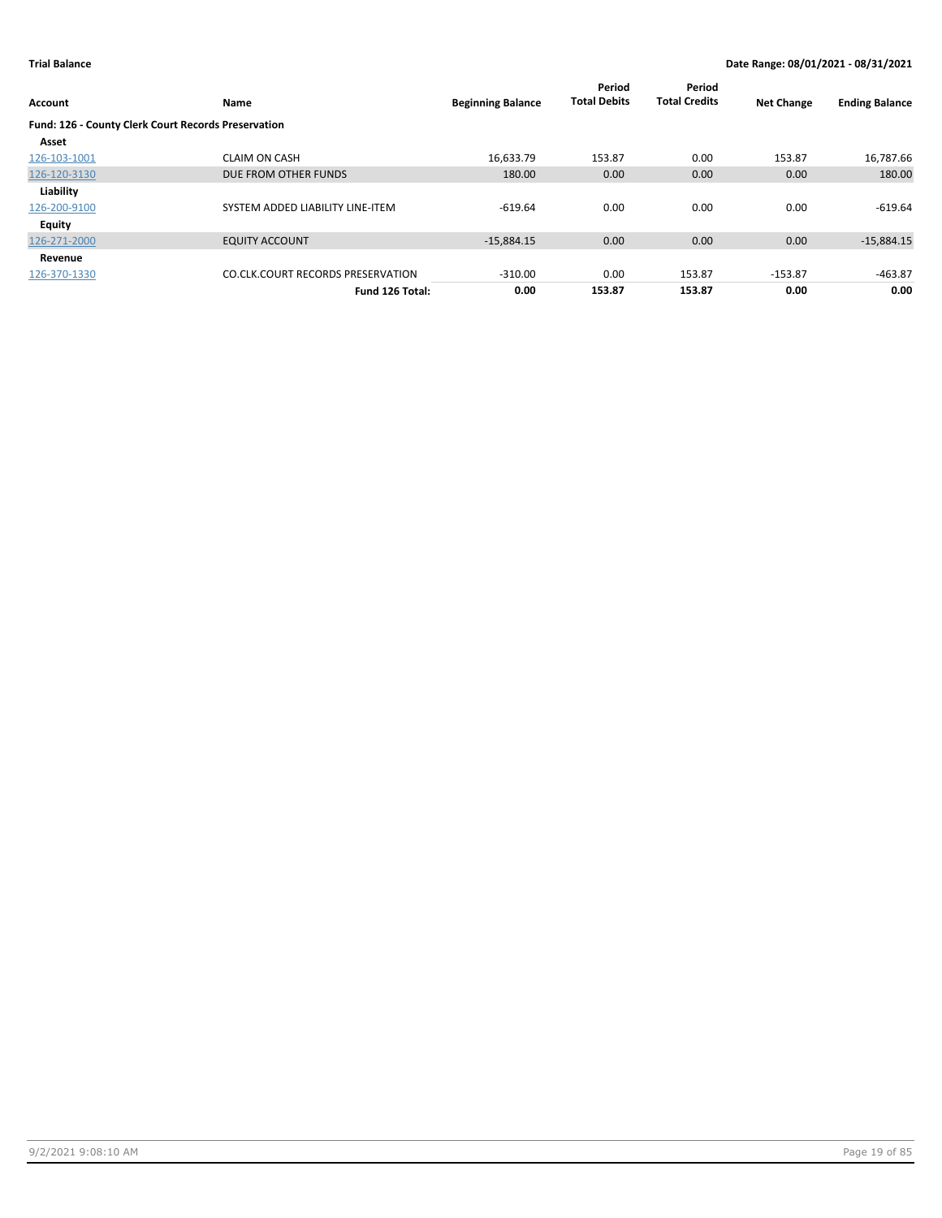**Trial Balance** **Date Range: 08/01/2021 - 08/31/2021**

| Account | Name | Beginning Balance | Period Total Debits | Period Total Credits | Net Change | Ending Balance |
|---|---|---|---|---|---|---|
| **Fund: 126 - County Clerk Court Records Preservation** | | | | | | |
| **Asset** | | | | | | |
| 126-103-1001 | CLAIM ON CASH | 16,633.79 | 153.87 | 0.00 | 153.87 | 16,787.66 |
| 126-120-3130 | DUE FROM OTHER FUNDS | 180.00 | 0.00 | 0.00 | 0.00 | 180.00 |
| **Liability** | | | | | | |
| 126-200-9100 | SYSTEM ADDED LIABILITY LINE-ITEM | -619.64 | 0.00 | 0.00 | 0.00 | -619.64 |
| **Equity** | | | | | | |
| 126-271-2000 | EQUITY ACCOUNT | -15,884.15 | 0.00 | 0.00 | 0.00 | -15,884.15 |
| **Revenue** | | | | | | |
| 126-370-1330 | CO.CLK.COURT RECORDS PRESERVATION | -310.00 | 0.00 | 153.87 | -153.87 | -463.87 |
| | **Fund 126 Total:** | **0.00** | **153.87** | **153.87** | **0.00** | **0.00** |

9/2/2021 9:08:10 AM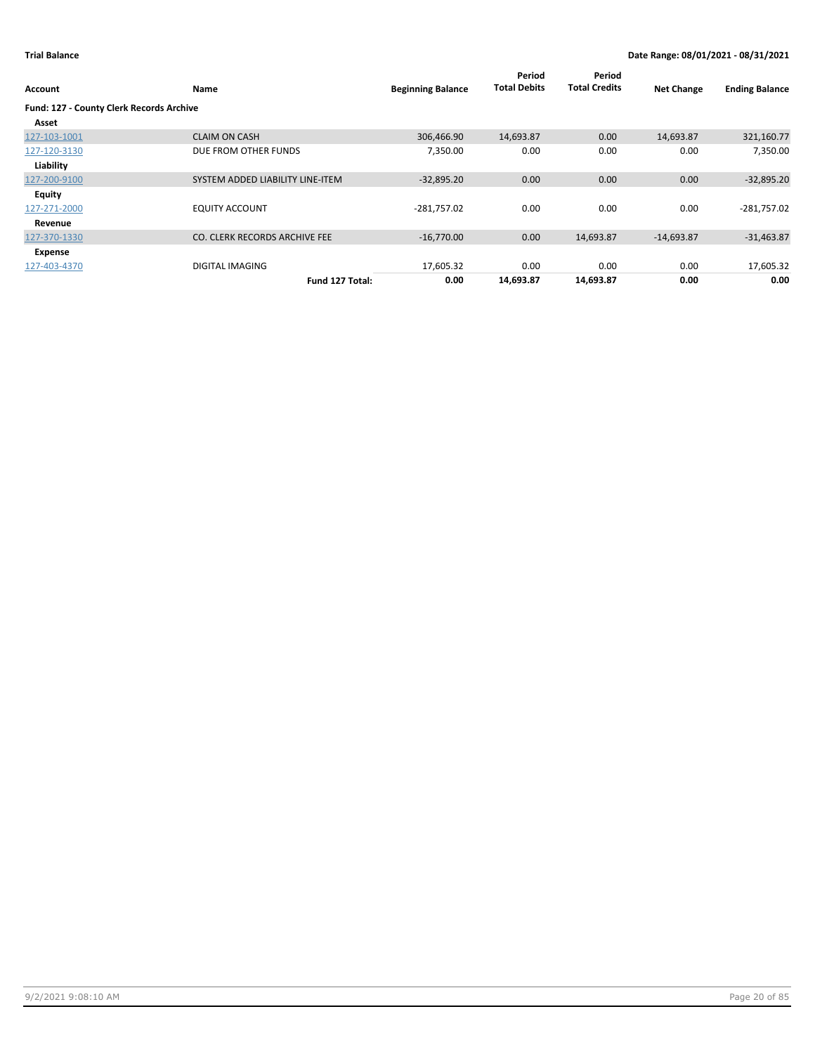**Trial Balance** — Date Range: 08/01/2021 - 08/31/2021

| Account | Name | Beginning Balance | Period Total Debits | Period Total Credits | Net Change | Ending Balance |
|---|---|---|---|---|---|---|
| **Fund: 127 - County Clerk Records Archive** | | | | | | |
| **Asset** | | | | | | |
| 127-103-1001 | CLAIM ON CASH | 306,466.90 | 14,693.87 | 0.00 | 14,693.87 | 321,160.77 |
| 127-120-3130 | DUE FROM OTHER FUNDS | 7,350.00 | 0.00 | 0.00 | 0.00 | 7,350.00 |
| **Liability** | | | | | | |
| 127-200-9100 | SYSTEM ADDED LIABILITY LINE-ITEM | -32,895.20 | 0.00 | 0.00 | 0.00 | -32,895.20 |
| **Equity** | | | | | | |
| 127-271-2000 | EQUITY ACCOUNT | -281,757.02 | 0.00 | 0.00 | 0.00 | -281,757.02 |
| **Revenue** | | | | | | |
| 127-370-1330 | CO. CLERK RECORDS ARCHIVE FEE | -16,770.00 | 0.00 | 14,693.87 | -14,693.87 | -31,463.87 |
| **Expense** | | | | | | |
| 127-403-4370 | DIGITAL IMAGING | 17,605.32 | 0.00 | 0.00 | 0.00 | 17,605.32 |
| | **Fund 127 Total:** | **0.00** | **14,693.87** | **14,693.87** | **0.00** | **0.00** |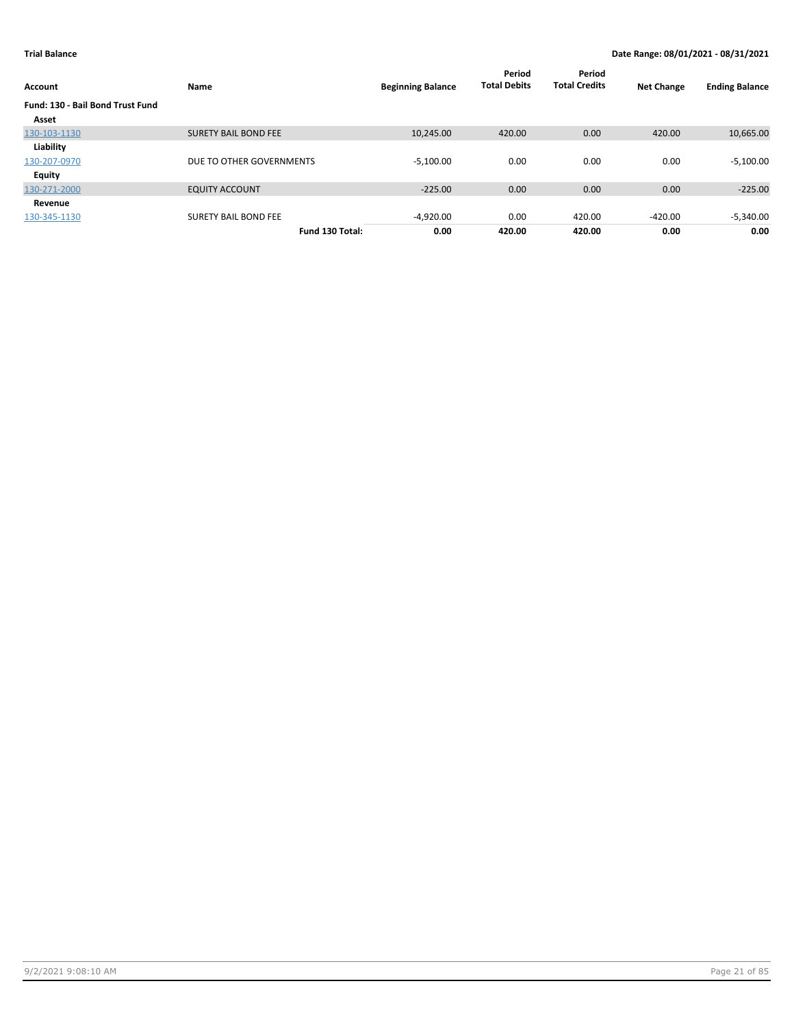**Trial Balance** — Date Range: 08/01/2021 - 08/31/2021

| Account | Name | Beginning Balance | Period Total Debits | Period Total Credits | Net Change | Ending Balance |
|---|---|---|---|---|---|---|
| **Fund: 130 - Bail Bond Trust Fund** | | | | | | |
| **Asset** | | | | | | |
| 130-103-1130 | SURETY BAIL BOND FEE | 10,245.00 | 420.00 | 0.00 | 420.00 | 10,665.00 |
| **Liability** | | | | | | |
| 130-207-0970 | DUE TO OTHER GOVERNMENTS | -5,100.00 | 0.00 | 0.00 | 0.00 | -5,100.00 |
| **Equity** | | | | | | |
| 130-271-2000 | EQUITY ACCOUNT | -225.00 | 0.00 | 0.00 | 0.00 | -225.00 |
| **Revenue** | | | | | | |
| 130-345-1130 | SURETY BAIL BOND FEE | -4,920.00 | 0.00 | 420.00 | -420.00 | -5,340.00 |
| | **Fund 130 Total:** | **0.00** | **420.00** | **420.00** | **0.00** | **0.00** |

9/2/2021 9:08:10 AM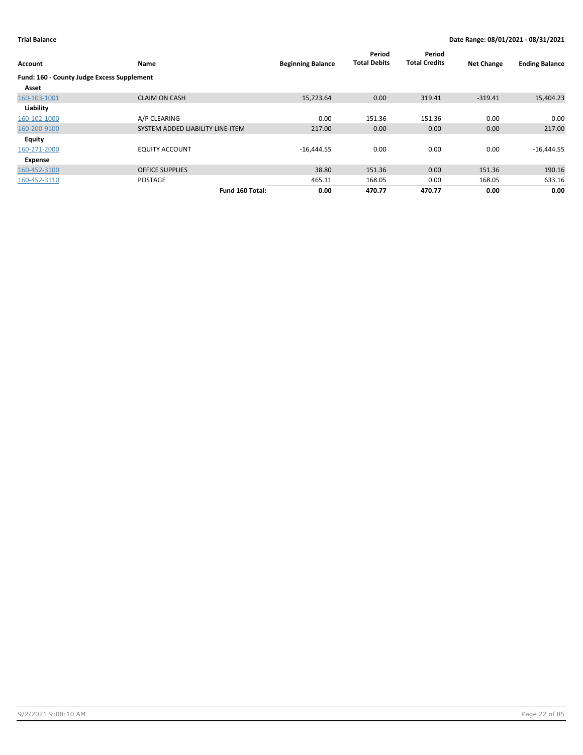**Trial Balance** | **Date Range: 08/01/2021 - 08/31/2021**

| Account | Name | Beginning Balance | Period Total Debits | Period Total Credits | Net Change | Ending Balance |
|---|---|---|---|---|---|---|
| **Fund: 160 - County Judge Excess Supplement** | | | | | | |
| **Asset** | | | | | | |
| 160-103-1001 | CLAIM ON CASH | 15,723.64 | 0.00 | 319.41 | -319.41 | 15,404.23 |
| **Liability** | | | | | | |
| 160-102-1000 | A/P CLEARING | 0.00 | 151.36 | 151.36 | 0.00 | 0.00 |
| 160-200-9100 | SYSTEM ADDED LIABILITY LINE-ITEM | 217.00 | 0.00 | 0.00 | 0.00 | 217.00 |
| **Equity** | | | | | | |
| 160-271-2000 | EQUITY ACCOUNT | -16,444.55 | 0.00 | 0.00 | 0.00 | -16,444.55 |
| **Expense** | | | | | | |
| 160-452-3100 | OFFICE SUPPLIES | 38.80 | 151.36 | 0.00 | 151.36 | 190.16 |
| 160-452-3110 | POSTAGE | 465.11 | 168.05 | 0.00 | 168.05 | 633.16 |
| | **Fund 160 Total:** | **0.00** | **470.77** | **470.77** | **0.00** | **0.00** |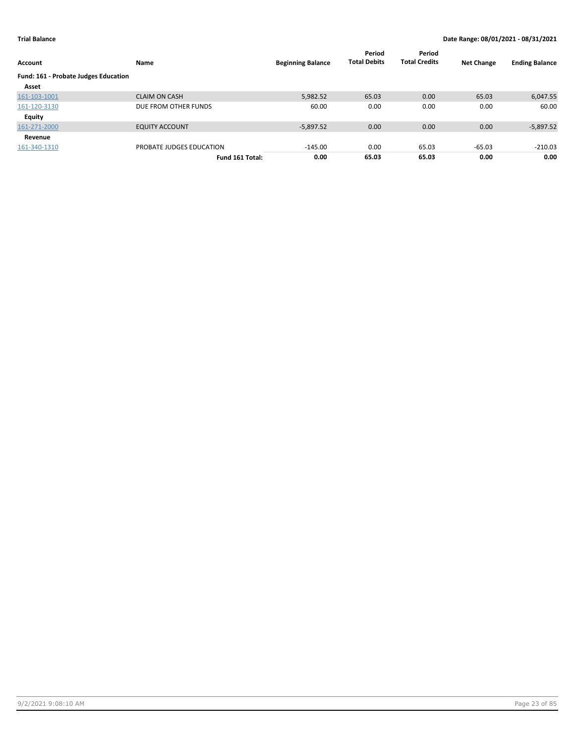**Trial Balance** | **Date Range: 08/01/2021 - 08/31/2021**

| Account | Name | Beginning Balance | Period Total Debits | Period Total Credits | Net Change | Ending Balance |
|---|---|---|---|---|---|---|
| **Fund: 161 - Probate Judges Education** | | | | | | |
| **Asset** | | | | | | |
| 161-103-1001 | CLAIM ON CASH | 5,982.52 | 65.03 | 0.00 | 65.03 | 6,047.55 |
| 161-120-3130 | DUE FROM OTHER FUNDS | 60.00 | 0.00 | 0.00 | 0.00 | 60.00 |
| **Equity** | | | | | | |
| 161-271-2000 | EQUITY ACCOUNT | -5,897.52 | 0.00 | 0.00 | 0.00 | -5,897.52 |
| **Revenue** | | | | | | |
| 161-340-1310 | PROBATE JUDGES EDUCATION | -145.00 | 0.00 | 65.03 | -65.03 | -210.03 |
| | **Fund 161 Total:** | **0.00** | **65.03** | **65.03** | **0.00** | **0.00** |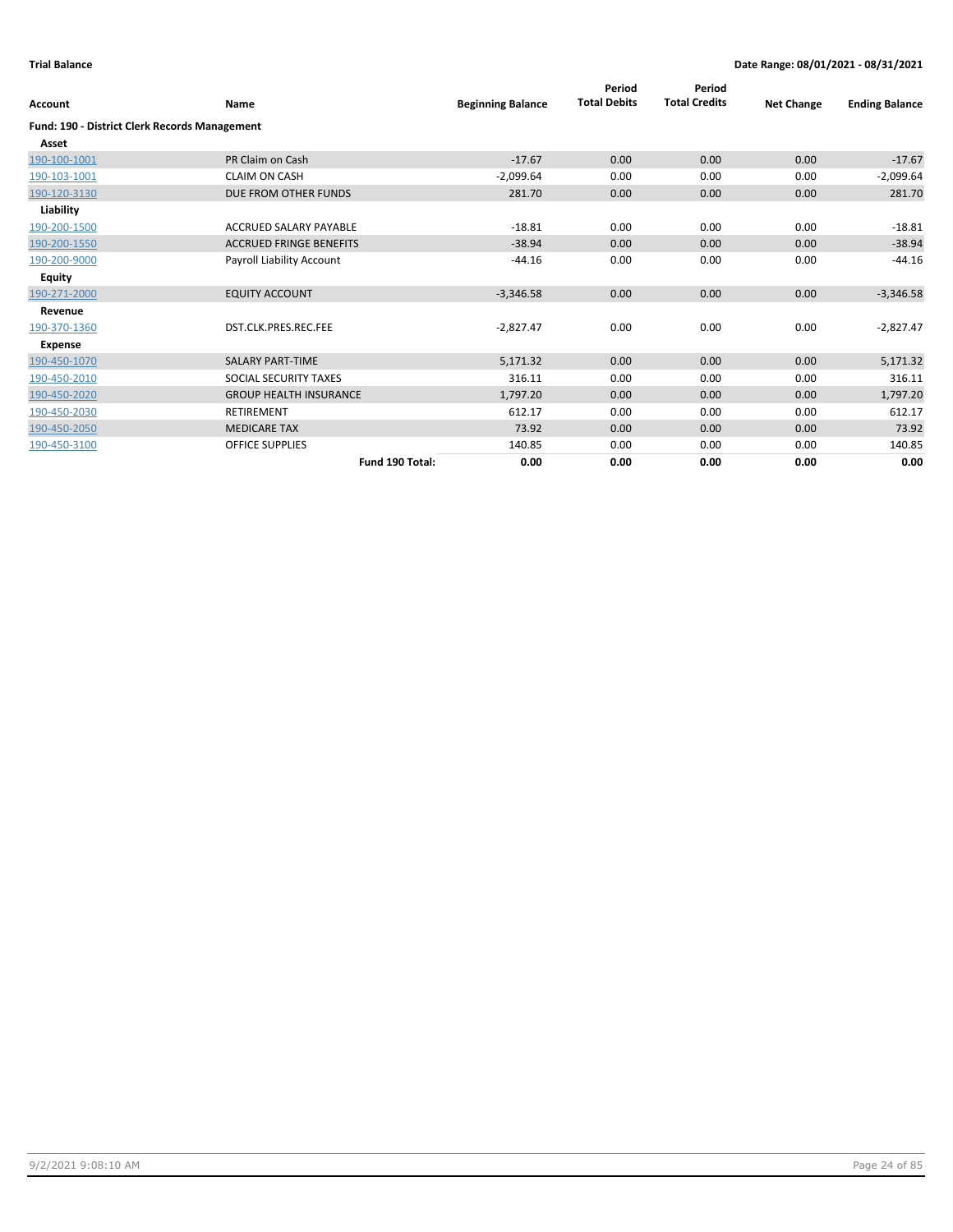**Trial Balance** | **Date Range: 08/01/2021 - 08/31/2021**

| Account | Name | Beginning Balance | Period Total Debits | Period Total Credits | Net Change | Ending Balance |
|---|---|---|---|---|---|---|
| **Fund: 190 - District Clerk Records Management** | | | | | | |
| **Asset** | | | | | | |
| 190-100-1001 | PR Claim on Cash | -17.67 | 0.00 | 0.00 | 0.00 | -17.67 |
| 190-103-1001 | CLAIM ON CASH | -2,099.64 | 0.00 | 0.00 | 0.00 | -2,099.64 |
| 190-120-3130 | DUE FROM OTHER FUNDS | 281.70 | 0.00 | 0.00 | 0.00 | 281.70 |
| **Liability** | | | | | | |
| 190-200-1500 | ACCRUED SALARY PAYABLE | -18.81 | 0.00 | 0.00 | 0.00 | -18.81 |
| 190-200-1550 | ACCRUED FRINGE BENEFITS | -38.94 | 0.00 | 0.00 | 0.00 | -38.94 |
| 190-200-9000 | Payroll Liability Account | -44.16 | 0.00 | 0.00 | 0.00 | -44.16 |
| **Equity** | | | | | | |
| 190-271-2000 | EQUITY ACCOUNT | -3,346.58 | 0.00 | 0.00 | 0.00 | -3,346.58 |
| **Revenue** | | | | | | |
| 190-370-1360 | DST.CLK.PRES.REC.FEE | -2,827.47 | 0.00 | 0.00 | 0.00 | -2,827.47 |
| **Expense** | | | | | | |
| 190-450-1070 | SALARY PART-TIME | 5,171.32 | 0.00 | 0.00 | 0.00 | 5,171.32 |
| 190-450-2010 | SOCIAL SECURITY TAXES | 316.11 | 0.00 | 0.00 | 0.00 | 316.11 |
| 190-450-2020 | GROUP HEALTH INSURANCE | 1,797.20 | 0.00 | 0.00 | 0.00 | 1,797.20 |
| 190-450-2030 | RETIREMENT | 612.17 | 0.00 | 0.00 | 0.00 | 612.17 |
| 190-450-2050 | MEDICARE TAX | 73.92 | 0.00 | 0.00 | 0.00 | 73.92 |
| 190-450-3100 | OFFICE SUPPLIES | 140.85 | 0.00 | 0.00 | 0.00 | 140.85 |
| | **Fund 190 Total:** | **0.00** | **0.00** | **0.00** | **0.00** | **0.00** |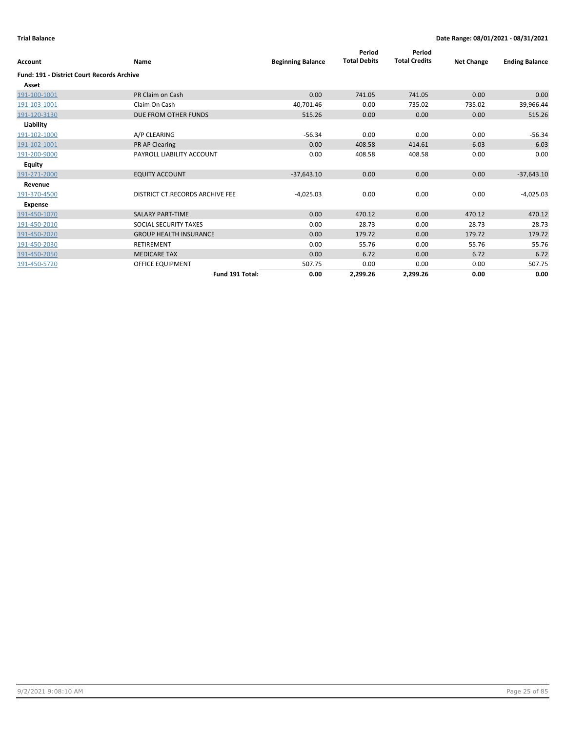**Trial Balance** **Date Range: 08/01/2021 - 08/31/2021**

| Account | Name | Beginning Balance | Period Total Debits | Period Total Credits | Net Change | Ending Balance |
|---|---|---|---|---|---|---|
| **Fund: 191 - District Court Records Archive** | | | | | | |
| **Asset** | | | | | | |
| 191-100-1001 | PR Claim on Cash | 0.00 | 741.05 | 741.05 | 0.00 | 0.00 |
| 191-103-1001 | Claim On Cash | 40,701.46 | 0.00 | 735.02 | -735.02 | 39,966.44 |
| 191-120-3130 | DUE FROM OTHER FUNDS | 515.26 | 0.00 | 0.00 | 0.00 | 515.26 |
| **Liability** | | | | | | |
| 191-102-1000 | A/P CLEARING | -56.34 | 0.00 | 0.00 | 0.00 | -56.34 |
| 191-102-1001 | PR AP Clearing | 0.00 | 408.58 | 414.61 | -6.03 | -6.03 |
| 191-200-9000 | PAYROLL LIABILITY ACCOUNT | 0.00 | 408.58 | 408.58 | 0.00 | 0.00 |
| **Equity** | | | | | | |
| 191-271-2000 | EQUITY ACCOUNT | -37,643.10 | 0.00 | 0.00 | 0.00 | -37,643.10 |
| **Revenue** | | | | | | |
| 191-370-4500 | DISTRICT CT.RECORDS ARCHIVE FEE | -4,025.03 | 0.00 | 0.00 | 0.00 | -4,025.03 |
| **Expense** | | | | | | |
| 191-450-1070 | SALARY PART-TIME | 0.00 | 470.12 | 0.00 | 470.12 | 470.12 |
| 191-450-2010 | SOCIAL SECURITY TAXES | 0.00 | 28.73 | 0.00 | 28.73 | 28.73 |
| 191-450-2020 | GROUP HEALTH INSURANCE | 0.00 | 179.72 | 0.00 | 179.72 | 179.72 |
| 191-450-2030 | RETIREMENT | 0.00 | 55.76 | 0.00 | 55.76 | 55.76 |
| 191-450-2050 | MEDICARE TAX | 0.00 | 6.72 | 0.00 | 6.72 | 6.72 |
| 191-450-5720 | OFFICE EQUIPMENT | 507.75 | 0.00 | 0.00 | 0.00 | 507.75 |
| | **Fund 191 Total:** | **0.00** | **2,299.26** | **2,299.26** | **0.00** | **0.00** |

9/2/2021 9:08:10 AM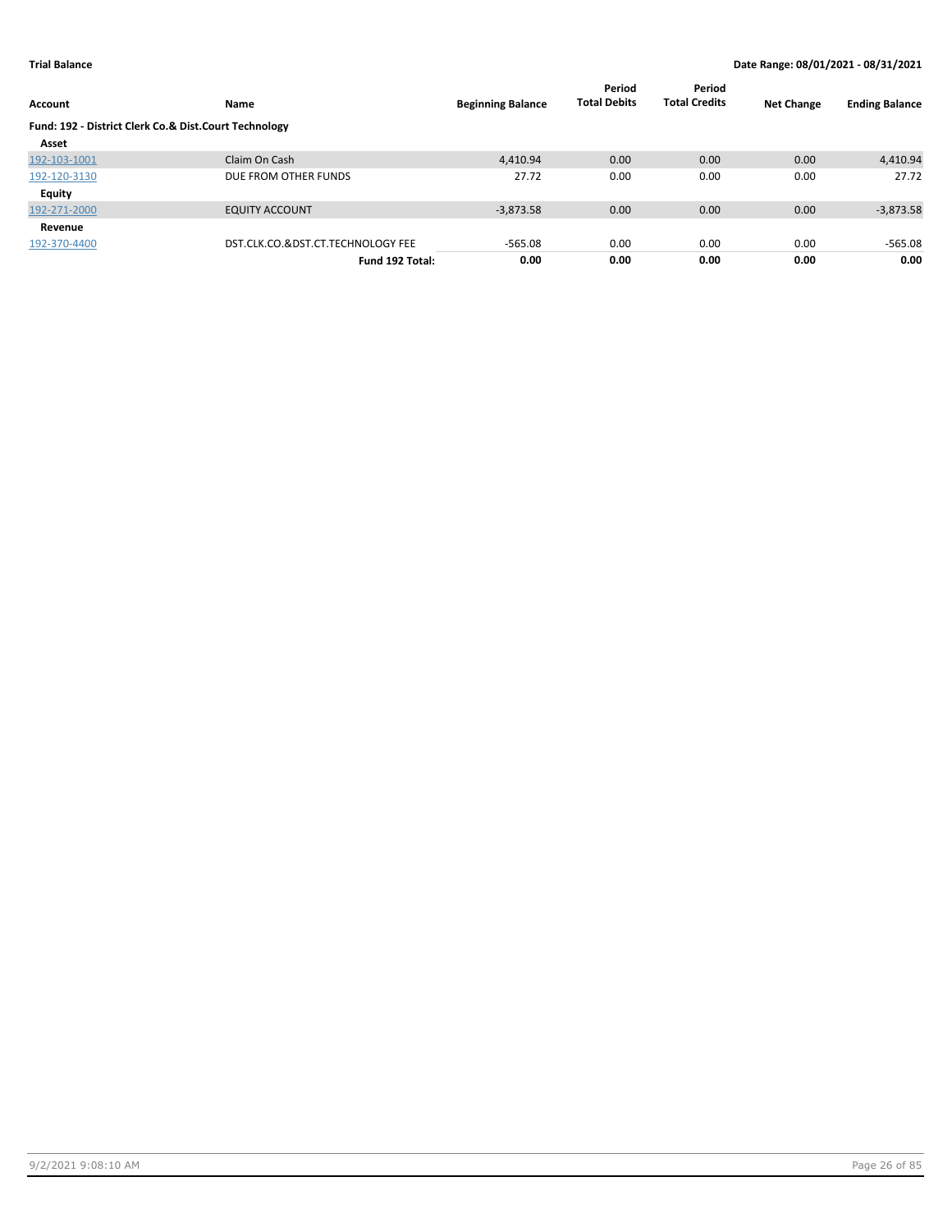**Trial Balance** **Date Range: 08/01/2021 - 08/31/2021**

| Account | Name | Beginning Balance | Period Total Debits | Period Total Credits | Net Change | Ending Balance |
|---|---|---|---|---|---|---|
| **Fund: 192 - District Clerk Co.& Dist.Court Technology** | | | | | | |
| **Asset** | | | | | | |
| 192-103-1001 | Claim On Cash | 4,410.94 | 0.00 | 0.00 | 0.00 | 4,410.94 |
| 192-120-3130 | DUE FROM OTHER FUNDS | 27.72 | 0.00 | 0.00 | 0.00 | 27.72 |
| **Equity** | | | | | | |
| 192-271-2000 | EQUITY ACCOUNT | -3,873.58 | 0.00 | 0.00 | 0.00 | -3,873.58 |
| **Revenue** | | | | | | |
| 192-370-4400 | DST.CLK.CO.&DST.CT.TECHNOLOGY FEE | -565.08 | 0.00 | 0.00 | 0.00 | -565.08 |
| | **Fund 192 Total:** | **0.00** | **0.00** | **0.00** | **0.00** | **0.00** |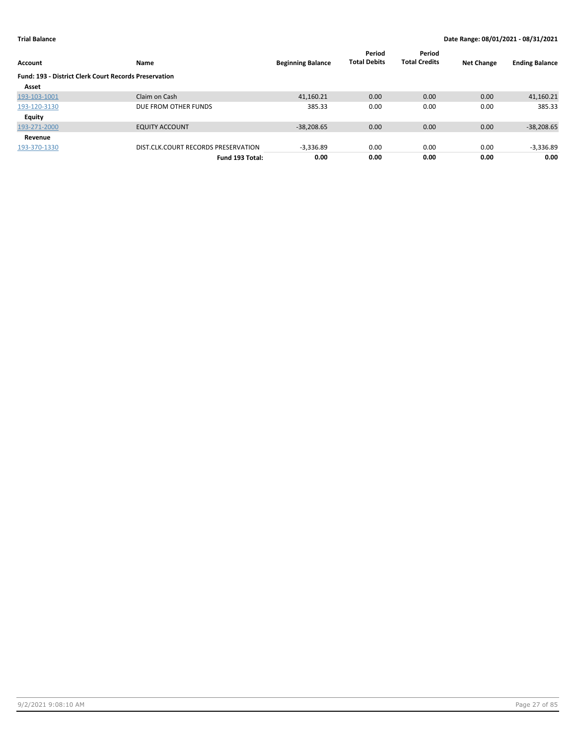**Trial Balance** — Date Range: 08/01/2021 - 08/31/2021

| Account | Name | Beginning Balance | Period Total Debits | Period Total Credits | Net Change | Ending Balance |
|---|---|---|---|---|---|---|
| **Fund: 193 - District Clerk Court Records Preservation** | | | | | | |
| **Asset** | | | | | | |
| 193-103-1001 | Claim on Cash | 41,160.21 | 0.00 | 0.00 | 0.00 | 41,160.21 |
| 193-120-3130 | DUE FROM OTHER FUNDS | 385.33 | 0.00 | 0.00 | 0.00 | 385.33 |
| **Equity** | | | | | | |
| 193-271-2000 | EQUITY ACCOUNT | -38,208.65 | 0.00 | 0.00 | 0.00 | -38,208.65 |
| **Revenue** | | | | | | |
| 193-370-1330 | DIST.CLK.COURT RECORDS PRESERVATION | -3,336.89 | 0.00 | 0.00 | 0.00 | -3,336.89 |
| | **Fund 193 Total:** | **0.00** | **0.00** | **0.00** | **0.00** | **0.00** |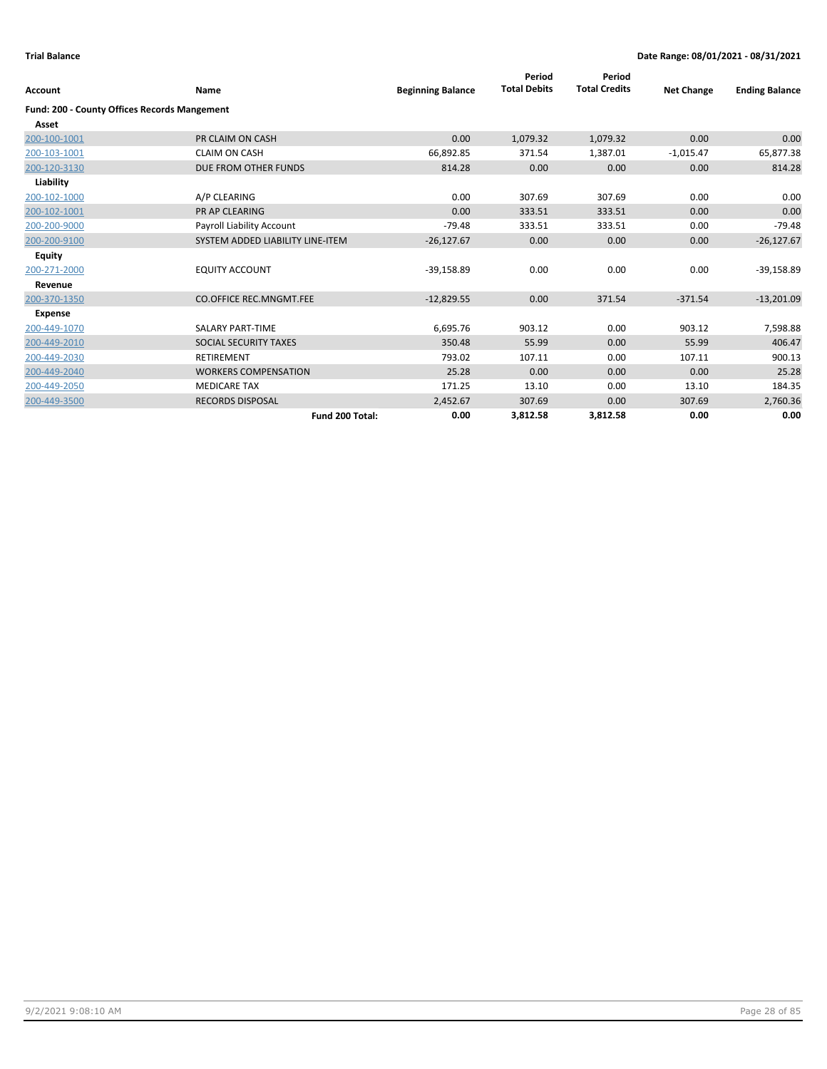**Trial Balance** **Date Range: 08/01/2021 - 08/31/2021**

| Account | Name | Beginning Balance | Period Total Debits | Period Total Credits | Net Change | Ending Balance |
|---|---|---|---|---|---|---|
| **Fund: 200 - County Offices Records Mangement** | | | | | | |
| **Asset** | | | | | | |
| 200-100-1001 | PR CLAIM ON CASH | 0.00 | 1,079.32 | 1,079.32 | 0.00 | 0.00 |
| 200-103-1001 | CLAIM ON CASH | 66,892.85 | 371.54 | 1,387.01 | -1,015.47 | 65,877.38 |
| 200-120-3130 | DUE FROM OTHER FUNDS | 814.28 | 0.00 | 0.00 | 0.00 | 814.28 |
| **Liability** | | | | | | |
| 200-102-1000 | A/P CLEARING | 0.00 | 307.69 | 307.69 | 0.00 | 0.00 |
| 200-102-1001 | PR AP CLEARING | 0.00 | 333.51 | 333.51 | 0.00 | 0.00 |
| 200-200-9000 | Payroll Liability Account | -79.48 | 333.51 | 333.51 | 0.00 | -79.48 |
| 200-200-9100 | SYSTEM ADDED LIABILITY LINE-ITEM | -26,127.67 | 0.00 | 0.00 | 0.00 | -26,127.67 |
| **Equity** | | | | | | |
| 200-271-2000 | EQUITY ACCOUNT | -39,158.89 | 0.00 | 0.00 | 0.00 | -39,158.89 |
| **Revenue** | | | | | | |
| 200-370-1350 | CO.OFFICE REC.MNGMT.FEE | -12,829.55 | 0.00 | 371.54 | -371.54 | -13,201.09 |
| **Expense** | | | | | | |
| 200-449-1070 | SALARY PART-TIME | 6,695.76 | 903.12 | 0.00 | 903.12 | 7,598.88 |
| 200-449-2010 | SOCIAL SECURITY TAXES | 350.48 | 55.99 | 0.00 | 55.99 | 406.47 |
| 200-449-2030 | RETIREMENT | 793.02 | 107.11 | 0.00 | 107.11 | 900.13 |
| 200-449-2040 | WORKERS COMPENSATION | 25.28 | 0.00 | 0.00 | 0.00 | 25.28 |
| 200-449-2050 | MEDICARE TAX | 171.25 | 13.10 | 0.00 | 13.10 | 184.35 |
| 200-449-3500 | RECORDS DISPOSAL | 2,452.67 | 307.69 | 0.00 | 307.69 | 2,760.36 |
| | **Fund 200 Total:** | **0.00** | **3,812.58** | **3,812.58** | **0.00** | **0.00** |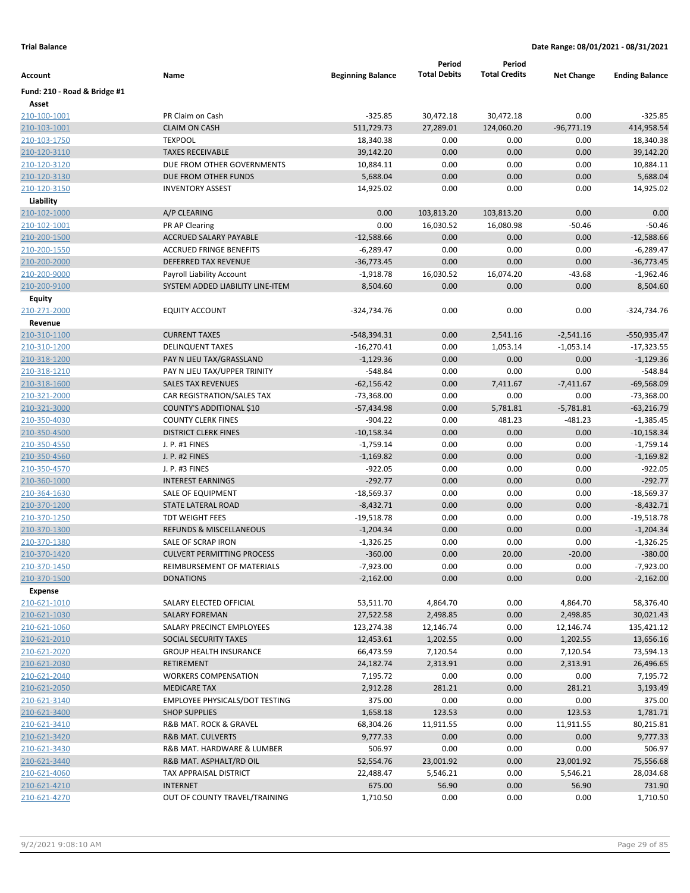**Trial Balance** **Date Range: 08/01/2021 - 08/31/2021**

| Account | Name | Beginning Balance | Period Total Debits | Period Total Credits | Net Change | Ending Balance |
|---|---|---|---|---|---|---|
| **Fund: 210 - Road & Bridge #1** | | | | | | |
| **Asset** | | | | | | |
| 210-100-1001 | PR Claim on Cash | -325.85 | 30,472.18 | 30,472.18 | 0.00 | -325.85 |
| 210-103-1001 | CLAIM ON CASH | 511,729.73 | 27,289.01 | 124,060.20 | -96,771.19 | 414,958.54 |
| 210-103-1750 | TEXPOOL | 18,340.38 | 0.00 | 0.00 | 0.00 | 18,340.38 |
| 210-120-3110 | TAXES RECEIVABLE | 39,142.20 | 0.00 | 0.00 | 0.00 | 39,142.20 |
| 210-120-3120 | DUE FROM OTHER GOVERNMENTS | 10,884.11 | 0.00 | 0.00 | 0.00 | 10,884.11 |
| 210-120-3130 | DUE FROM OTHER FUNDS | 5,688.04 | 0.00 | 0.00 | 0.00 | 5,688.04 |
| 210-120-3150 | INVENTORY ASSEST | 14,925.02 | 0.00 | 0.00 | 0.00 | 14,925.02 |
| **Liability** | | | | | | |
| 210-102-1000 | A/P CLEARING | 0.00 | 103,813.20 | 103,813.20 | 0.00 | 0.00 |
| 210-102-1001 | PR AP Clearing | 0.00 | 16,030.52 | 16,080.98 | -50.46 | -50.46 |
| 210-200-1500 | ACCRUED SALARY PAYABLE | -12,588.66 | 0.00 | 0.00 | 0.00 | -12,588.66 |
| 210-200-1550 | ACCRUED FRINGE BENEFITS | -6,289.47 | 0.00 | 0.00 | 0.00 | -6,289.47 |
| 210-200-2000 | DEFERRED TAX REVENUE | -36,773.45 | 0.00 | 0.00 | 0.00 | -36,773.45 |
| 210-200-9000 | Payroll Liability Account | -1,918.78 | 16,030.52 | 16,074.20 | -43.68 | -1,962.46 |
| 210-200-9100 | SYSTEM ADDED LIABILITY LINE-ITEM | 8,504.60 | 0.00 | 0.00 | 0.00 | 8,504.60 |
| **Equity** | | | | | | |
| 210-271-2000 | EQUITY ACCOUNT | -324,734.76 | 0.00 | 0.00 | 0.00 | -324,734.76 |
| **Revenue** | | | | | | |
| 210-310-1100 | CURRENT TAXES | -548,394.31 | 0.00 | 2,541.16 | -2,541.16 | -550,935.47 |
| 210-310-1200 | DELINQUENT TAXES | -16,270.41 | 0.00 | 1,053.14 | -1,053.14 | -17,323.55 |
| 210-318-1200 | PAY N LIEU TAX/GRASSLAND | -1,129.36 | 0.00 | 0.00 | 0.00 | -1,129.36 |
| 210-318-1210 | PAY N LIEU TAX/UPPER TRINITY | -548.84 | 0.00 | 0.00 | 0.00 | -548.84 |
| 210-318-1600 | SALES TAX REVENUES | -62,156.42 | 0.00 | 7,411.67 | -7,411.67 | -69,568.09 |
| 210-321-2000 | CAR REGISTRATION/SALES TAX | -73,368.00 | 0.00 | 0.00 | 0.00 | -73,368.00 |
| 210-321-3000 | COUNTY'S ADDITIONAL $10 | -57,434.98 | 0.00 | 5,781.81 | -5,781.81 | -63,216.79 |
| 210-350-4030 | COUNTY CLERK FINES | -904.22 | 0.00 | 481.23 | -481.23 | -1,385.45 |
| 210-350-4500 | DISTRICT CLERK FINES | -10,158.34 | 0.00 | 0.00 | 0.00 | -10,158.34 |
| 210-350-4550 | J. P. #1 FINES | -1,759.14 | 0.00 | 0.00 | 0.00 | -1,759.14 |
| 210-350-4560 | J. P. #2 FINES | -1,169.82 | 0.00 | 0.00 | 0.00 | -1,169.82 |
| 210-350-4570 | J. P. #3 FINES | -922.05 | 0.00 | 0.00 | 0.00 | -922.05 |
| 210-360-1000 | INTEREST EARNINGS | -292.77 | 0.00 | 0.00 | 0.00 | -292.77 |
| 210-364-1630 | SALE OF EQUIPMENT | -18,569.37 | 0.00 | 0.00 | 0.00 | -18,569.37 |
| 210-370-1200 | STATE LATERAL ROAD | -8,432.71 | 0.00 | 0.00 | 0.00 | -8,432.71 |
| 210-370-1250 | TDT WEIGHT FEES | -19,518.78 | 0.00 | 0.00 | 0.00 | -19,518.78 |
| 210-370-1300 | REFUNDS & MISCELLANEOUS | -1,204.34 | 0.00 | 0.00 | 0.00 | -1,204.34 |
| 210-370-1380 | SALE OF SCRAP IRON | -1,326.25 | 0.00 | 0.00 | 0.00 | -1,326.25 |
| 210-370-1420 | CULVERT PERMITTING PROCESS | -360.00 | 0.00 | 20.00 | -20.00 | -380.00 |
| 210-370-1450 | REIMBURSEMENT OF MATERIALS | -7,923.00 | 0.00 | 0.00 | 0.00 | -7,923.00 |
| 210-370-1500 | DONATIONS | -2,162.00 | 0.00 | 0.00 | 0.00 | -2,162.00 |
| **Expense** | | | | | | |
| 210-621-1010 | SALARY ELECTED OFFICIAL | 53,511.70 | 4,864.70 | 0.00 | 4,864.70 | 58,376.40 |
| 210-621-1030 | SALARY FOREMAN | 27,522.58 | 2,498.85 | 0.00 | 2,498.85 | 30,021.43 |
| 210-621-1060 | SALARY PRECINCT EMPLOYEES | 123,274.38 | 12,146.74 | 0.00 | 12,146.74 | 135,421.12 |
| 210-621-2010 | SOCIAL SECURITY TAXES | 12,453.61 | 1,202.55 | 0.00 | 1,202.55 | 13,656.16 |
| 210-621-2020 | GROUP HEALTH INSURANCE | 66,473.59 | 7,120.54 | 0.00 | 7,120.54 | 73,594.13 |
| 210-621-2030 | RETIREMENT | 24,182.74 | 2,313.91 | 0.00 | 2,313.91 | 26,496.65 |
| 210-621-2040 | WORKERS COMPENSATION | 7,195.72 | 0.00 | 0.00 | 0.00 | 7,195.72 |
| 210-621-2050 | MEDICARE TAX | 2,912.28 | 281.21 | 0.00 | 281.21 | 3,193.49 |
| 210-621-3140 | EMPLOYEE PHYSICALS/DOT TESTING | 375.00 | 0.00 | 0.00 | 0.00 | 375.00 |
| 210-621-3400 | SHOP SUPPLIES | 1,658.18 | 123.53 | 0.00 | 123.53 | 1,781.71 |
| 210-621-3410 | R&B MAT. ROCK & GRAVEL | 68,304.26 | 11,911.55 | 0.00 | 11,911.55 | 80,215.81 |
| 210-621-3420 | R&B MAT. CULVERTS | 9,777.33 | 0.00 | 0.00 | 0.00 | 9,777.33 |
| 210-621-3430 | R&B MAT. HARDWARE & LUMBER | 506.97 | 0.00 | 0.00 | 0.00 | 506.97 |
| 210-621-3440 | R&B MAT. ASPHALT/RD OIL | 52,554.76 | 23,001.92 | 0.00 | 23,001.92 | 75,556.68 |
| 210-621-4060 | TAX APPRAISAL DISTRICT | 22,488.47 | 5,546.21 | 0.00 | 5,546.21 | 28,034.68 |
| 210-621-4210 | INTERNET | 675.00 | 56.90 | 0.00 | 56.90 | 731.90 |
| 210-621-4270 | OUT OF COUNTY TRAVEL/TRAINING | 1,710.50 | 0.00 | 0.00 | 0.00 | 1,710.50 |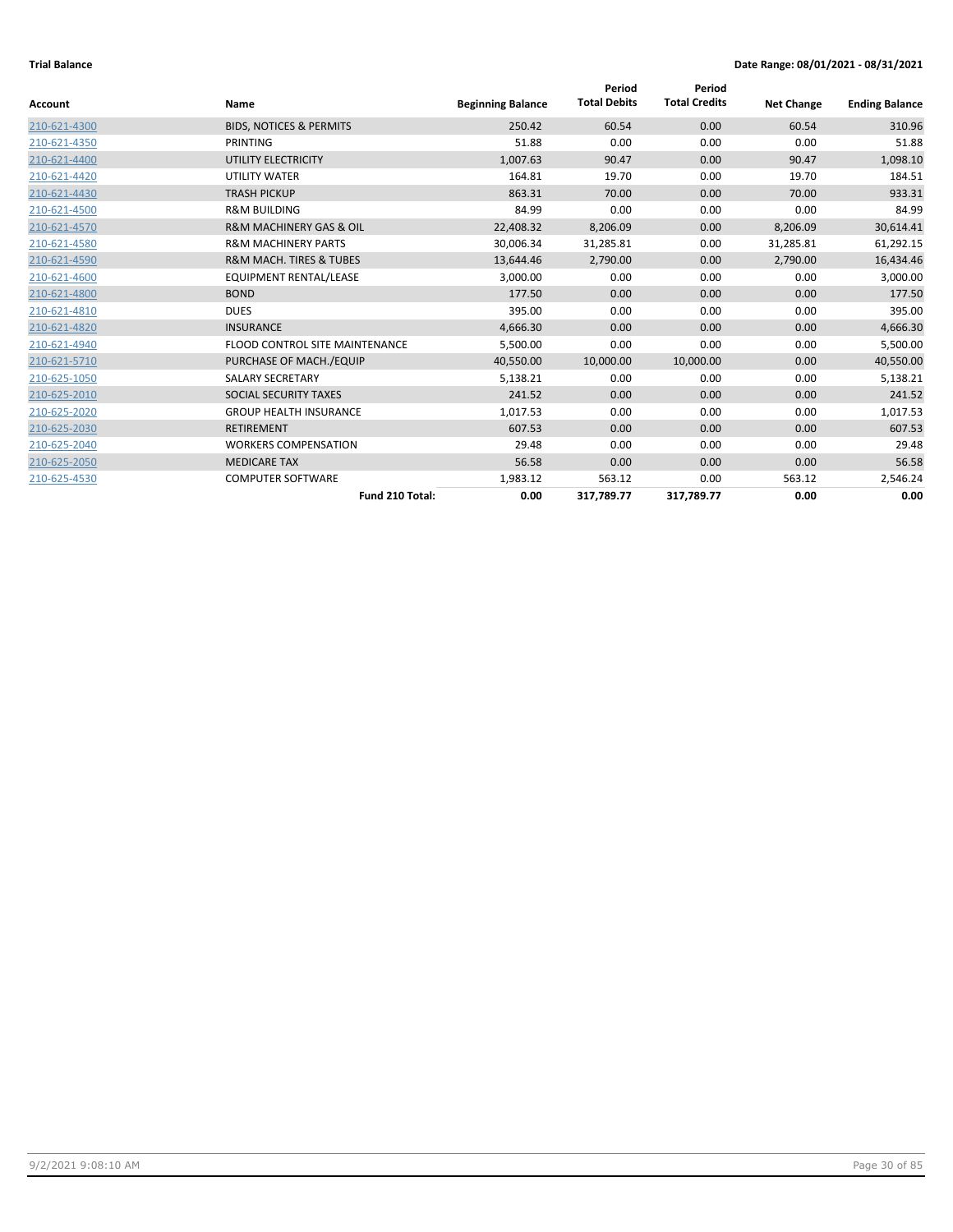**Trial Balance** **Date Range: 08/01/2021 - 08/31/2021**

| Account | Name | Beginning Balance | Period Total Debits | Period Total Credits | Net Change | Ending Balance |
|---|---|---|---|---|---|---|
| 210-621-4300 | BIDS, NOTICES & PERMITS | 250.42 | 60.54 | 0.00 | 60.54 | 310.96 |
| 210-621-4350 | PRINTING | 51.88 | 0.00 | 0.00 | 0.00 | 51.88 |
| 210-621-4400 | UTILITY ELECTRICITY | 1,007.63 | 90.47 | 0.00 | 90.47 | 1,098.10 |
| 210-621-4420 | UTILITY WATER | 164.81 | 19.70 | 0.00 | 19.70 | 184.51 |
| 210-621-4430 | TRASH PICKUP | 863.31 | 70.00 | 0.00 | 70.00 | 933.31 |
| 210-621-4500 | R&M BUILDING | 84.99 | 0.00 | 0.00 | 0.00 | 84.99 |
| 210-621-4570 | R&M MACHINERY GAS & OIL | 22,408.32 | 8,206.09 | 0.00 | 8,206.09 | 30,614.41 |
| 210-621-4580 | R&M MACHINERY PARTS | 30,006.34 | 31,285.81 | 0.00 | 31,285.81 | 61,292.15 |
| 210-621-4590 | R&M MACH. TIRES & TUBES | 13,644.46 | 2,790.00 | 0.00 | 2,790.00 | 16,434.46 |
| 210-621-4600 | EQUIPMENT RENTAL/LEASE | 3,000.00 | 0.00 | 0.00 | 0.00 | 3,000.00 |
| 210-621-4800 | BOND | 177.50 | 0.00 | 0.00 | 0.00 | 177.50 |
| 210-621-4810 | DUES | 395.00 | 0.00 | 0.00 | 0.00 | 395.00 |
| 210-621-4820 | INSURANCE | 4,666.30 | 0.00 | 0.00 | 0.00 | 4,666.30 |
| 210-621-4940 | FLOOD CONTROL SITE MAINTENANCE | 5,500.00 | 0.00 | 0.00 | 0.00 | 5,500.00 |
| 210-621-5710 | PURCHASE OF MACH./EQUIP | 40,550.00 | 10,000.00 | 10,000.00 | 0.00 | 40,550.00 |
| 210-625-1050 | SALARY SECRETARY | 5,138.21 | 0.00 | 0.00 | 0.00 | 5,138.21 |
| 210-625-2010 | SOCIAL SECURITY TAXES | 241.52 | 0.00 | 0.00 | 0.00 | 241.52 |
| 210-625-2020 | GROUP HEALTH INSURANCE | 1,017.53 | 0.00 | 0.00 | 0.00 | 1,017.53 |
| 210-625-2030 | RETIREMENT | 607.53 | 0.00 | 0.00 | 0.00 | 607.53 |
| 210-625-2040 | WORKERS COMPENSATION | 29.48 | 0.00 | 0.00 | 0.00 | 29.48 |
| 210-625-2050 | MEDICARE TAX | 56.58 | 0.00 | 0.00 | 0.00 | 56.58 |
| 210-625-4530 | COMPUTER SOFTWARE | 1,983.12 | 563.12 | 0.00 | 563.12 | 2,546.24 |
| | **Fund 210 Total:** | **0.00** | **317,789.77** | **317,789.77** | **0.00** | **0.00** |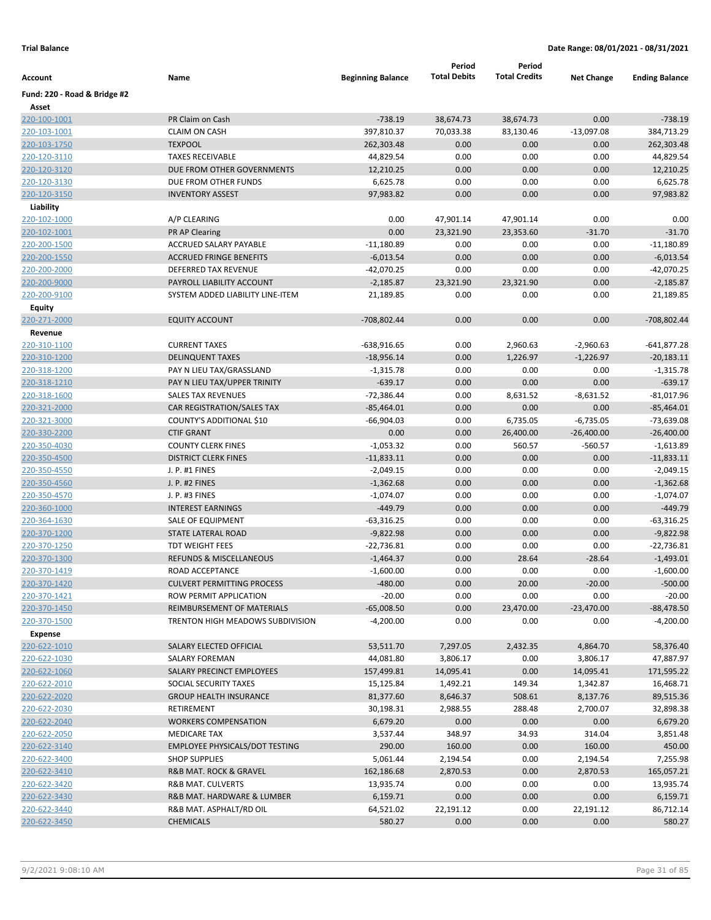**Trial Balance** — **Date Range: 08/01/2021 - 08/31/2021**

| Account | Name | Beginning Balance | Period Total Debits | Period Total Credits | Net Change | Ending Balance |
|---|---|---|---|---|---|---|
| **Fund: 220 - Road & Bridge #2** | | | | | | |
| **Asset** | | | | | | |
| 220-100-1001 | PR Claim on Cash | -738.19 | 38,674.73 | 38,674.73 | 0.00 | -738.19 |
| 220-103-1001 | CLAIM ON CASH | 397,810.37 | 70,033.38 | 83,130.46 | -13,097.08 | 384,713.29 |
| 220-103-1750 | TEXPOOL | 262,303.48 | 0.00 | 0.00 | 0.00 | 262,303.48 |
| 220-120-3110 | TAXES RECEIVABLE | 44,829.54 | 0.00 | 0.00 | 0.00 | 44,829.54 |
| 220-120-3120 | DUE FROM OTHER GOVERNMENTS | 12,210.25 | 0.00 | 0.00 | 0.00 | 12,210.25 |
| 220-120-3130 | DUE FROM OTHER FUNDS | 6,625.78 | 0.00 | 0.00 | 0.00 | 6,625.78 |
| 220-120-3150 | INVENTORY ASSEST | 97,983.82 | 0.00 | 0.00 | 0.00 | 97,983.82 |
| **Liability** | | | | | | |
| 220-102-1000 | A/P CLEARING | 0.00 | 47,901.14 | 47,901.14 | 0.00 | 0.00 |
| 220-102-1001 | PR AP Clearing | 0.00 | 23,321.90 | 23,353.60 | -31.70 | -31.70 |
| 220-200-1500 | ACCRUED SALARY PAYABLE | -11,180.89 | 0.00 | 0.00 | 0.00 | -11,180.89 |
| 220-200-1550 | ACCRUED FRINGE BENEFITS | -6,013.54 | 0.00 | 0.00 | 0.00 | -6,013.54 |
| 220-200-2000 | DEFERRED TAX REVENUE | -42,070.25 | 0.00 | 0.00 | 0.00 | -42,070.25 |
| 220-200-9000 | PAYROLL LIABILITY ACCOUNT | -2,185.87 | 23,321.90 | 23,321.90 | 0.00 | -2,185.87 |
| 220-200-9100 | SYSTEM ADDED LIABILITY LINE-ITEM | 21,189.85 | 0.00 | 0.00 | 0.00 | 21,189.85 |
| **Equity** | | | | | | |
| 220-271-2000 | EQUITY ACCOUNT | -708,802.44 | 0.00 | 0.00 | 0.00 | -708,802.44 |
| **Revenue** | | | | | | |
| 220-310-1100 | CURRENT TAXES | -638,916.65 | 0.00 | 2,960.63 | -2,960.63 | -641,877.28 |
| 220-310-1200 | DELINQUENT TAXES | -18,956.14 | 0.00 | 1,226.97 | -1,226.97 | -20,183.11 |
| 220-318-1200 | PAY N LIEU TAX/GRASSLAND | -1,315.78 | 0.00 | 0.00 | 0.00 | -1,315.78 |
| 220-318-1210 | PAY N LIEU TAX/UPPER TRINITY | -639.17 | 0.00 | 0.00 | 0.00 | -639.17 |
| 220-318-1600 | SALES TAX REVENUES | -72,386.44 | 0.00 | 8,631.52 | -8,631.52 | -81,017.96 |
| 220-321-2000 | CAR REGISTRATION/SALES TAX | -85,464.01 | 0.00 | 0.00 | 0.00 | -85,464.01 |
| 220-321-3000 | COUNTY'S ADDITIONAL $10 | -66,904.03 | 0.00 | 6,735.05 | -6,735.05 | -73,639.08 |
| 220-330-2200 | CTIF GRANT | 0.00 | 0.00 | 26,400.00 | -26,400.00 | -26,400.00 |
| 220-350-4030 | COUNTY CLERK FINES | -1,053.32 | 0.00 | 560.57 | -560.57 | -1,613.89 |
| 220-350-4500 | DISTRICT CLERK FINES | -11,833.11 | 0.00 | 0.00 | 0.00 | -11,833.11 |
| 220-350-4550 | J. P. #1 FINES | -2,049.15 | 0.00 | 0.00 | 0.00 | -2,049.15 |
| 220-350-4560 | J. P. #2 FINES | -1,362.68 | 0.00 | 0.00 | 0.00 | -1,362.68 |
| 220-350-4570 | J. P. #3 FINES | -1,074.07 | 0.00 | 0.00 | 0.00 | -1,074.07 |
| 220-360-1000 | INTEREST EARNINGS | -449.79 | 0.00 | 0.00 | 0.00 | -449.79 |
| 220-364-1630 | SALE OF EQUIPMENT | -63,316.25 | 0.00 | 0.00 | 0.00 | -63,316.25 |
| 220-370-1200 | STATE LATERAL ROAD | -9,822.98 | 0.00 | 0.00 | 0.00 | -9,822.98 |
| 220-370-1250 | TDT WEIGHT FEES | -22,736.81 | 0.00 | 0.00 | 0.00 | -22,736.81 |
| 220-370-1300 | REFUNDS & MISCELLANEOUS | -1,464.37 | 0.00 | 28.64 | -28.64 | -1,493.01 |
| 220-370-1419 | ROAD ACCEPTANCE | -1,600.00 | 0.00 | 0.00 | 0.00 | -1,600.00 |
| 220-370-1420 | CULVERT PERMITTING PROCESS | -480.00 | 0.00 | 20.00 | -20.00 | -500.00 |
| 220-370-1421 | ROW PERMIT APPLICATION | -20.00 | 0.00 | 0.00 | 0.00 | -20.00 |
| 220-370-1450 | REIMBURSEMENT OF MATERIALS | -65,008.50 | 0.00 | 23,470.00 | -23,470.00 | -88,478.50 |
| 220-370-1500 | TRENTON HIGH MEADOWS SUBDIVISION | -4,200.00 | 0.00 | 0.00 | 0.00 | -4,200.00 |
| **Expense** | | | | | | |
| 220-622-1010 | SALARY ELECTED OFFICIAL | 53,511.70 | 7,297.05 | 2,432.35 | 4,864.70 | 58,376.40 |
| 220-622-1030 | SALARY FOREMAN | 44,081.80 | 3,806.17 | 0.00 | 3,806.17 | 47,887.97 |
| 220-622-1060 | SALARY PRECINCT EMPLOYEES | 157,499.81 | 14,095.41 | 0.00 | 14,095.41 | 171,595.22 |
| 220-622-2010 | SOCIAL SECURITY TAXES | 15,125.84 | 1,492.21 | 149.34 | 1,342.87 | 16,468.71 |
| 220-622-2020 | GROUP HEALTH INSURANCE | 81,377.60 | 8,646.37 | 508.61 | 8,137.76 | 89,515.36 |
| 220-622-2030 | RETIREMENT | 30,198.31 | 2,988.55 | 288.48 | 2,700.07 | 32,898.38 |
| 220-622-2040 | WORKERS COMPENSATION | 6,679.20 | 0.00 | 0.00 | 0.00 | 6,679.20 |
| 220-622-2050 | MEDICARE TAX | 3,537.44 | 348.97 | 34.93 | 314.04 | 3,851.48 |
| 220-622-3140 | EMPLOYEE PHYSICALS/DOT TESTING | 290.00 | 160.00 | 0.00 | 160.00 | 450.00 |
| 220-622-3400 | SHOP SUPPLIES | 5,061.44 | 2,194.54 | 0.00 | 2,194.54 | 7,255.98 |
| 220-622-3410 | R&B MAT. ROCK & GRAVEL | 162,186.68 | 2,870.53 | 0.00 | 2,870.53 | 165,057.21 |
| 220-622-3420 | R&B MAT. CULVERTS | 13,935.74 | 0.00 | 0.00 | 0.00 | 13,935.74 |
| 220-622-3430 | R&B MAT. HARDWARE & LUMBER | 6,159.71 | 0.00 | 0.00 | 0.00 | 6,159.71 |
| 220-622-3440 | R&B MAT. ASPHALT/RD OIL | 64,521.02 | 22,191.12 | 0.00 | 22,191.12 | 86,712.14 |
| 220-622-3450 | CHEMICALS | 580.27 | 0.00 | 0.00 | 0.00 | 580.27 |

9/2/2021 9:08:10 AM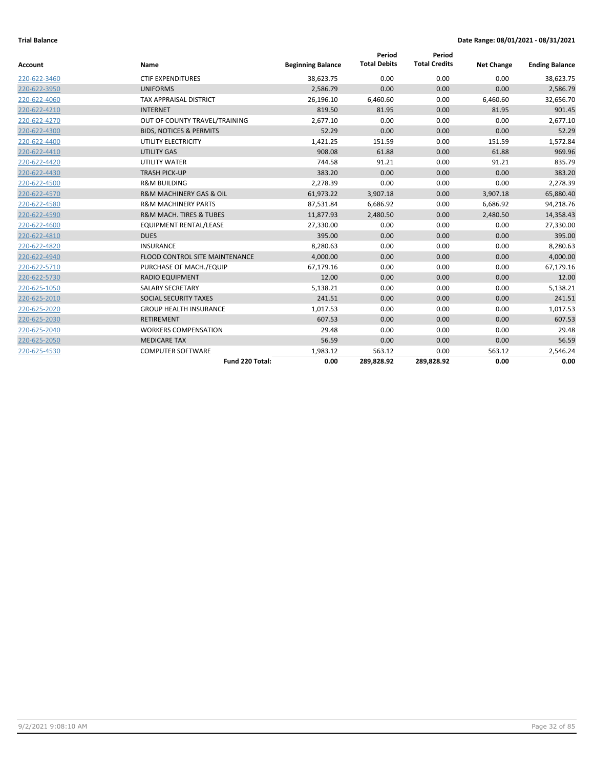**Trial Balance** **Date Range: 08/01/2021 - 08/31/2021**

| Account | Name | Beginning Balance | Period Total Debits | Period Total Credits | Net Change | Ending Balance |
|---|---|---|---|---|---|---|
| 220-622-3460 | CTIF EXPENDITURES | 38,623.75 | 0.00 | 0.00 | 0.00 | 38,623.75 |
| 220-622-3950 | UNIFORMS | 2,586.79 | 0.00 | 0.00 | 0.00 | 2,586.79 |
| 220-622-4060 | TAX APPRAISAL DISTRICT | 26,196.10 | 6,460.60 | 0.00 | 6,460.60 | 32,656.70 |
| 220-622-4210 | INTERNET | 819.50 | 81.95 | 0.00 | 81.95 | 901.45 |
| 220-622-4270 | OUT OF COUNTY TRAVEL/TRAINING | 2,677.10 | 0.00 | 0.00 | 0.00 | 2,677.10 |
| 220-622-4300 | BIDS, NOTICES & PERMITS | 52.29 | 0.00 | 0.00 | 0.00 | 52.29 |
| 220-622-4400 | UTILITY ELECTRICITY | 1,421.25 | 151.59 | 0.00 | 151.59 | 1,572.84 |
| 220-622-4410 | UTILITY GAS | 908.08 | 61.88 | 0.00 | 61.88 | 969.96 |
| 220-622-4420 | UTILITY WATER | 744.58 | 91.21 | 0.00 | 91.21 | 835.79 |
| 220-622-4430 | TRASH PICK-UP | 383.20 | 0.00 | 0.00 | 0.00 | 383.20 |
| 220-622-4500 | R&M BUILDING | 2,278.39 | 0.00 | 0.00 | 0.00 | 2,278.39 |
| 220-622-4570 | R&M MACHINERY GAS & OIL | 61,973.22 | 3,907.18 | 0.00 | 3,907.18 | 65,880.40 |
| 220-622-4580 | R&M MACHINERY PARTS | 87,531.84 | 6,686.92 | 0.00 | 6,686.92 | 94,218.76 |
| 220-622-4590 | R&M MACH. TIRES & TUBES | 11,877.93 | 2,480.50 | 0.00 | 2,480.50 | 14,358.43 |
| 220-622-4600 | EQUIPMENT RENTAL/LEASE | 27,330.00 | 0.00 | 0.00 | 0.00 | 27,330.00 |
| 220-622-4810 | DUES | 395.00 | 0.00 | 0.00 | 0.00 | 395.00 |
| 220-622-4820 | INSURANCE | 8,280.63 | 0.00 | 0.00 | 0.00 | 8,280.63 |
| 220-622-4940 | FLOOD CONTROL SITE MAINTENANCE | 4,000.00 | 0.00 | 0.00 | 0.00 | 4,000.00 |
| 220-622-5710 | PURCHASE OF MACH./EQUIP | 67,179.16 | 0.00 | 0.00 | 0.00 | 67,179.16 |
| 220-622-5730 | RADIO EQUIPMENT | 12.00 | 0.00 | 0.00 | 0.00 | 12.00 |
| 220-625-1050 | SALARY SECRETARY | 5,138.21 | 0.00 | 0.00 | 0.00 | 5,138.21 |
| 220-625-2010 | SOCIAL SECURITY TAXES | 241.51 | 0.00 | 0.00 | 0.00 | 241.51 |
| 220-625-2020 | GROUP HEALTH INSURANCE | 1,017.53 | 0.00 | 0.00 | 0.00 | 1,017.53 |
| 220-625-2030 | RETIREMENT | 607.53 | 0.00 | 0.00 | 0.00 | 607.53 |
| 220-625-2040 | WORKERS COMPENSATION | 29.48 | 0.00 | 0.00 | 0.00 | 29.48 |
| 220-625-2050 | MEDICARE TAX | 56.59 | 0.00 | 0.00 | 0.00 | 56.59 |
| 220-625-4530 | COMPUTER SOFTWARE | 1,983.12 | 563.12 | 0.00 | 563.12 | 2,546.24 |
| | **Fund 220 Total:** | **0.00** | **289,828.92** | **289,828.92** | **0.00** | **0.00** |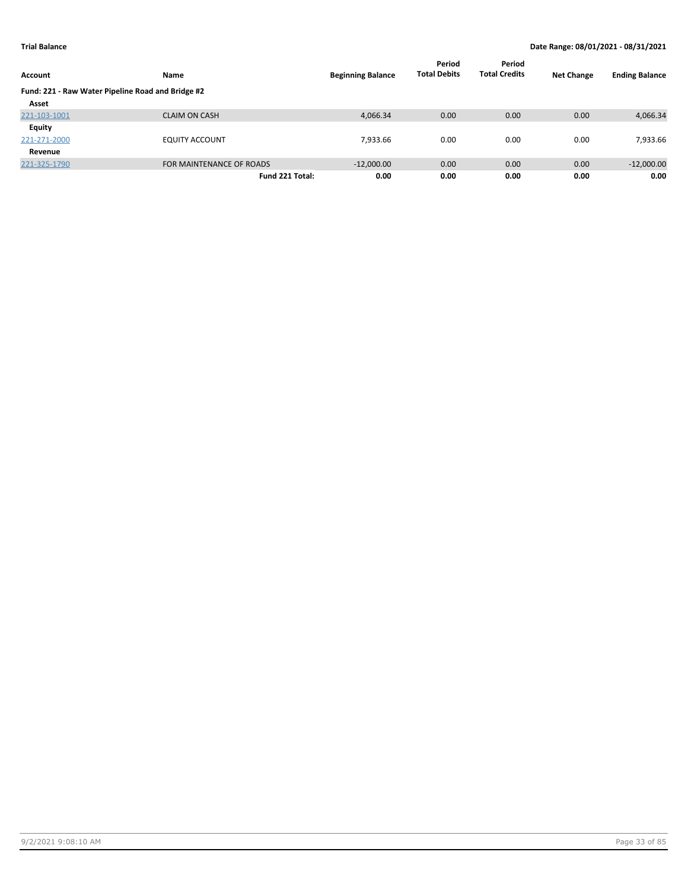**Trial Balance** | **Date Range: 08/01/2021 - 08/31/2021**

| Account | Name | Beginning Balance | Period Total Debits | Period Total Credits | Net Change | Ending Balance |
|---|---|---|---|---|---|---|
| **Fund: 221 - Raw Water Pipeline Road and Bridge #2** | | | | | | |
| **Asset** | | | | | | |
| 221-103-1001 | CLAIM ON CASH | 4,066.34 | 0.00 | 0.00 | 0.00 | 4,066.34 |
| **Equity** | | | | | | |
| 221-271-2000 | EQUITY ACCOUNT | 7,933.66 | 0.00 | 0.00 | 0.00 | 7,933.66 |
| **Revenue** | | | | | | |
| 221-325-1790 | FOR MAINTENANCE OF ROADS | -12,000.00 | 0.00 | 0.00 | 0.00 | -12,000.00 |
| | **Fund 221 Total:** | **0.00** | **0.00** | **0.00** | **0.00** | **0.00** |

9/2/2021 9:08:10 AM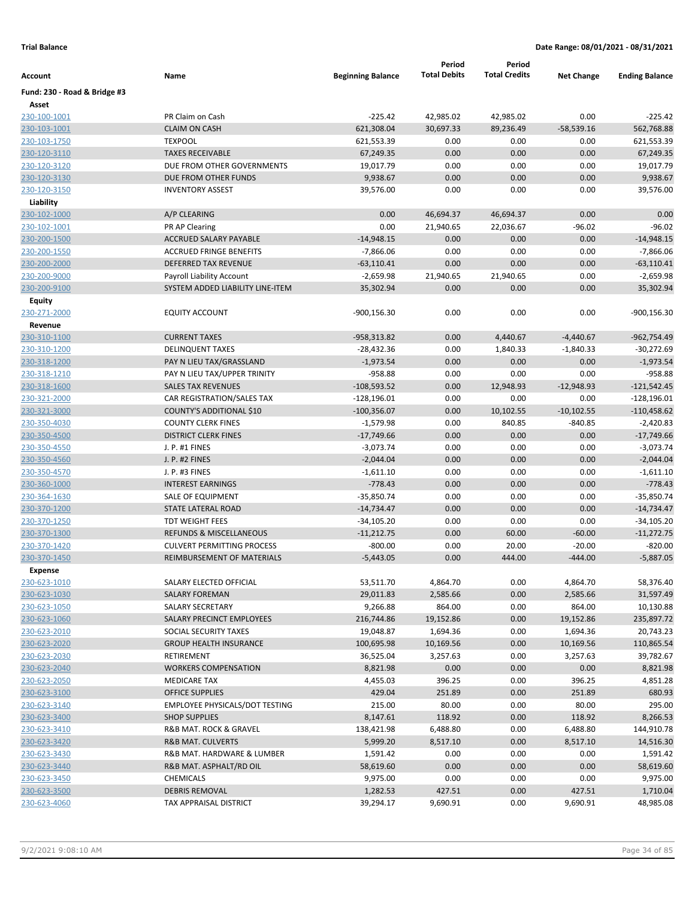**Trial Balance** **Date Range: 08/01/2021 - 08/31/2021**

| Account | Name | Beginning Balance | Period Total Debits | Period Total Credits | Net Change | Ending Balance |
|---|---|---|---|---|---|---|
| **Fund: 230 - Road & Bridge #3** | | | | | | |
| **Asset** | | | | | | |
| 230-100-1001 | PR Claim on Cash | -225.42 | 42,985.02 | 42,985.02 | 0.00 | -225.42 |
| 230-103-1001 | CLAIM ON CASH | 621,308.04 | 30,697.33 | 89,236.49 | -58,539.16 | 562,768.88 |
| 230-103-1750 | TEXPOOL | 621,553.39 | 0.00 | 0.00 | 0.00 | 621,553.39 |
| 230-120-3110 | TAXES RECEIVABLE | 67,249.35 | 0.00 | 0.00 | 0.00 | 67,249.35 |
| 230-120-3120 | DUE FROM OTHER GOVERNMENTS | 19,017.79 | 0.00 | 0.00 | 0.00 | 19,017.79 |
| 230-120-3130 | DUE FROM OTHER FUNDS | 9,938.67 | 0.00 | 0.00 | 0.00 | 9,938.67 |
| 230-120-3150 | INVENTORY ASSEST | 39,576.00 | 0.00 | 0.00 | 0.00 | 39,576.00 |
| **Liability** | | | | | | |
| 230-102-1000 | A/P CLEARING | 0.00 | 46,694.37 | 46,694.37 | 0.00 | 0.00 |
| 230-102-1001 | PR AP Clearing | 0.00 | 21,940.65 | 22,036.67 | -96.02 | -96.02 |
| 230-200-1500 | ACCRUED SALARY PAYABLE | -14,948.15 | 0.00 | 0.00 | 0.00 | -14,948.15 |
| 230-200-1550 | ACCRUED FRINGE BENEFITS | -7,866.06 | 0.00 | 0.00 | 0.00 | -7,866.06 |
| 230-200-2000 | DEFERRED TAX REVENUE | -63,110.41 | 0.00 | 0.00 | 0.00 | -63,110.41 |
| 230-200-9000 | Payroll Liability Account | -2,659.98 | 21,940.65 | 21,940.65 | 0.00 | -2,659.98 |
| 230-200-9100 | SYSTEM ADDED LIABILITY LINE-ITEM | 35,302.94 | 0.00 | 0.00 | 0.00 | 35,302.94 |
| **Equity** | | | | | | |
| 230-271-2000 | EQUITY ACCOUNT | -900,156.30 | 0.00 | 0.00 | 0.00 | -900,156.30 |
| **Revenue** | | | | | | |
| 230-310-1100 | CURRENT TAXES | -958,313.82 | 0.00 | 4,440.67 | -4,440.67 | -962,754.49 |
| 230-310-1200 | DELINQUENT TAXES | -28,432.36 | 0.00 | 1,840.33 | -1,840.33 | -30,272.69 |
| 230-318-1200 | PAY N LIEU TAX/GRASSLAND | -1,973.54 | 0.00 | 0.00 | 0.00 | -1,973.54 |
| 230-318-1210 | PAY N LIEU TAX/UPPER TRINITY | -958.88 | 0.00 | 0.00 | 0.00 | -958.88 |
| 230-318-1600 | SALES TAX REVENUES | -108,593.52 | 0.00 | 12,948.93 | -12,948.93 | -121,542.45 |
| 230-321-2000 | CAR REGISTRATION/SALES TAX | -128,196.01 | 0.00 | 0.00 | 0.00 | -128,196.01 |
| 230-321-3000 | COUNTY'S ADDITIONAL $10 | -100,356.07 | 0.00 | 10,102.55 | -10,102.55 | -110,458.62 |
| 230-350-4030 | COUNTY CLERK FINES | -1,579.98 | 0.00 | 840.85 | -840.85 | -2,420.83 |
| 230-350-4500 | DISTRICT CLERK FINES | -17,749.66 | 0.00 | 0.00 | 0.00 | -17,749.66 |
| 230-350-4550 | J. P. #1 FINES | -3,073.74 | 0.00 | 0.00 | 0.00 | -3,073.74 |
| 230-350-4560 | J. P. #2 FINES | -2,044.04 | 0.00 | 0.00 | 0.00 | -2,044.04 |
| 230-350-4570 | J. P. #3 FINES | -1,611.10 | 0.00 | 0.00 | 0.00 | -1,611.10 |
| 230-360-1000 | INTEREST EARNINGS | -778.43 | 0.00 | 0.00 | 0.00 | -778.43 |
| 230-364-1630 | SALE OF EQUIPMENT | -35,850.74 | 0.00 | 0.00 | 0.00 | -35,850.74 |
| 230-370-1200 | STATE LATERAL ROAD | -14,734.47 | 0.00 | 0.00 | 0.00 | -14,734.47 |
| 230-370-1250 | TDT WEIGHT FEES | -34,105.20 | 0.00 | 0.00 | 0.00 | -34,105.20 |
| 230-370-1300 | REFUNDS & MISCELLANEOUS | -11,212.75 | 0.00 | 60.00 | -60.00 | -11,272.75 |
| 230-370-1420 | CULVERT PERMITTING PROCESS | -800.00 | 0.00 | 20.00 | -20.00 | -820.00 |
| 230-370-1450 | REIMBURSEMENT OF MATERIALS | -5,443.05 | 0.00 | 444.00 | -444.00 | -5,887.05 |
| **Expense** | | | | | | |
| 230-623-1010 | SALARY ELECTED OFFICIAL | 53,511.70 | 4,864.70 | 0.00 | 4,864.70 | 58,376.40 |
| 230-623-1030 | SALARY FOREMAN | 29,011.83 | 2,585.66 | 0.00 | 2,585.66 | 31,597.49 |
| 230-623-1050 | SALARY SECRETARY | 9,266.88 | 864.00 | 0.00 | 864.00 | 10,130.88 |
| 230-623-1060 | SALARY PRECINCT EMPLOYEES | 216,744.86 | 19,152.86 | 0.00 | 19,152.86 | 235,897.72 |
| 230-623-2010 | SOCIAL SECURITY TAXES | 19,048.87 | 1,694.36 | 0.00 | 1,694.36 | 20,743.23 |
| 230-623-2020 | GROUP HEALTH INSURANCE | 100,695.98 | 10,169.56 | 0.00 | 10,169.56 | 110,865.54 |
| 230-623-2030 | RETIREMENT | 36,525.04 | 3,257.63 | 0.00 | 3,257.63 | 39,782.67 |
| 230-623-2040 | WORKERS COMPENSATION | 8,821.98 | 0.00 | 0.00 | 0.00 | 8,821.98 |
| 230-623-2050 | MEDICARE TAX | 4,455.03 | 396.25 | 0.00 | 396.25 | 4,851.28 |
| 230-623-3100 | OFFICE SUPPLIES | 429.04 | 251.89 | 0.00 | 251.89 | 680.93 |
| 230-623-3140 | EMPLOYEE PHYSICALS/DOT TESTING | 215.00 | 80.00 | 0.00 | 80.00 | 295.00 |
| 230-623-3400 | SHOP SUPPLIES | 8,147.61 | 118.92 | 0.00 | 118.92 | 8,266.53 |
| 230-623-3410 | R&B MAT. ROCK & GRAVEL | 138,421.98 | 6,488.80 | 0.00 | 6,488.80 | 144,910.78 |
| 230-623-3420 | R&B MAT. CULVERTS | 5,999.20 | 8,517.10 | 0.00 | 8,517.10 | 14,516.30 |
| 230-623-3430 | R&B MAT. HARDWARE & LUMBER | 1,591.42 | 0.00 | 0.00 | 0.00 | 1,591.42 |
| 230-623-3440 | R&B MAT. ASPHALT/RD OIL | 58,619.60 | 0.00 | 0.00 | 0.00 | 58,619.60 |
| 230-623-3450 | CHEMICALS | 9,975.00 | 0.00 | 0.00 | 0.00 | 9,975.00 |
| 230-623-3500 | DEBRIS REMOVAL | 1,282.53 | 427.51 | 0.00 | 427.51 | 1,710.04 |
| 230-623-4060 | TAX APPRAISAL DISTRICT | 39,294.17 | 9,690.91 | 0.00 | 9,690.91 | 48,985.08 |

9/2/2021 9:08:10 AM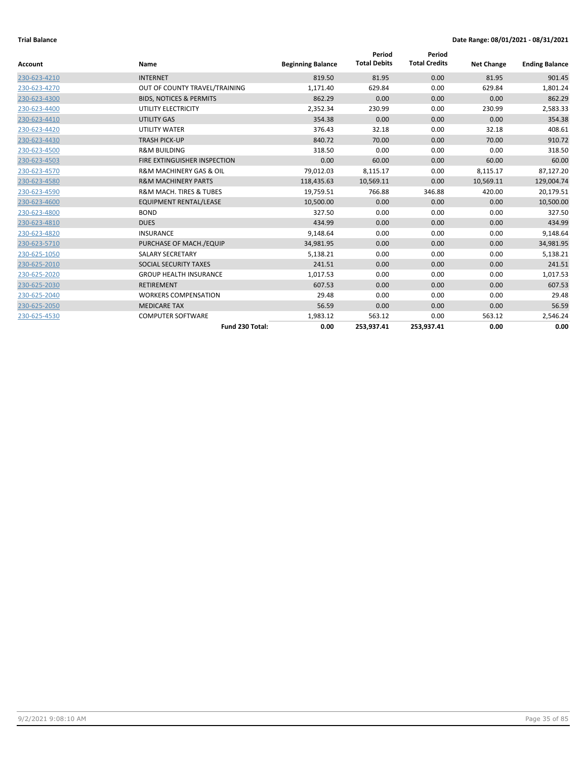**Trial Balance**

**Date Range: 08/01/2021 - 08/31/2021**

| Account | Name | Beginning Balance | Period Total Debits | Period Total Credits | Net Change | Ending Balance |
|---|---|---|---|---|---|---|
| 230-623-4210 | INTERNET | 819.50 | 81.95 | 0.00 | 81.95 | 901.45 |
| 230-623-4270 | OUT OF COUNTY TRAVEL/TRAINING | 1,171.40 | 629.84 | 0.00 | 629.84 | 1,801.24 |
| 230-623-4300 | BIDS, NOTICES & PERMITS | 862.29 | 0.00 | 0.00 | 0.00 | 862.29 |
| 230-623-4400 | UTILITY ELECTRICITY | 2,352.34 | 230.99 | 0.00 | 230.99 | 2,583.33 |
| 230-623-4410 | UTILITY GAS | 354.38 | 0.00 | 0.00 | 0.00 | 354.38 |
| 230-623-4420 | UTILITY WATER | 376.43 | 32.18 | 0.00 | 32.18 | 408.61 |
| 230-623-4430 | TRASH PICK-UP | 840.72 | 70.00 | 0.00 | 70.00 | 910.72 |
| 230-623-4500 | R&M BUILDING | 318.50 | 0.00 | 0.00 | 0.00 | 318.50 |
| 230-623-4503 | FIRE EXTINGUISHER INSPECTION | 0.00 | 60.00 | 0.00 | 60.00 | 60.00 |
| 230-623-4570 | R&M MACHINERY GAS & OIL | 79,012.03 | 8,115.17 | 0.00 | 8,115.17 | 87,127.20 |
| 230-623-4580 | R&M MACHINERY PARTS | 118,435.63 | 10,569.11 | 0.00 | 10,569.11 | 129,004.74 |
| 230-623-4590 | R&M MACH. TIRES & TUBES | 19,759.51 | 766.88 | 346.88 | 420.00 | 20,179.51 |
| 230-623-4600 | EQUIPMENT RENTAL/LEASE | 10,500.00 | 0.00 | 0.00 | 0.00 | 10,500.00 |
| 230-623-4800 | BOND | 327.50 | 0.00 | 0.00 | 0.00 | 327.50 |
| 230-623-4810 | DUES | 434.99 | 0.00 | 0.00 | 0.00 | 434.99 |
| 230-623-4820 | INSURANCE | 9,148.64 | 0.00 | 0.00 | 0.00 | 9,148.64 |
| 230-623-5710 | PURCHASE OF MACH./EQUIP | 34,981.95 | 0.00 | 0.00 | 0.00 | 34,981.95 |
| 230-625-1050 | SALARY SECRETARY | 5,138.21 | 0.00 | 0.00 | 0.00 | 5,138.21 |
| 230-625-2010 | SOCIAL SECURITY TAXES | 241.51 | 0.00 | 0.00 | 0.00 | 241.51 |
| 230-625-2020 | GROUP HEALTH INSURANCE | 1,017.53 | 0.00 | 0.00 | 0.00 | 1,017.53 |
| 230-625-2030 | RETIREMENT | 607.53 | 0.00 | 0.00 | 0.00 | 607.53 |
| 230-625-2040 | WORKERS COMPENSATION | 29.48 | 0.00 | 0.00 | 0.00 | 29.48 |
| 230-625-2050 | MEDICARE TAX | 56.59 | 0.00 | 0.00 | 0.00 | 56.59 |
| 230-625-4530 | COMPUTER SOFTWARE | 1,983.12 | 563.12 | 0.00 | 563.12 | 2,546.24 |
| | **Fund 230 Total:** | **0.00** | **253,937.41** | **253,937.41** | **0.00** | **0.00** |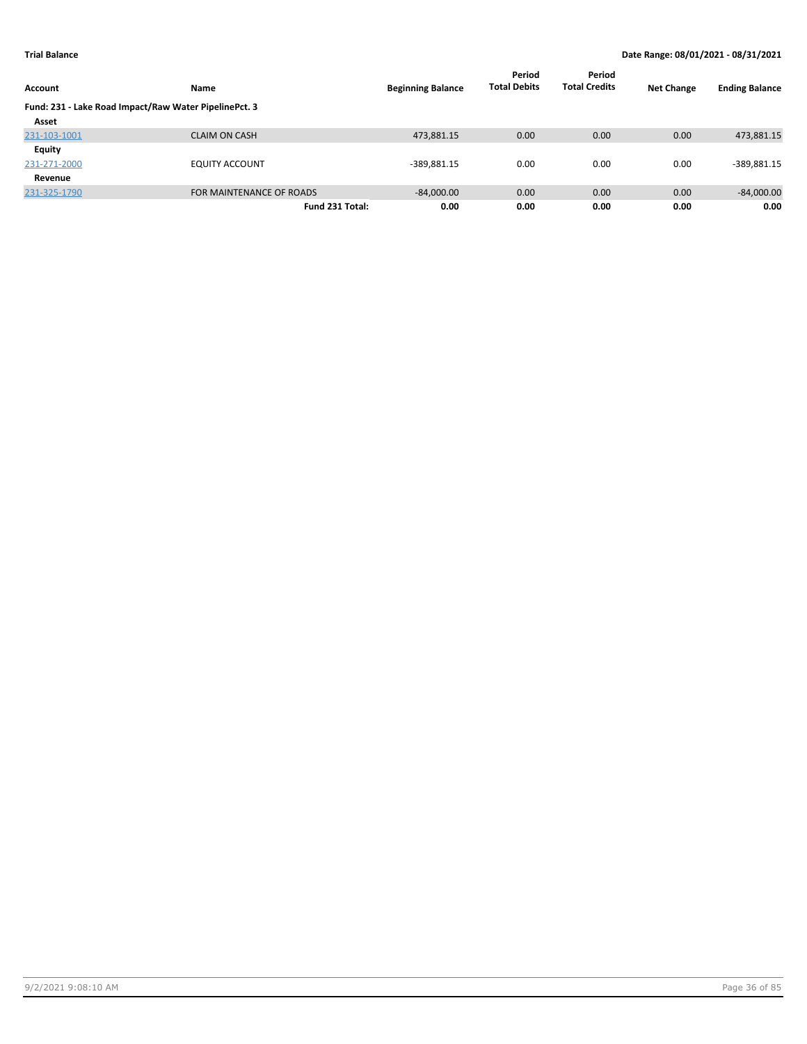**Trial Balance** **Date Range: 08/01/2021 - 08/31/2021**

| Account | Name | Beginning Balance | Period Total Debits | Period Total Credits | Net Change | Ending Balance |
|---|---|---|---|---|---|---|
| **Fund: 231 - Lake Road Impact/Raw Water PipelinePct. 3** | | | | | | |
| **Asset** | | | | | | |
| 231-103-1001 | CLAIM ON CASH | 473,881.15 | 0.00 | 0.00 | 0.00 | 473,881.15 |
| **Equity** | | | | | | |
| 231-271-2000 | EQUITY ACCOUNT | -389,881.15 | 0.00 | 0.00 | 0.00 | -389,881.15 |
| **Revenue** | | | | | | |
| 231-325-1790 | FOR MAINTENANCE OF ROADS | -84,000.00 | 0.00 | 0.00 | 0.00 | -84,000.00 |
| | **Fund 231 Total:** | **0.00** | **0.00** | **0.00** | **0.00** | **0.00** |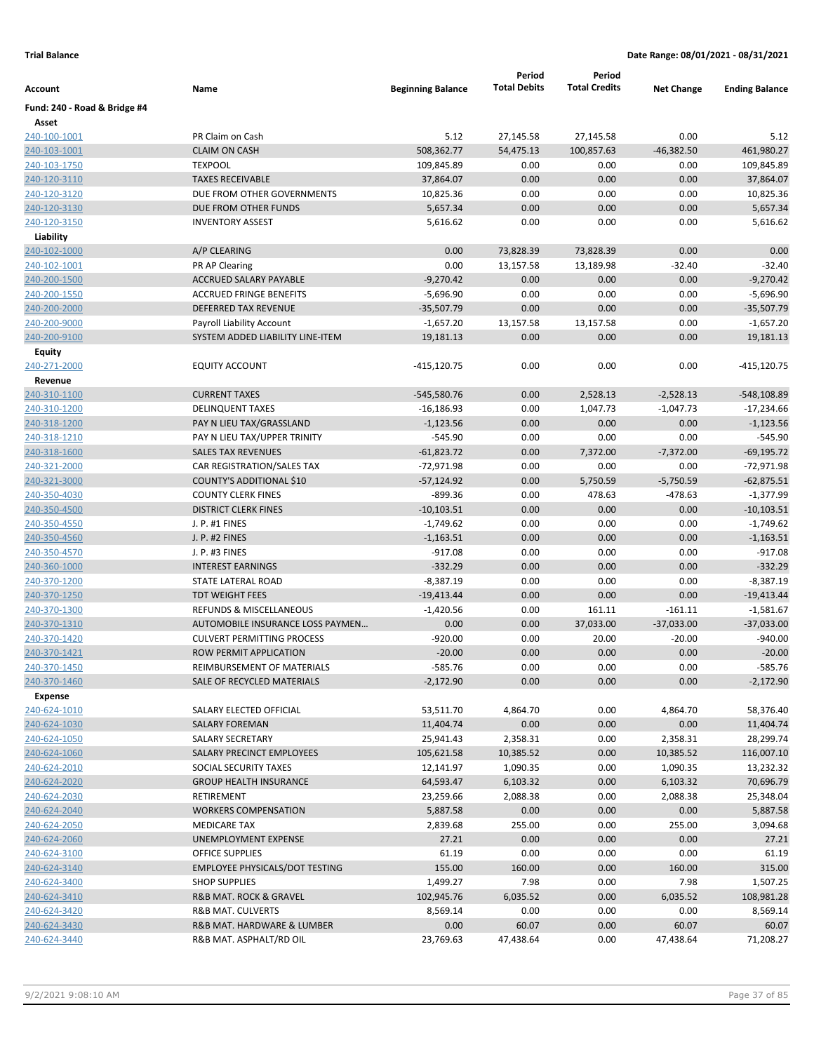**Trial Balance** **Date Range: 08/01/2021 - 08/31/2021**

| Account | Name | Beginning Balance | Period Total Debits | Period Total Credits | Net Change | Ending Balance |
|---|---|---|---|---|---|---|
| **Fund: 240 - Road & Bridge #4** | | | | | | |
| **Asset** | | | | | | |
| 240-100-1001 | PR Claim on Cash | 5.12 | 27,145.58 | 27,145.58 | 0.00 | 5.12 |
| 240-103-1001 | CLAIM ON CASH | 508,362.77 | 54,475.13 | 100,857.63 | -46,382.50 | 461,980.27 |
| 240-103-1750 | TEXPOOL | 109,845.89 | 0.00 | 0.00 | 0.00 | 109,845.89 |
| 240-120-3110 | TAXES RECEIVABLE | 37,864.07 | 0.00 | 0.00 | 0.00 | 37,864.07 |
| 240-120-3120 | DUE FROM OTHER GOVERNMENTS | 10,825.36 | 0.00 | 0.00 | 0.00 | 10,825.36 |
| 240-120-3130 | DUE FROM OTHER FUNDS | 5,657.34 | 0.00 | 0.00 | 0.00 | 5,657.34 |
| 240-120-3150 | INVENTORY ASSEST | 5,616.62 | 0.00 | 0.00 | 0.00 | 5,616.62 |
| **Liability** | | | | | | |
| 240-102-1000 | A/P CLEARING | 0.00 | 73,828.39 | 73,828.39 | 0.00 | 0.00 |
| 240-102-1001 | PR AP Clearing | 0.00 | 13,157.58 | 13,189.98 | -32.40 | -32.40 |
| 240-200-1500 | ACCRUED SALARY PAYABLE | -9,270.42 | 0.00 | 0.00 | 0.00 | -9,270.42 |
| 240-200-1550 | ACCRUED FRINGE BENEFITS | -5,696.90 | 0.00 | 0.00 | 0.00 | -5,696.90 |
| 240-200-2000 | DEFERRED TAX REVENUE | -35,507.79 | 0.00 | 0.00 | 0.00 | -35,507.79 |
| 240-200-9000 | Payroll Liability Account | -1,657.20 | 13,157.58 | 13,157.58 | 0.00 | -1,657.20 |
| 240-200-9100 | SYSTEM ADDED LIABILITY LINE-ITEM | 19,181.13 | 0.00 | 0.00 | 0.00 | 19,181.13 |
| **Equity** | | | | | | |
| 240-271-2000 | EQUITY ACCOUNT | -415,120.75 | 0.00 | 0.00 | 0.00 | -415,120.75 |
| **Revenue** | | | | | | |
| 240-310-1100 | CURRENT TAXES | -545,580.76 | 0.00 | 2,528.13 | -2,528.13 | -548,108.89 |
| 240-310-1200 | DELINQUENT TAXES | -16,186.93 | 0.00 | 1,047.73 | -1,047.73 | -17,234.66 |
| 240-318-1200 | PAY N LIEU TAX/GRASSLAND | -1,123.56 | 0.00 | 0.00 | 0.00 | -1,123.56 |
| 240-318-1210 | PAY N LIEU TAX/UPPER TRINITY | -545.90 | 0.00 | 0.00 | 0.00 | -545.90 |
| 240-318-1600 | SALES TAX REVENUES | -61,823.72 | 0.00 | 7,372.00 | -7,372.00 | -69,195.72 |
| 240-321-2000 | CAR REGISTRATION/SALES TAX | -72,971.98 | 0.00 | 0.00 | 0.00 | -72,971.98 |
| 240-321-3000 | COUNTY'S ADDITIONAL $10 | -57,124.92 | 0.00 | 5,750.59 | -5,750.59 | -62,875.51 |
| 240-350-4030 | COUNTY CLERK FINES | -899.36 | 0.00 | 478.63 | -478.63 | -1,377.99 |
| 240-350-4500 | DISTRICT CLERK FINES | -10,103.51 | 0.00 | 0.00 | 0.00 | -10,103.51 |
| 240-350-4550 | J. P. #1 FINES | -1,749.62 | 0.00 | 0.00 | 0.00 | -1,749.62 |
| 240-350-4560 | J. P. #2 FINES | -1,163.51 | 0.00 | 0.00 | 0.00 | -1,163.51 |
| 240-350-4570 | J. P. #3 FINES | -917.08 | 0.00 | 0.00 | 0.00 | -917.08 |
| 240-360-1000 | INTEREST EARNINGS | -332.29 | 0.00 | 0.00 | 0.00 | -332.29 |
| 240-370-1200 | STATE LATERAL ROAD | -8,387.19 | 0.00 | 0.00 | 0.00 | -8,387.19 |
| 240-370-1250 | TDT WEIGHT FEES | -19,413.44 | 0.00 | 0.00 | 0.00 | -19,413.44 |
| 240-370-1300 | REFUNDS & MISCELLANEOUS | -1,420.56 | 0.00 | 161.11 | -161.11 | -1,581.67 |
| 240-370-1310 | AUTOMOBILE INSURANCE LOSS PAYMEN... | 0.00 | 0.00 | 37,033.00 | -37,033.00 | -37,033.00 |
| 240-370-1420 | CULVERT PERMITTING PROCESS | -920.00 | 0.00 | 20.00 | -20.00 | -940.00 |
| 240-370-1421 | ROW PERMIT APPLICATION | -20.00 | 0.00 | 0.00 | 0.00 | -20.00 |
| 240-370-1450 | REIMBURSEMENT OF MATERIALS | -585.76 | 0.00 | 0.00 | 0.00 | -585.76 |
| 240-370-1460 | SALE OF RECYCLED MATERIALS | -2,172.90 | 0.00 | 0.00 | 0.00 | -2,172.90 |
| **Expense** | | | | | | |
| 240-624-1010 | SALARY ELECTED OFFICIAL | 53,511.70 | 4,864.70 | 0.00 | 4,864.70 | 58,376.40 |
| 240-624-1030 | SALARY FOREMAN | 11,404.74 | 0.00 | 0.00 | 0.00 | 11,404.74 |
| 240-624-1050 | SALARY SECRETARY | 25,941.43 | 2,358.31 | 0.00 | 2,358.31 | 28,299.74 |
| 240-624-1060 | SALARY PRECINCT EMPLOYEES | 105,621.58 | 10,385.52 | 0.00 | 10,385.52 | 116,007.10 |
| 240-624-2010 | SOCIAL SECURITY TAXES | 12,141.97 | 1,090.35 | 0.00 | 1,090.35 | 13,232.32 |
| 240-624-2020 | GROUP HEALTH INSURANCE | 64,593.47 | 6,103.32 | 0.00 | 6,103.32 | 70,696.79 |
| 240-624-2030 | RETIREMENT | 23,259.66 | 2,088.38 | 0.00 | 2,088.38 | 25,348.04 |
| 240-624-2040 | WORKERS COMPENSATION | 5,887.58 | 0.00 | 0.00 | 0.00 | 5,887.58 |
| 240-624-2050 | MEDICARE TAX | 2,839.68 | 255.00 | 0.00 | 255.00 | 3,094.68 |
| 240-624-2060 | UNEMPLOYMENT EXPENSE | 27.21 | 0.00 | 0.00 | 0.00 | 27.21 |
| 240-624-3100 | OFFICE SUPPLIES | 61.19 | 0.00 | 0.00 | 0.00 | 61.19 |
| 240-624-3140 | EMPLOYEE PHYSICALS/DOT TESTING | 155.00 | 160.00 | 0.00 | 160.00 | 315.00 |
| 240-624-3400 | SHOP SUPPLIES | 1,499.27 | 7.98 | 0.00 | 7.98 | 1,507.25 |
| 240-624-3410 | R&B MAT. ROCK & GRAVEL | 102,945.76 | 6,035.52 | 0.00 | 6,035.52 | 108,981.28 |
| 240-624-3420 | R&B MAT. CULVERTS | 8,569.14 | 0.00 | 0.00 | 0.00 | 8,569.14 |
| 240-624-3430 | R&B MAT. HARDWARE & LUMBER | 0.00 | 60.07 | 0.00 | 60.07 | 60.07 |
| 240-624-3440 | R&B MAT. ASPHALT/RD OIL | 23,769.63 | 47,438.64 | 0.00 | 47,438.64 | 71,208.27 |

9/2/2021 9:08:10 AM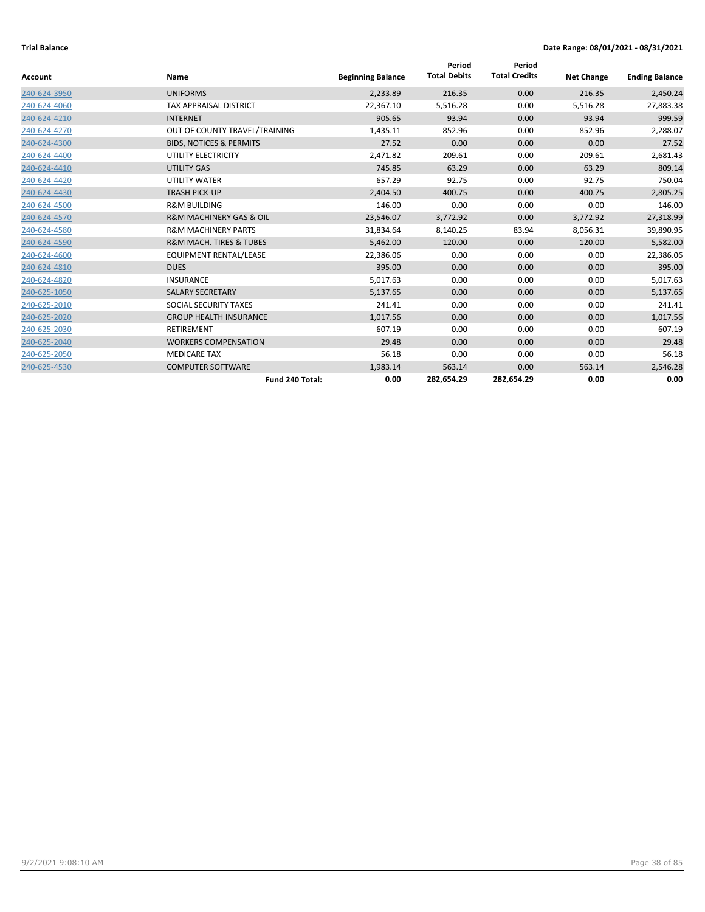**Trial Balance** **Date Range: 08/01/2021 - 08/31/2021**

| Account | Name | Beginning Balance | Period Total Debits | Period Total Credits | Net Change | Ending Balance |
|---|---|---|---|---|---|---|
| 240-624-3950 | UNIFORMS | 2,233.89 | 216.35 | 0.00 | 216.35 | 2,450.24 |
| 240-624-4060 | TAX APPRAISAL DISTRICT | 22,367.10 | 5,516.28 | 0.00 | 5,516.28 | 27,883.38 |
| 240-624-4210 | INTERNET | 905.65 | 93.94 | 0.00 | 93.94 | 999.59 |
| 240-624-4270 | OUT OF COUNTY TRAVEL/TRAINING | 1,435.11 | 852.96 | 0.00 | 852.96 | 2,288.07 |
| 240-624-4300 | BIDS, NOTICES & PERMITS | 27.52 | 0.00 | 0.00 | 0.00 | 27.52 |
| 240-624-4400 | UTILITY ELECTRICITY | 2,471.82 | 209.61 | 0.00 | 209.61 | 2,681.43 |
| 240-624-4410 | UTILITY GAS | 745.85 | 63.29 | 0.00 | 63.29 | 809.14 |
| 240-624-4420 | UTILITY WATER | 657.29 | 92.75 | 0.00 | 92.75 | 750.04 |
| 240-624-4430 | TRASH PICK-UP | 2,404.50 | 400.75 | 0.00 | 400.75 | 2,805.25 |
| 240-624-4500 | R&M BUILDING | 146.00 | 0.00 | 0.00 | 0.00 | 146.00 |
| 240-624-4570 | R&M MACHINERY GAS & OIL | 23,546.07 | 3,772.92 | 0.00 | 3,772.92 | 27,318.99 |
| 240-624-4580 | R&M MACHINERY PARTS | 31,834.64 | 8,140.25 | 83.94 | 8,056.31 | 39,890.95 |
| 240-624-4590 | R&M MACH. TIRES & TUBES | 5,462.00 | 120.00 | 0.00 | 120.00 | 5,582.00 |
| 240-624-4600 | EQUIPMENT RENTAL/LEASE | 22,386.06 | 0.00 | 0.00 | 0.00 | 22,386.06 |
| 240-624-4810 | DUES | 395.00 | 0.00 | 0.00 | 0.00 | 395.00 |
| 240-624-4820 | INSURANCE | 5,017.63 | 0.00 | 0.00 | 0.00 | 5,017.63 |
| 240-625-1050 | SALARY SECRETARY | 5,137.65 | 0.00 | 0.00 | 0.00 | 5,137.65 |
| 240-625-2010 | SOCIAL SECURITY TAXES | 241.41 | 0.00 | 0.00 | 0.00 | 241.41 |
| 240-625-2020 | GROUP HEALTH INSURANCE | 1,017.56 | 0.00 | 0.00 | 0.00 | 1,017.56 |
| 240-625-2030 | RETIREMENT | 607.19 | 0.00 | 0.00 | 0.00 | 607.19 |
| 240-625-2040 | WORKERS COMPENSATION | 29.48 | 0.00 | 0.00 | 0.00 | 29.48 |
| 240-625-2050 | MEDICARE TAX | 56.18 | 0.00 | 0.00 | 0.00 | 56.18 |
| 240-625-4530 | COMPUTER SOFTWARE | 1,983.14 | 563.14 | 0.00 | 563.14 | 2,546.28 |
| | **Fund 240 Total:** | **0.00** | **282,654.29** | **282,654.29** | **0.00** | **0.00** |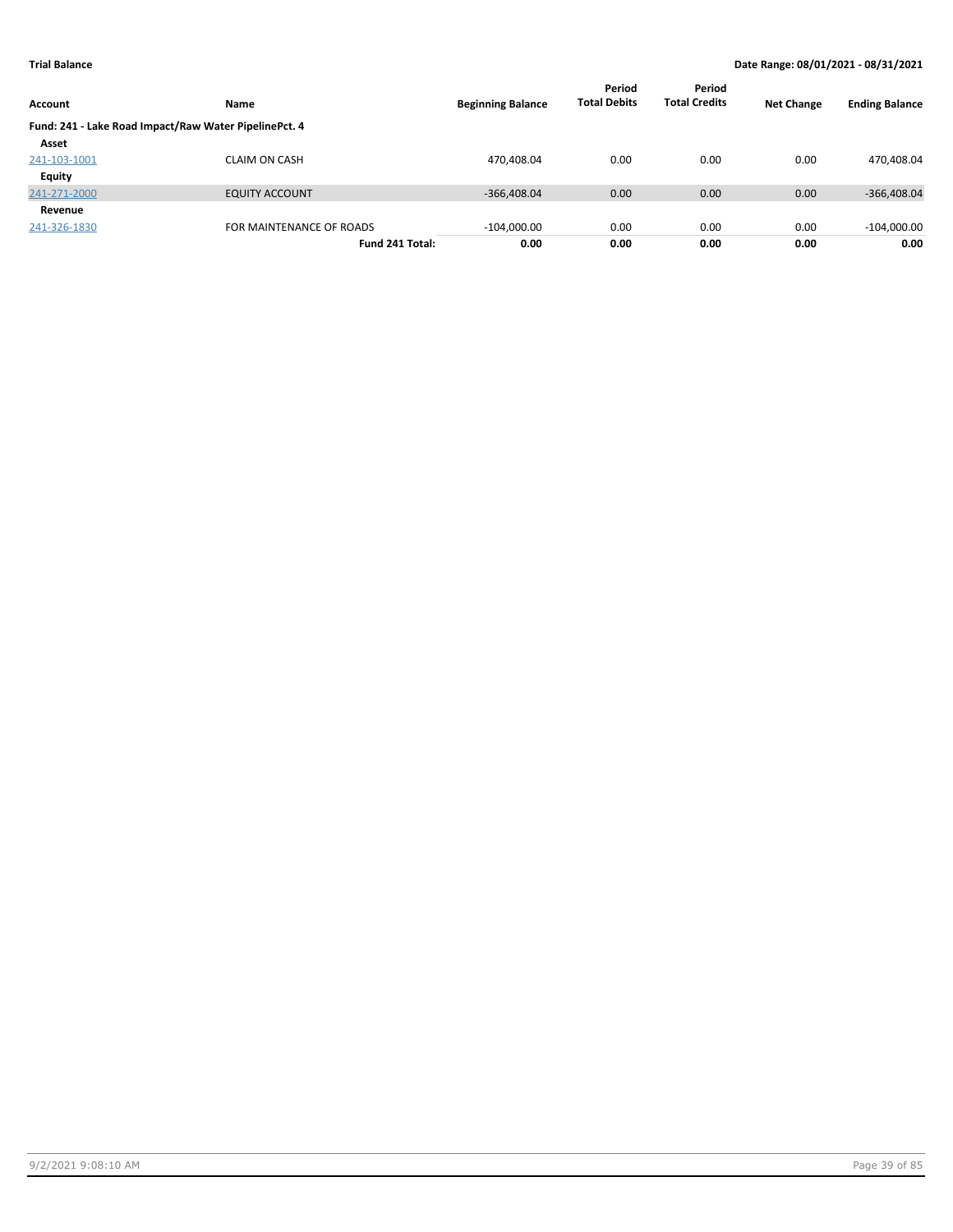**Trial Balance** | **Date Range: 08/01/2021 - 08/31/2021**

| Account | Name | Beginning Balance | Period Total Debits | Period Total Credits | Net Change | Ending Balance |
|---|---|---|---|---|---|---|
| **Fund: 241 - Lake Road Impact/Raw Water PipelinePct. 4** | | | | | | |
| **Asset** | | | | | | |
| 241-103-1001 | CLAIM ON CASH | 470,408.04 | 0.00 | 0.00 | 0.00 | 470,408.04 |
| **Equity** | | | | | | |
| 241-271-2000 | EQUITY ACCOUNT | -366,408.04 | 0.00 | 0.00 | 0.00 | -366,408.04 |
| **Revenue** | | | | | | |
| 241-326-1830 | FOR MAINTENANCE OF ROADS | -104,000.00 | 0.00 | 0.00 | 0.00 | -104,000.00 |
| | **Fund 241 Total:** | **0.00** | **0.00** | **0.00** | **0.00** | **0.00** |

9/2/2021 9:08:10 AM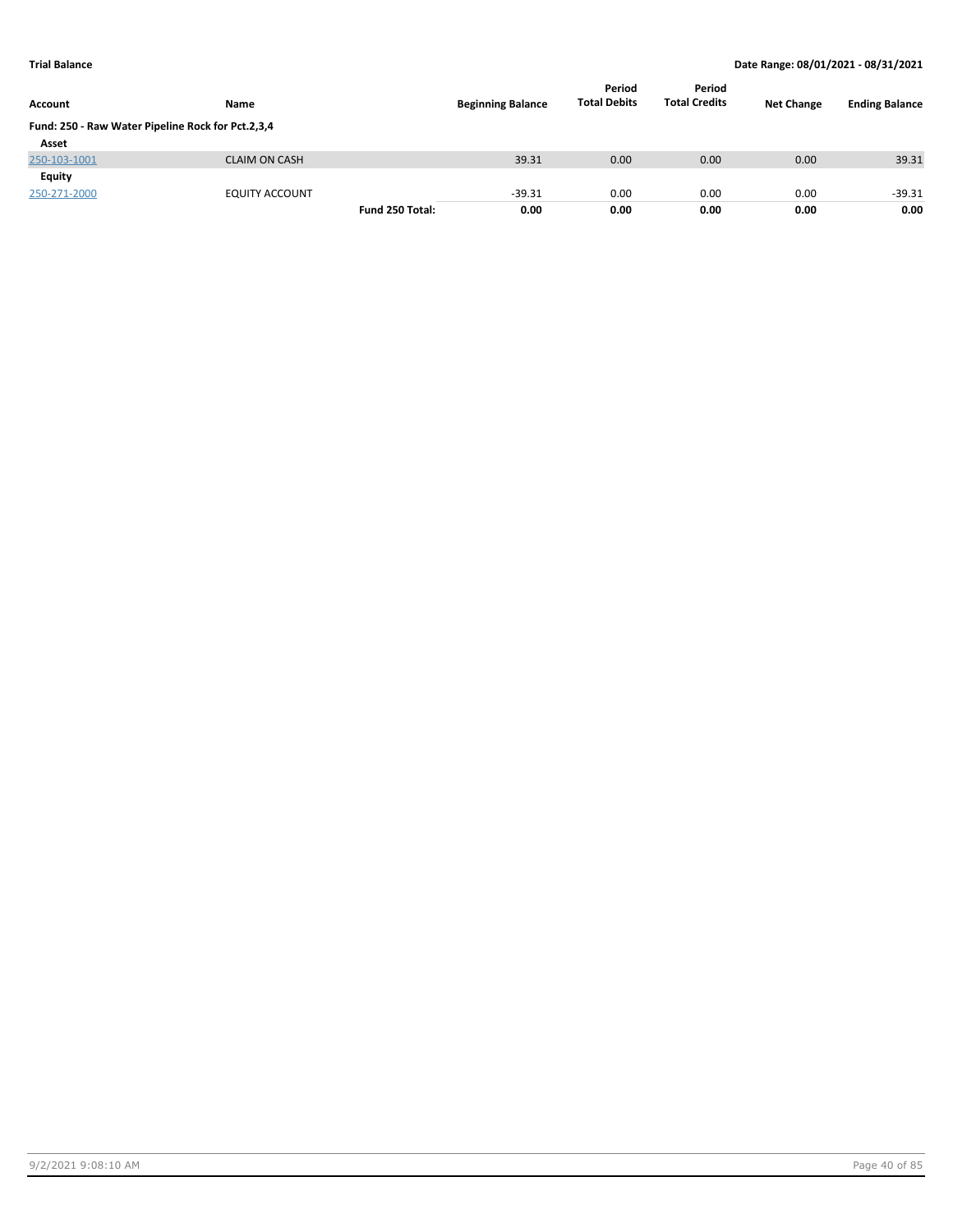| Account | Name | | Beginning Balance | Period Total Debits | Period Total Credits | Net Change | Ending Balance |
|---|---|---|---|---|---|---|---|
| **Fund: 250 - Raw Water Pipeline Rock for Pct.2,3,4** | | | | | | | |
| **Asset** | | | | | | | |
| 250-103-1001 | CLAIM ON CASH | | 39.31 | 0.00 | 0.00 | 0.00 | 39.31 |
| **Equity** | | | | | | | |
| 250-271-2000 | EQUITY ACCOUNT | | -39.31 | 0.00 | 0.00 | 0.00 | -39.31 |
| | | **Fund 250 Total:** | **0.00** | **0.00** | **0.00** | **0.00** | **0.00** |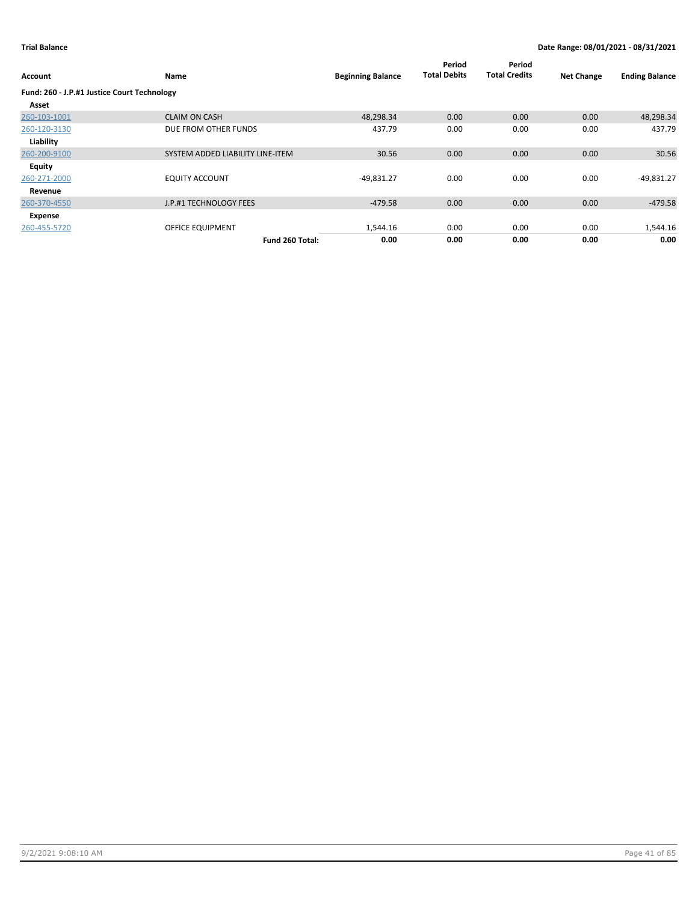**Trial Balance** | **Date Range: 08/01/2021 - 08/31/2021**

| Account | Name | Beginning Balance | Period Total Debits | Period Total Credits | Net Change | Ending Balance |
|---|---|---|---|---|---|---|
| **Fund: 260 - J.P.#1 Justice Court Technology** | | | | | | |
| **Asset** | | | | | | |
| 260-103-1001 | CLAIM ON CASH | 48,298.34 | 0.00 | 0.00 | 0.00 | 48,298.34 |
| 260-120-3130 | DUE FROM OTHER FUNDS | 437.79 | 0.00 | 0.00 | 0.00 | 437.79 |
| **Liability** | | | | | | |
| 260-200-9100 | SYSTEM ADDED LIABILITY LINE-ITEM | 30.56 | 0.00 | 0.00 | 0.00 | 30.56 |
| **Equity** | | | | | | |
| 260-271-2000 | EQUITY ACCOUNT | -49,831.27 | 0.00 | 0.00 | 0.00 | -49,831.27 |
| **Revenue** | | | | | | |
| 260-370-4550 | J.P.#1 TECHNOLOGY FEES | -479.58 | 0.00 | 0.00 | 0.00 | -479.58 |
| **Expense** | | | | | | |
| 260-455-5720 | OFFICE EQUIPMENT | 1,544.16 | 0.00 | 0.00 | 0.00 | 1,544.16 |
| | **Fund 260 Total:** | **0.00** | **0.00** | **0.00** | **0.00** | **0.00** |

9/2/2021 9:08:10 AM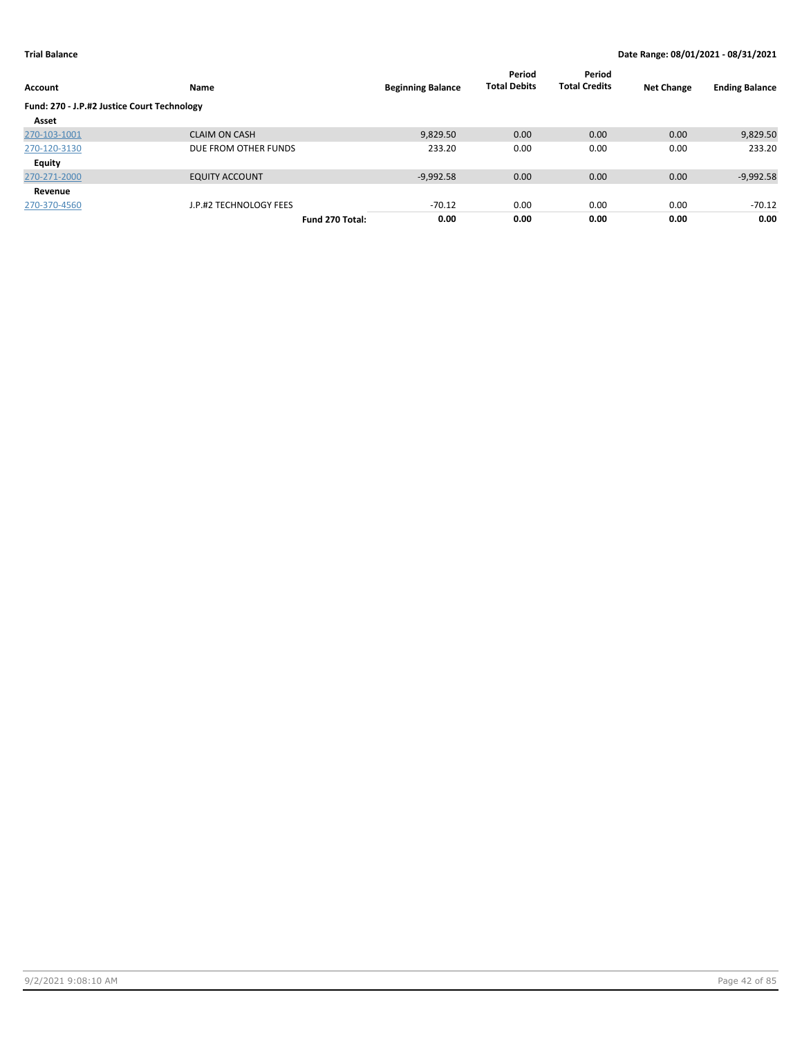**Trial Balance** **Date Range: 08/01/2021 - 08/31/2021**

| Account | Name | Beginning Balance | Period Total Debits | Period Total Credits | Net Change | Ending Balance |
|---|---|---|---|---|---|---|
| **Fund: 270 - J.P.#2 Justice Court Technology** | | | | | | |
| **Asset** | | | | | | |
| 270-103-1001 | CLAIM ON CASH | 9,829.50 | 0.00 | 0.00 | 0.00 | 9,829.50 |
| 270-120-3130 | DUE FROM OTHER FUNDS | 233.20 | 0.00 | 0.00 | 0.00 | 233.20 |
| **Equity** | | | | | | |
| 270-271-2000 | EQUITY ACCOUNT | -9,992.58 | 0.00 | 0.00 | 0.00 | -9,992.58 |
| **Revenue** | | | | | | |
| 270-370-4560 | J.P.#2 TECHNOLOGY FEES | -70.12 | 0.00 | 0.00 | 0.00 | -70.12 |
| | **Fund 270 Total:** | **0.00** | **0.00** | **0.00** | **0.00** | **0.00** |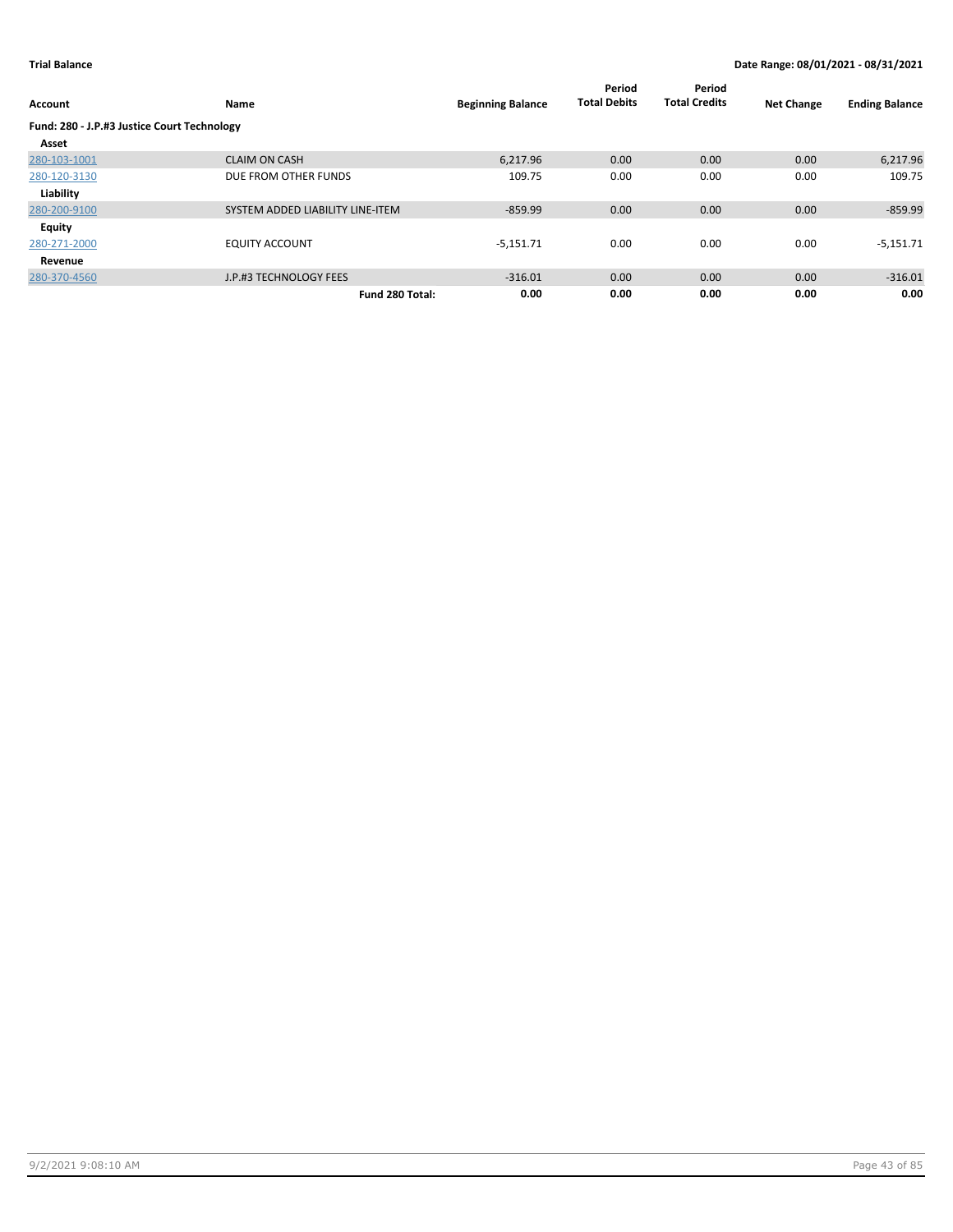**Trial Balance** **Date Range: 08/01/2021 - 08/31/2021**

| Account | Name | Beginning Balance | Period Total Debits | Period Total Credits | Net Change | Ending Balance |
|---|---|---|---|---|---|---|
| **Fund: 280 - J.P.#3 Justice Court Technology** | | | | | | |
| **Asset** | | | | | | |
| 280-103-1001 | CLAIM ON CASH | 6,217.96 | 0.00 | 0.00 | 0.00 | 6,217.96 |
| 280-120-3130 | DUE FROM OTHER FUNDS | 109.75 | 0.00 | 0.00 | 0.00 | 109.75 |
| **Liability** | | | | | | |
| 280-200-9100 | SYSTEM ADDED LIABILITY LINE-ITEM | -859.99 | 0.00 | 0.00 | 0.00 | -859.99 |
| **Equity** | | | | | | |
| 280-271-2000 | EQUITY ACCOUNT | -5,151.71 | 0.00 | 0.00 | 0.00 | -5,151.71 |
| **Revenue** | | | | | | |
| 280-370-4560 | J.P.#3 TECHNOLOGY FEES | -316.01 | 0.00 | 0.00 | 0.00 | -316.01 |
| | **Fund 280 Total:** | **0.00** | **0.00** | **0.00** | **0.00** | **0.00** |

9/2/2021 9:08:10 AM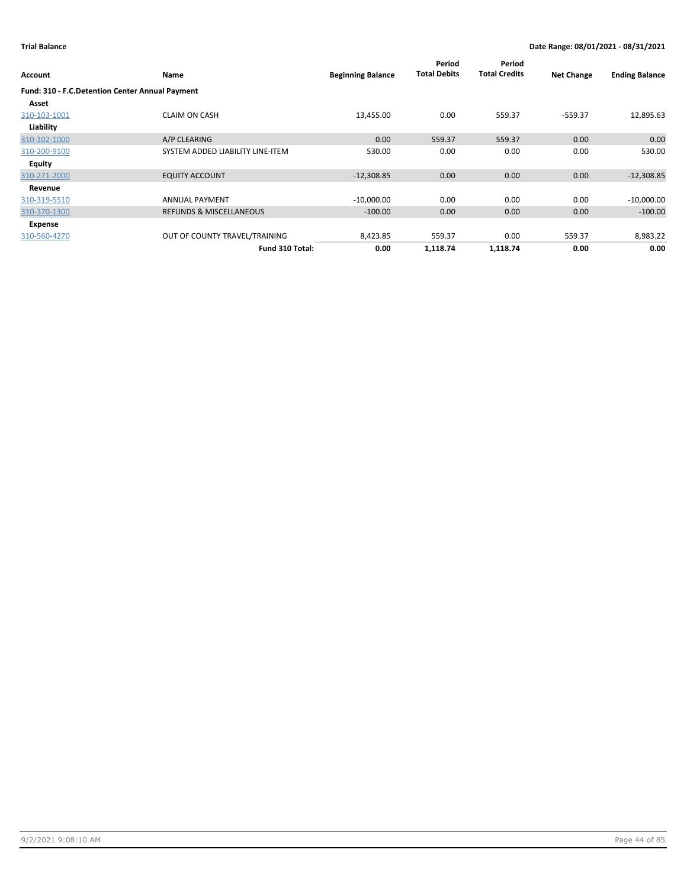**Trial Balance** **Date Range: 08/01/2021 - 08/31/2021**

| Account | Name | Beginning Balance | Period Total Debits | Period Total Credits | Net Change | Ending Balance |
|---|---|---|---|---|---|---|
| **Fund: 310 - F.C.Detention Center Annual Payment** | | | | | | |
| **Asset** | | | | | | |
| 310-103-1001 | CLAIM ON CASH | 13,455.00 | 0.00 | 559.37 | -559.37 | 12,895.63 |
| **Liability** | | | | | | |
| 310-102-1000 | A/P CLEARING | 0.00 | 559.37 | 559.37 | 0.00 | 0.00 |
| 310-200-9100 | SYSTEM ADDED LIABILITY LINE-ITEM | 530.00 | 0.00 | 0.00 | 0.00 | 530.00 |
| **Equity** | | | | | | |
| 310-271-2000 | EQUITY ACCOUNT | -12,308.85 | 0.00 | 0.00 | 0.00 | -12,308.85 |
| **Revenue** | | | | | | |
| 310-319-5510 | ANNUAL PAYMENT | -10,000.00 | 0.00 | 0.00 | 0.00 | -10,000.00 |
| 310-370-1300 | REFUNDS & MISCELLANEOUS | -100.00 | 0.00 | 0.00 | 0.00 | -100.00 |
| **Expense** | | | | | | |
| 310-560-4270 | OUT OF COUNTY TRAVEL/TRAINING | 8,423.85 | 559.37 | 0.00 | 559.37 | 8,983.22 |
| | **Fund 310 Total:** | **0.00** | **1,118.74** | **1,118.74** | **0.00** | **0.00** |

9/2/2021 9:08:10 AM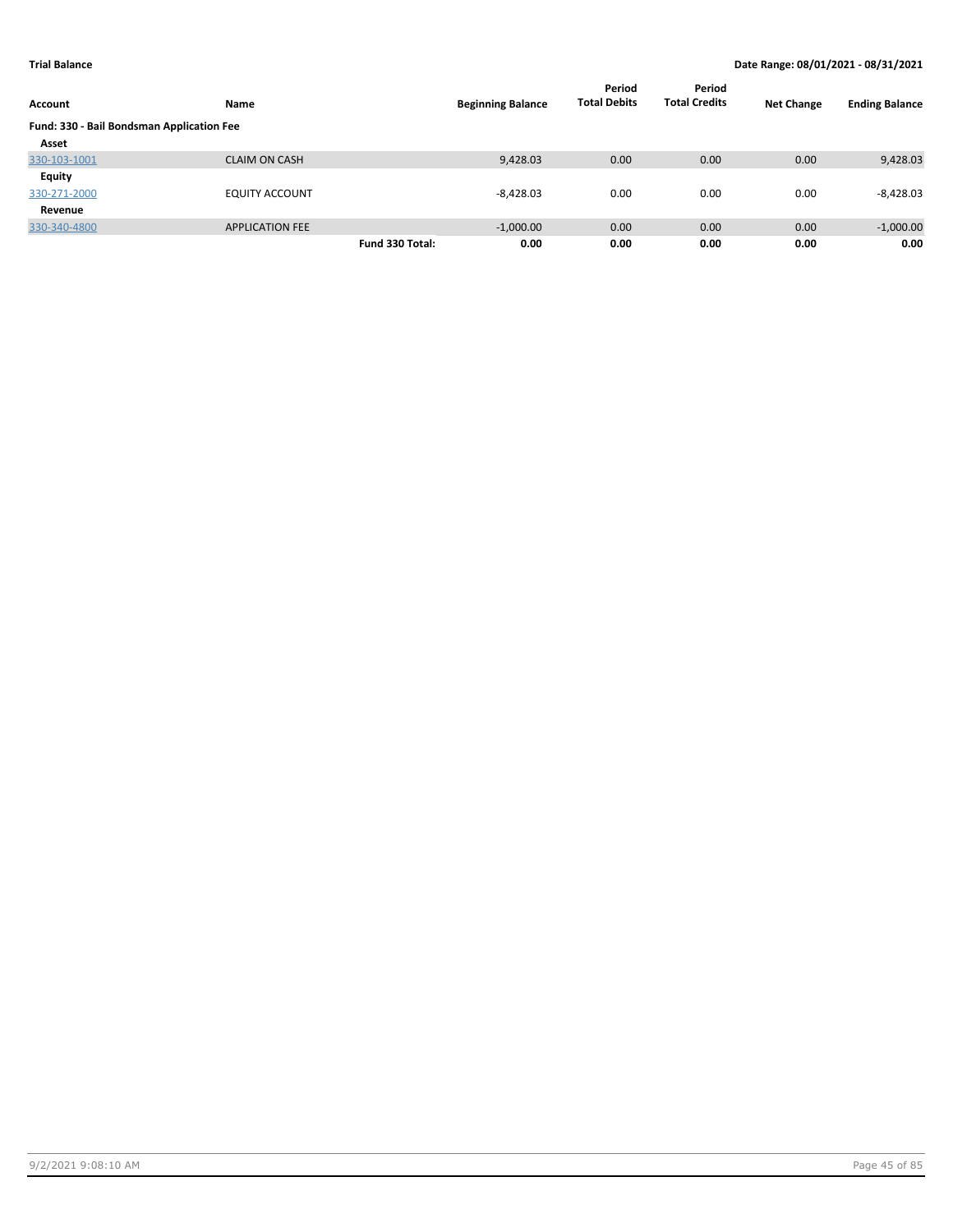**Trial Balance** **Date Range: 08/01/2021 - 08/31/2021**

| Account | Name | | Beginning Balance | Period Total Debits | Period Total Credits | Net Change | Ending Balance |
|---|---|---|---|---|---|---|---|
| **Fund: 330 - Bail Bondsman Application Fee** | | | | | | | |
| **Asset** | | | | | | | |
| 330-103-1001 | CLAIM ON CASH | | 9,428.03 | 0.00 | 0.00 | 0.00 | 9,428.03 |
| **Equity** | | | | | | | |
| 330-271-2000 | EQUITY ACCOUNT | | -8,428.03 | 0.00 | 0.00 | 0.00 | -8,428.03 |
| **Revenue** | | | | | | | |
| 330-340-4800 | APPLICATION FEE | | -1,000.00 | 0.00 | 0.00 | 0.00 | -1,000.00 |
| | | **Fund 330 Total:** | **0.00** | **0.00** | **0.00** | **0.00** | **0.00** |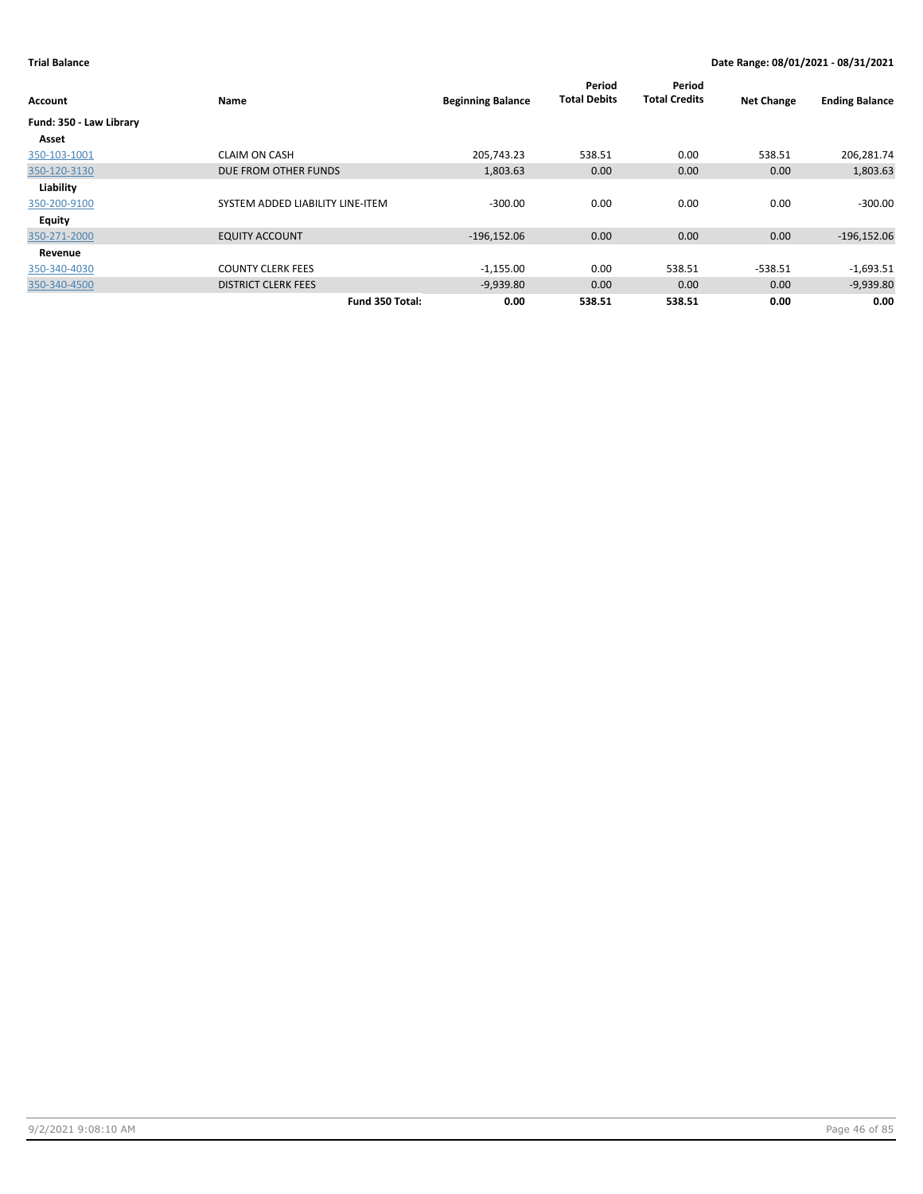**Trial Balance** **Date Range: 08/01/2021 - 08/31/2021**

| Account | Name | Beginning Balance | Period Total Debits | Period Total Credits | Net Change | Ending Balance |
|---|---|---|---|---|---|---|
| **Fund: 350 - Law Library** | | | | | | |
| **Asset** | | | | | | |
| 350-103-1001 | CLAIM ON CASH | 205,743.23 | 538.51 | 0.00 | 538.51 | 206,281.74 |
| 350-120-3130 | DUE FROM OTHER FUNDS | 1,803.63 | 0.00 | 0.00 | 0.00 | 1,803.63 |
| **Liability** | | | | | | |
| 350-200-9100 | SYSTEM ADDED LIABILITY LINE-ITEM | -300.00 | 0.00 | 0.00 | 0.00 | -300.00 |
| **Equity** | | | | | | |
| 350-271-2000 | EQUITY ACCOUNT | -196,152.06 | 0.00 | 0.00 | 0.00 | -196,152.06 |
| **Revenue** | | | | | | |
| 350-340-4030 | COUNTY CLERK FEES | -1,155.00 | 0.00 | 538.51 | -538.51 | -1,693.51 |
| 350-340-4500 | DISTRICT CLERK FEES | -9,939.80 | 0.00 | 0.00 | 0.00 | -9,939.80 |
| | **Fund 350 Total:** | **0.00** | **538.51** | **538.51** | **0.00** | **0.00** |

9/2/2021 9:08:10 AM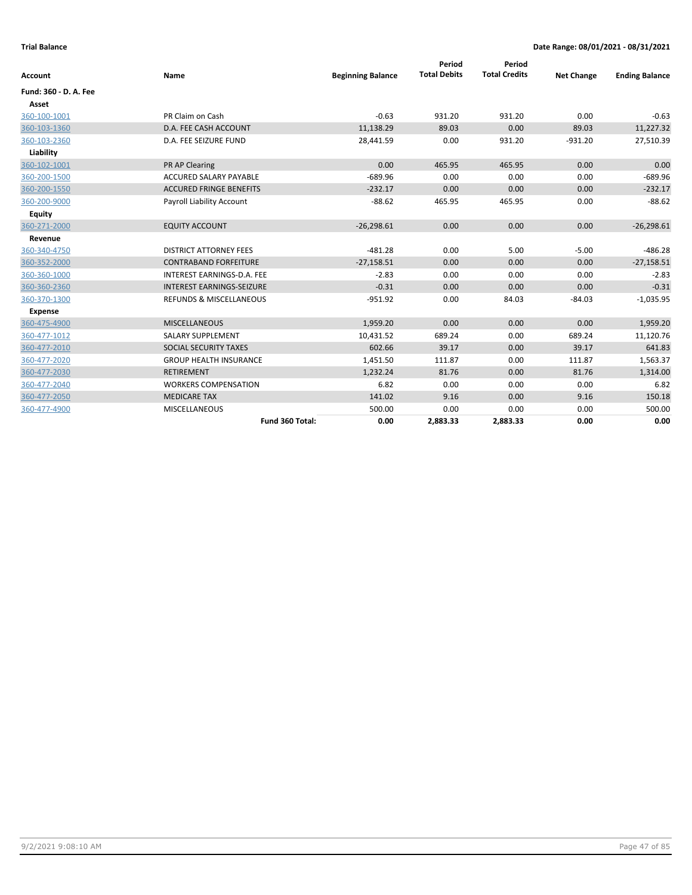**Trial Balance** **Date Range: 08/01/2021 - 08/31/2021**

| Account | Name | Beginning Balance | Period Total Debits | Period Total Credits | Net Change | Ending Balance |
|---|---|---|---|---|---|---|
| **Fund: 360 - D. A. Fee** | | | | | | |
| **Asset** | | | | | | |
| 360-100-1001 | PR Claim on Cash | -0.63 | 931.20 | 931.20 | 0.00 | -0.63 |
| 360-103-1360 | D.A. FEE CASH ACCOUNT | 11,138.29 | 89.03 | 0.00 | 89.03 | 11,227.32 |
| 360-103-2360 | D.A. FEE SEIZURE FUND | 28,441.59 | 0.00 | 931.20 | -931.20 | 27,510.39 |
| **Liability** | | | | | | |
| 360-102-1001 | PR AP Clearing | 0.00 | 465.95 | 465.95 | 0.00 | 0.00 |
| 360-200-1500 | ACCURED SALARY PAYABLE | -689.96 | 0.00 | 0.00 | 0.00 | -689.96 |
| 360-200-1550 | ACCURED FRINGE BENEFITS | -232.17 | 0.00 | 0.00 | 0.00 | -232.17 |
| 360-200-9000 | Payroll Liability Account | -88.62 | 465.95 | 465.95 | 0.00 | -88.62 |
| **Equity** | | | | | | |
| 360-271-2000 | EQUITY ACCOUNT | -26,298.61 | 0.00 | 0.00 | 0.00 | -26,298.61 |
| **Revenue** | | | | | | |
| 360-340-4750 | DISTRICT ATTORNEY FEES | -481.28 | 0.00 | 5.00 | -5.00 | -486.28 |
| 360-352-2000 | CONTRABAND FORFEITURE | -27,158.51 | 0.00 | 0.00 | 0.00 | -27,158.51 |
| 360-360-1000 | INTEREST EARNINGS-D.A. FEE | -2.83 | 0.00 | 0.00 | 0.00 | -2.83 |
| 360-360-2360 | INTEREST EARNINGS-SEIZURE | -0.31 | 0.00 | 0.00 | 0.00 | -0.31 |
| 360-370-1300 | REFUNDS & MISCELLANEOUS | -951.92 | 0.00 | 84.03 | -84.03 | -1,035.95 |
| **Expense** | | | | | | |
| 360-475-4900 | MISCELLANEOUS | 1,959.20 | 0.00 | 0.00 | 0.00 | 1,959.20 |
| 360-477-1012 | SALARY SUPPLEMENT | 10,431.52 | 689.24 | 0.00 | 689.24 | 11,120.76 |
| 360-477-2010 | SOCIAL SECURITY TAXES | 602.66 | 39.17 | 0.00 | 39.17 | 641.83 |
| 360-477-2020 | GROUP HEALTH INSURANCE | 1,451.50 | 111.87 | 0.00 | 111.87 | 1,563.37 |
| 360-477-2030 | RETIREMENT | 1,232.24 | 81.76 | 0.00 | 81.76 | 1,314.00 |
| 360-477-2040 | WORKERS COMPENSATION | 6.82 | 0.00 | 0.00 | 0.00 | 6.82 |
| 360-477-2050 | MEDICARE TAX | 141.02 | 9.16 | 0.00 | 9.16 | 150.18 |
| 360-477-4900 | MISCELLANEOUS | 500.00 | 0.00 | 0.00 | 0.00 | 500.00 |
| | **Fund 360 Total:** | **0.00** | **2,883.33** | **2,883.33** | **0.00** | **0.00** |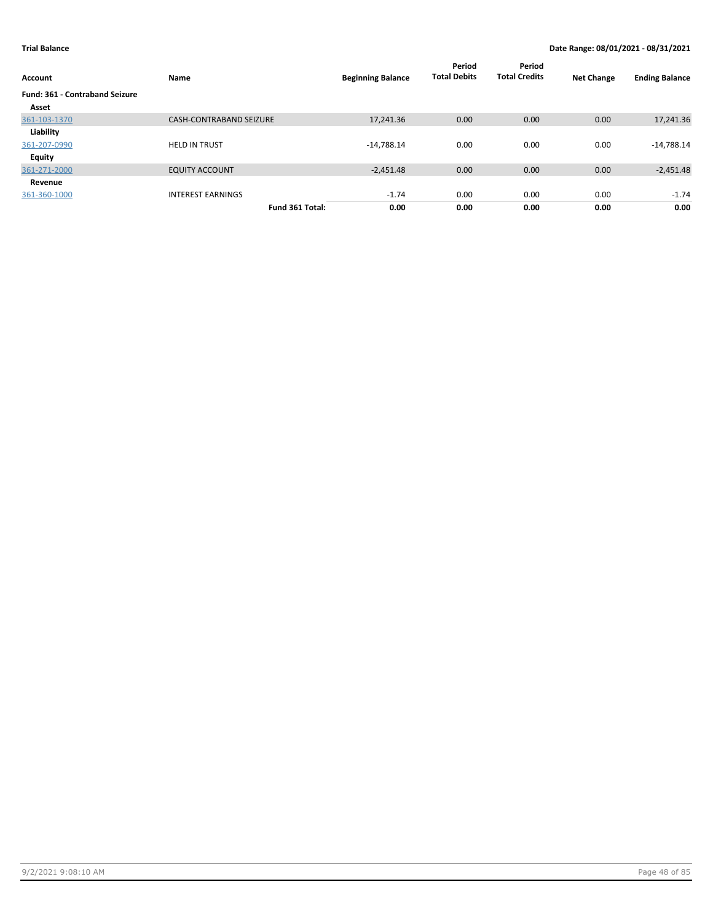| Account | Name | Beginning Balance | Period Total Debits | Period Total Credits | Net Change | Ending Balance |
|---|---|---|---|---|---|---|
| **Fund: 361 - Contraband Seizure** | | | | | | |
| **Asset** | | | | | | |
| 361-103-1370 | CASH-CONTRABAND SEIZURE | 17,241.36 | 0.00 | 0.00 | 0.00 | 17,241.36 |
| **Liability** | | | | | | |
| 361-207-0990 | HELD IN TRUST | -14,788.14 | 0.00 | 0.00 | 0.00 | -14,788.14 |
| **Equity** | | | | | | |
| 361-271-2000 | EQUITY ACCOUNT | -2,451.48 | 0.00 | 0.00 | 0.00 | -2,451.48 |
| **Revenue** | | | | | | |
| 361-360-1000 | INTEREST EARNINGS | -1.74 | 0.00 | 0.00 | 0.00 | -1.74 |
| | **Fund 361 Total:** | **0.00** | **0.00** | **0.00** | **0.00** | **0.00** |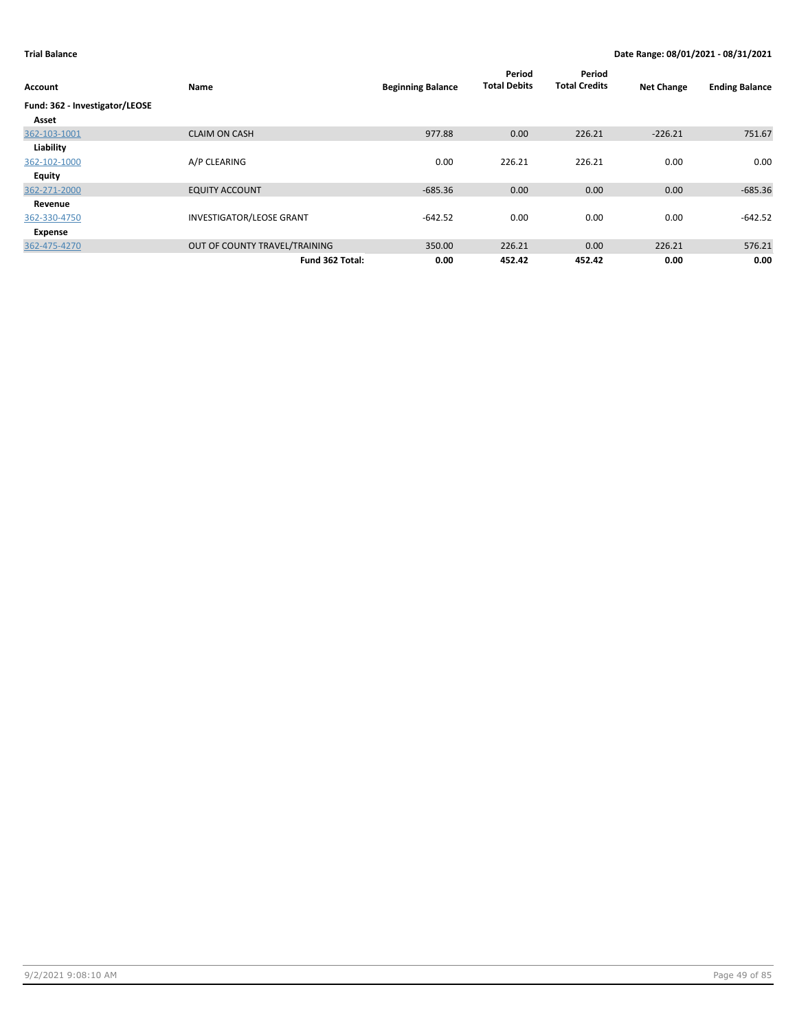**Trial Balance** | **Date Range: 08/01/2021 - 08/31/2021**

| Account | Name | Beginning Balance | Period Total Debits | Period Total Credits | Net Change | Ending Balance |
|---|---|---|---|---|---|---|
| **Fund: 362 - Investigator/LEOSE** | | | | | | |
| **Asset** | | | | | | |
| 362-103-1001 | CLAIM ON CASH | 977.88 | 0.00 | 226.21 | -226.21 | 751.67 |
| **Liability** | | | | | | |
| 362-102-1000 | A/P CLEARING | 0.00 | 226.21 | 226.21 | 0.00 | 0.00 |
| **Equity** | | | | | | |
| 362-271-2000 | EQUITY ACCOUNT | -685.36 | 0.00 | 0.00 | 0.00 | -685.36 |
| **Revenue** | | | | | | |
| 362-330-4750 | INVESTIGATOR/LEOSE GRANT | -642.52 | 0.00 | 0.00 | 0.00 | -642.52 |
| **Expense** | | | | | | |
| 362-475-4270 | OUT OF COUNTY TRAVEL/TRAINING | 350.00 | 226.21 | 0.00 | 226.21 | 576.21 |
| | **Fund 362 Total:** | **0.00** | **452.42** | **452.42** | **0.00** | **0.00** |

9/2/2021 9:08:10 AM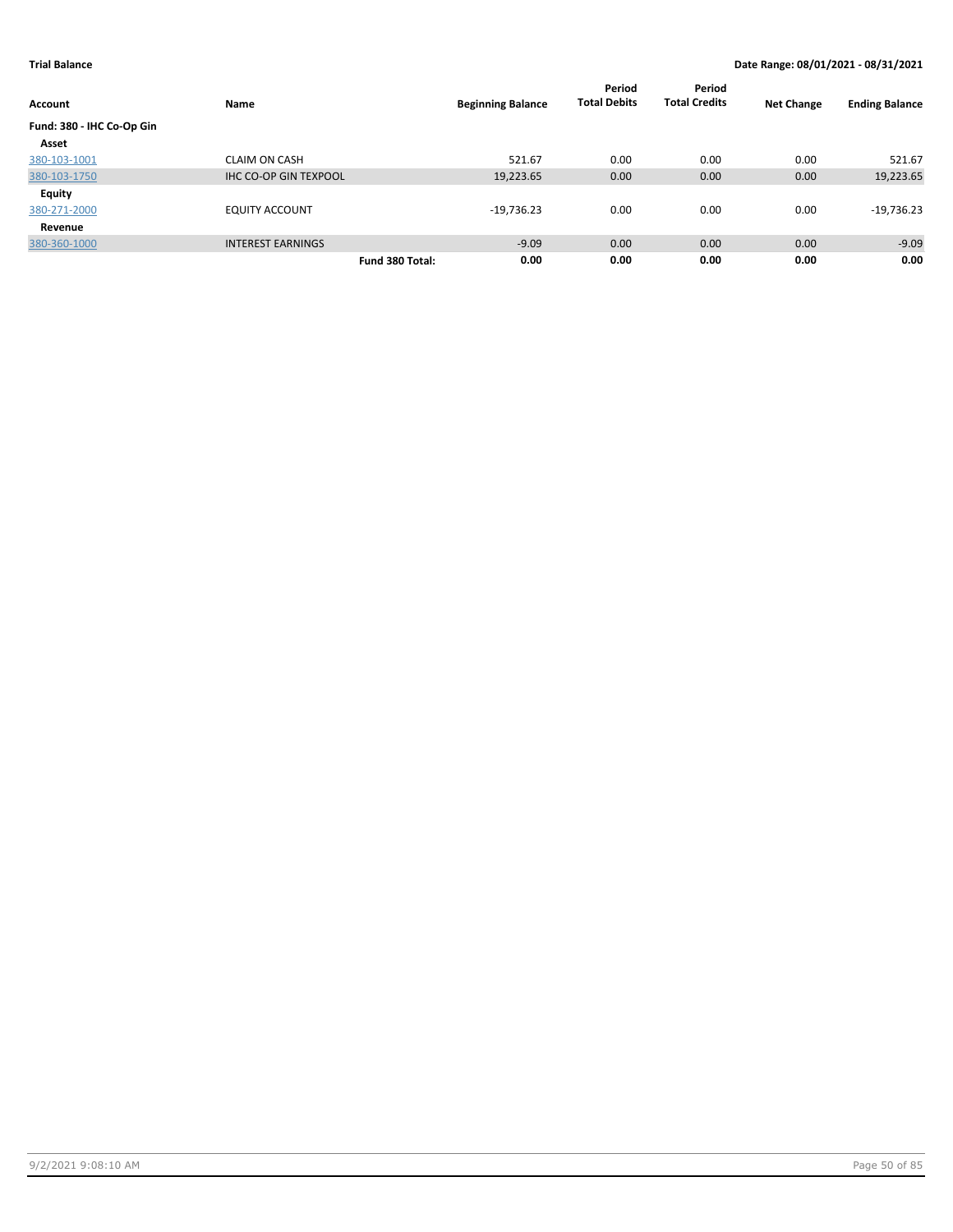**Trial Balance** — **Date Range: 08/01/2021 - 08/31/2021**

| Account | Name | Beginning Balance | Period Total Debits | Period Total Credits | Net Change | Ending Balance |
|---|---|---|---|---|---|---|
| **Fund: 380 - IHC Co-Op Gin** | | | | | | |
| **Asset** | | | | | | |
| 380-103-1001 | CLAIM ON CASH | 521.67 | 0.00 | 0.00 | 0.00 | 521.67 |
| 380-103-1750 | IHC CO-OP GIN TEXPOOL | 19,223.65 | 0.00 | 0.00 | 0.00 | 19,223.65 |
| **Equity** | | | | | | |
| 380-271-2000 | EQUITY ACCOUNT | -19,736.23 | 0.00 | 0.00 | 0.00 | -19,736.23 |
| **Revenue** | | | | | | |
| 380-360-1000 | INTEREST EARNINGS | -9.09 | 0.00 | 0.00 | 0.00 | -9.09 |
| | **Fund 380 Total:** | **0.00** | **0.00** | **0.00** | **0.00** | **0.00** |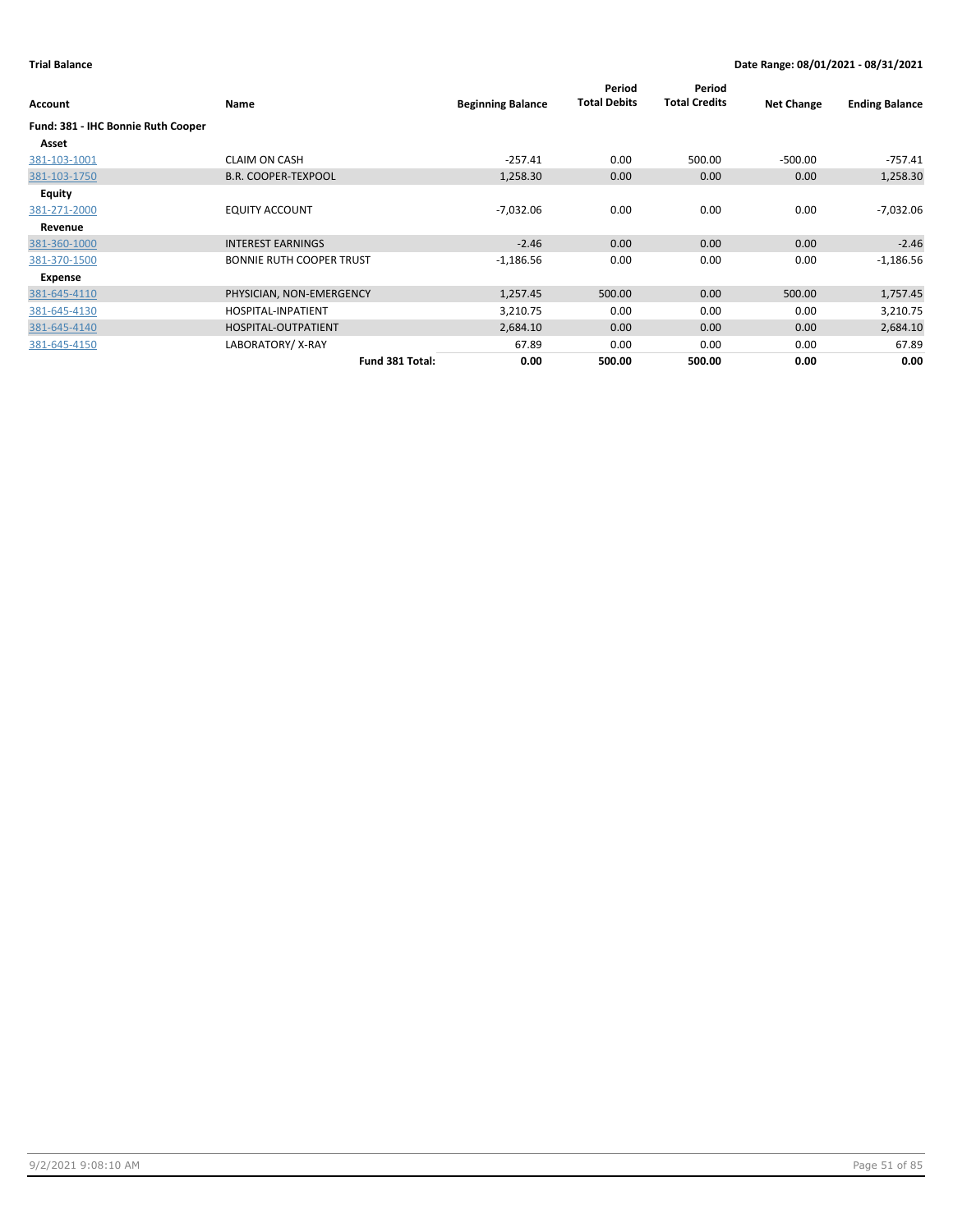**Trial Balance** **Date Range: 08/01/2021 - 08/31/2021**

| Account | Name | Beginning Balance | Period Total Debits | Period Total Credits | Net Change | Ending Balance |
|---|---|---|---|---|---|---|
| **Fund: 381 - IHC Bonnie Ruth Cooper** | | | | | | |
| **Asset** | | | | | | |
| 381-103-1001 | CLAIM ON CASH | -257.41 | 0.00 | 500.00 | -500.00 | -757.41 |
| 381-103-1750 | B.R. COOPER-TEXPOOL | 1,258.30 | 0.00 | 0.00 | 0.00 | 1,258.30 |
| **Equity** | | | | | | |
| 381-271-2000 | EQUITY ACCOUNT | -7,032.06 | 0.00 | 0.00 | 0.00 | -7,032.06 |
| **Revenue** | | | | | | |
| 381-360-1000 | INTEREST EARNINGS | -2.46 | 0.00 | 0.00 | 0.00 | -2.46 |
| 381-370-1500 | BONNIE RUTH COOPER TRUST | -1,186.56 | 0.00 | 0.00 | 0.00 | -1,186.56 |
| **Expense** | | | | | | |
| 381-645-4110 | PHYSICIAN, NON-EMERGENCY | 1,257.45 | 500.00 | 0.00 | 500.00 | 1,757.45 |
| 381-645-4130 | HOSPITAL-INPATIENT | 3,210.75 | 0.00 | 0.00 | 0.00 | 3,210.75 |
| 381-645-4140 | HOSPITAL-OUTPATIENT | 2,684.10 | 0.00 | 0.00 | 0.00 | 2,684.10 |
| 381-645-4150 | LABORATORY/ X-RAY | 67.89 | 0.00 | 0.00 | 0.00 | 67.89 |
| | **Fund 381 Total:** | **0.00** | **500.00** | **500.00** | **0.00** | **0.00** |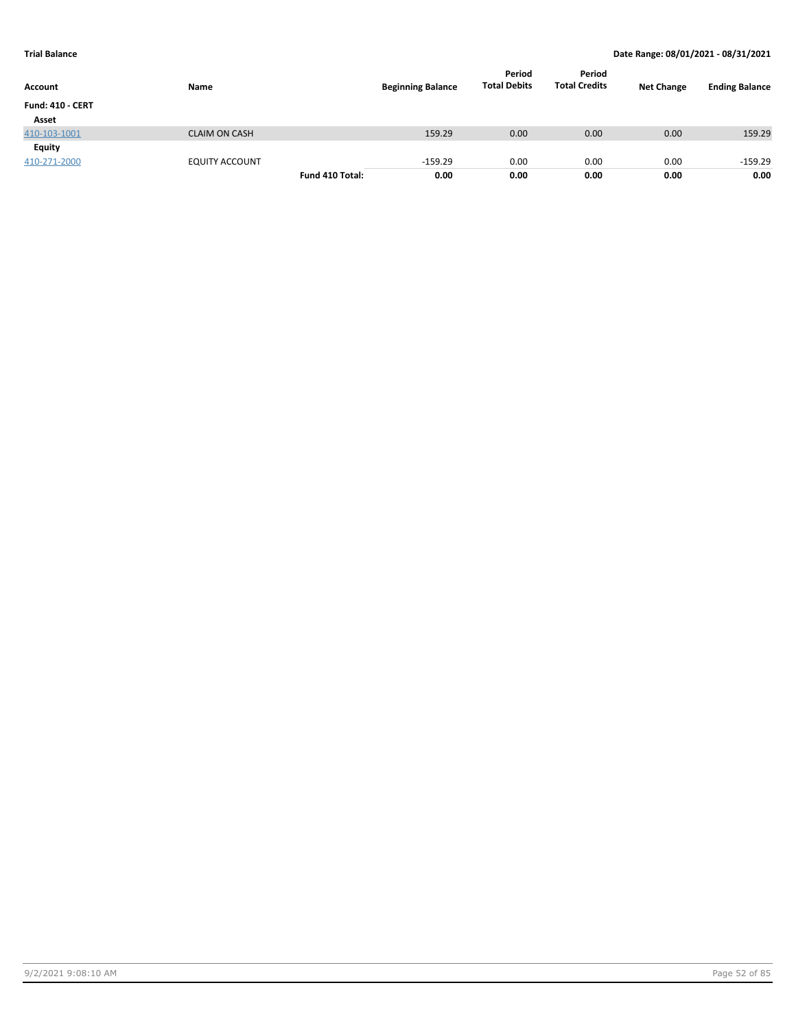**Trial Balance** | **Date Range: 08/01/2021 - 08/31/2021**

| Account | Name | | Beginning Balance | Period Total Debits | Period Total Credits | Net Change | Ending Balance |
|---|---|---|---|---|---|---|---|
| **Fund: 410 - CERT** | | | | | | | |
| **Asset** | | | | | | | |
| 410-103-1001 | CLAIM ON CASH | | 159.29 | 0.00 | 0.00 | 0.00 | 159.29 |
| **Equity** | | | | | | | |
| 410-271-2000 | EQUITY ACCOUNT | | -159.29 | 0.00 | 0.00 | 0.00 | -159.29 |
| | | **Fund 410 Total:** | **0.00** | **0.00** | **0.00** | **0.00** | **0.00** |

9/2/2021 9:08:10 AM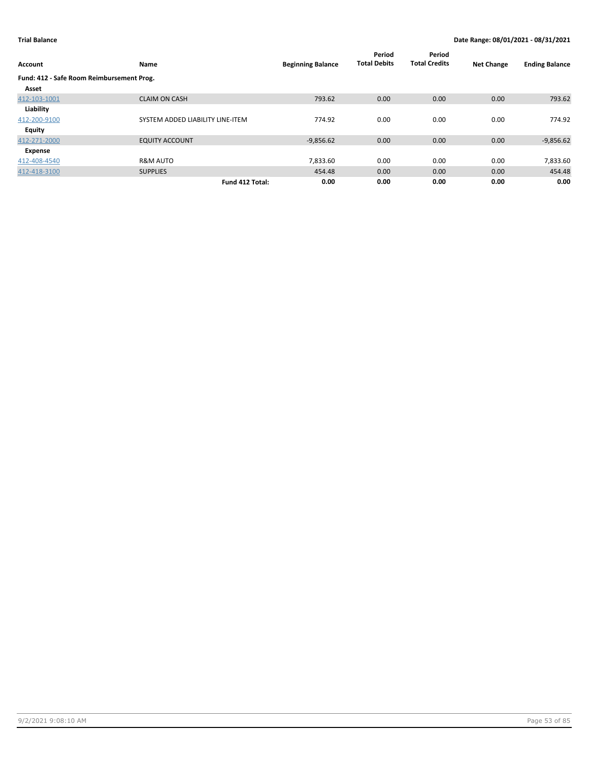**Trial Balance** **Date Range: 08/01/2021 - 08/31/2021**

| Account | Name | Beginning Balance | Period Total Debits | Period Total Credits | Net Change | Ending Balance |
|---|---|---|---|---|---|---|
| **Fund: 412 - Safe Room Reimbursement Prog.** | | | | | | |
| **Asset** | | | | | | |
| 412-103-1001 | CLAIM ON CASH | 793.62 | 0.00 | 0.00 | 0.00 | 793.62 |
| **Liability** | | | | | | |
| 412-200-9100 | SYSTEM ADDED LIABILITY LINE-ITEM | 774.92 | 0.00 | 0.00 | 0.00 | 774.92 |
| **Equity** | | | | | | |
| 412-271-2000 | EQUITY ACCOUNT | -9,856.62 | 0.00 | 0.00 | 0.00 | -9,856.62 |
| **Expense** | | | | | | |
| 412-408-4540 | R&M AUTO | 7,833.60 | 0.00 | 0.00 | 0.00 | 7,833.60 |
| 412-418-3100 | SUPPLIES | 454.48 | 0.00 | 0.00 | 0.00 | 454.48 |
| | **Fund 412 Total:** | **0.00** | **0.00** | **0.00** | **0.00** | **0.00** |

9/2/2021 9:08:10 AM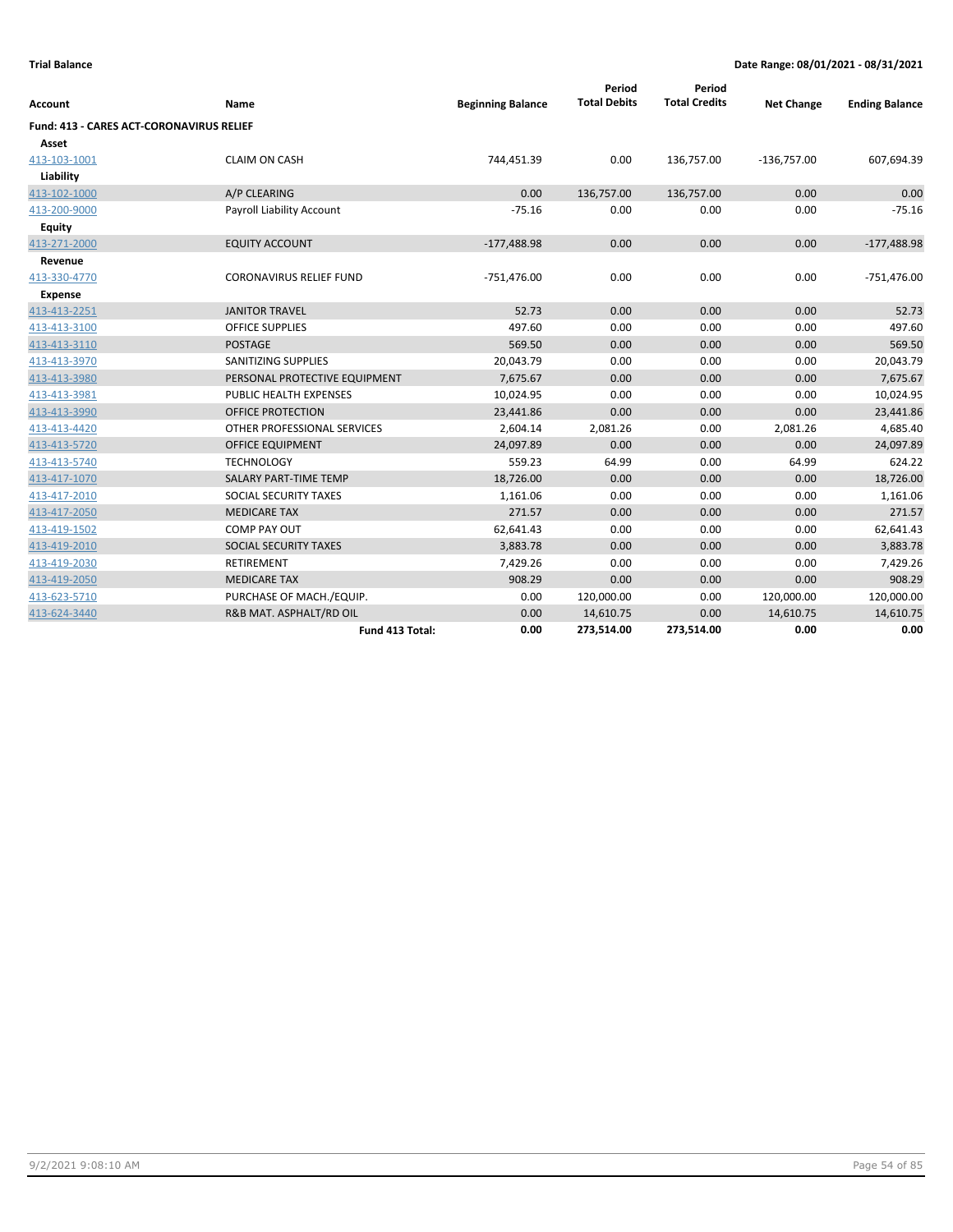**Trial Balance** **Date Range: 08/01/2021 - 08/31/2021**

| Account | Name | Beginning Balance | Period Total Debits | Period Total Credits | Net Change | Ending Balance |
|---|---|---|---|---|---|---|
| **Fund: 413 - CARES ACT-CORONAVIRUS RELIEF** | | | | | | |
| **Asset** | | | | | | |
| 413-103-1001 | CLAIM ON CASH | 744,451.39 | 0.00 | 136,757.00 | -136,757.00 | 607,694.39 |
| **Liability** | | | | | | |
| 413-102-1000 | A/P CLEARING | 0.00 | 136,757.00 | 136,757.00 | 0.00 | 0.00 |
| 413-200-9000 | Payroll Liability Account | -75.16 | 0.00 | 0.00 | 0.00 | -75.16 |
| **Equity** | | | | | | |
| 413-271-2000 | EQUITY ACCOUNT | -177,488.98 | 0.00 | 0.00 | 0.00 | -177,488.98 |
| **Revenue** | | | | | | |
| 413-330-4770 | CORONAVIRUS RELIEF FUND | -751,476.00 | 0.00 | 0.00 | 0.00 | -751,476.00 |
| **Expense** | | | | | | |
| 413-413-2251 | JANITOR TRAVEL | 52.73 | 0.00 | 0.00 | 0.00 | 52.73 |
| 413-413-3100 | OFFICE SUPPLIES | 497.60 | 0.00 | 0.00 | 0.00 | 497.60 |
| 413-413-3110 | POSTAGE | 569.50 | 0.00 | 0.00 | 0.00 | 569.50 |
| 413-413-3970 | SANITIZING SUPPLIES | 20,043.79 | 0.00 | 0.00 | 0.00 | 20,043.79 |
| 413-413-3980 | PERSONAL PROTECTIVE EQUIPMENT | 7,675.67 | 0.00 | 0.00 | 0.00 | 7,675.67 |
| 413-413-3981 | PUBLIC HEALTH EXPENSES | 10,024.95 | 0.00 | 0.00 | 0.00 | 10,024.95 |
| 413-413-3990 | OFFICE PROTECTION | 23,441.86 | 0.00 | 0.00 | 0.00 | 23,441.86 |
| 413-413-4420 | OTHER PROFESSIONAL SERVICES | 2,604.14 | 2,081.26 | 0.00 | 2,081.26 | 4,685.40 |
| 413-413-5720 | OFFICE EQUIPMENT | 24,097.89 | 0.00 | 0.00 | 0.00 | 24,097.89 |
| 413-413-5740 | TECHNOLOGY | 559.23 | 64.99 | 0.00 | 64.99 | 624.22 |
| 413-417-1070 | SALARY PART-TIME TEMP | 18,726.00 | 0.00 | 0.00 | 0.00 | 18,726.00 |
| 413-417-2010 | SOCIAL SECURITY TAXES | 1,161.06 | 0.00 | 0.00 | 0.00 | 1,161.06 |
| 413-417-2050 | MEDICARE TAX | 271.57 | 0.00 | 0.00 | 0.00 | 271.57 |
| 413-419-1502 | COMP PAY OUT | 62,641.43 | 0.00 | 0.00 | 0.00 | 62,641.43 |
| 413-419-2010 | SOCIAL SECURITY TAXES | 3,883.78 | 0.00 | 0.00 | 0.00 | 3,883.78 |
| 413-419-2030 | RETIREMENT | 7,429.26 | 0.00 | 0.00 | 0.00 | 7,429.26 |
| 413-419-2050 | MEDICARE TAX | 908.29 | 0.00 | 0.00 | 0.00 | 908.29 |
| 413-623-5710 | PURCHASE OF MACH./EQUIP. | 0.00 | 120,000.00 | 0.00 | 120,000.00 | 120,000.00 |
| 413-624-3440 | R&B MAT. ASPHALT/RD OIL | 0.00 | 14,610.75 | 0.00 | 14,610.75 | 14,610.75 |
| | **Fund 413 Total:** | **0.00** | **273,514.00** | **273,514.00** | **0.00** | **0.00** |

9/2/2021 9:08:10 AM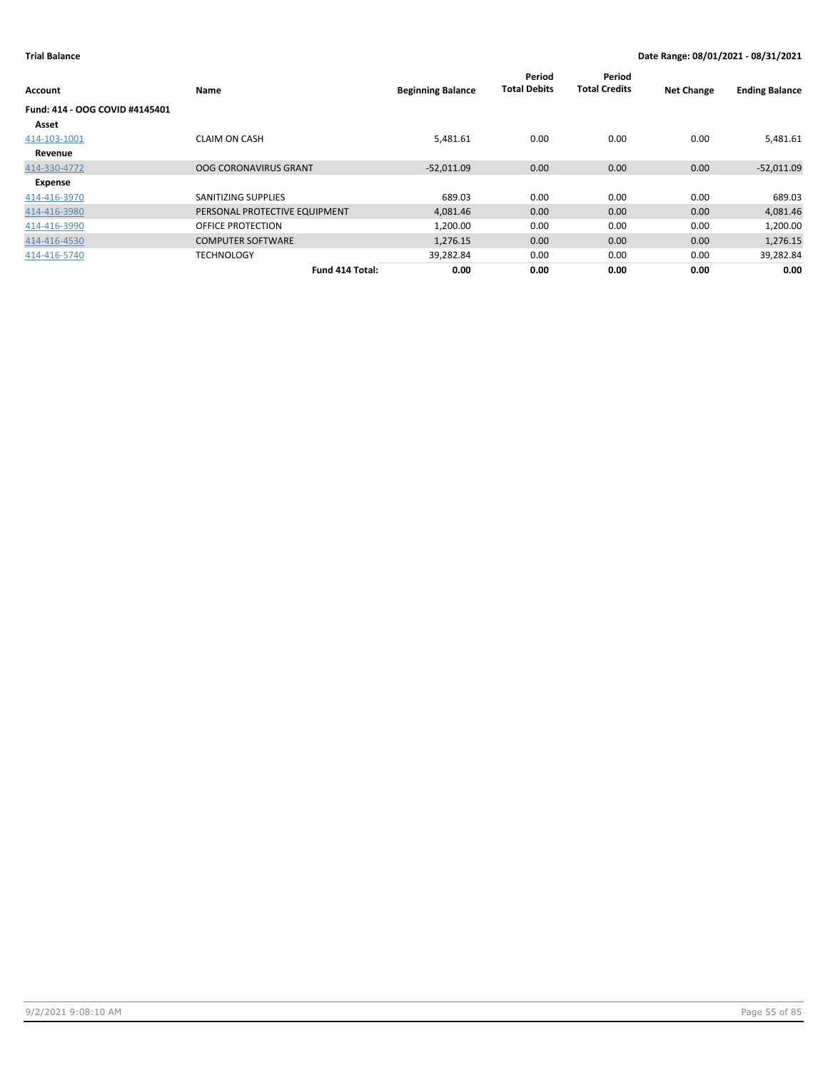**Trial Balance** **Date Range: 08/01/2021 - 08/31/2021**

| Account | Name | Beginning Balance | Period Total Debits | Period Total Credits | Net Change | Ending Balance |
|---|---|---|---|---|---|---|
| **Fund: 414 - OOG COVID #4145401** | | | | | | |
| **Asset** | | | | | | |
| 414-103-1001 | CLAIM ON CASH | 5,481.61 | 0.00 | 0.00 | 0.00 | 5,481.61 |
| **Revenue** | | | | | | |
| 414-330-4772 | OOG CORONAVIRUS GRANT | -52,011.09 | 0.00 | 0.00 | 0.00 | -52,011.09 |
| **Expense** | | | | | | |
| 414-416-3970 | SANITIZING SUPPLIES | 689.03 | 0.00 | 0.00 | 0.00 | 689.03 |
| 414-416-3980 | PERSONAL PROTECTIVE EQUIPMENT | 4,081.46 | 0.00 | 0.00 | 0.00 | 4,081.46 |
| 414-416-3990 | OFFICE PROTECTION | 1,200.00 | 0.00 | 0.00 | 0.00 | 1,200.00 |
| 414-416-4530 | COMPUTER SOFTWARE | 1,276.15 | 0.00 | 0.00 | 0.00 | 1,276.15 |
| 414-416-5740 | TECHNOLOGY | 39,282.84 | 0.00 | 0.00 | 0.00 | 39,282.84 |
| | **Fund 414 Total:** | **0.00** | **0.00** | **0.00** | **0.00** | **0.00** |

9/2/2021 9:08:10 AM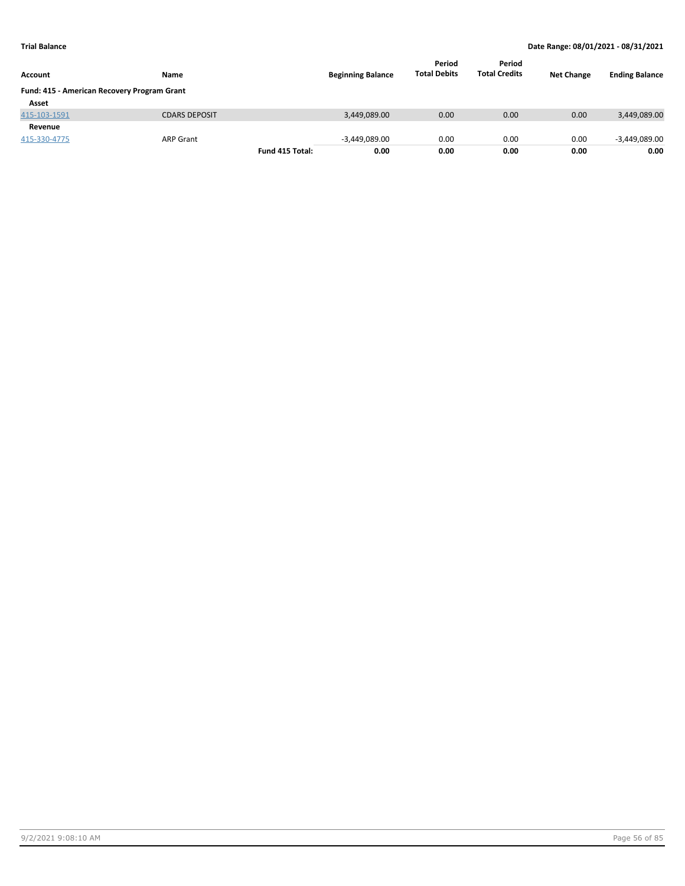| Account | Name | | Beginning Balance | Period Total Debits | Period Total Credits | Net Change | Ending Balance |
|---|---|---|---|---|---|---|---|
| **Fund: 415 - American Recovery Program Grant** | | | | | | | |
| **Asset** | | | | | | | |
| 415-103-1591 | CDARS DEPOSIT | | 3,449,089.00 | 0.00 | 0.00 | 0.00 | 3,449,089.00 |
| **Revenue** | | | | | | | |
| 415-330-4775 | ARP Grant | | -3,449,089.00 | 0.00 | 0.00 | 0.00 | -3,449,089.00 |
| | | **Fund 415 Total:** | **0.00** | **0.00** | **0.00** | **0.00** | **0.00** |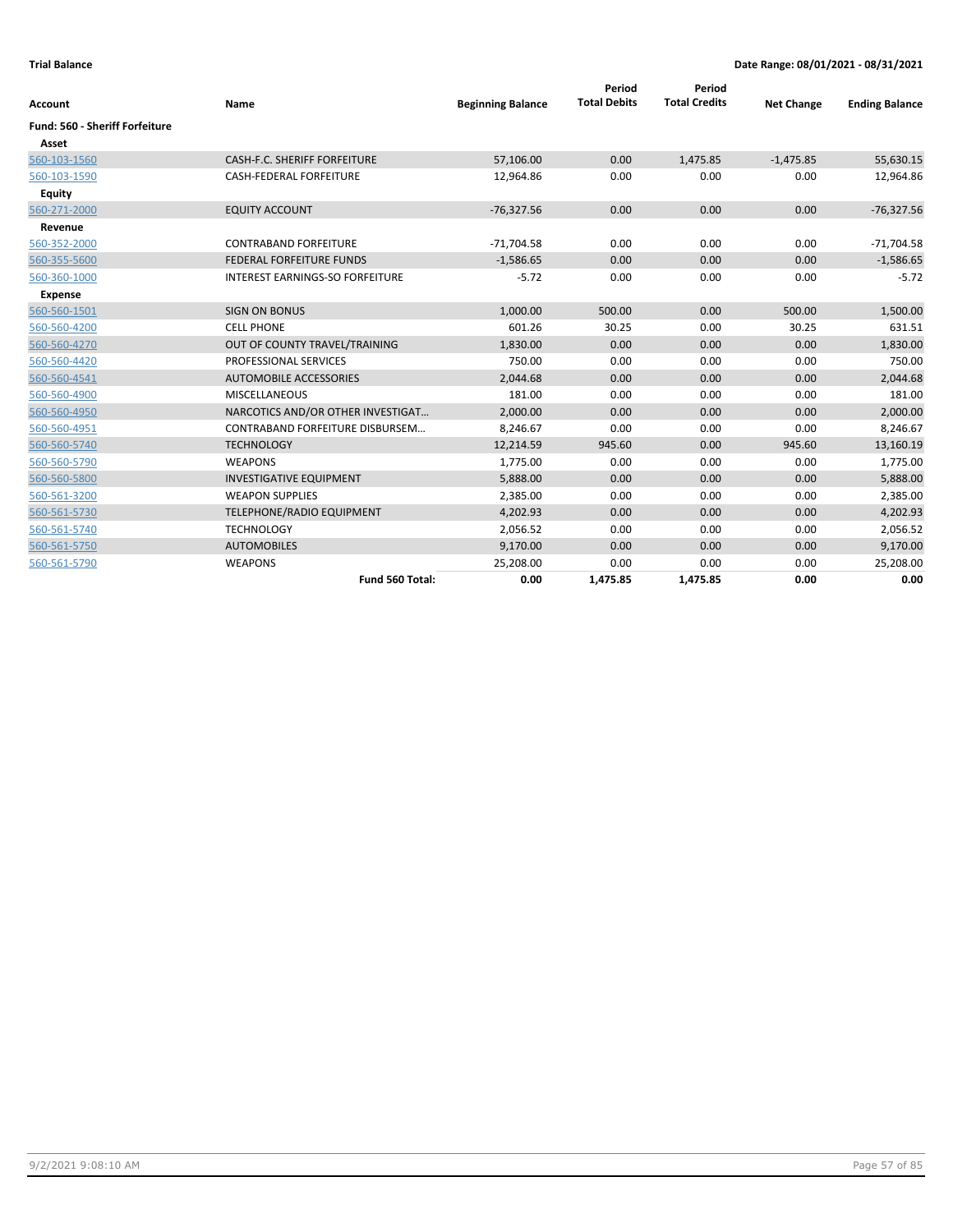**Trial Balance** **Date Range: 08/01/2021 - 08/31/2021**

| Account | Name | Beginning Balance | Period Total Debits | Period Total Credits | Net Change | Ending Balance |
|---|---|---|---|---|---|---|
| **Fund: 560 - Sheriff Forfeiture** | | | | | | |
| **Asset** | | | | | | |
| 560-103-1560 | CASH-F.C. SHERIFF FORFEITURE | 57,106.00 | 0.00 | 1,475.85 | -1,475.85 | 55,630.15 |
| 560-103-1590 | CASH-FEDERAL FORFEITURE | 12,964.86 | 0.00 | 0.00 | 0.00 | 12,964.86 |
| **Equity** | | | | | | |
| 560-271-2000 | EQUITY ACCOUNT | -76,327.56 | 0.00 | 0.00 | 0.00 | -76,327.56 |
| **Revenue** | | | | | | |
| 560-352-2000 | CONTRABAND FORFEITURE | -71,704.58 | 0.00 | 0.00 | 0.00 | -71,704.58 |
| 560-355-5600 | FEDERAL FORFEITURE FUNDS | -1,586.65 | 0.00 | 0.00 | 0.00 | -1,586.65 |
| 560-360-1000 | INTEREST EARNINGS-SO FORFEITURE | -5.72 | 0.00 | 0.00 | 0.00 | -5.72 |
| **Expense** | | | | | | |
| 560-560-1501 | SIGN ON BONUS | 1,000.00 | 500.00 | 0.00 | 500.00 | 1,500.00 |
| 560-560-4200 | CELL PHONE | 601.26 | 30.25 | 0.00 | 30.25 | 631.51 |
| 560-560-4270 | OUT OF COUNTY TRAVEL/TRAINING | 1,830.00 | 0.00 | 0.00 | 0.00 | 1,830.00 |
| 560-560-4420 | PROFESSIONAL SERVICES | 750.00 | 0.00 | 0.00 | 0.00 | 750.00 |
| 560-560-4541 | AUTOMOBILE ACCESSORIES | 2,044.68 | 0.00 | 0.00 | 0.00 | 2,044.68 |
| 560-560-4900 | MISCELLANEOUS | 181.00 | 0.00 | 0.00 | 0.00 | 181.00 |
| 560-560-4950 | NARCOTICS AND/OR OTHER INVESTIGAT… | 2,000.00 | 0.00 | 0.00 | 0.00 | 2,000.00 |
| 560-560-4951 | CONTRABAND FORFEITURE DISBURSEM… | 8,246.67 | 0.00 | 0.00 | 0.00 | 8,246.67 |
| 560-560-5740 | TECHNOLOGY | 12,214.59 | 945.60 | 0.00 | 945.60 | 13,160.19 |
| 560-560-5790 | WEAPONS | 1,775.00 | 0.00 | 0.00 | 0.00 | 1,775.00 |
| 560-560-5800 | INVESTIGATIVE EQUIPMENT | 5,888.00 | 0.00 | 0.00 | 0.00 | 5,888.00 |
| 560-561-3200 | WEAPON SUPPLIES | 2,385.00 | 0.00 | 0.00 | 0.00 | 2,385.00 |
| 560-561-5730 | TELEPHONE/RADIO EQUIPMENT | 4,202.93 | 0.00 | 0.00 | 0.00 | 4,202.93 |
| 560-561-5740 | TECHNOLOGY | 2,056.52 | 0.00 | 0.00 | 0.00 | 2,056.52 |
| 560-561-5750 | AUTOMOBILES | 9,170.00 | 0.00 | 0.00 | 0.00 | 9,170.00 |
| 560-561-5790 | WEAPONS | 25,208.00 | 0.00 | 0.00 | 0.00 | 25,208.00 |
| | **Fund 560 Total:** | **0.00** | **1,475.85** | **1,475.85** | **0.00** | **0.00** |

9/2/2021 9:08:10 AM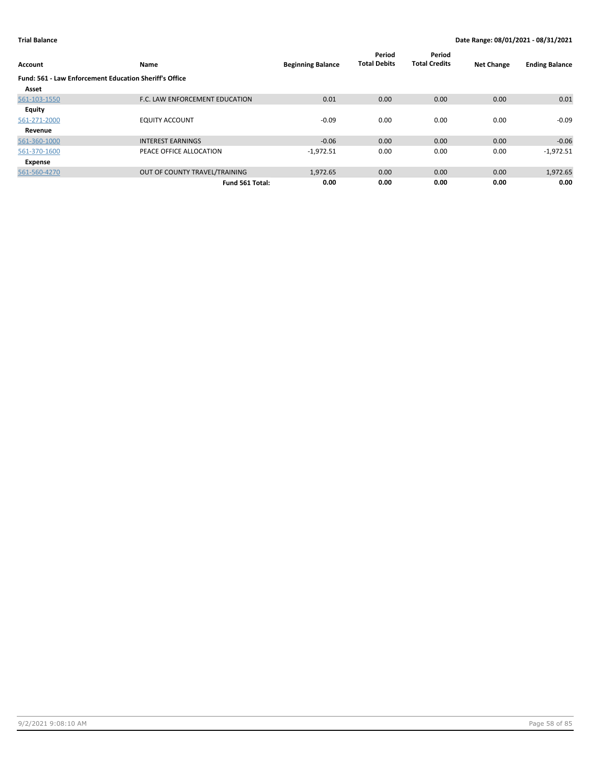**Trial Balance** **Date Range: 08/01/2021 - 08/31/2021**

| Account | Name | Beginning Balance | Period Total Debits | Period Total Credits | Net Change | Ending Balance |
|---|---|---|---|---|---|---|
| **Fund: 561 - Law Enforcement Education Sheriff's Office** | | | | | | |
| **Asset** | | | | | | |
| 561-103-1550 | F.C. LAW ENFORCEMENT EDUCATION | 0.01 | 0.00 | 0.00 | 0.00 | 0.01 |
| **Equity** | | | | | | |
| 561-271-2000 | EQUITY ACCOUNT | -0.09 | 0.00 | 0.00 | 0.00 | -0.09 |
| **Revenue** | | | | | | |
| 561-360-1000 | INTEREST EARNINGS | -0.06 | 0.00 | 0.00 | 0.00 | -0.06 |
| 561-370-1600 | PEACE OFFICE ALLOCATION | -1,972.51 | 0.00 | 0.00 | 0.00 | -1,972.51 |
| **Expense** | | | | | | |
| 561-560-4270 | OUT OF COUNTY TRAVEL/TRAINING | 1,972.65 | 0.00 | 0.00 | 0.00 | 1,972.65 |
| | **Fund 561 Total:** | **0.00** | **0.00** | **0.00** | **0.00** | **0.00** |

9/2/2021 9:08:10 AM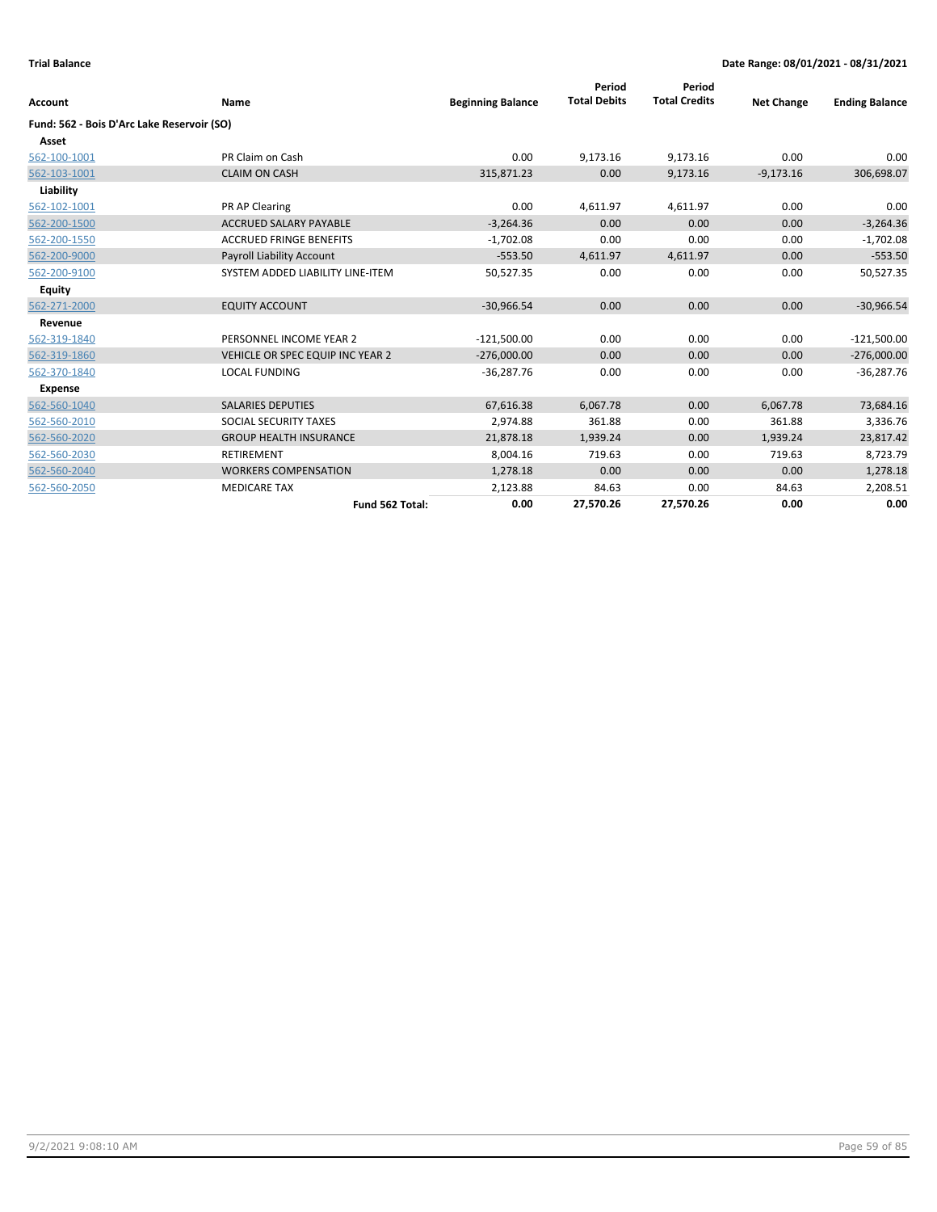**Trial Balance** **Date Range: 08/01/2021 - 08/31/2021**

| Account | Name | Beginning Balance | Period Total Debits | Period Total Credits | Net Change | Ending Balance |
|---|---|---|---|---|---|---|
| **Fund: 562 - Bois D'Arc Lake Reservoir (SO)** | | | | | | |
| **Asset** | | | | | | |
| 562-100-1001 | PR Claim on Cash | 0.00 | 9,173.16 | 9,173.16 | 0.00 | 0.00 |
| 562-103-1001 | CLAIM ON CASH | 315,871.23 | 0.00 | 9,173.16 | -9,173.16 | 306,698.07 |
| **Liability** | | | | | | |
| 562-102-1001 | PR AP Clearing | 0.00 | 4,611.97 | 4,611.97 | 0.00 | 0.00 |
| 562-200-1500 | ACCRUED SALARY PAYABLE | -3,264.36 | 0.00 | 0.00 | 0.00 | -3,264.36 |
| 562-200-1550 | ACCRUED FRINGE BENEFITS | -1,702.08 | 0.00 | 0.00 | 0.00 | -1,702.08 |
| 562-200-9000 | Payroll Liability Account | -553.50 | 4,611.97 | 4,611.97 | 0.00 | -553.50 |
| 562-200-9100 | SYSTEM ADDED LIABILITY LINE-ITEM | 50,527.35 | 0.00 | 0.00 | 0.00 | 50,527.35 |
| **Equity** | | | | | | |
| 562-271-2000 | EQUITY ACCOUNT | -30,966.54 | 0.00 | 0.00 | 0.00 | -30,966.54 |
| **Revenue** | | | | | | |
| 562-319-1840 | PERSONNEL INCOME YEAR 2 | -121,500.00 | 0.00 | 0.00 | 0.00 | -121,500.00 |
| 562-319-1860 | VEHICLE OR SPEC EQUIP INC YEAR 2 | -276,000.00 | 0.00 | 0.00 | 0.00 | -276,000.00 |
| 562-370-1840 | LOCAL FUNDING | -36,287.76 | 0.00 | 0.00 | 0.00 | -36,287.76 |
| **Expense** | | | | | | |
| 562-560-1040 | SALARIES DEPUTIES | 67,616.38 | 6,067.78 | 0.00 | 6,067.78 | 73,684.16 |
| 562-560-2010 | SOCIAL SECURITY TAXES | 2,974.88 | 361.88 | 0.00 | 361.88 | 3,336.76 |
| 562-560-2020 | GROUP HEALTH INSURANCE | 21,878.18 | 1,939.24 | 0.00 | 1,939.24 | 23,817.42 |
| 562-560-2030 | RETIREMENT | 8,004.16 | 719.63 | 0.00 | 719.63 | 8,723.79 |
| 562-560-2040 | WORKERS COMPENSATION | 1,278.18 | 0.00 | 0.00 | 0.00 | 1,278.18 |
| 562-560-2050 | MEDICARE TAX | 2,123.88 | 84.63 | 0.00 | 84.63 | 2,208.51 |
| | **Fund 562 Total:** | **0.00** | **27,570.26** | **27,570.26** | **0.00** | **0.00** |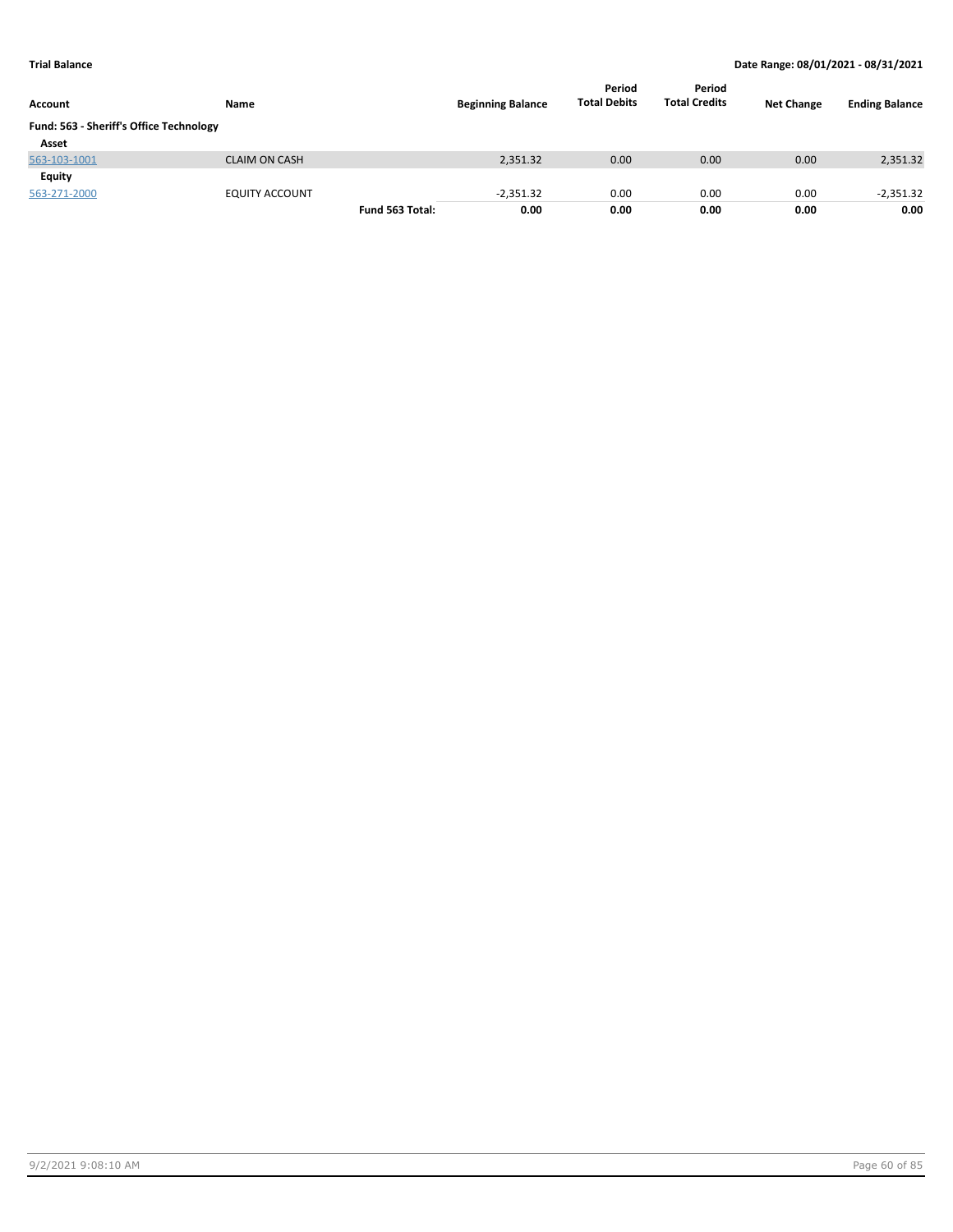**Trial Balance** | **Date Range: 08/01/2021 - 08/31/2021**

| Account | Name | | Beginning Balance | Period Total Debits | Period Total Credits | Net Change | Ending Balance |
|---|---|---|---|---|---|---|---|
| **Fund: 563 - Sheriff's Office Technology** | | | | | | | |
| **Asset** | | | | | | | |
| 563-103-1001 | CLAIM ON CASH | | 2,351.32 | 0.00 | 0.00 | 0.00 | 2,351.32 |
| **Equity** | | | | | | | |
| 563-271-2000 | EQUITY ACCOUNT | | -2,351.32 | 0.00 | 0.00 | 0.00 | -2,351.32 |
| | | **Fund 563 Total:** | **0.00** | **0.00** | **0.00** | **0.00** | **0.00** |

9/2/2021 9:08:10 AM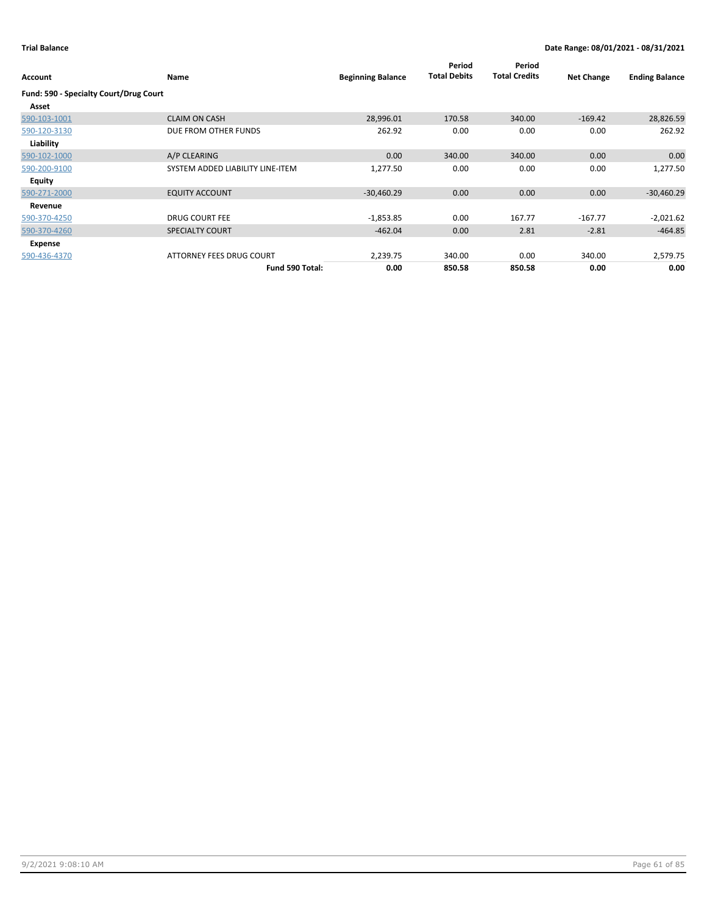**Trial Balance** **Date Range: 08/01/2021 - 08/31/2021**

| Account | Name | Beginning Balance | Period Total Debits | Period Total Credits | Net Change | Ending Balance |
|---|---|---|---|---|---|---|
| **Fund: 590 - Specialty Court/Drug Court** | | | | | | |
| **Asset** | | | | | | |
| 590-103-1001 | CLAIM ON CASH | 28,996.01 | 170.58 | 340.00 | -169.42 | 28,826.59 |
| 590-120-3130 | DUE FROM OTHER FUNDS | 262.92 | 0.00 | 0.00 | 0.00 | 262.92 |
| **Liability** | | | | | | |
| 590-102-1000 | A/P CLEARING | 0.00 | 340.00 | 340.00 | 0.00 | 0.00 |
| 590-200-9100 | SYSTEM ADDED LIABILITY LINE-ITEM | 1,277.50 | 0.00 | 0.00 | 0.00 | 1,277.50 |
| **Equity** | | | | | | |
| 590-271-2000 | EQUITY ACCOUNT | -30,460.29 | 0.00 | 0.00 | 0.00 | -30,460.29 |
| **Revenue** | | | | | | |
| 590-370-4250 | DRUG COURT FEE | -1,853.85 | 0.00 | 167.77 | -167.77 | -2,021.62 |
| 590-370-4260 | SPECIALTY COURT | -462.04 | 0.00 | 2.81 | -2.81 | -464.85 |
| **Expense** | | | | | | |
| 590-436-4370 | ATTORNEY FEES DRUG COURT | 2,239.75 | 340.00 | 0.00 | 340.00 | 2,579.75 |
| | **Fund 590 Total:** | **0.00** | **850.58** | **850.58** | **0.00** | **0.00** |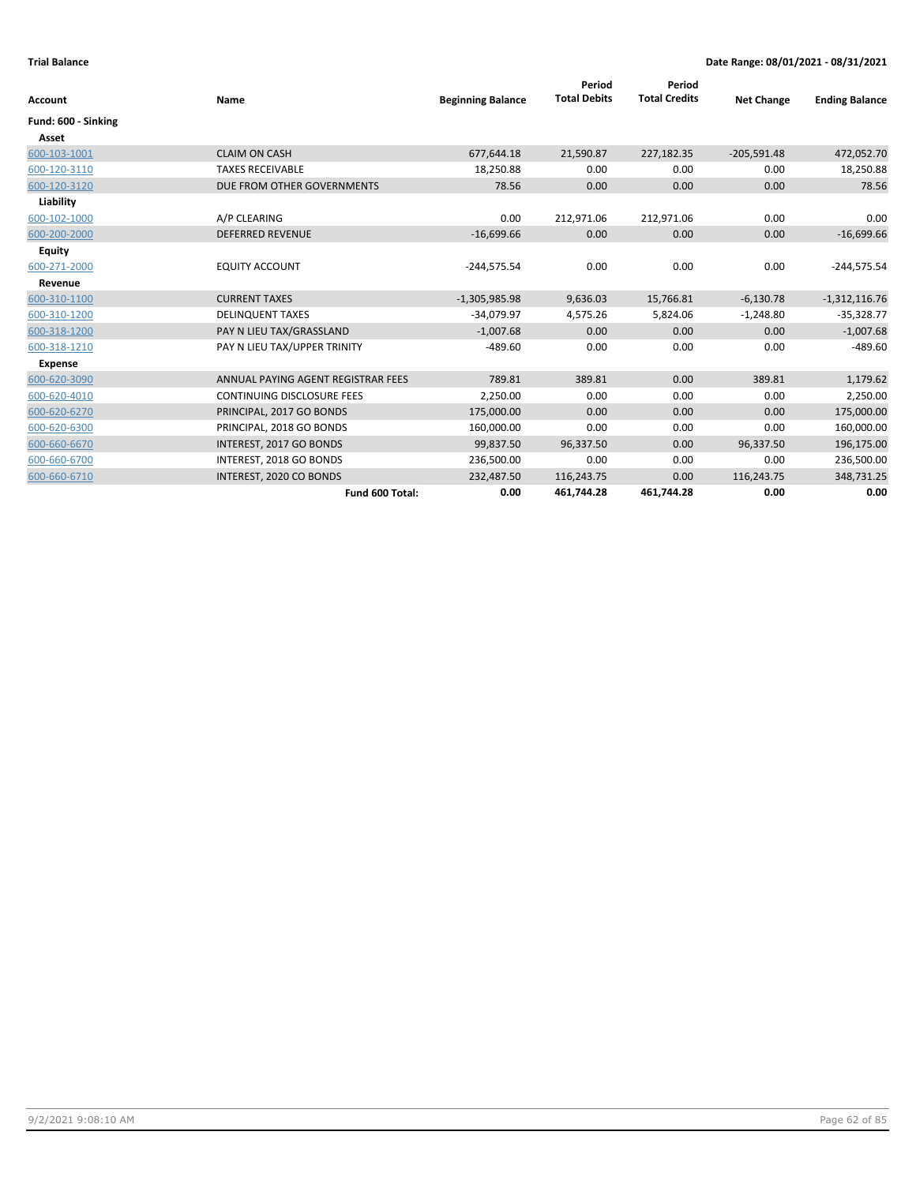**Trial Balance** | **Date Range: 08/01/2021 - 08/31/2021**

| Account | Name | Beginning Balance | Period Total Debits | Period Total Credits | Net Change | Ending Balance |
|---|---|---|---|---|---|---|
| **Fund: 600 - Sinking** | | | | | | |
| **Asset** | | | | | | |
| 600-103-1001 | CLAIM ON CASH | 677,644.18 | 21,590.87 | 227,182.35 | -205,591.48 | 472,052.70 |
| 600-120-3110 | TAXES RECEIVABLE | 18,250.88 | 0.00 | 0.00 | 0.00 | 18,250.88 |
| 600-120-3120 | DUE FROM OTHER GOVERNMENTS | 78.56 | 0.00 | 0.00 | 0.00 | 78.56 |
| **Liability** | | | | | | |
| 600-102-1000 | A/P CLEARING | 0.00 | 212,971.06 | 212,971.06 | 0.00 | 0.00 |
| 600-200-2000 | DEFERRED REVENUE | -16,699.66 | 0.00 | 0.00 | 0.00 | -16,699.66 |
| **Equity** | | | | | | |
| 600-271-2000 | EQUITY ACCOUNT | -244,575.54 | 0.00 | 0.00 | 0.00 | -244,575.54 |
| **Revenue** | | | | | | |
| 600-310-1100 | CURRENT TAXES | -1,305,985.98 | 9,636.03 | 15,766.81 | -6,130.78 | -1,312,116.76 |
| 600-310-1200 | DELINQUENT TAXES | -34,079.97 | 4,575.26 | 5,824.06 | -1,248.80 | -35,328.77 |
| 600-318-1200 | PAY N LIEU TAX/GRASSLAND | -1,007.68 | 0.00 | 0.00 | 0.00 | -1,007.68 |
| 600-318-1210 | PAY N LIEU TAX/UPPER TRINITY | -489.60 | 0.00 | 0.00 | 0.00 | -489.60 |
| **Expense** | | | | | | |
| 600-620-3090 | ANNUAL PAYING AGENT REGISTRAR FEES | 789.81 | 389.81 | 0.00 | 389.81 | 1,179.62 |
| 600-620-4010 | CONTINUING DISCLOSURE FEES | 2,250.00 | 0.00 | 0.00 | 0.00 | 2,250.00 |
| 600-620-6270 | PRINCIPAL, 2017 GO BONDS | 175,000.00 | 0.00 | 0.00 | 0.00 | 175,000.00 |
| 600-620-6300 | PRINCIPAL, 2018 GO BONDS | 160,000.00 | 0.00 | 0.00 | 0.00 | 160,000.00 |
| 600-660-6670 | INTEREST, 2017 GO BONDS | 99,837.50 | 96,337.50 | 0.00 | 96,337.50 | 196,175.00 |
| 600-660-6700 | INTEREST, 2018 GO BONDS | 236,500.00 | 0.00 | 0.00 | 0.00 | 236,500.00 |
| 600-660-6710 | INTEREST, 2020 CO BONDS | 232,487.50 | 116,243.75 | 0.00 | 116,243.75 | 348,731.25 |
| | **Fund 600 Total:** | **0.00** | **461,744.28** | **461,744.28** | **0.00** | **0.00** |

9/2/2021 9:08:10 AM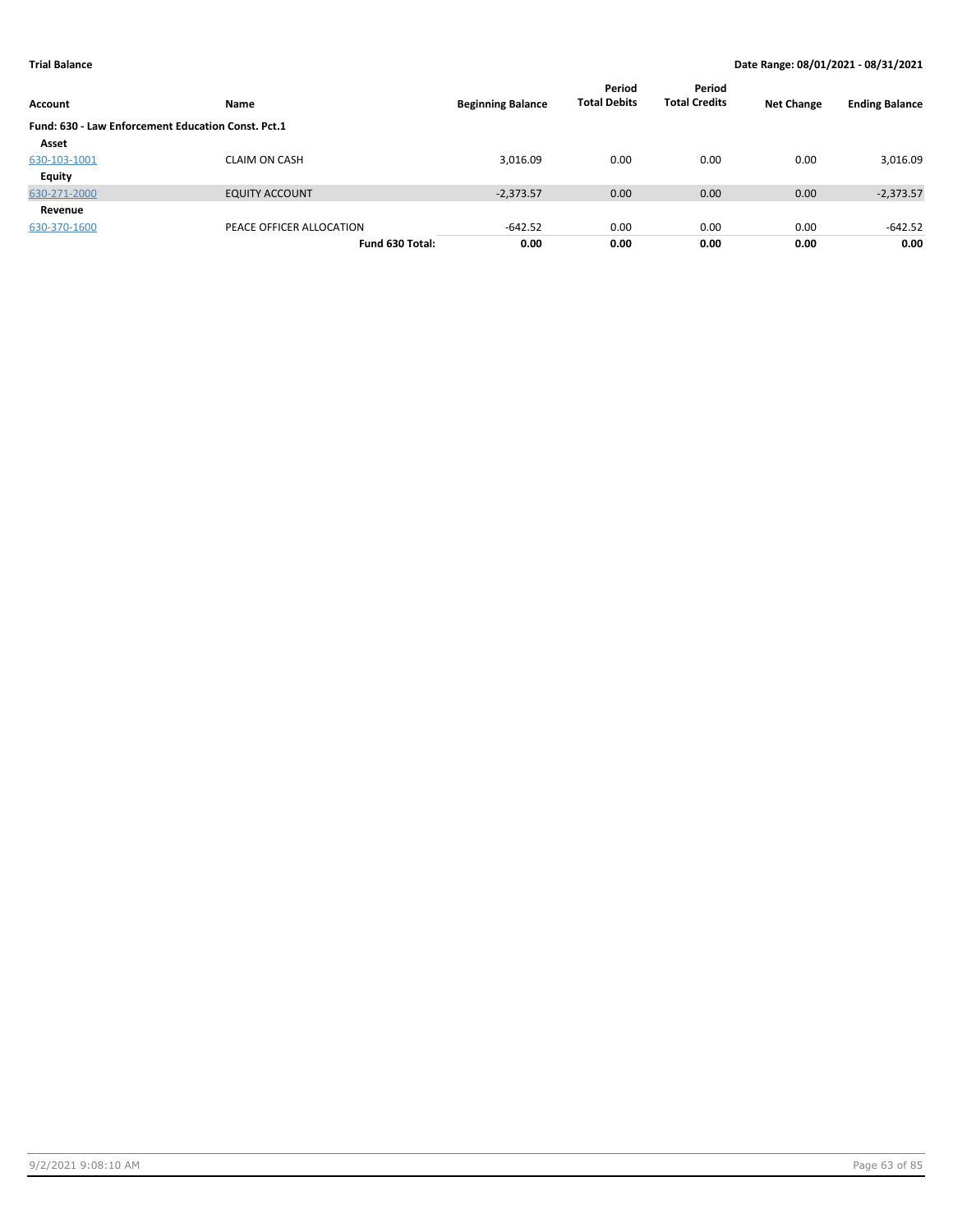**Trial Balance** — **Date Range: 08/01/2021 - 08/31/2021**

| Account | Name | Beginning Balance | Period Total Debits | Period Total Credits | Net Change | Ending Balance |
|---|---|---|---|---|---|---|
| **Fund: 630 - Law Enforcement Education Const. Pct.1** | | | | | | |
| **Asset** | | | | | | |
| 630-103-1001 | CLAIM ON CASH | 3,016.09 | 0.00 | 0.00 | 0.00 | 3,016.09 |
| **Equity** | | | | | | |
| 630-271-2000 | EQUITY ACCOUNT | -2,373.57 | 0.00 | 0.00 | 0.00 | -2,373.57 |
| **Revenue** | | | | | | |
| 630-370-1600 | PEACE OFFICER ALLOCATION | -642.52 | 0.00 | 0.00 | 0.00 | -642.52 |
| | **Fund 630 Total:** | **0.00** | **0.00** | **0.00** | **0.00** | **0.00** |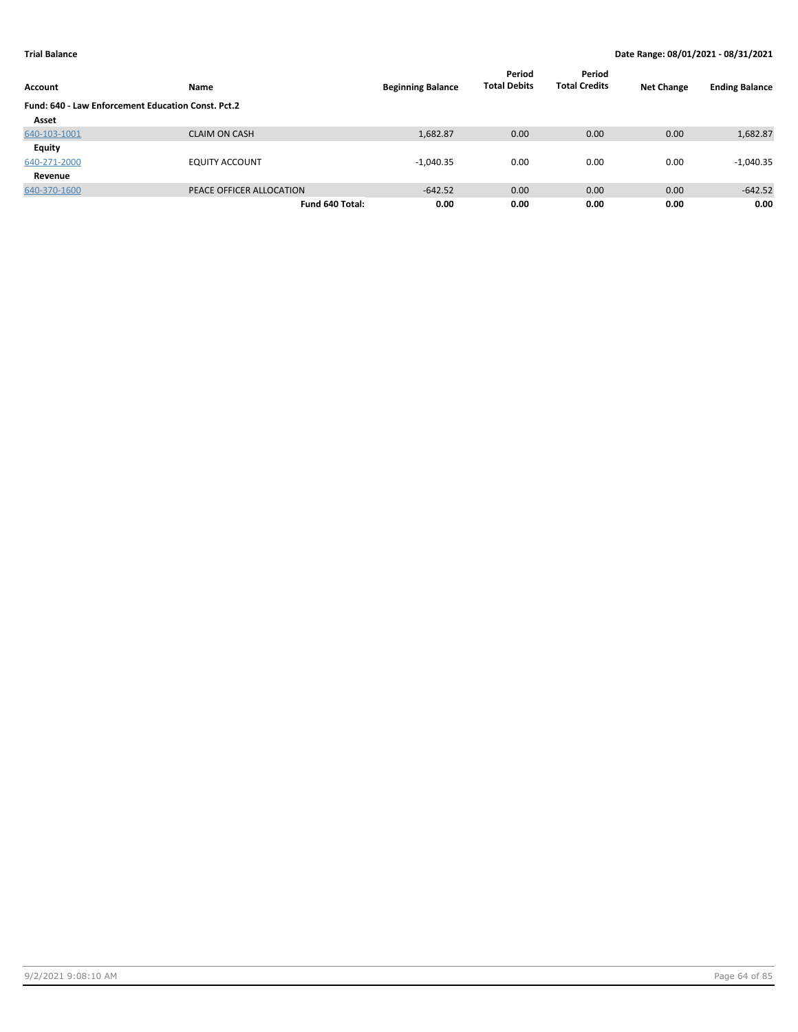**Trial Balance** | **Date Range: 08/01/2021 - 08/31/2021**

| Account | Name | Beginning Balance | Period Total Debits | Period Total Credits | Net Change | Ending Balance |
|---|---|---|---|---|---|---|
| **Fund: 640 - Law Enforcement Education Const. Pct.2** | | | | | | |
| **Asset** | | | | | | |
| 640-103-1001 | CLAIM ON CASH | 1,682.87 | 0.00 | 0.00 | 0.00 | 1,682.87 |
| **Equity** | | | | | | |
| 640-271-2000 | EQUITY ACCOUNT | -1,040.35 | 0.00 | 0.00 | 0.00 | -1,040.35 |
| **Revenue** | | | | | | |
| 640-370-1600 | PEACE OFFICER ALLOCATION | -642.52 | 0.00 | 0.00 | 0.00 | -642.52 |
| | **Fund 640 Total:** | **0.00** | **0.00** | **0.00** | **0.00** | **0.00** |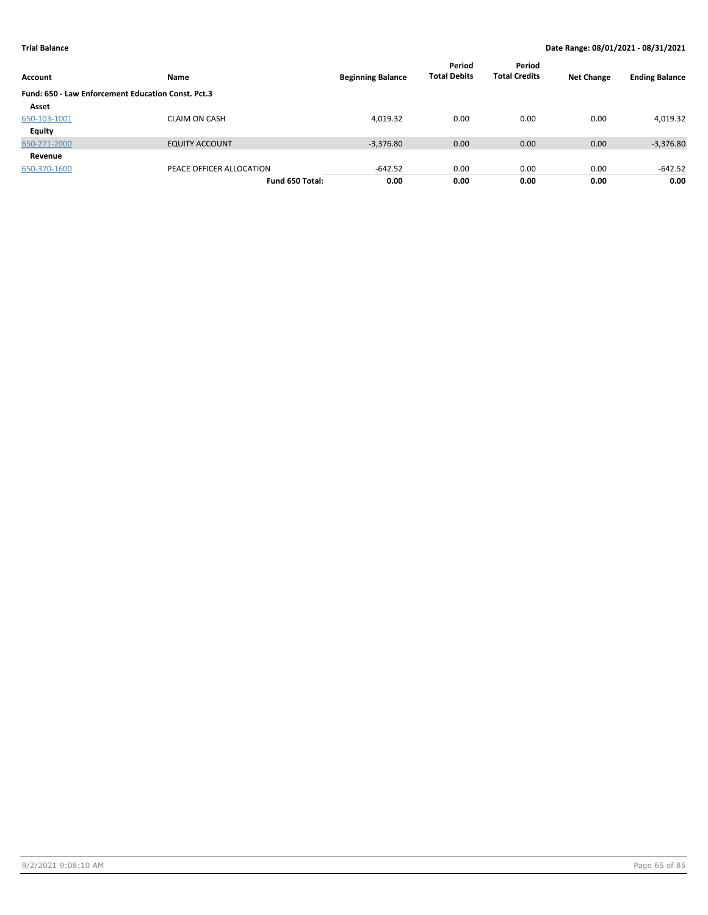**Trial Balance** | **Date Range: 08/01/2021 - 08/31/2021**

| Account | Name | Beginning Balance | Period Total Debits | Period Total Credits | Net Change | Ending Balance |
|---|---|---|---|---|---|---|
| **Fund: 650 - Law Enforcement Education Const. Pct.3** | | | | | | |
| **Asset** | | | | | | |
| 650-103-1001 | CLAIM ON CASH | 4,019.32 | 0.00 | 0.00 | 0.00 | 4,019.32 |
| **Equity** | | | | | | |
| 650-271-2000 | EQUITY ACCOUNT | -3,376.80 | 0.00 | 0.00 | 0.00 | -3,376.80 |
| **Revenue** | | | | | | |
| 650-370-1600 | PEACE OFFICER ALLOCATION | -642.52 | 0.00 | 0.00 | 0.00 | -642.52 |
| | **Fund 650 Total:** | **0.00** | **0.00** | **0.00** | **0.00** | **0.00** |

9/2/2021 9:08:10 AM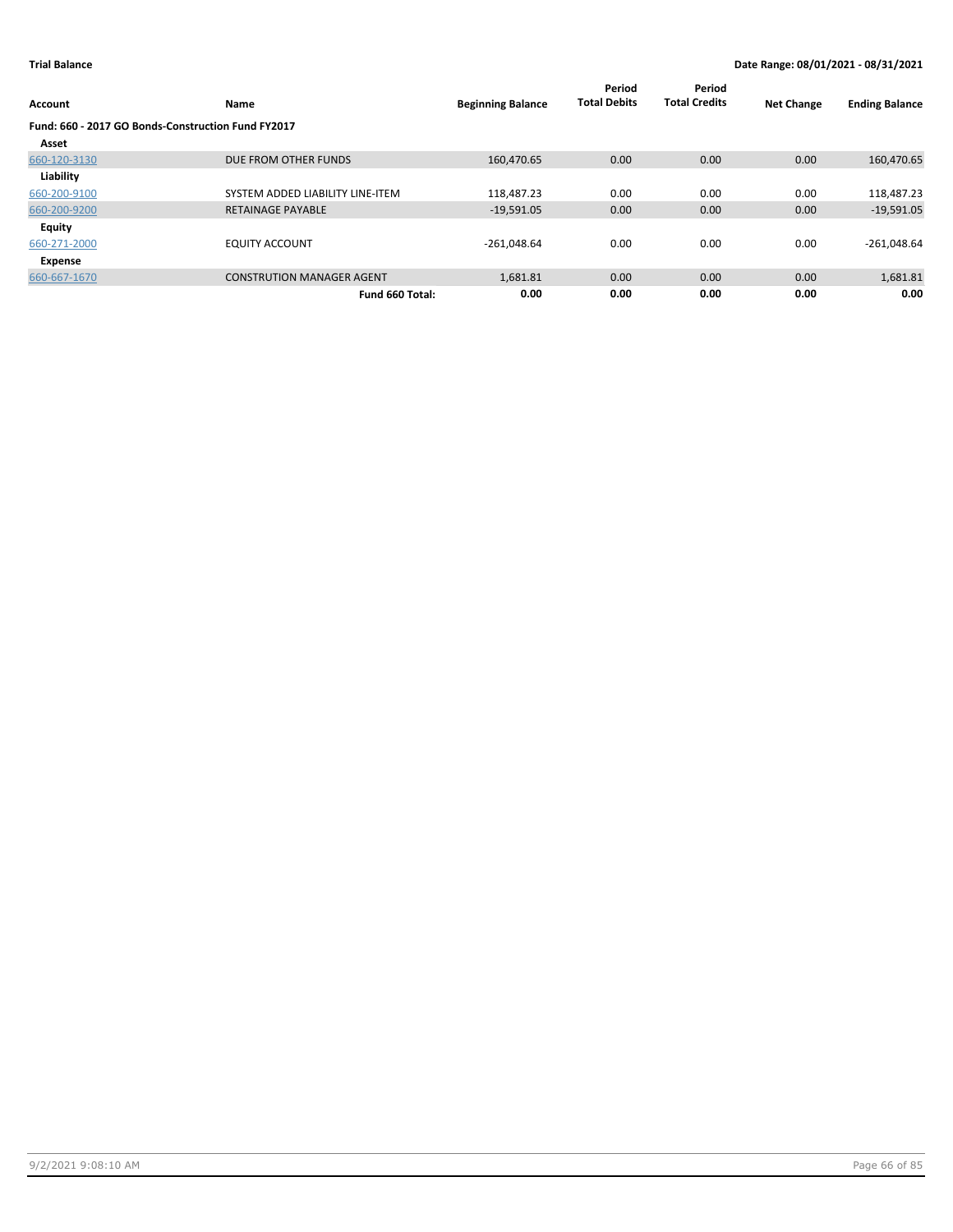**Trial Balance** | **Date Range: 08/01/2021 - 08/31/2021**

| Account | Name | Beginning Balance | Period Total Debits | Period Total Credits | Net Change | Ending Balance |
|---|---|---|---|---|---|---|
| **Fund: 660 - 2017 GO Bonds-Construction Fund FY2017** | | | | | | |
| **Asset** | | | | | | |
| 660-120-3130 | DUE FROM OTHER FUNDS | 160,470.65 | 0.00 | 0.00 | 0.00 | 160,470.65 |
| **Liability** | | | | | | |
| 660-200-9100 | SYSTEM ADDED LIABILITY LINE-ITEM | 118,487.23 | 0.00 | 0.00 | 0.00 | 118,487.23 |
| 660-200-9200 | RETAINAGE PAYABLE | -19,591.05 | 0.00 | 0.00 | 0.00 | -19,591.05 |
| **Equity** | | | | | | |
| 660-271-2000 | EQUITY ACCOUNT | -261,048.64 | 0.00 | 0.00 | 0.00 | -261,048.64 |
| **Expense** | | | | | | |
| 660-667-1670 | CONSTRUTION MANAGER AGENT | 1,681.81 | 0.00 | 0.00 | 0.00 | 1,681.81 |
| | **Fund 660 Total:** | **0.00** | **0.00** | **0.00** | **0.00** | **0.00** |

9/2/2021 9:08:10 AM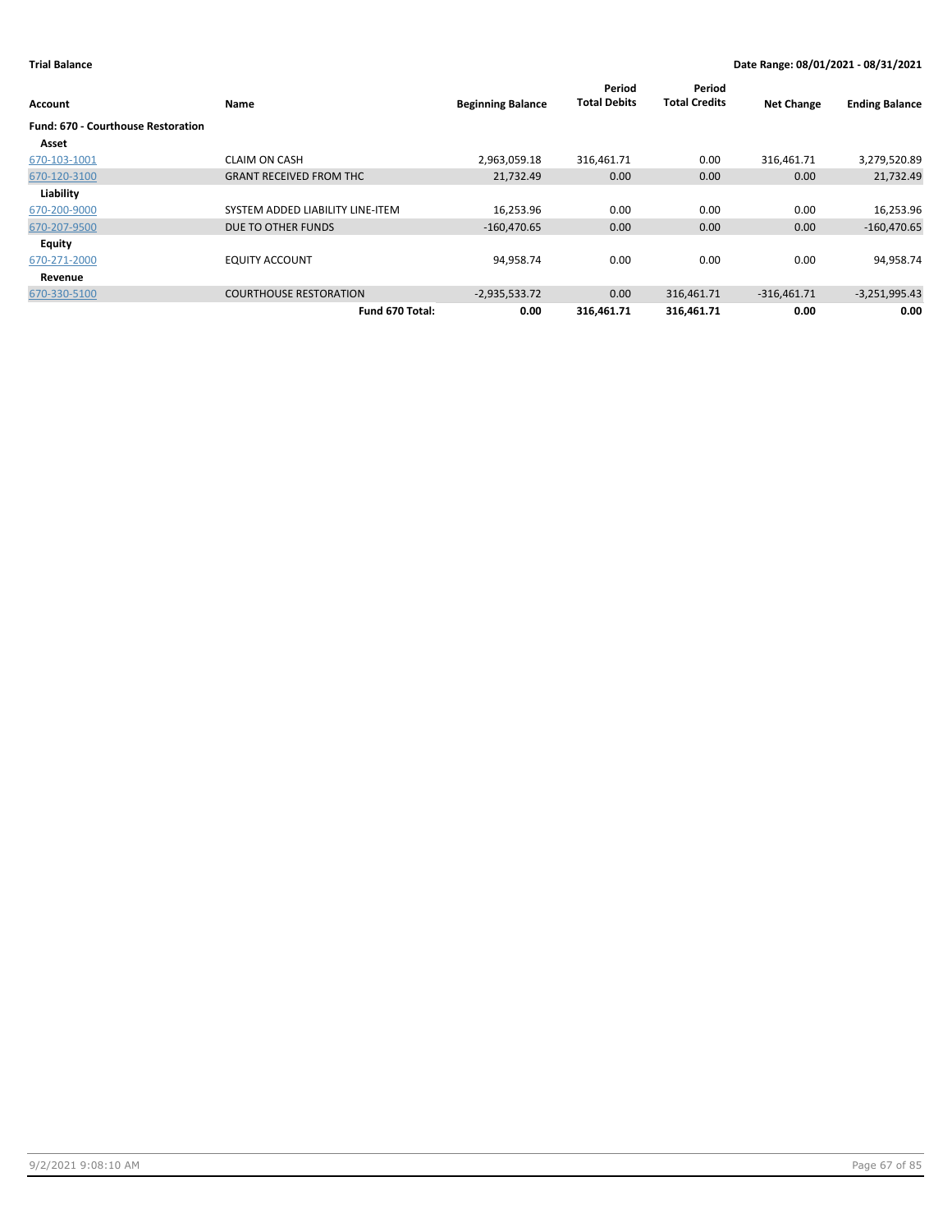**Trial Balance** | **Date Range: 08/01/2021 - 08/31/2021**

| Account | Name | Beginning Balance | Period Total Debits | Period Total Credits | Net Change | Ending Balance |
|---|---|---|---|---|---|---|
| **Fund: 670 - Courthouse Restoration** | | | | | | |
| **Asset** | | | | | | |
| 670-103-1001 | CLAIM ON CASH | 2,963,059.18 | 316,461.71 | 0.00 | 316,461.71 | 3,279,520.89 |
| 670-120-3100 | GRANT RECEIVED FROM THC | 21,732.49 | 0.00 | 0.00 | 0.00 | 21,732.49 |
| **Liability** | | | | | | |
| 670-200-9000 | SYSTEM ADDED LIABILITY LINE-ITEM | 16,253.96 | 0.00 | 0.00 | 0.00 | 16,253.96 |
| 670-207-9500 | DUE TO OTHER FUNDS | -160,470.65 | 0.00 | 0.00 | 0.00 | -160,470.65 |
| **Equity** | | | | | | |
| 670-271-2000 | EQUITY ACCOUNT | 94,958.74 | 0.00 | 0.00 | 0.00 | 94,958.74 |
| **Revenue** | | | | | | |
| 670-330-5100 | COURTHOUSE RESTORATION | -2,935,533.72 | 0.00 | 316,461.71 | -316,461.71 | -3,251,995.43 |
| | **Fund 670 Total:** | **0.00** | **316,461.71** | **316,461.71** | **0.00** | **0.00** |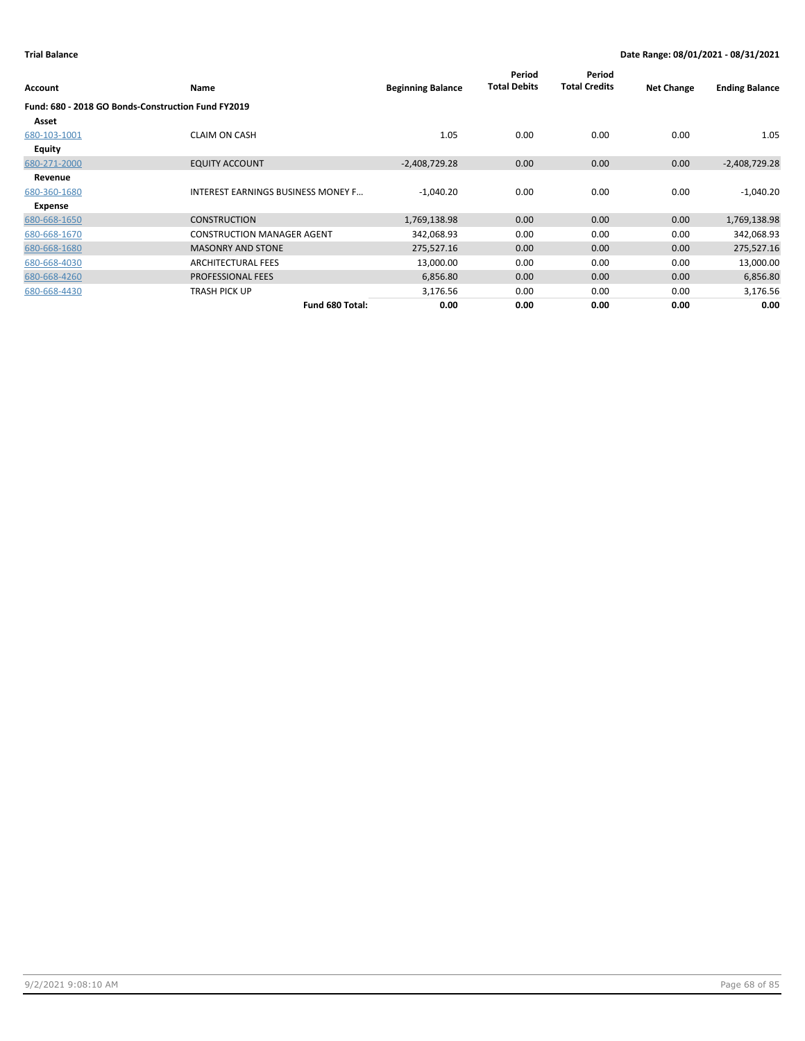**Trial Balance** **Date Range: 08/01/2021 - 08/31/2021**

| Account | Name | Beginning Balance | Period Total Debits | Period Total Credits | Net Change | Ending Balance |
|---|---|---|---|---|---|---|
| **Fund: 680 - 2018 GO Bonds-Construction Fund FY2019** | | | | | | |
| **Asset** | | | | | | |
| 680-103-1001 | CLAIM ON CASH | 1.05 | 0.00 | 0.00 | 0.00 | 1.05 |
| **Equity** | | | | | | |
| 680-271-2000 | EQUITY ACCOUNT | -2,408,729.28 | 0.00 | 0.00 | 0.00 | -2,408,729.28 |
| **Revenue** | | | | | | |
| 680-360-1680 | INTEREST EARNINGS BUSINESS MONEY F... | -1,040.20 | 0.00 | 0.00 | 0.00 | -1,040.20 |
| **Expense** | | | | | | |
| 680-668-1650 | CONSTRUCTION | 1,769,138.98 | 0.00 | 0.00 | 0.00 | 1,769,138.98 |
| 680-668-1670 | CONSTRUCTION MANAGER AGENT | 342,068.93 | 0.00 | 0.00 | 0.00 | 342,068.93 |
| 680-668-1680 | MASONRY AND STONE | 275,527.16 | 0.00 | 0.00 | 0.00 | 275,527.16 |
| 680-668-4030 | ARCHITECTURAL FEES | 13,000.00 | 0.00 | 0.00 | 0.00 | 13,000.00 |
| 680-668-4260 | PROFESSIONAL FEES | 6,856.80 | 0.00 | 0.00 | 0.00 | 6,856.80 |
| 680-668-4430 | TRASH PICK UP | 3,176.56 | 0.00 | 0.00 | 0.00 | 3,176.56 |
| | **Fund 680 Total:** | **0.00** | **0.00** | **0.00** | **0.00** | **0.00** |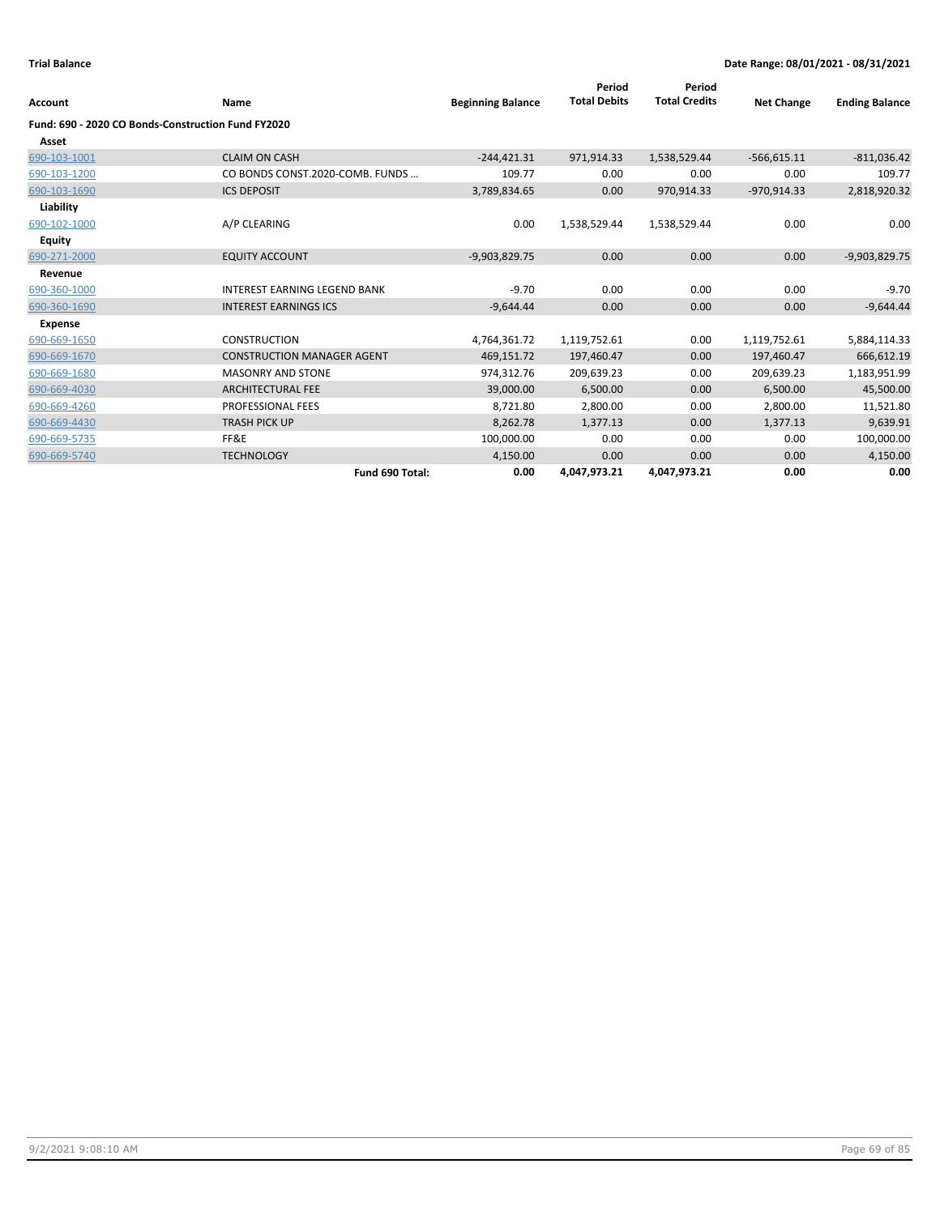**Trial Balance** | **Date Range: 08/01/2021 - 08/31/2021**

| Account | Name | Beginning Balance | Period Total Debits | Period Total Credits | Net Change | Ending Balance |
|---|---|---|---|---|---|---|
| **Fund: 690 - 2020 CO Bonds-Construction Fund FY2020** | | | | | | |
| **Asset** | | | | | | |
| 690-103-1001 | CLAIM ON CASH | -244,421.31 | 971,914.33 | 1,538,529.44 | -566,615.11 | -811,036.42 |
| 690-103-1200 | CO BONDS CONST.2020-COMB. FUNDS ... | 109.77 | 0.00 | 0.00 | 0.00 | 109.77 |
| 690-103-1690 | ICS DEPOSIT | 3,789,834.65 | 0.00 | 970,914.33 | -970,914.33 | 2,818,920.32 |
| **Liability** | | | | | | |
| 690-102-1000 | A/P CLEARING | 0.00 | 1,538,529.44 | 1,538,529.44 | 0.00 | 0.00 |
| **Equity** | | | | | | |
| 690-271-2000 | EQUITY ACCOUNT | -9,903,829.75 | 0.00 | 0.00 | 0.00 | -9,903,829.75 |
| **Revenue** | | | | | | |
| 690-360-1000 | INTEREST EARNING LEGEND BANK | -9.70 | 0.00 | 0.00 | 0.00 | -9.70 |
| 690-360-1690 | INTEREST EARNINGS ICS | -9,644.44 | 0.00 | 0.00 | 0.00 | -9,644.44 |
| **Expense** | | | | | | |
| 690-669-1650 | CONSTRUCTION | 4,764,361.72 | 1,119,752.61 | 0.00 | 1,119,752.61 | 5,884,114.33 |
| 690-669-1670 | CONSTRUCTION MANAGER AGENT | 469,151.72 | 197,460.47 | 0.00 | 197,460.47 | 666,612.19 |
| 690-669-1680 | MASONRY AND STONE | 974,312.76 | 209,639.23 | 0.00 | 209,639.23 | 1,183,951.99 |
| 690-669-4030 | ARCHITECTURAL FEE | 39,000.00 | 6,500.00 | 0.00 | 6,500.00 | 45,500.00 |
| 690-669-4260 | PROFESSIONAL FEES | 8,721.80 | 2,800.00 | 0.00 | 2,800.00 | 11,521.80 |
| 690-669-4430 | TRASH PICK UP | 8,262.78 | 1,377.13 | 0.00 | 1,377.13 | 9,639.91 |
| 690-669-5735 | FF&E | 100,000.00 | 0.00 | 0.00 | 0.00 | 100,000.00 |
| 690-669-5740 | TECHNOLOGY | 4,150.00 | 0.00 | 0.00 | 0.00 | 4,150.00 |
| | **Fund 690 Total:** | **0.00** | **4,047,973.21** | **4,047,973.21** | **0.00** | **0.00** |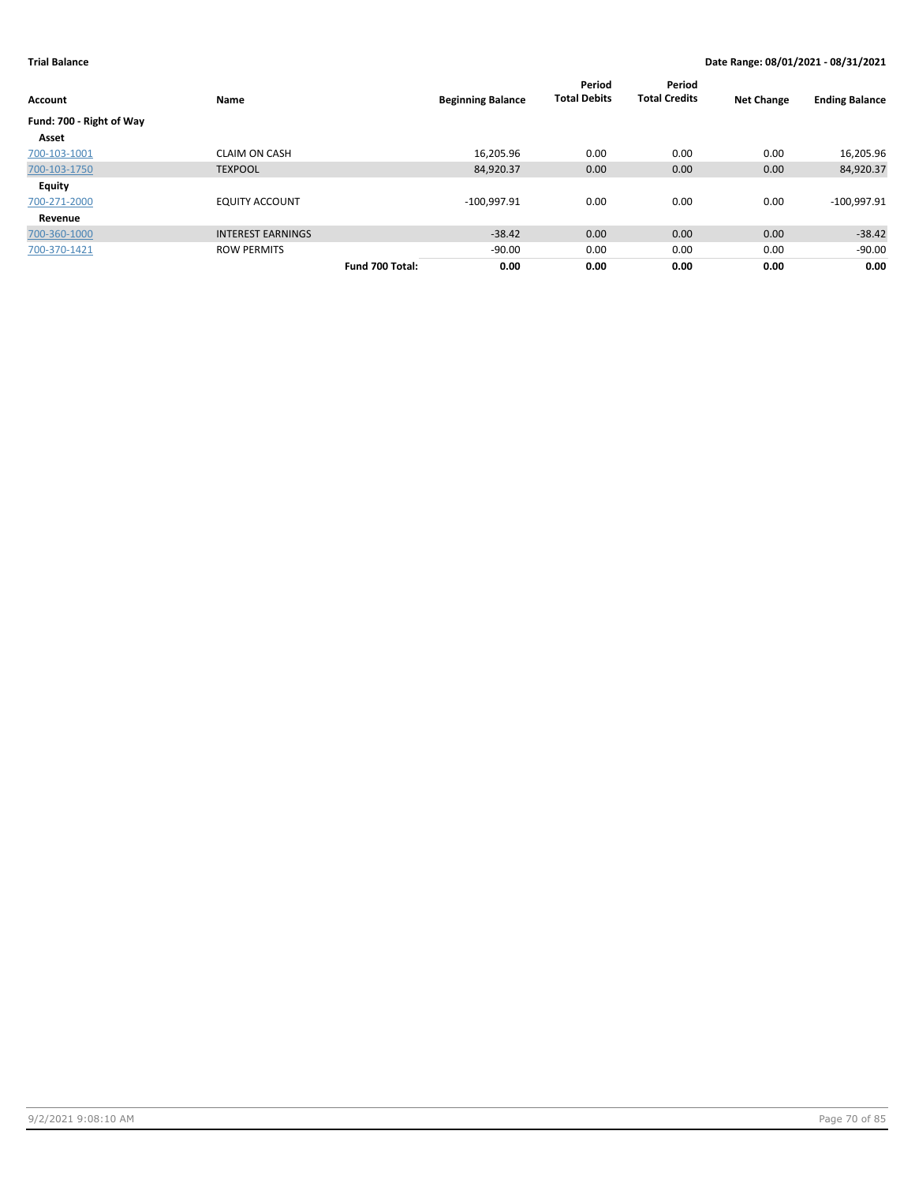**Trial Balance** | **Date Range: 08/01/2021 - 08/31/2021**

| Account | Name | | Beginning Balance | Period Total Debits | Period Total Credits | Net Change | Ending Balance |
|---|---|---|---|---|---|---|---|
| **Fund: 700 - Right of Way** | | | | | | | |
| **Asset** | | | | | | | |
| 700-103-1001 | CLAIM ON CASH | | 16,205.96 | 0.00 | 0.00 | 0.00 | 16,205.96 |
| 700-103-1750 | TEXPOOL | | 84,920.37 | 0.00 | 0.00 | 0.00 | 84,920.37 |
| **Equity** | | | | | | | |
| 700-271-2000 | EQUITY ACCOUNT | | -100,997.91 | 0.00 | 0.00 | 0.00 | -100,997.91 |
| **Revenue** | | | | | | | |
| 700-360-1000 | INTEREST EARNINGS | | -38.42 | 0.00 | 0.00 | 0.00 | -38.42 |
| 700-370-1421 | ROW PERMITS | | -90.00 | 0.00 | 0.00 | 0.00 | -90.00 |
| | | **Fund 700 Total:** | **0.00** | **0.00** | **0.00** | **0.00** | **0.00** |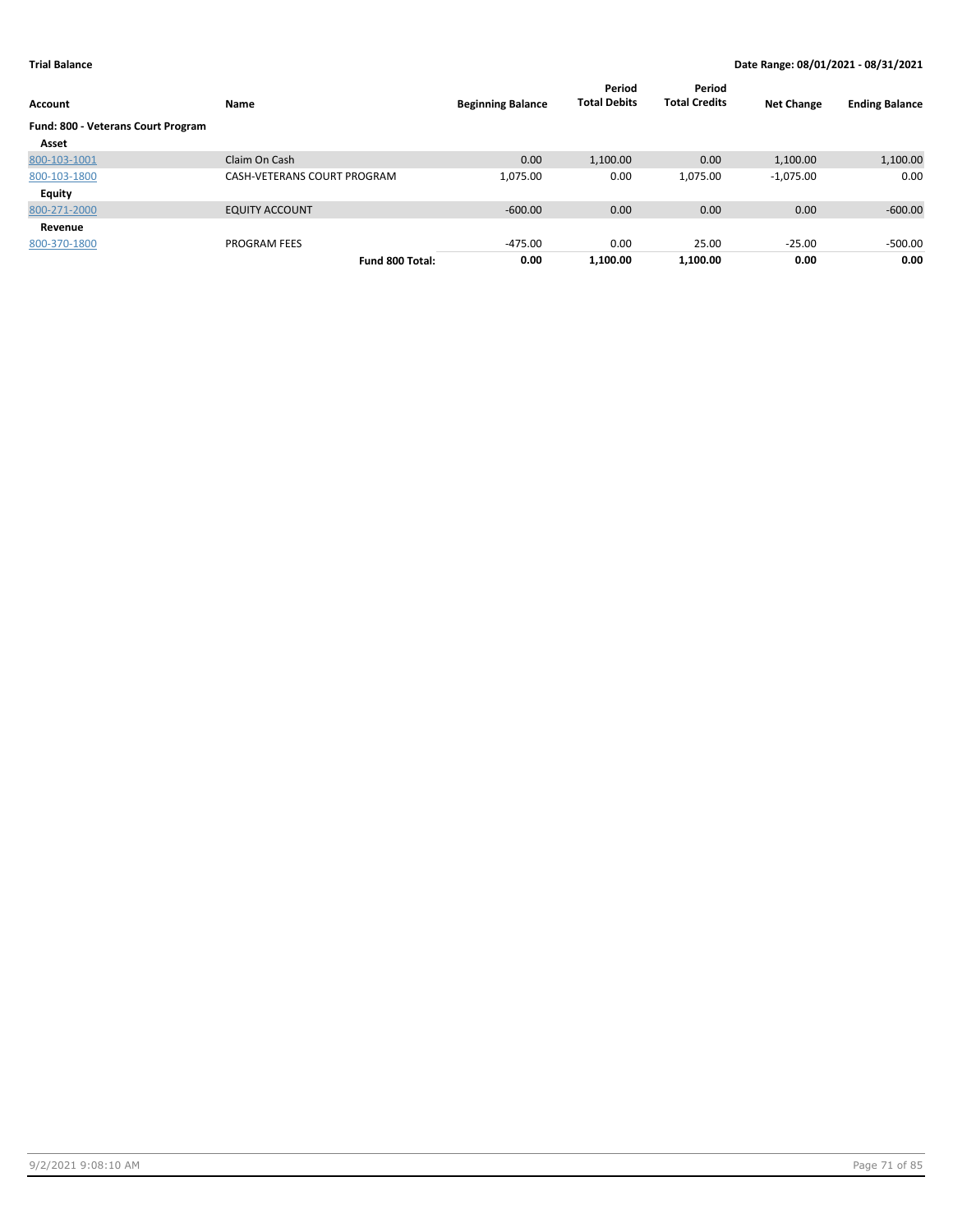**Trial Balance** **Date Range: 08/01/2021 - 08/31/2021**

| Account | Name | Beginning Balance | Period Total Debits | Period Total Credits | Net Change | Ending Balance |
|---|---|---|---|---|---|---|
| **Fund: 800 - Veterans Court Program** | | | | | | |
| **Asset** | | | | | | |
| 800-103-1001 | Claim On Cash | 0.00 | 1,100.00 | 0.00 | 1,100.00 | 1,100.00 |
| 800-103-1800 | CASH-VETERANS COURT PROGRAM | 1,075.00 | 0.00 | 1,075.00 | -1,075.00 | 0.00 |
| **Equity** | | | | | | |
| 800-271-2000 | EQUITY ACCOUNT | -600.00 | 0.00 | 0.00 | 0.00 | -600.00 |
| **Revenue** | | | | | | |
| 800-370-1800 | PROGRAM FEES | -475.00 | 0.00 | 25.00 | -25.00 | -500.00 |
| | **Fund 800 Total:** | **0.00** | **1,100.00** | **1,100.00** | **0.00** | **0.00** |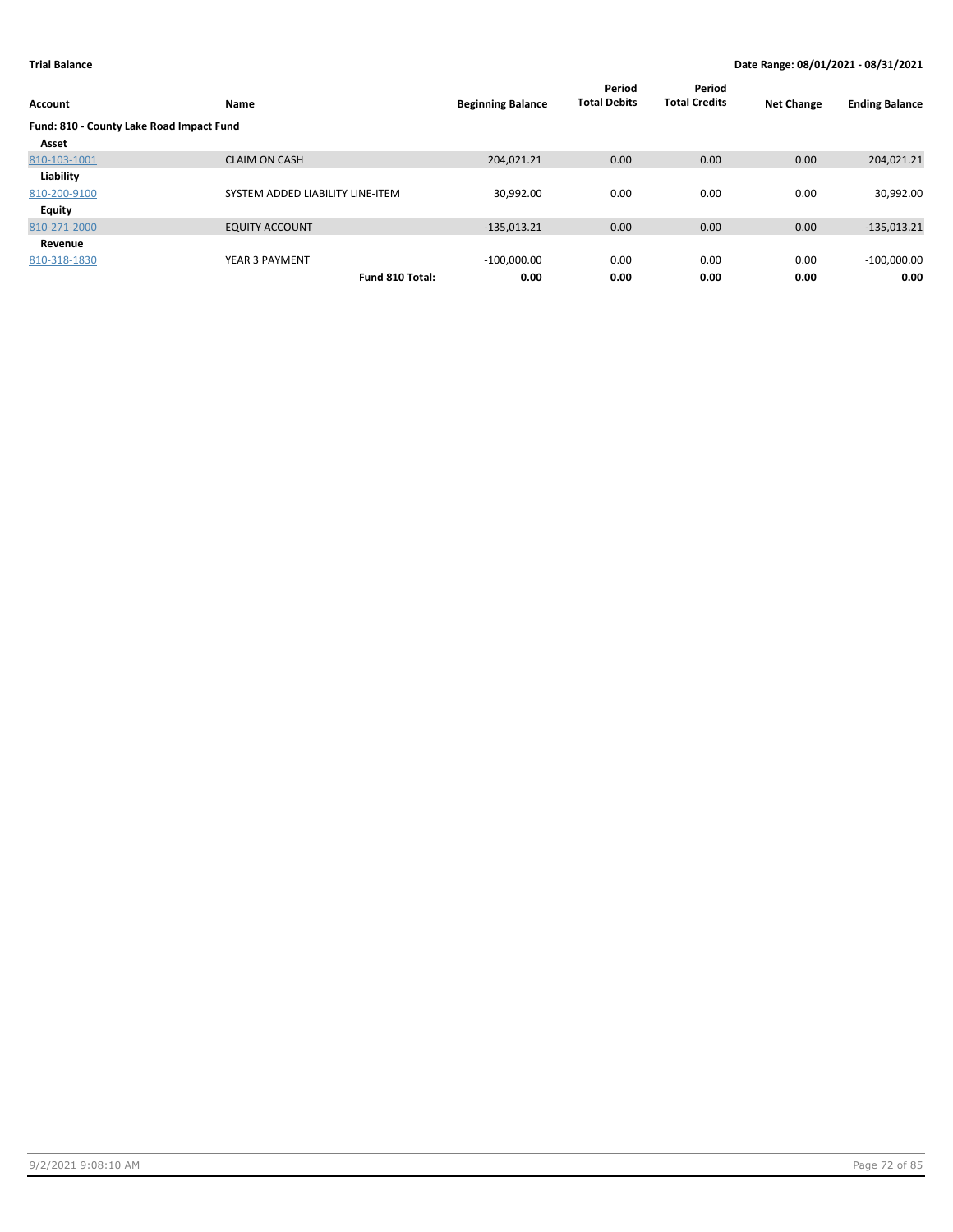**Trial Balance** | **Date Range: 08/01/2021 - 08/31/2021**

| Account | Name | Beginning Balance | Period Total Debits | Period Total Credits | Net Change | Ending Balance |
|---|---|---|---|---|---|---|
| **Fund: 810 - County Lake Road Impact Fund** | | | | | | |
| **Asset** | | | | | | |
| 810-103-1001 | CLAIM ON CASH | 204,021.21 | 0.00 | 0.00 | 0.00 | 204,021.21 |
| **Liability** | | | | | | |
| 810-200-9100 | SYSTEM ADDED LIABILITY LINE-ITEM | 30,992.00 | 0.00 | 0.00 | 0.00 | 30,992.00 |
| **Equity** | | | | | | |
| 810-271-2000 | EQUITY ACCOUNT | -135,013.21 | 0.00 | 0.00 | 0.00 | -135,013.21 |
| **Revenue** | | | | | | |
| 810-318-1830 | YEAR 3 PAYMENT | -100,000.00 | 0.00 | 0.00 | 0.00 | -100,000.00 |
| | **Fund 810 Total:** | **0.00** | **0.00** | **0.00** | **0.00** | **0.00** |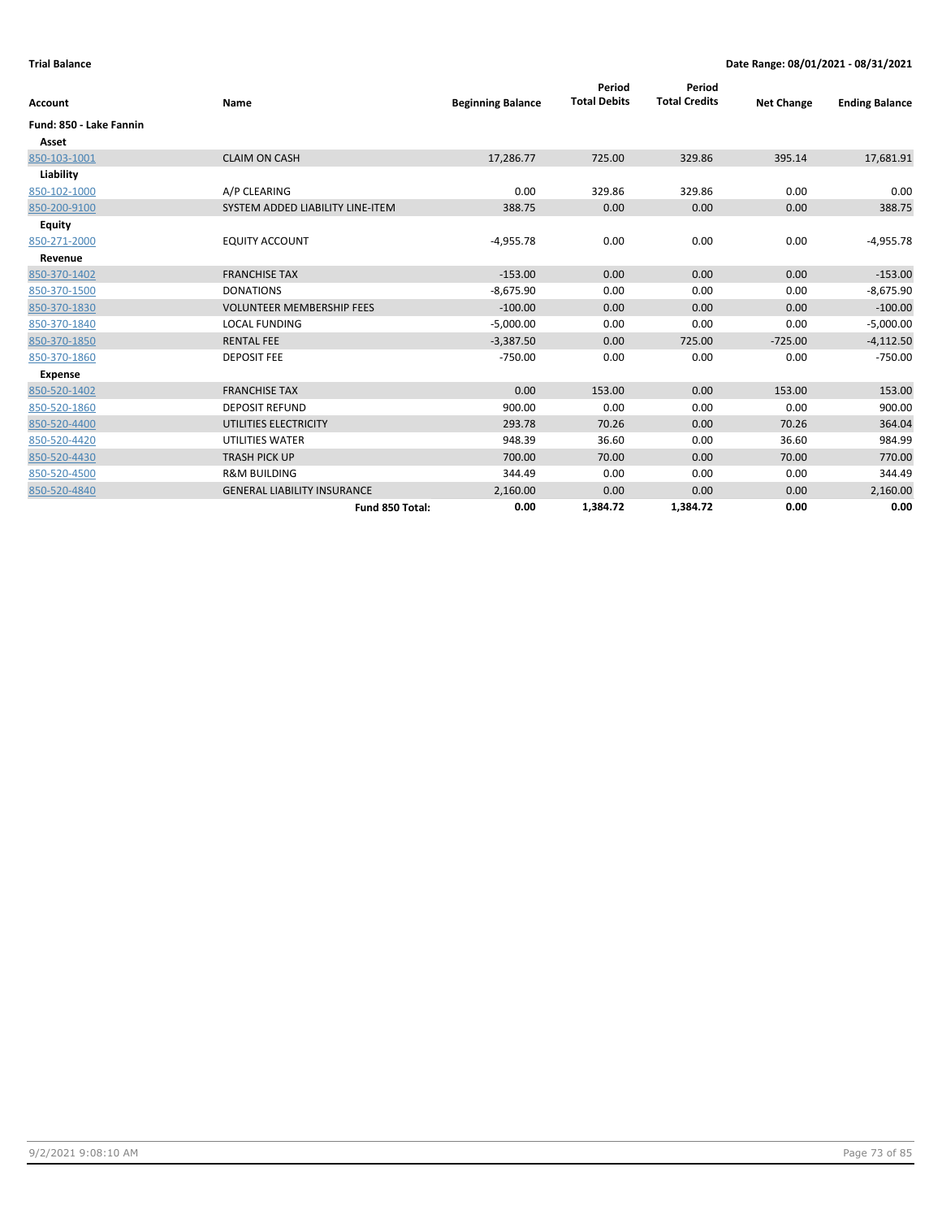**Trial Balance** **Date Range: 08/01/2021 - 08/31/2021**

| Account | Name | Beginning Balance | Period Total Debits | Period Total Credits | Net Change | Ending Balance |
|---|---|---|---|---|---|---|
| **Fund: 850 - Lake Fannin** | | | | | | |
| **Asset** | | | | | | |
| 850-103-1001 | CLAIM ON CASH | 17,286.77 | 725.00 | 329.86 | 395.14 | 17,681.91 |
| **Liability** | | | | | | |
| 850-102-1000 | A/P CLEARING | 0.00 | 329.86 | 329.86 | 0.00 | 0.00 |
| 850-200-9100 | SYSTEM ADDED LIABILITY LINE-ITEM | 388.75 | 0.00 | 0.00 | 0.00 | 388.75 |
| **Equity** | | | | | | |
| 850-271-2000 | EQUITY ACCOUNT | -4,955.78 | 0.00 | 0.00 | 0.00 | -4,955.78 |
| **Revenue** | | | | | | |
| 850-370-1402 | FRANCHISE TAX | -153.00 | 0.00 | 0.00 | 0.00 | -153.00 |
| 850-370-1500 | DONATIONS | -8,675.90 | 0.00 | 0.00 | 0.00 | -8,675.90 |
| 850-370-1830 | VOLUNTEER MEMBERSHIP FEES | -100.00 | 0.00 | 0.00 | 0.00 | -100.00 |
| 850-370-1840 | LOCAL FUNDING | -5,000.00 | 0.00 | 0.00 | 0.00 | -5,000.00 |
| 850-370-1850 | RENTAL FEE | -3,387.50 | 0.00 | 725.00 | -725.00 | -4,112.50 |
| 850-370-1860 | DEPOSIT FEE | -750.00 | 0.00 | 0.00 | 0.00 | -750.00 |
| **Expense** | | | | | | |
| 850-520-1402 | FRANCHISE TAX | 0.00 | 153.00 | 0.00 | 153.00 | 153.00 |
| 850-520-1860 | DEPOSIT REFUND | 900.00 | 0.00 | 0.00 | 0.00 | 900.00 |
| 850-520-4400 | UTILITIES ELECTRICITY | 293.78 | 70.26 | 0.00 | 70.26 | 364.04 |
| 850-520-4420 | UTILITIES WATER | 948.39 | 36.60 | 0.00 | 36.60 | 984.99 |
| 850-520-4430 | TRASH PICK UP | 700.00 | 70.00 | 0.00 | 70.00 | 770.00 |
| 850-520-4500 | R&M BUILDING | 344.49 | 0.00 | 0.00 | 0.00 | 344.49 |
| 850-520-4840 | GENERAL LIABILITY INSURANCE | 2,160.00 | 0.00 | 0.00 | 0.00 | 2,160.00 |
| | **Fund 850 Total:** | **0.00** | **1,384.72** | **1,384.72** | **0.00** | **0.00** |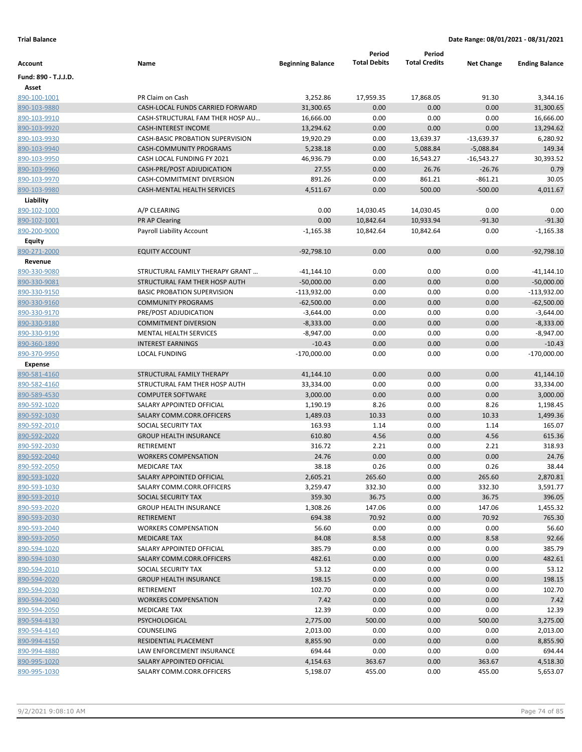**Trial Balance**

**Date Range: 08/01/2021 - 08/31/2021**

| Account | Name | Beginning Balance | Period Total Debits | Period Total Credits | Net Change | Ending Balance |
|---|---|---|---|---|---|---|
| **Fund: 890 - T.J.J.D.** | | | | | | |
| **Asset** | | | | | | |
| 890-100-1001 | PR Claim on Cash | 3,252.86 | 17,959.35 | 17,868.05 | 91.30 | 3,344.16 |
| 890-103-9880 | CASH-LOCAL FUNDS CARRIED FORWARD | 31,300.65 | 0.00 | 0.00 | 0.00 | 31,300.65 |
| 890-103-9910 | CASH-STRUCTURAL FAM THER HOSP AU... | 16,666.00 | 0.00 | 0.00 | 0.00 | 16,666.00 |
| 890-103-9920 | CASH-INTEREST INCOME | 13,294.62 | 0.00 | 0.00 | 0.00 | 13,294.62 |
| 890-103-9930 | CASH-BASIC PROBATION SUPERVISION | 19,920.29 | 0.00 | 13,639.37 | -13,639.37 | 6,280.92 |
| 890-103-9940 | CASH-COMMUNITY PROGRAMS | 5,238.18 | 0.00 | 5,088.84 | -5,088.84 | 149.34 |
| 890-103-9950 | CASH LOCAL FUNDING FY 2021 | 46,936.79 | 0.00 | 16,543.27 | -16,543.27 | 30,393.52 |
| 890-103-9960 | CASH-PRE/POST ADJUDICATION | 27.55 | 0.00 | 26.76 | -26.76 | 0.79 |
| 890-103-9970 | CASH-COMMITMENT DIVERSION | 891.26 | 0.00 | 861.21 | -861.21 | 30.05 |
| 890-103-9980 | CASH-MENTAL HEALTH SERVICES | 4,511.67 | 0.00 | 500.00 | -500.00 | 4,011.67 |
| **Liability** | | | | | | |
| 890-102-1000 | A/P CLEARING | 0.00 | 14,030.45 | 14,030.45 | 0.00 | 0.00 |
| 890-102-1001 | PR AP Clearing | 0.00 | 10,842.64 | 10,933.94 | -91.30 | -91.30 |
| 890-200-9000 | Payroll Liability Account | -1,165.38 | 10,842.64 | 10,842.64 | 0.00 | -1,165.38 |
| **Equity** | | | | | | |
| 890-271-2000 | EQUITY ACCOUNT | -92,798.10 | 0.00 | 0.00 | 0.00 | -92,798.10 |
| **Revenue** | | | | | | |
| 890-330-9080 | STRUCTURAL FAMILY THERAPY GRANT ... | -41,144.10 | 0.00 | 0.00 | 0.00 | -41,144.10 |
| 890-330-9081 | STRUCTURAL FAM THER HOSP AUTH | -50,000.00 | 0.00 | 0.00 | 0.00 | -50,000.00 |
| 890-330-9150 | BASIC PROBATION SUPERVISION | -113,932.00 | 0.00 | 0.00 | 0.00 | -113,932.00 |
| 890-330-9160 | COMMUNITY PROGRAMS | -62,500.00 | 0.00 | 0.00 | 0.00 | -62,500.00 |
| 890-330-9170 | PRE/POST ADJUDICATION | -3,644.00 | 0.00 | 0.00 | 0.00 | -3,644.00 |
| 890-330-9180 | COMMITMENT DIVERSION | -8,333.00 | 0.00 | 0.00 | 0.00 | -8,333.00 |
| 890-330-9190 | MENTAL HEALTH SERVICES | -8,947.00 | 0.00 | 0.00 | 0.00 | -8,947.00 |
| 890-360-1890 | INTEREST EARNINGS | -10.43 | 0.00 | 0.00 | 0.00 | -10.43 |
| 890-370-9950 | LOCAL FUNDING | -170,000.00 | 0.00 | 0.00 | 0.00 | -170,000.00 |
| **Expense** | | | | | | |
| 890-581-4160 | STRUCTURAL FAMILY THERAPY | 41,144.10 | 0.00 | 0.00 | 0.00 | 41,144.10 |
| 890-582-4160 | STRUCTURAL FAM THER HOSP AUTH | 33,334.00 | 0.00 | 0.00 | 0.00 | 33,334.00 |
| 890-589-4530 | COMPUTER SOFTWARE | 3,000.00 | 0.00 | 0.00 | 0.00 | 3,000.00 |
| 890-592-1020 | SALARY APPOINTED OFFICIAL | 1,190.19 | 8.26 | 0.00 | 8.26 | 1,198.45 |
| 890-592-1030 | SALARY COMM.CORR.OFFICERS | 1,489.03 | 10.33 | 0.00 | 10.33 | 1,499.36 |
| 890-592-2010 | SOCIAL SECURITY TAX | 163.93 | 1.14 | 0.00 | 1.14 | 165.07 |
| 890-592-2020 | GROUP HEALTH INSURANCE | 610.80 | 4.56 | 0.00 | 4.56 | 615.36 |
| 890-592-2030 | RETIREMENT | 316.72 | 2.21 | 0.00 | 2.21 | 318.93 |
| 890-592-2040 | WORKERS COMPENSATION | 24.76 | 0.00 | 0.00 | 0.00 | 24.76 |
| 890-592-2050 | MEDICARE TAX | 38.18 | 0.26 | 0.00 | 0.26 | 38.44 |
| 890-593-1020 | SALARY APPOINTED OFFICIAL | 2,605.21 | 265.60 | 0.00 | 265.60 | 2,870.81 |
| 890-593-1030 | SALARY COMM.CORR.OFFICERS | 3,259.47 | 332.30 | 0.00 | 332.30 | 3,591.77 |
| 890-593-2010 | SOCIAL SECURITY TAX | 359.30 | 36.75 | 0.00 | 36.75 | 396.05 |
| 890-593-2020 | GROUP HEALTH INSURANCE | 1,308.26 | 147.06 | 0.00 | 147.06 | 1,455.32 |
| 890-593-2030 | RETIREMENT | 694.38 | 70.92 | 0.00 | 70.92 | 765.30 |
| 890-593-2040 | WORKERS COMPENSATION | 56.60 | 0.00 | 0.00 | 0.00 | 56.60 |
| 890-593-2050 | MEDICARE TAX | 84.08 | 8.58 | 0.00 | 8.58 | 92.66 |
| 890-594-1020 | SALARY APPOINTED OFFICIAL | 385.79 | 0.00 | 0.00 | 0.00 | 385.79 |
| 890-594-1030 | SALARY COMM.CORR.OFFICERS | 482.61 | 0.00 | 0.00 | 0.00 | 482.61 |
| 890-594-2010 | SOCIAL SECURITY TAX | 53.12 | 0.00 | 0.00 | 0.00 | 53.12 |
| 890-594-2020 | GROUP HEALTH INSURANCE | 198.15 | 0.00 | 0.00 | 0.00 | 198.15 |
| 890-594-2030 | RETIREMENT | 102.70 | 0.00 | 0.00 | 0.00 | 102.70 |
| 890-594-2040 | WORKERS COMPENSATION | 7.42 | 0.00 | 0.00 | 0.00 | 7.42 |
| 890-594-2050 | MEDICARE TAX | 12.39 | 0.00 | 0.00 | 0.00 | 12.39 |
| 890-594-4130 | PSYCHOLOGICAL | 2,775.00 | 500.00 | 0.00 | 500.00 | 3,275.00 |
| 890-594-4140 | COUNSELING | 2,013.00 | 0.00 | 0.00 | 0.00 | 2,013.00 |
| 890-994-4150 | RESIDENTIAL PLACEMENT | 8,855.90 | 0.00 | 0.00 | 0.00 | 8,855.90 |
| 890-994-4880 | LAW ENFORCEMENT INSURANCE | 694.44 | 0.00 | 0.00 | 0.00 | 694.44 |
| 890-995-1020 | SALARY APPOINTED OFFICIAL | 4,154.63 | 363.67 | 0.00 | 363.67 | 4,518.30 |
| 890-995-1030 | SALARY COMM.CORR.OFFICERS | 5,198.07 | 455.00 | 0.00 | 455.00 | 5,653.07 |

9/2/2021 9:08:10 AM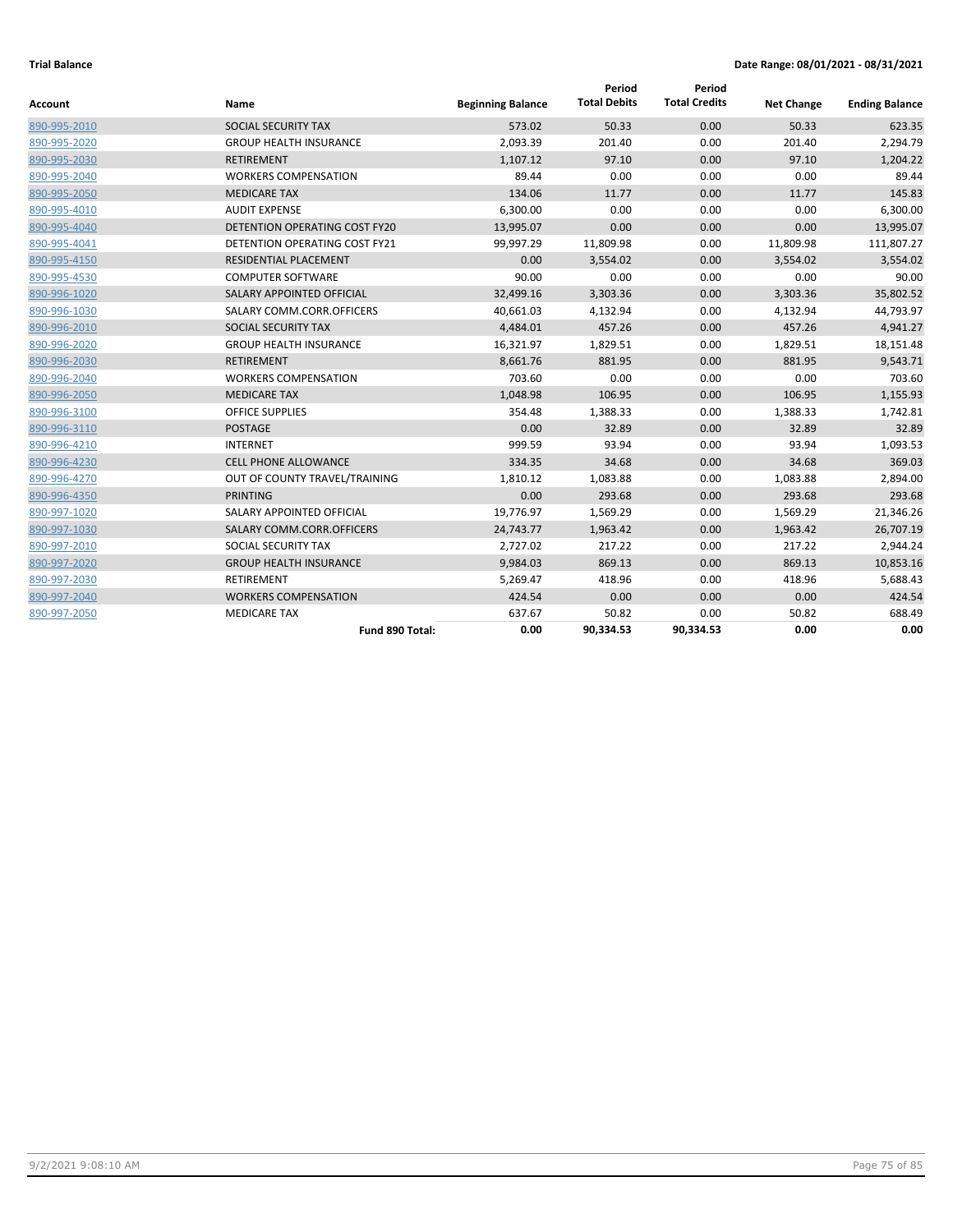**Trial Balance** **Date Range: 08/01/2021 - 08/31/2021**

| Account | Name | Beginning Balance | Period Total Debits | Period Total Credits | Net Change | Ending Balance |
|---|---|---|---|---|---|---|
| 890-995-2010 | SOCIAL SECURITY TAX | 573.02 | 50.33 | 0.00 | 50.33 | 623.35 |
| 890-995-2020 | GROUP HEALTH INSURANCE | 2,093.39 | 201.40 | 0.00 | 201.40 | 2,294.79 |
| 890-995-2030 | RETIREMENT | 1,107.12 | 97.10 | 0.00 | 97.10 | 1,204.22 |
| 890-995-2040 | WORKERS COMPENSATION | 89.44 | 0.00 | 0.00 | 0.00 | 89.44 |
| 890-995-2050 | MEDICARE TAX | 134.06 | 11.77 | 0.00 | 11.77 | 145.83 |
| 890-995-4010 | AUDIT EXPENSE | 6,300.00 | 0.00 | 0.00 | 0.00 | 6,300.00 |
| 890-995-4040 | DETENTION OPERATING COST FY20 | 13,995.07 | 0.00 | 0.00 | 0.00 | 13,995.07 |
| 890-995-4041 | DETENTION OPERATING COST FY21 | 99,997.29 | 11,809.98 | 0.00 | 11,809.98 | 111,807.27 |
| 890-995-4150 | RESIDENTIAL PLACEMENT | 0.00 | 3,554.02 | 0.00 | 3,554.02 | 3,554.02 |
| 890-995-4530 | COMPUTER SOFTWARE | 90.00 | 0.00 | 0.00 | 0.00 | 90.00 |
| 890-996-1020 | SALARY APPOINTED OFFICIAL | 32,499.16 | 3,303.36 | 0.00 | 3,303.36 | 35,802.52 |
| 890-996-1030 | SALARY COMM.CORR.OFFICERS | 40,661.03 | 4,132.94 | 0.00 | 4,132.94 | 44,793.97 |
| 890-996-2010 | SOCIAL SECURITY TAX | 4,484.01 | 457.26 | 0.00 | 457.26 | 4,941.27 |
| 890-996-2020 | GROUP HEALTH INSURANCE | 16,321.97 | 1,829.51 | 0.00 | 1,829.51 | 18,151.48 |
| 890-996-2030 | RETIREMENT | 8,661.76 | 881.95 | 0.00 | 881.95 | 9,543.71 |
| 890-996-2040 | WORKERS COMPENSATION | 703.60 | 0.00 | 0.00 | 0.00 | 703.60 |
| 890-996-2050 | MEDICARE TAX | 1,048.98 | 106.95 | 0.00 | 106.95 | 1,155.93 |
| 890-996-3100 | OFFICE SUPPLIES | 354.48 | 1,388.33 | 0.00 | 1,388.33 | 1,742.81 |
| 890-996-3110 | POSTAGE | 0.00 | 32.89 | 0.00 | 32.89 | 32.89 |
| 890-996-4210 | INTERNET | 999.59 | 93.94 | 0.00 | 93.94 | 1,093.53 |
| 890-996-4230 | CELL PHONE ALLOWANCE | 334.35 | 34.68 | 0.00 | 34.68 | 369.03 |
| 890-996-4270 | OUT OF COUNTY TRAVEL/TRAINING | 1,810.12 | 1,083.88 | 0.00 | 1,083.88 | 2,894.00 |
| 890-996-4350 | PRINTING | 0.00 | 293.68 | 0.00 | 293.68 | 293.68 |
| 890-997-1020 | SALARY APPOINTED OFFICIAL | 19,776.97 | 1,569.29 | 0.00 | 1,569.29 | 21,346.26 |
| 890-997-1030 | SALARY COMM.CORR.OFFICERS | 24,743.77 | 1,963.42 | 0.00 | 1,963.42 | 26,707.19 |
| 890-997-2010 | SOCIAL SECURITY TAX | 2,727.02 | 217.22 | 0.00 | 217.22 | 2,944.24 |
| 890-997-2020 | GROUP HEALTH INSURANCE | 9,984.03 | 869.13 | 0.00 | 869.13 | 10,853.16 |
| 890-997-2030 | RETIREMENT | 5,269.47 | 418.96 | 0.00 | 418.96 | 5,688.43 |
| 890-997-2040 | WORKERS COMPENSATION | 424.54 | 0.00 | 0.00 | 0.00 | 424.54 |
| 890-997-2050 | MEDICARE TAX | 637.67 | 50.82 | 0.00 | 50.82 | 688.49 |
| | **Fund 890 Total:** | **0.00** | **90,334.53** | **90,334.53** | **0.00** | **0.00** |

9/2/2021 9:08:10 AM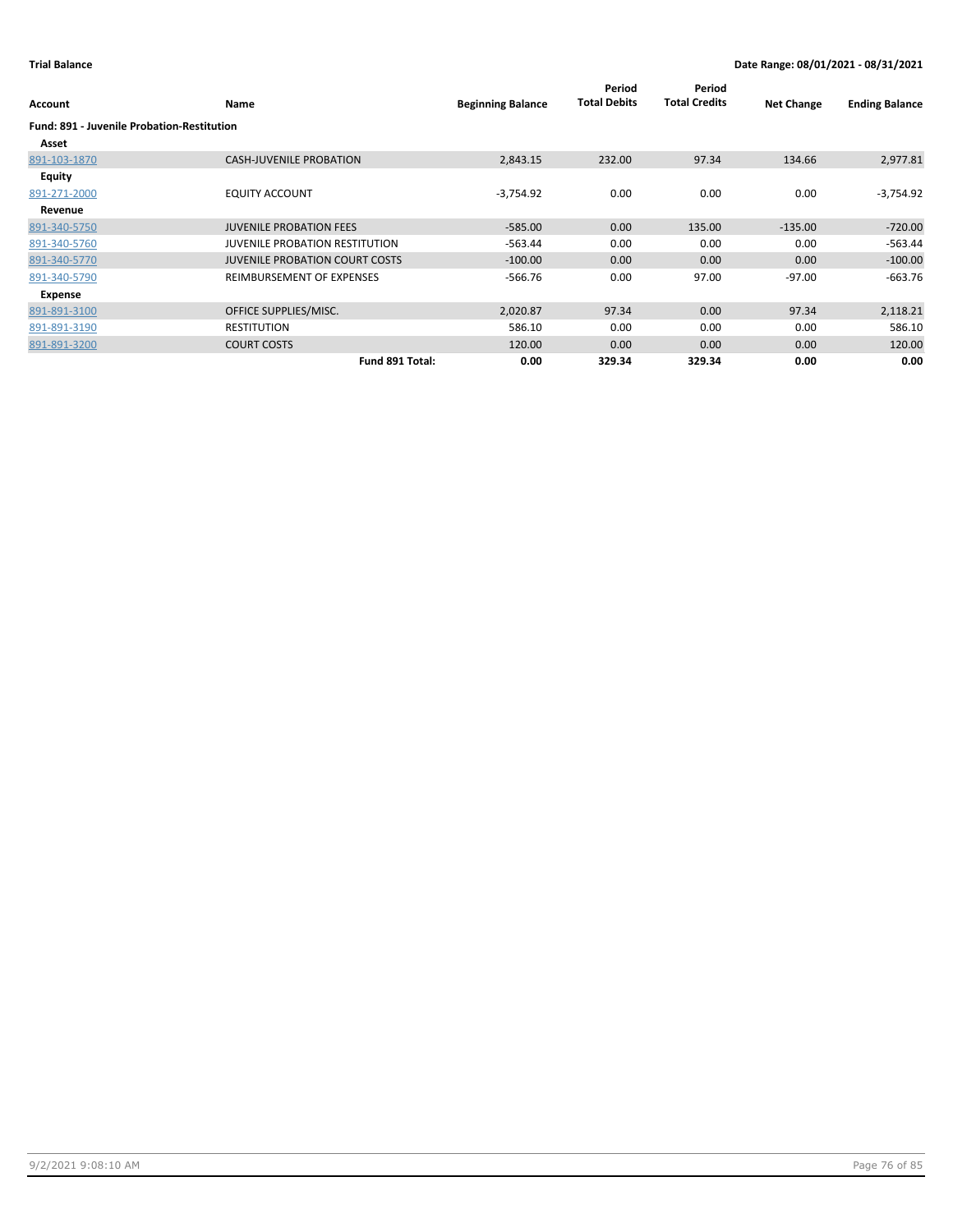**Trial Balance** — **Date Range: 08/01/2021 - 08/31/2021**

| Account | Name | Beginning Balance | Period Total Debits | Period Total Credits | Net Change | Ending Balance |
|---|---|---|---|---|---|---|
| **Fund: 891 - Juvenile Probation-Restitution** | | | | | | |
| **Asset** | | | | | | |
| 891-103-1870 | CASH-JUVENILE PROBATION | 2,843.15 | 232.00 | 97.34 | 134.66 | 2,977.81 |
| **Equity** | | | | | | |
| 891-271-2000 | EQUITY ACCOUNT | -3,754.92 | 0.00 | 0.00 | 0.00 | -3,754.92 |
| **Revenue** | | | | | | |
| 891-340-5750 | JUVENILE PROBATION FEES | -585.00 | 0.00 | 135.00 | -135.00 | -720.00 |
| 891-340-5760 | JUVENILE PROBATION RESTITUTION | -563.44 | 0.00 | 0.00 | 0.00 | -563.44 |
| 891-340-5770 | JUVENILE PROBATION COURT COSTS | -100.00 | 0.00 | 0.00 | 0.00 | -100.00 |
| 891-340-5790 | REIMBURSEMENT OF EXPENSES | -566.76 | 0.00 | 97.00 | -97.00 | -663.76 |
| **Expense** | | | | | | |
| 891-891-3100 | OFFICE SUPPLIES/MISC. | 2,020.87 | 97.34 | 0.00 | 97.34 | 2,118.21 |
| 891-891-3190 | RESTITUTION | 586.10 | 0.00 | 0.00 | 0.00 | 586.10 |
| 891-891-3200 | COURT COSTS | 120.00 | 0.00 | 0.00 | 0.00 | 120.00 |
| | **Fund 891 Total:** | **0.00** | **329.34** | **329.34** | **0.00** | **0.00** |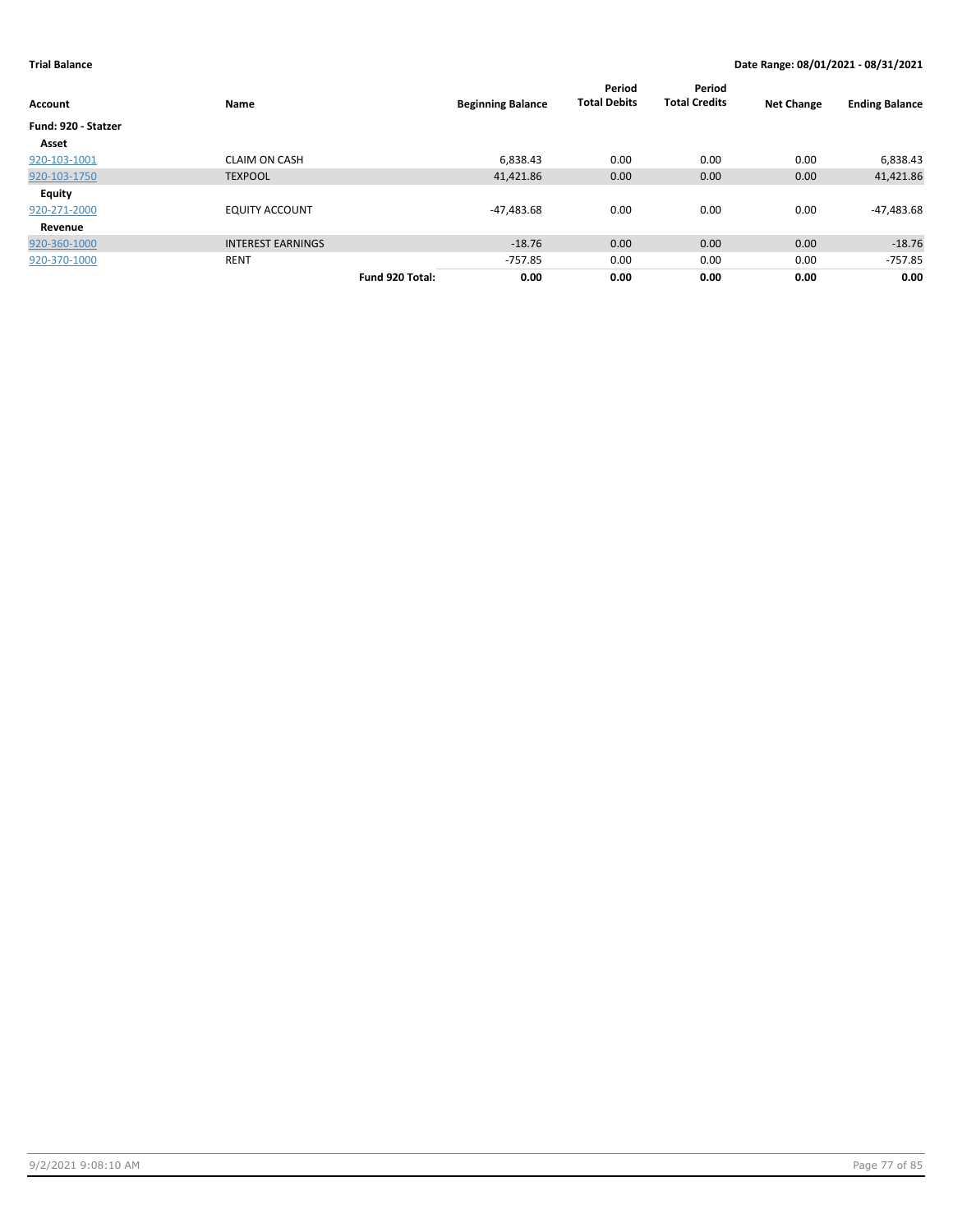**Trial Balance** | **Date Range: 08/01/2021 - 08/31/2021**

| Account | Name | | Beginning Balance | Period Total Debits | Period Total Credits | Net Change | Ending Balance |
|---|---|---|---|---|---|---|---|
| **Fund: 920 - Statzer** | | | | | | | |
| **Asset** | | | | | | | |
| 920-103-1001 | CLAIM ON CASH | | 6,838.43 | 0.00 | 0.00 | 0.00 | 6,838.43 |
| 920-103-1750 | TEXPOOL | | 41,421.86 | 0.00 | 0.00 | 0.00 | 41,421.86 |
| **Equity** | | | | | | | |
| 920-271-2000 | EQUITY ACCOUNT | | -47,483.68 | 0.00 | 0.00 | 0.00 | -47,483.68 |
| **Revenue** | | | | | | | |
| 920-360-1000 | INTEREST EARNINGS | | -18.76 | 0.00 | 0.00 | 0.00 | -18.76 |
| 920-370-1000 | RENT | | -757.85 | 0.00 | 0.00 | 0.00 | -757.85 |
| | | **Fund 920 Total:** | **0.00** | **0.00** | **0.00** | **0.00** | **0.00** |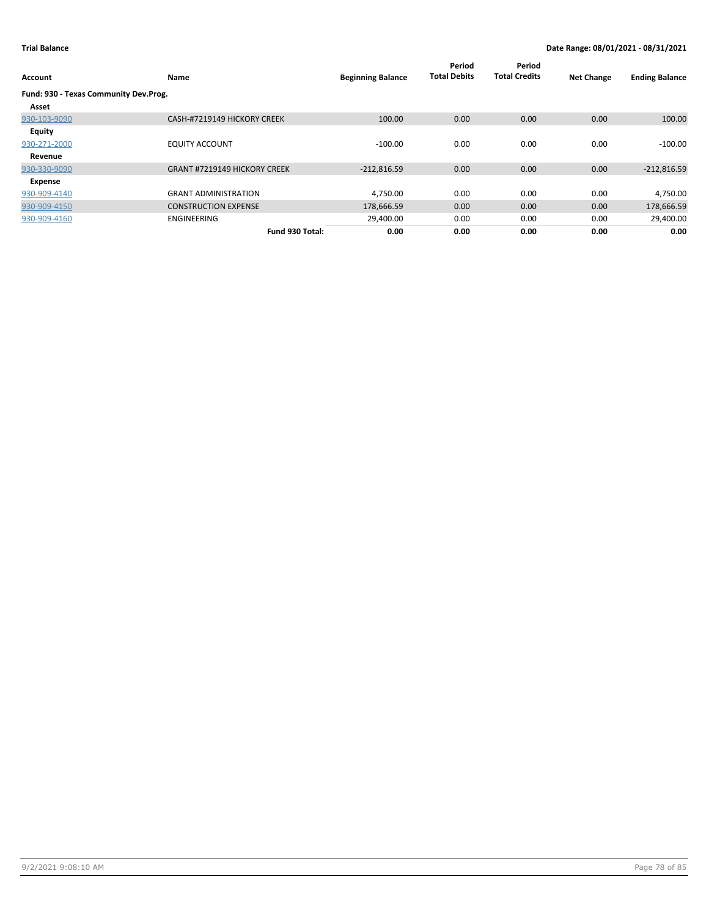**Trial Balance** **Date Range: 08/01/2021 - 08/31/2021**

| Account | Name | Beginning Balance | Period Total Debits | Period Total Credits | Net Change | Ending Balance |
|---|---|---|---|---|---|---|
| **Fund: 930 - Texas Community Dev.Prog.** | | | | | | |
| **Asset** | | | | | | |
| 930-103-9090 | CASH-#7219149 HICKORY CREEK | 100.00 | 0.00 | 0.00 | 0.00 | 100.00 |
| **Equity** | | | | | | |
| 930-271-2000 | EQUITY ACCOUNT | -100.00 | 0.00 | 0.00 | 0.00 | -100.00 |
| **Revenue** | | | | | | |
| 930-330-9090 | GRANT #7219149 HICKORY CREEK | -212,816.59 | 0.00 | 0.00 | 0.00 | -212,816.59 |
| **Expense** | | | | | | |
| 930-909-4140 | GRANT ADMINISTRATION | 4,750.00 | 0.00 | 0.00 | 0.00 | 4,750.00 |
| 930-909-4150 | CONSTRUCTION EXPENSE | 178,666.59 | 0.00 | 0.00 | 0.00 | 178,666.59 |
| 930-909-4160 | ENGINEERING | 29,400.00 | 0.00 | 0.00 | 0.00 | 29,400.00 |
| | **Fund 930 Total:** | **0.00** | **0.00** | **0.00** | **0.00** | **0.00** |

9/2/2021 9:08:10 AM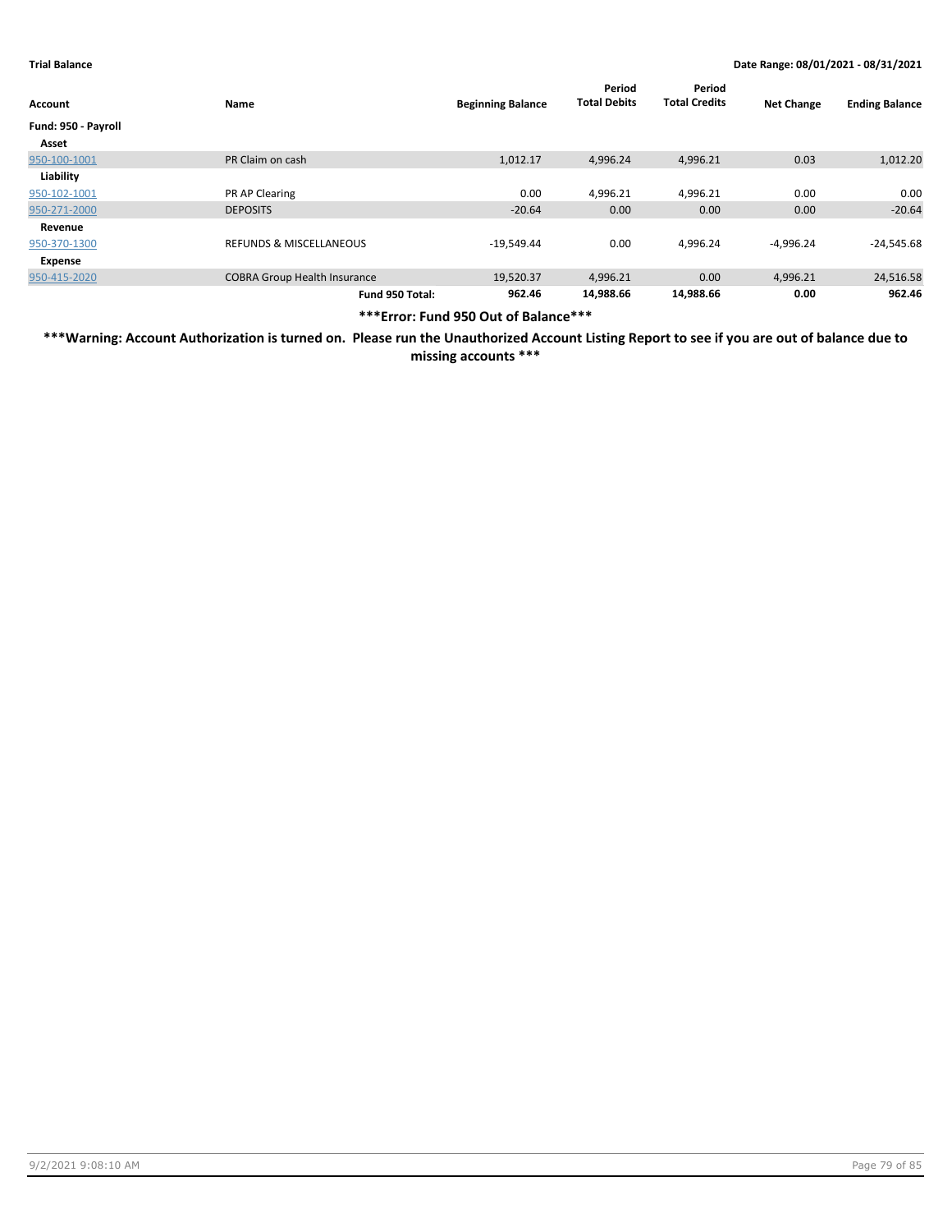**Trial Balance** | **Date Range: 08/01/2021 - 08/31/2021**

| Account | Name | Beginning Balance | Period Total Debits | Period Total Credits | Net Change | Ending Balance |
|---|---|---|---|---|---|---|
| **Fund: 950 - Payroll** | | | | | | |
| **Asset** | | | | | | |
| 950-100-1001 | PR Claim on cash | 1,012.17 | 4,996.24 | 4,996.21 | 0.03 | 1,012.20 |
| **Liability** | | | | | | |
| 950-102-1001 | PR AP Clearing | 0.00 | 4,996.21 | 4,996.21 | 0.00 | 0.00 |
| 950-271-2000 | DEPOSITS | -20.64 | 0.00 | 0.00 | 0.00 | -20.64 |
| **Revenue** | | | | | | |
| 950-370-1300 | REFUNDS & MISCELLANEOUS | -19,549.44 | 0.00 | 4,996.24 | -4,996.24 | -24,545.68 |
| **Expense** | | | | | | |
| 950-415-2020 | COBRA Group Health Insurance | 19,520.37 | 4,996.21 | 0.00 | 4,996.21 | 24,516.58 |
| | **Fund 950 Total:** | **962.46** | **14,988.66** | **14,988.66** | **0.00** | **962.46** |

**\*\*\*Error: Fund 950 Out of Balance\*\*\***

**\*\*\*Warning: Account Authorization is turned on. Please run the Unauthorized Account Listing Report to see if you are out of balance due to missing accounts \*\*\***

9/2/2021 9:08:10 AM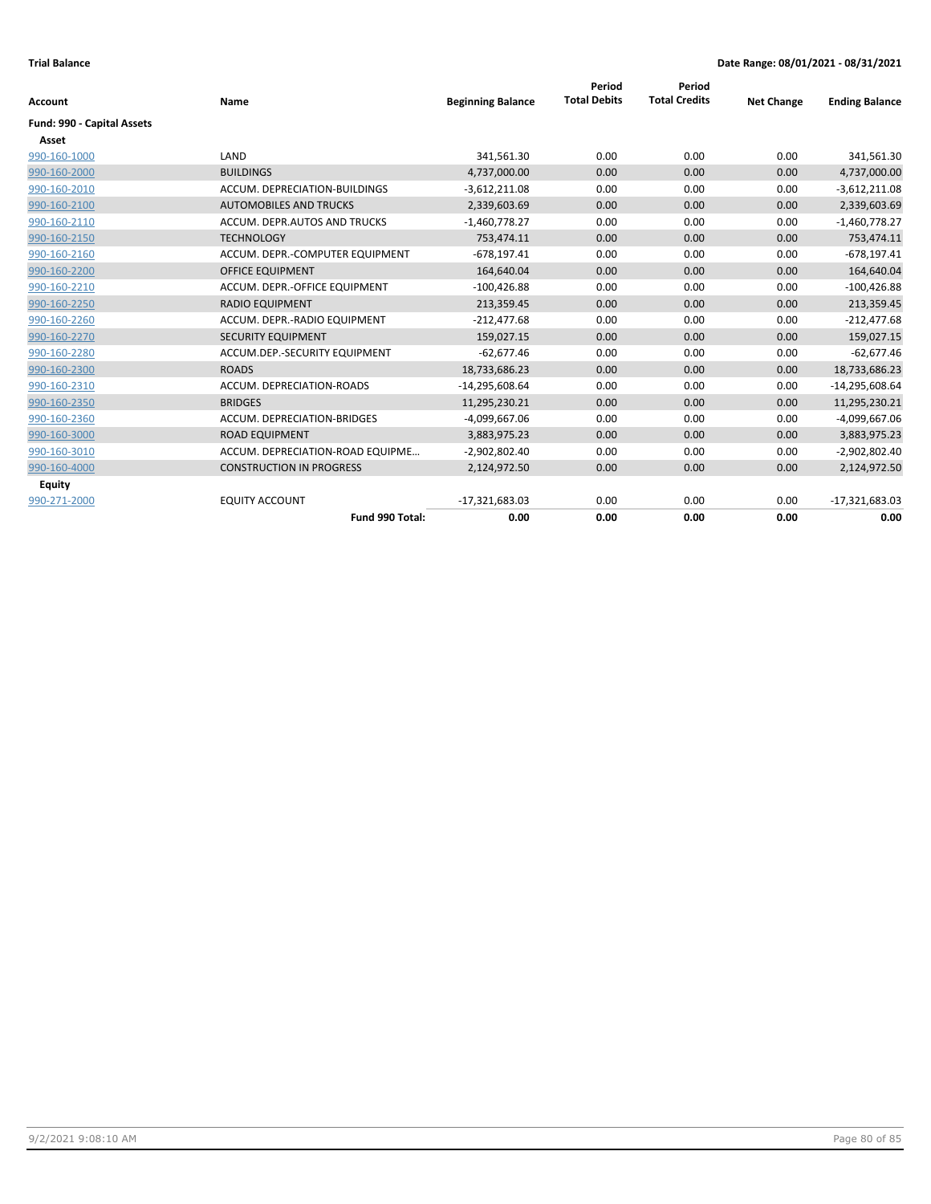**Trial Balance** | **Date Range: 08/01/2021 - 08/31/2021**

| Account | Name | Beginning Balance | Period Total Debits | Period Total Credits | Net Change | Ending Balance |
|---|---|---|---|---|---|---|
| **Fund: 990 - Capital Assets** | | | | | | |
| **Asset** | | | | | | |
| 990-160-1000 | LAND | 341,561.30 | 0.00 | 0.00 | 0.00 | 341,561.30 |
| 990-160-2000 | BUILDINGS | 4,737,000.00 | 0.00 | 0.00 | 0.00 | 4,737,000.00 |
| 990-160-2010 | ACCUM. DEPRECIATION-BUILDINGS | -3,612,211.08 | 0.00 | 0.00 | 0.00 | -3,612,211.08 |
| 990-160-2100 | AUTOMOBILES AND TRUCKS | 2,339,603.69 | 0.00 | 0.00 | 0.00 | 2,339,603.69 |
| 990-160-2110 | ACCUM. DEPR.AUTOS AND TRUCKS | -1,460,778.27 | 0.00 | 0.00 | 0.00 | -1,460,778.27 |
| 990-160-2150 | TECHNOLOGY | 753,474.11 | 0.00 | 0.00 | 0.00 | 753,474.11 |
| 990-160-2160 | ACCUM. DEPR.-COMPUTER EQUIPMENT | -678,197.41 | 0.00 | 0.00 | 0.00 | -678,197.41 |
| 990-160-2200 | OFFICE EQUIPMENT | 164,640.04 | 0.00 | 0.00 | 0.00 | 164,640.04 |
| 990-160-2210 | ACCUM. DEPR.-OFFICE EQUIPMENT | -100,426.88 | 0.00 | 0.00 | 0.00 | -100,426.88 |
| 990-160-2250 | RADIO EQUIPMENT | 213,359.45 | 0.00 | 0.00 | 0.00 | 213,359.45 |
| 990-160-2260 | ACCUM. DEPR.-RADIO EQUIPMENT | -212,477.68 | 0.00 | 0.00 | 0.00 | -212,477.68 |
| 990-160-2270 | SECURITY EQUIPMENT | 159,027.15 | 0.00 | 0.00 | 0.00 | 159,027.15 |
| 990-160-2280 | ACCUM.DEP.-SECURITY EQUIPMENT | -62,677.46 | 0.00 | 0.00 | 0.00 | -62,677.46 |
| 990-160-2300 | ROADS | 18,733,686.23 | 0.00 | 0.00 | 0.00 | 18,733,686.23 |
| 990-160-2310 | ACCUM. DEPRECIATION-ROADS | -14,295,608.64 | 0.00 | 0.00 | 0.00 | -14,295,608.64 |
| 990-160-2350 | BRIDGES | 11,295,230.21 | 0.00 | 0.00 | 0.00 | 11,295,230.21 |
| 990-160-2360 | ACCUM. DEPRECIATION-BRIDGES | -4,099,667.06 | 0.00 | 0.00 | 0.00 | -4,099,667.06 |
| 990-160-3000 | ROAD EQUIPMENT | 3,883,975.23 | 0.00 | 0.00 | 0.00 | 3,883,975.23 |
| 990-160-3010 | ACCUM. DEPRECIATION-ROAD EQUIPME... | -2,902,802.40 | 0.00 | 0.00 | 0.00 | -2,902,802.40 |
| 990-160-4000 | CONSTRUCTION IN PROGRESS | 2,124,972.50 | 0.00 | 0.00 | 0.00 | 2,124,972.50 |
| **Equity** | | | | | | |
| 990-271-2000 | EQUITY ACCOUNT | -17,321,683.03 | 0.00 | 0.00 | 0.00 | -17,321,683.03 |
| | **Fund 990 Total:** | **0.00** | **0.00** | **0.00** | **0.00** | **0.00** |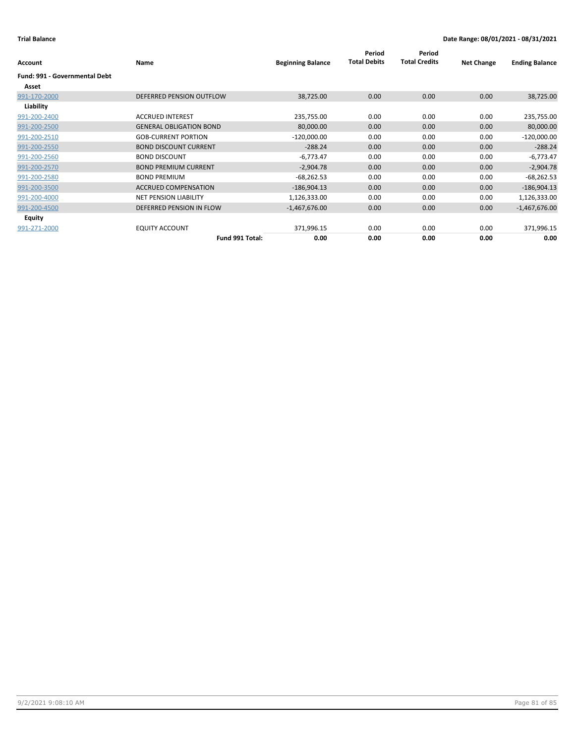**Trial Balance** **Date Range: 08/01/2021 - 08/31/2021**

| Account | Name | Beginning Balance | Period Total Debits | Period Total Credits | Net Change | Ending Balance |
|---|---|---|---|---|---|---|
| **Fund: 991 - Governmental Debt** | | | | | | |
| **Asset** | | | | | | |
| 991-170-2000 | DEFERRED PENSION OUTFLOW | 38,725.00 | 0.00 | 0.00 | 0.00 | 38,725.00 |
| **Liability** | | | | | | |
| 991-200-2400 | ACCRUED INTEREST | 235,755.00 | 0.00 | 0.00 | 0.00 | 235,755.00 |
| 991-200-2500 | GENERAL OBLIGATION BOND | 80,000.00 | 0.00 | 0.00 | 0.00 | 80,000.00 |
| 991-200-2510 | GOB-CURRENT PORTION | -120,000.00 | 0.00 | 0.00 | 0.00 | -120,000.00 |
| 991-200-2550 | BOND DISCOUNT CURRENT | -288.24 | 0.00 | 0.00 | 0.00 | -288.24 |
| 991-200-2560 | BOND DISCOUNT | -6,773.47 | 0.00 | 0.00 | 0.00 | -6,773.47 |
| 991-200-2570 | BOND PREMIUM CURRENT | -2,904.78 | 0.00 | 0.00 | 0.00 | -2,904.78 |
| 991-200-2580 | BOND PREMIUM | -68,262.53 | 0.00 | 0.00 | 0.00 | -68,262.53 |
| 991-200-3500 | ACCRUED COMPENSATION | -186,904.13 | 0.00 | 0.00 | 0.00 | -186,904.13 |
| 991-200-4000 | NET PENSION LIABILITY | 1,126,333.00 | 0.00 | 0.00 | 0.00 | 1,126,333.00 |
| 991-200-4500 | DEFERRED PENSION IN FLOW | -1,467,676.00 | 0.00 | 0.00 | 0.00 | -1,467,676.00 |
| **Equity** | | | | | | |
| 991-271-2000 | EQUITY ACCOUNT | 371,996.15 | 0.00 | 0.00 | 0.00 | 371,996.15 |
| | **Fund 991 Total:** | **0.00** | **0.00** | **0.00** | **0.00** | **0.00** |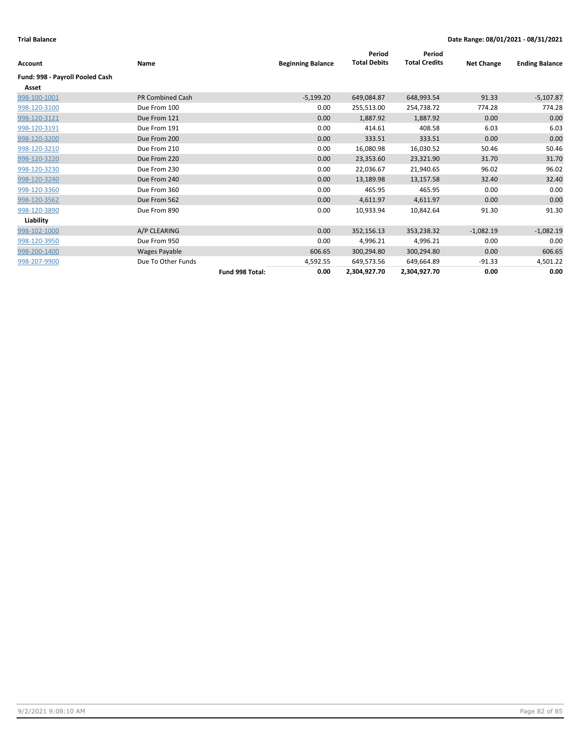**Trial Balance** | **Date Range: 08/01/2021 - 08/31/2021**

| Account | Name | | Beginning Balance | Period Total Debits | Period Total Credits | Net Change | Ending Balance |
|---|---|---|---|---|---|---|---|
| **Fund: 998 - Payroll Pooled Cash** | | | | | | | |
| **Asset** | | | | | | | |
| 998-100-1001 | PR Combined Cash | | -5,199.20 | 649,084.87 | 648,993.54 | 91.33 | -5,107.87 |
| 998-120-3100 | Due From 100 | | 0.00 | 255,513.00 | 254,738.72 | 774.28 | 774.28 |
| 998-120-3121 | Due From 121 | | 0.00 | 1,887.92 | 1,887.92 | 0.00 | 0.00 |
| 998-120-3191 | Due From 191 | | 0.00 | 414.61 | 408.58 | 6.03 | 6.03 |
| 998-120-3200 | Due From 200 | | 0.00 | 333.51 | 333.51 | 0.00 | 0.00 |
| 998-120-3210 | Due From 210 | | 0.00 | 16,080.98 | 16,030.52 | 50.46 | 50.46 |
| 998-120-3220 | Due From 220 | | 0.00 | 23,353.60 | 23,321.90 | 31.70 | 31.70 |
| 998-120-3230 | Due From 230 | | 0.00 | 22,036.67 | 21,940.65 | 96.02 | 96.02 |
| 998-120-3240 | Due From 240 | | 0.00 | 13,189.98 | 13,157.58 | 32.40 | 32.40 |
| 998-120-3360 | Due From 360 | | 0.00 | 465.95 | 465.95 | 0.00 | 0.00 |
| 998-120-3562 | Due From 562 | | 0.00 | 4,611.97 | 4,611.97 | 0.00 | 0.00 |
| 998-120-3890 | Due From 890 | | 0.00 | 10,933.94 | 10,842.64 | 91.30 | 91.30 |
| **Liability** | | | | | | | |
| 998-102-1000 | A/P CLEARING | | 0.00 | 352,156.13 | 353,238.32 | -1,082.19 | -1,082.19 |
| 998-120-3950 | Due From 950 | | 0.00 | 4,996.21 | 4,996.21 | 0.00 | 0.00 |
| 998-200-1400 | Wages Payable | | 606.65 | 300,294.80 | 300,294.80 | 0.00 | 606.65 |
| 998-207-9900 | Due To Other Funds | | 4,592.55 | 649,573.56 | 649,664.89 | -91.33 | 4,501.22 |
| | | **Fund 998 Total:** | **0.00** | **2,304,927.70** | **2,304,927.70** | **0.00** | **0.00** |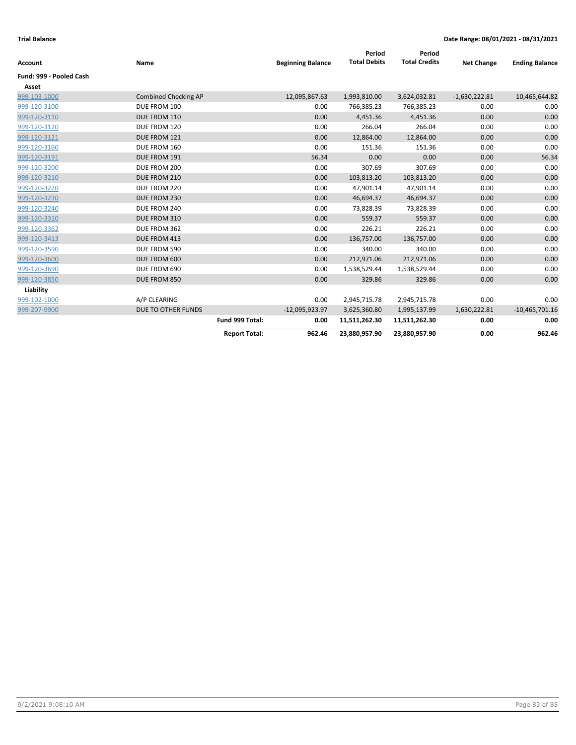**Trial Balance** 

**Date Range: 08/01/2021 - 08/31/2021**

| Account | Name | | Beginning Balance | Period Total Debits | Period Total Credits | Net Change | Ending Balance |
|---|---|---|---|---|---|---|---|
| **Fund: 999 - Pooled Cash** | | | | | | | |
| **Asset** | | | | | | | |
| 999-103-1000 | Combined Checking AP | | 12,095,867.63 | 1,993,810.00 | 3,624,032.81 | -1,630,222.81 | 10,465,644.82 |
| 999-120-3100 | DUE FROM 100 | | 0.00 | 766,385.23 | 766,385.23 | 0.00 | 0.00 |
| 999-120-3110 | DUE FROM 110 | | 0.00 | 4,451.36 | 4,451.36 | 0.00 | 0.00 |
| 999-120-3120 | DUE FROM 120 | | 0.00 | 266.04 | 266.04 | 0.00 | 0.00 |
| 999-120-3121 | DUE FROM 121 | | 0.00 | 12,864.00 | 12,864.00 | 0.00 | 0.00 |
| 999-120-3160 | DUE FROM 160 | | 0.00 | 151.36 | 151.36 | 0.00 | 0.00 |
| 999-120-3191 | DUE FROM 191 | | 56.34 | 0.00 | 0.00 | 0.00 | 56.34 |
| 999-120-3200 | DUE FROM 200 | | 0.00 | 307.69 | 307.69 | 0.00 | 0.00 |
| 999-120-3210 | DUE FROM 210 | | 0.00 | 103,813.20 | 103,813.20 | 0.00 | 0.00 |
| 999-120-3220 | DUE FROM 220 | | 0.00 | 47,901.14 | 47,901.14 | 0.00 | 0.00 |
| 999-120-3230 | DUE FROM 230 | | 0.00 | 46,694.37 | 46,694.37 | 0.00 | 0.00 |
| 999-120-3240 | DUE FROM 240 | | 0.00 | 73,828.39 | 73,828.39 | 0.00 | 0.00 |
| 999-120-3310 | DUE FROM 310 | | 0.00 | 559.37 | 559.37 | 0.00 | 0.00 |
| 999-120-3362 | DUE FROM 362 | | 0.00 | 226.21 | 226.21 | 0.00 | 0.00 |
| 999-120-3413 | DUE FROM 413 | | 0.00 | 136,757.00 | 136,757.00 | 0.00 | 0.00 |
| 999-120-3590 | DUE FROM 590 | | 0.00 | 340.00 | 340.00 | 0.00 | 0.00 |
| 999-120-3600 | DUE FROM 600 | | 0.00 | 212,971.06 | 212,971.06 | 0.00 | 0.00 |
| 999-120-3690 | DUE FROM 690 | | 0.00 | 1,538,529.44 | 1,538,529.44 | 0.00 | 0.00 |
| 999-120-3850 | DUE FROM 850 | | 0.00 | 329.86 | 329.86 | 0.00 | 0.00 |
| **Liability** | | | | | | | |
| 999-102-1000 | A/P CLEARING | | 0.00 | 2,945,715.78 | 2,945,715.78 | 0.00 | 0.00 |
| 999-207-9900 | DUE TO OTHER FUNDS | | -12,095,923.97 | 3,625,360.80 | 1,995,137.99 | 1,630,222.81 | -10,465,701.16 |
| | | **Fund 999 Total:** | **0.00** | **11,511,262.30** | **11,511,262.30** | **0.00** | **0.00** |
| | | **Report Total:** | **962.46** | **23,880,957.90** | **23,880,957.90** | **0.00** | **962.46** |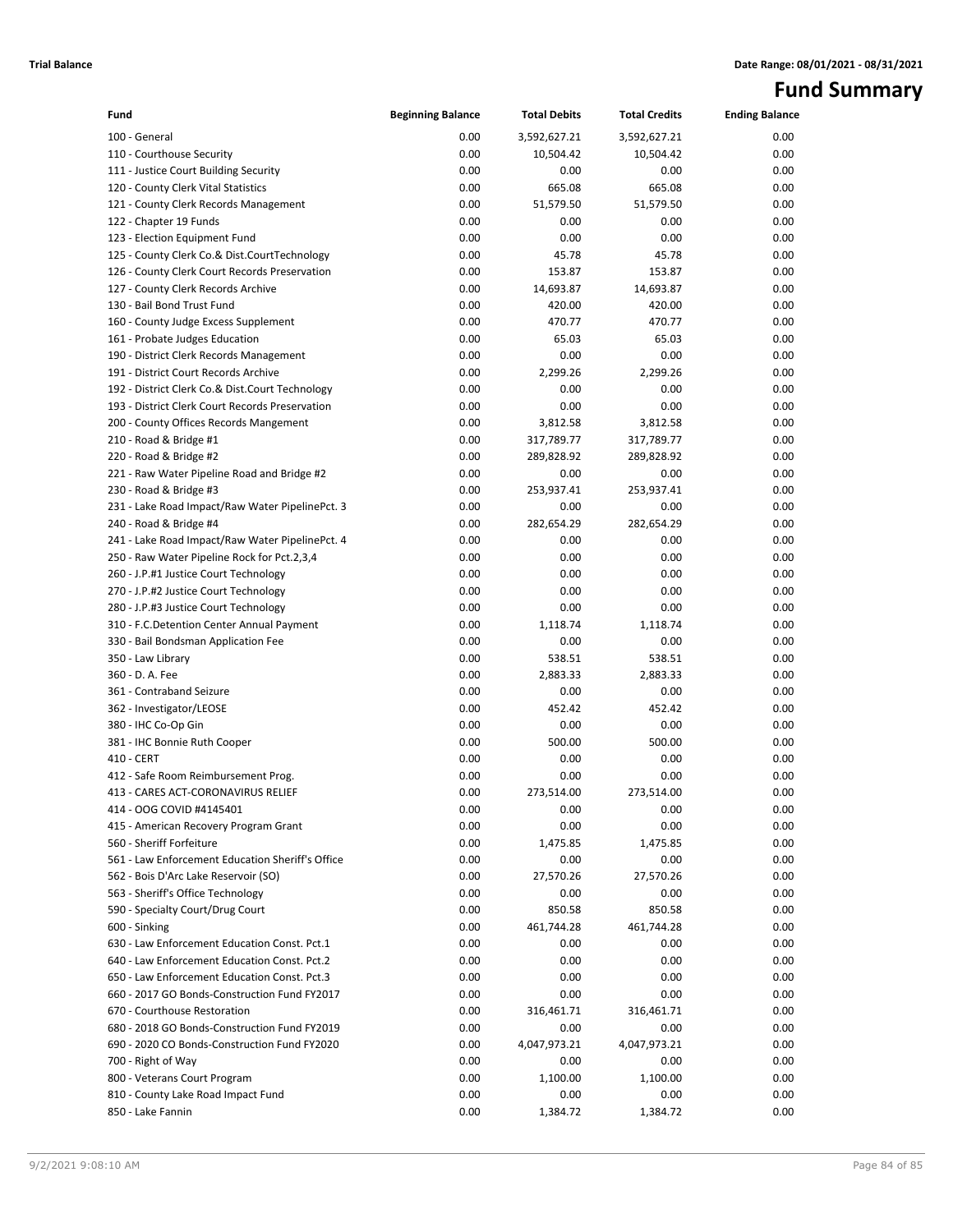**Trial Balance** **Date Range: 08/01/2021 - 08/31/2021**

# Fund Summary

| Fund | Beginning Balance | Total Debits | Total Credits | Ending Balance |
|---|---|---|---|---|
| 100 - General | 0.00 | 3,592,627.21 | 3,592,627.21 | 0.00 |
| 110 - Courthouse Security | 0.00 | 10,504.42 | 10,504.42 | 0.00 |
| 111 - Justice Court Building Security | 0.00 | 0.00 | 0.00 | 0.00 |
| 120 - County Clerk Vital Statistics | 0.00 | 665.08 | 665.08 | 0.00 |
| 121 - County Clerk Records Management | 0.00 | 51,579.50 | 51,579.50 | 0.00 |
| 122 - Chapter 19 Funds | 0.00 | 0.00 | 0.00 | 0.00 |
| 123 - Election Equipment Fund | 0.00 | 0.00 | 0.00 | 0.00 |
| 125 - County Clerk Co.& Dist.CourtTechnology | 0.00 | 45.78 | 45.78 | 0.00 |
| 126 - County Clerk Court Records Preservation | 0.00 | 153.87 | 153.87 | 0.00 |
| 127 - County Clerk Records Archive | 0.00 | 14,693.87 | 14,693.87 | 0.00 |
| 130 - Bail Bond Trust Fund | 0.00 | 420.00 | 420.00 | 0.00 |
| 160 - County Judge Excess Supplement | 0.00 | 470.77 | 470.77 | 0.00 |
| 161 - Probate Judges Education | 0.00 | 65.03 | 65.03 | 0.00 |
| 190 - District Clerk Records Management | 0.00 | 0.00 | 0.00 | 0.00 |
| 191 - District Court Records Archive | 0.00 | 2,299.26 | 2,299.26 | 0.00 |
| 192 - District Clerk Co.& Dist.Court Technology | 0.00 | 0.00 | 0.00 | 0.00 |
| 193 - District Clerk Court Records Preservation | 0.00 | 0.00 | 0.00 | 0.00 |
| 200 - County Offices Records Mangement | 0.00 | 3,812.58 | 3,812.58 | 0.00 |
| 210 - Road & Bridge #1 | 0.00 | 317,789.77 | 317,789.77 | 0.00 |
| 220 - Road & Bridge #2 | 0.00 | 289,828.92 | 289,828.92 | 0.00 |
| 221 - Raw Water Pipeline Road and Bridge #2 | 0.00 | 0.00 | 0.00 | 0.00 |
| 230 - Road & Bridge #3 | 0.00 | 253,937.41 | 253,937.41 | 0.00 |
| 231 - Lake Road Impact/Raw Water PipelinePct. 3 | 0.00 | 0.00 | 0.00 | 0.00 |
| 240 - Road & Bridge #4 | 0.00 | 282,654.29 | 282,654.29 | 0.00 |
| 241 - Lake Road Impact/Raw Water PipelinePct. 4 | 0.00 | 0.00 | 0.00 | 0.00 |
| 250 - Raw Water Pipeline Rock for Pct.2,3,4 | 0.00 | 0.00 | 0.00 | 0.00 |
| 260 - J.P.#1 Justice Court Technology | 0.00 | 0.00 | 0.00 | 0.00 |
| 270 - J.P.#2 Justice Court Technology | 0.00 | 0.00 | 0.00 | 0.00 |
| 280 - J.P.#3 Justice Court Technology | 0.00 | 0.00 | 0.00 | 0.00 |
| 310 - F.C.Detention Center Annual Payment | 0.00 | 1,118.74 | 1,118.74 | 0.00 |
| 330 - Bail Bondsman Application Fee | 0.00 | 0.00 | 0.00 | 0.00 |
| 350 - Law Library | 0.00 | 538.51 | 538.51 | 0.00 |
| 360 - D. A. Fee | 0.00 | 2,883.33 | 2,883.33 | 0.00 |
| 361 - Contraband Seizure | 0.00 | 0.00 | 0.00 | 0.00 |
| 362 - Investigator/LEOSE | 0.00 | 452.42 | 452.42 | 0.00 |
| 380 - IHC Co-Op Gin | 0.00 | 0.00 | 0.00 | 0.00 |
| 381 - IHC Bonnie Ruth Cooper | 0.00 | 500.00 | 500.00 | 0.00 |
| 410 - CERT | 0.00 | 0.00 | 0.00 | 0.00 |
| 412 - Safe Room Reimbursement Prog. | 0.00 | 0.00 | 0.00 | 0.00 |
| 413 - CARES ACT-CORONAVIRUS RELIEF | 0.00 | 273,514.00 | 273,514.00 | 0.00 |
| 414 - OOG COVID #4145401 | 0.00 | 0.00 | 0.00 | 0.00 |
| 415 - American Recovery Program Grant | 0.00 | 0.00 | 0.00 | 0.00 |
| 560 - Sheriff Forfeiture | 0.00 | 1,475.85 | 1,475.85 | 0.00 |
| 561 - Law Enforcement Education Sheriff's Office | 0.00 | 0.00 | 0.00 | 0.00 |
| 562 - Bois D'Arc Lake Reservoir (SO) | 0.00 | 27,570.26 | 27,570.26 | 0.00 |
| 563 - Sheriff's Office Technology | 0.00 | 0.00 | 0.00 | 0.00 |
| 590 - Specialty Court/Drug Court | 0.00 | 850.58 | 850.58 | 0.00 |
| 600 - Sinking | 0.00 | 461,744.28 | 461,744.28 | 0.00 |
| 630 - Law Enforcement Education Const. Pct.1 | 0.00 | 0.00 | 0.00 | 0.00 |
| 640 - Law Enforcement Education Const. Pct.2 | 0.00 | 0.00 | 0.00 | 0.00 |
| 650 - Law Enforcement Education Const. Pct.3 | 0.00 | 0.00 | 0.00 | 0.00 |
| 660 - 2017 GO Bonds-Construction Fund FY2017 | 0.00 | 0.00 | 0.00 | 0.00 |
| 670 - Courthouse Restoration | 0.00 | 316,461.71 | 316,461.71 | 0.00 |
| 680 - 2018 GO Bonds-Construction Fund FY2019 | 0.00 | 0.00 | 0.00 | 0.00 |
| 690 - 2020 CO Bonds-Construction Fund FY2020 | 0.00 | 4,047,973.21 | 4,047,973.21 | 0.00 |
| 700 - Right of Way | 0.00 | 0.00 | 0.00 | 0.00 |
| 800 - Veterans Court Program | 0.00 | 1,100.00 | 1,100.00 | 0.00 |
| 810 - County Lake Road Impact Fund | 0.00 | 0.00 | 0.00 | 0.00 |
| 850 - Lake Fannin | 0.00 | 1,384.72 | 1,384.72 | 0.00 |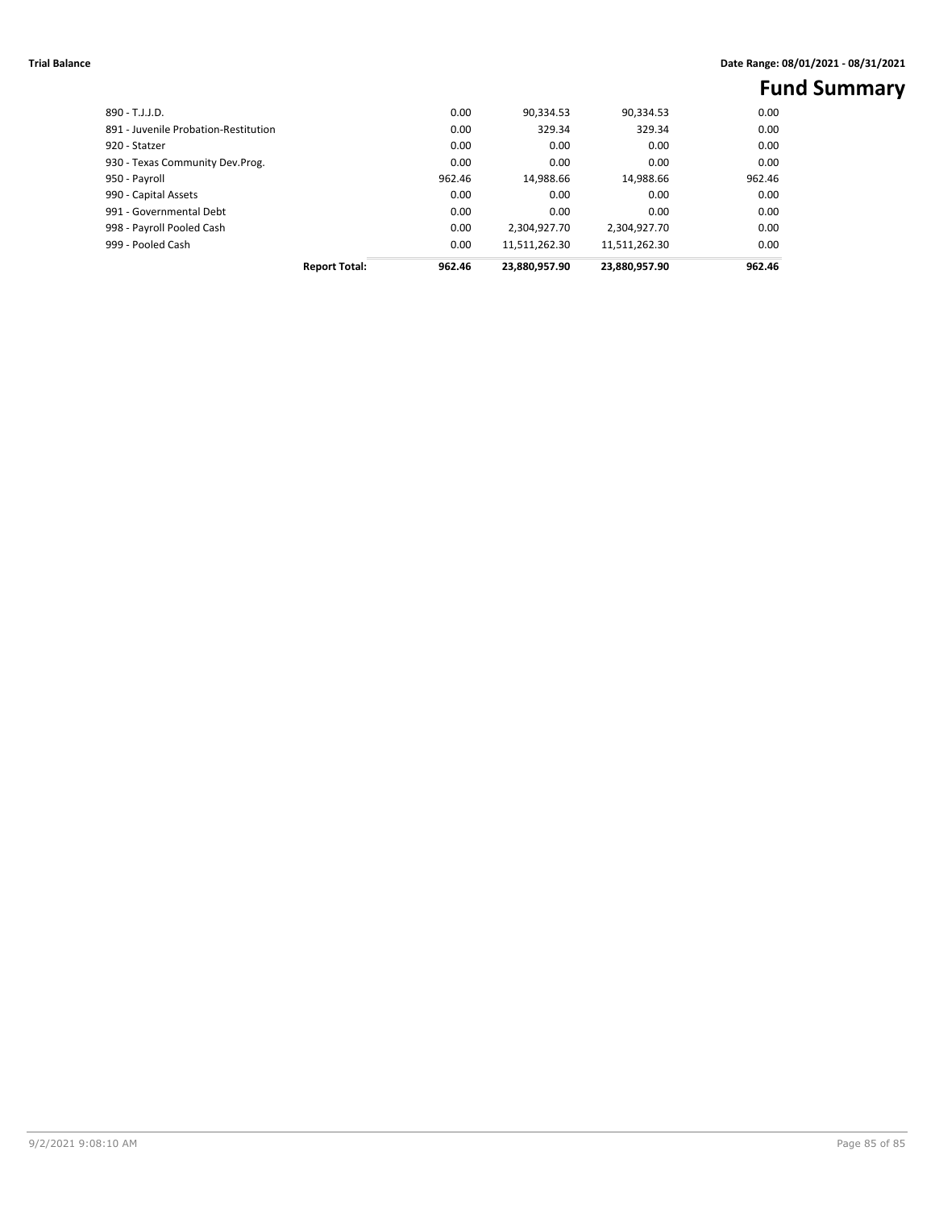# Fund Summary

| | | | | |
|---|---|---|---|---|
| 890 - T.J.J.D. | 0.00 | 90,334.53 | 90,334.53 | 0.00 |
| 891 - Juvenile Probation-Restitution | 0.00 | 329.34 | 329.34 | 0.00 |
| 920 - Statzer | 0.00 | 0.00 | 0.00 | 0.00 |
| 930 - Texas Community Dev.Prog. | 0.00 | 0.00 | 0.00 | 0.00 |
| 950 - Payroll | 962.46 | 14,988.66 | 14,988.66 | 962.46 |
| 990 - Capital Assets | 0.00 | 0.00 | 0.00 | 0.00 |
| 991 - Governmental Debt | 0.00 | 0.00 | 0.00 | 0.00 |
| 998 - Payroll Pooled Cash | 0.00 | 2,304,927.70 | 2,304,927.70 | 0.00 |
| 999 - Pooled Cash | 0.00 | 11,511,262.30 | 11,511,262.30 | 0.00 |
| **Report Total:** | **962.46** | **23,880,957.90** | **23,880,957.90** | **962.46** |